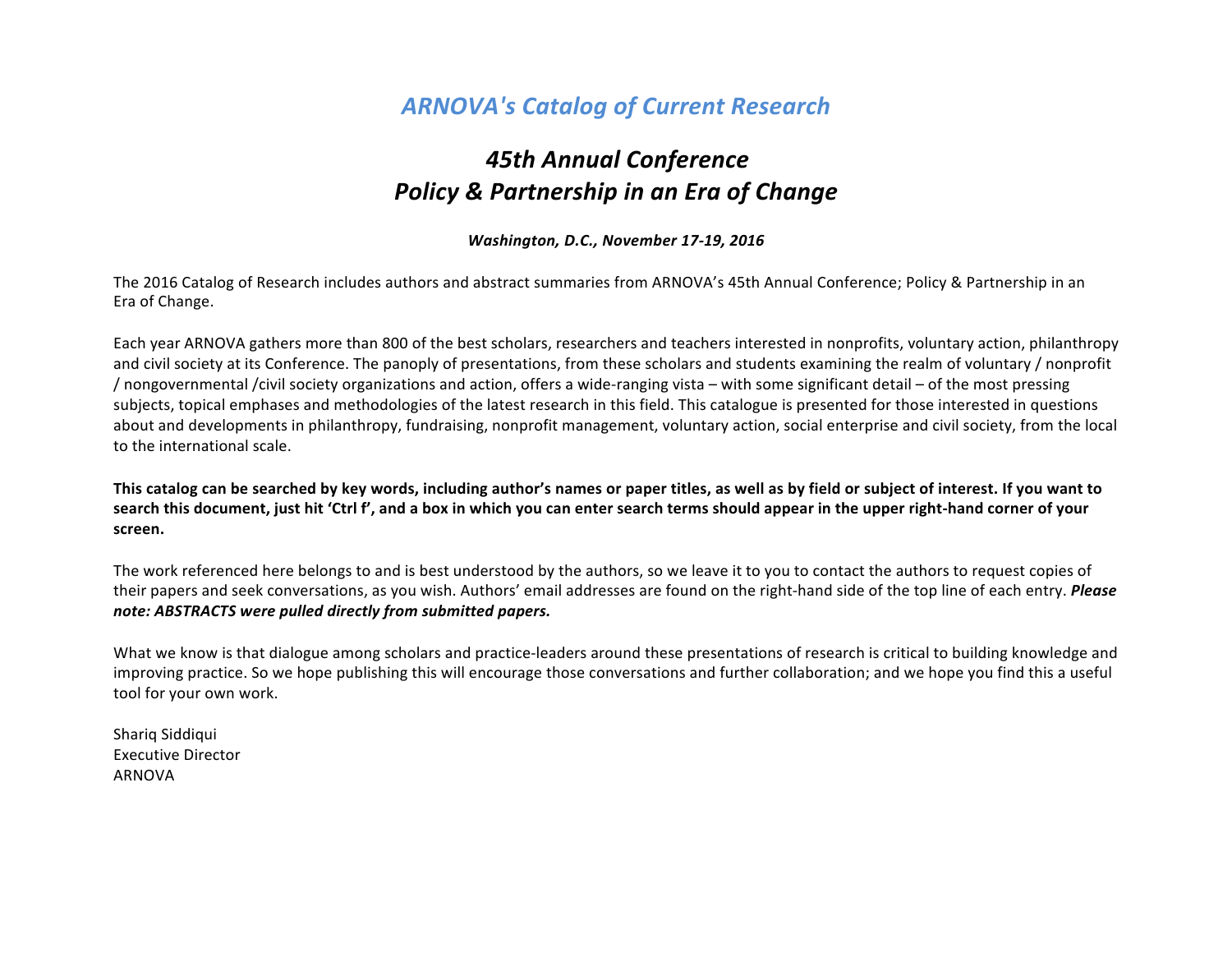# *ARNOVA's Catalog of Current Research*

## *45th Annual Conference*
## *Policy & Partnership in an Era of Change*

***Washington, D.C., November 17-19, 2016***

The 2016 Catalog of Research includes authors and abstract summaries from ARNOVA's 45th Annual Conference; Policy & Partnership in an Era of Change.

Each year ARNOVA gathers more than 800 of the best scholars, researchers and teachers interested in nonprofits, voluntary action, philanthropy and civil society at its Conference. The panoply of presentations, from these scholars and students examining the realm of voluntary / nonprofit / nongovernmental /civil society organizations and action, offers a wide-ranging vista – with some significant detail – of the most pressing subjects, topical emphases and methodologies of the latest research in this field. This catalogue is presented for those interested in questions about and developments in philanthropy, fundraising, nonprofit management, voluntary action, social enterprise and civil society, from the local to the international scale.

**This catalog can be searched by key words, including author's names or paper titles, as well as by field or subject of interest. If you want to search this document, just hit 'Ctrl f', and a box in which you can enter search terms should appear in the upper right-hand corner of your screen.**

The work referenced here belongs to and is best understood by the authors, so we leave it to you to contact the authors to request copies of their papers and seek conversations, as you wish. Authors' email addresses are found on the right-hand side of the top line of each entry. ***Please note: ABSTRACTS were pulled directly from submitted papers.***

What we know is that dialogue among scholars and practice-leaders around these presentations of research is critical to building knowledge and improving practice. So we hope publishing this will encourage those conversations and further collaboration; and we hope you find this a useful tool for your own work.

Shariq Siddiqui
Executive Director
ARNOVA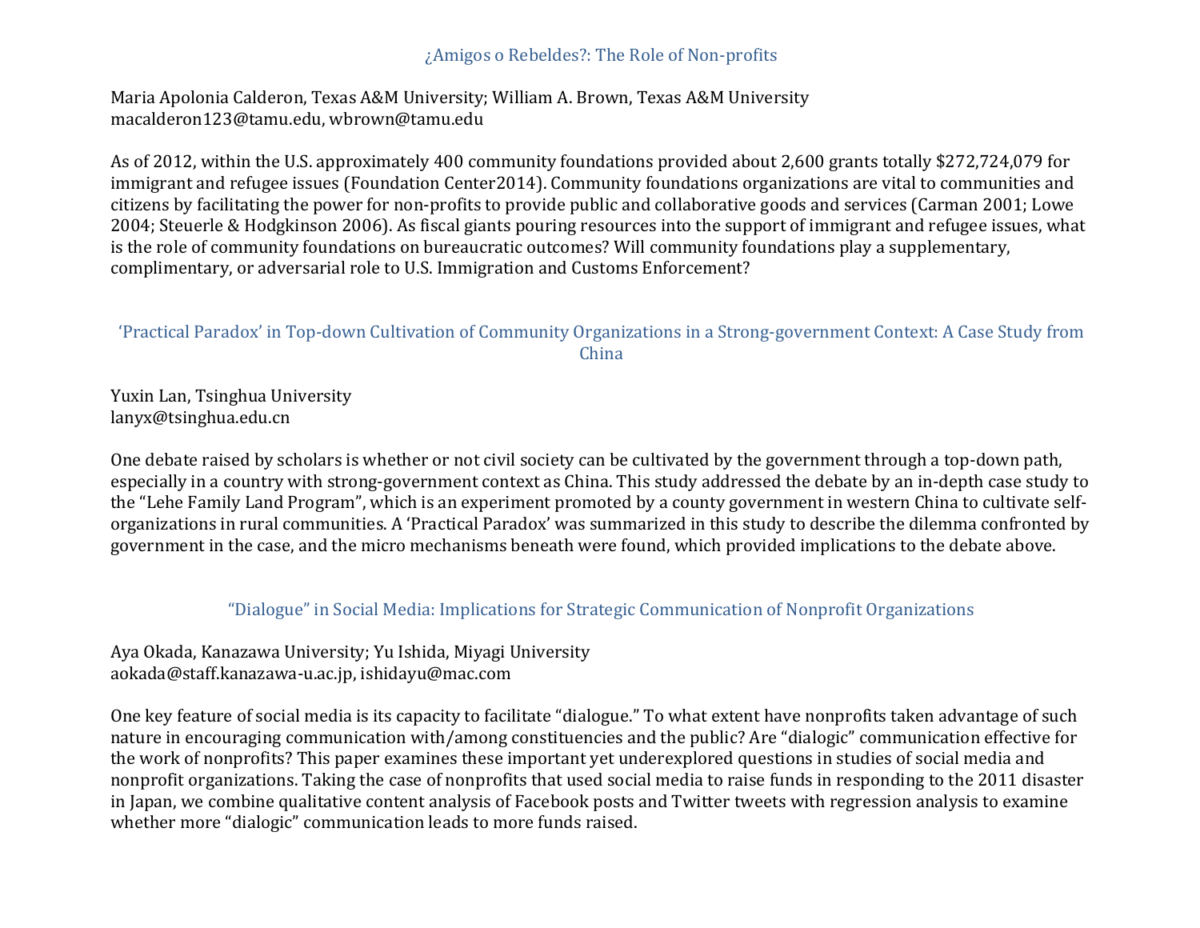## ¿Amigos o Rebeldes?: The Role of Non-profits

Maria Apolonia Calderon, Texas A&M University; William A. Brown, Texas A&M University
macalderon123@tamu.edu, wbrown@tamu.edu

As of 2012, within the U.S. approximately 400 community foundations provided about 2,600 grants totally $272,724,079 for immigrant and refugee issues (Foundation Center2014). Community foundations organizations are vital to communities and citizens by facilitating the power for non-profits to provide public and collaborative goods and services (Carman 2001; Lowe 2004; Steuerle & Hodgkinson 2006). As fiscal giants pouring resources into the support of immigrant and refugee issues, what is the role of community foundations on bureaucratic outcomes? Will community foundations play a supplementary, complimentary, or adversarial role to U.S. Immigration and Customs Enforcement?

## 'Practical Paradox' in Top-down Cultivation of Community Organizations in a Strong-government Context: A Case Study from China

Yuxin Lan, Tsinghua University
lanyx@tsinghua.edu.cn

One debate raised by scholars is whether or not civil society can be cultivated by the government through a top-down path, especially in a country with strong-government context as China. This study addressed the debate by an in-depth case study to the "Lehe Family Land Program", which is an experiment promoted by a county government in western China to cultivate self-organizations in rural communities. A 'Practical Paradox' was summarized in this study to describe the dilemma confronted by government in the case, and the micro mechanisms beneath were found, which provided implications to the debate above.

## "Dialogue" in Social Media: Implications for Strategic Communication of Nonprofit Organizations

Aya Okada, Kanazawa University; Yu Ishida, Miyagi University
aokada@staff.kanazawa-u.ac.jp, ishidayu@mac.com

One key feature of social media is its capacity to facilitate "dialogue." To what extent have nonprofits taken advantage of such nature in encouraging communication with/among constituencies and the public? Are "dialogic" communication effective for the work of nonprofits? This paper examines these important yet underexplored questions in studies of social media and nonprofit organizations. Taking the case of nonprofits that used social media to raise funds in responding to the 2011 disaster in Japan, we combine qualitative content analysis of Facebook posts and Twitter tweets with regression analysis to examine whether more "dialogic" communication leads to more funds raised.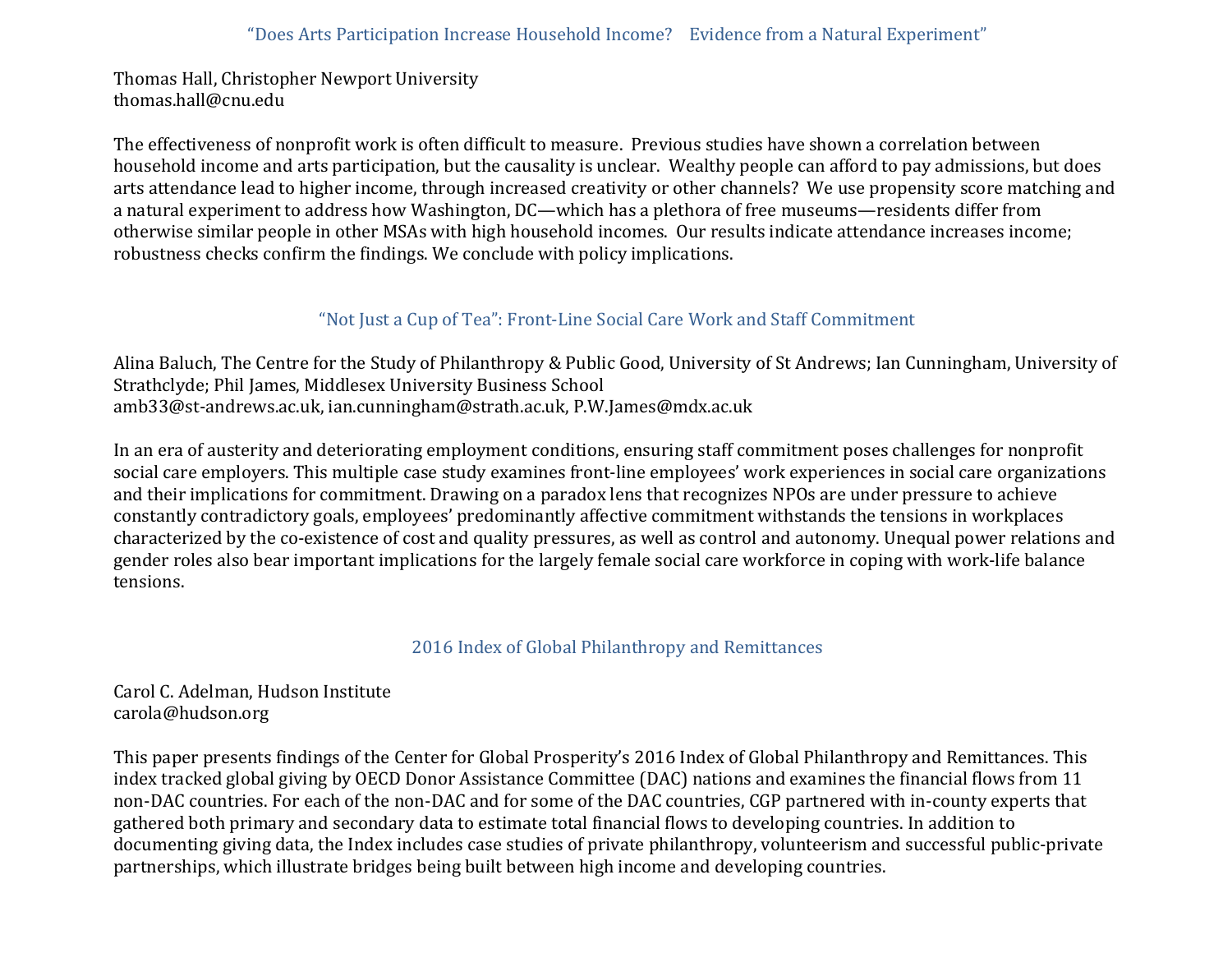## "Does Arts Participation Increase Household Income? Evidence from a Natural Experiment"

Thomas Hall, Christopher Newport University
thomas.hall@cnu.edu

The effectiveness of nonprofit work is often difficult to measure. Previous studies have shown a correlation between household income and arts participation, but the causality is unclear. Wealthy people can afford to pay admissions, but does arts attendance lead to higher income, through increased creativity or other channels? We use propensity score matching and a natural experiment to address how Washington, DC—which has a plethora of free museums—residents differ from otherwise similar people in other MSAs with high household incomes. Our results indicate attendance increases income; robustness checks confirm the findings. We conclude with policy implications.

## "Not Just a Cup of Tea": Front-Line Social Care Work and Staff Commitment

Alina Baluch, The Centre for the Study of Philanthropy & Public Good, University of St Andrews; Ian Cunningham, University of Strathclyde; Phil James, Middlesex University Business School
amb33@st-andrews.ac.uk, ian.cunningham@strath.ac.uk, P.W.James@mdx.ac.uk

In an era of austerity and deteriorating employment conditions, ensuring staff commitment poses challenges for nonprofit social care employers. This multiple case study examines front-line employees' work experiences in social care organizations and their implications for commitment. Drawing on a paradox lens that recognizes NPOs are under pressure to achieve constantly contradictory goals, employees' predominantly affective commitment withstands the tensions in workplaces characterized by the co-existence of cost and quality pressures, as well as control and autonomy. Unequal power relations and gender roles also bear important implications for the largely female social care workforce in coping with work-life balance tensions.

## 2016 Index of Global Philanthropy and Remittances

Carol C. Adelman, Hudson Institute
carola@hudson.org

This paper presents findings of the Center for Global Prosperity's 2016 Index of Global Philanthropy and Remittances. This index tracked global giving by OECD Donor Assistance Committee (DAC) nations and examines the financial flows from 11 non-DAC countries. For each of the non-DAC and for some of the DAC countries, CGP partnered with in-county experts that gathered both primary and secondary data to estimate total financial flows to developing countries. In addition to documenting giving data, the Index includes case studies of private philanthropy, volunteerism and successful public-private partnerships, which illustrate bridges being built between high income and developing countries.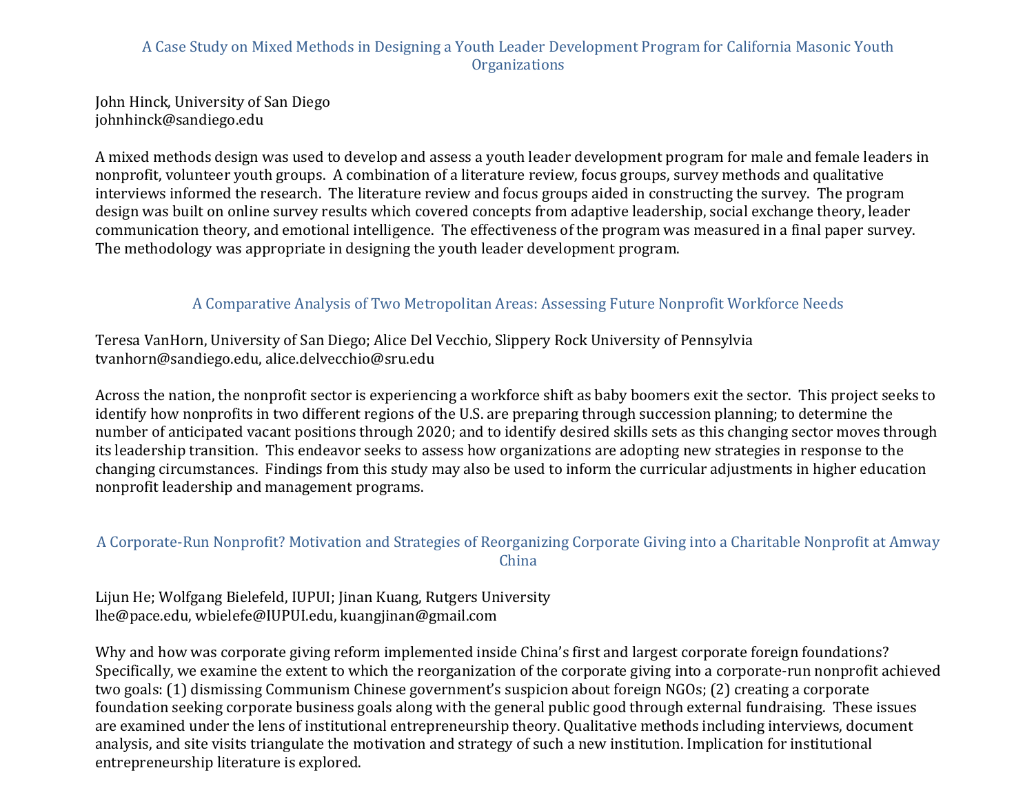## A Case Study on Mixed Methods in Designing a Youth Leader Development Program for California Masonic Youth Organizations

John Hinck, University of San Diego
johnhinck@sandiego.edu

A mixed methods design was used to develop and assess a youth leader development program for male and female leaders in nonprofit, volunteer youth groups. A combination of a literature review, focus groups, survey methods and qualitative interviews informed the research. The literature review and focus groups aided in constructing the survey. The program design was built on online survey results which covered concepts from adaptive leadership, social exchange theory, leader communication theory, and emotional intelligence. The effectiveness of the program was measured in a final paper survey. The methodology was appropriate in designing the youth leader development program.

## A Comparative Analysis of Two Metropolitan Areas: Assessing Future Nonprofit Workforce Needs

Teresa VanHorn, University of San Diego; Alice Del Vecchio, Slippery Rock University of Pennsylvia
tvanhorn@sandiego.edu, alice.delvecchio@sru.edu

Across the nation, the nonprofit sector is experiencing a workforce shift as baby boomers exit the sector. This project seeks to identify how nonprofits in two different regions of the U.S. are preparing through succession planning; to determine the number of anticipated vacant positions through 2020; and to identify desired skills sets as this changing sector moves through its leadership transition. This endeavor seeks to assess how organizations are adopting new strategies in response to the changing circumstances. Findings from this study may also be used to inform the curricular adjustments in higher education nonprofit leadership and management programs.

## A Corporate-Run Nonprofit? Motivation and Strategies of Reorganizing Corporate Giving into a Charitable Nonprofit at Amway China

Lijun He; Wolfgang Bielefeld, IUPUI; Jinan Kuang, Rutgers University
lhe@pace.edu, wbielefe@IUPUI.edu, kuangjinan@gmail.com

Why and how was corporate giving reform implemented inside China's first and largest corporate foreign foundations? Specifically, we examine the extent to which the reorganization of the corporate giving into a corporate-run nonprofit achieved two goals: (1) dismissing Communism Chinese government's suspicion about foreign NGOs; (2) creating a corporate foundation seeking corporate business goals along with the general public good through external fundraising. These issues are examined under the lens of institutional entrepreneurship theory. Qualitative methods including interviews, document analysis, and site visits triangulate the motivation and strategy of such a new institution. Implication for institutional entrepreneurship literature is explored.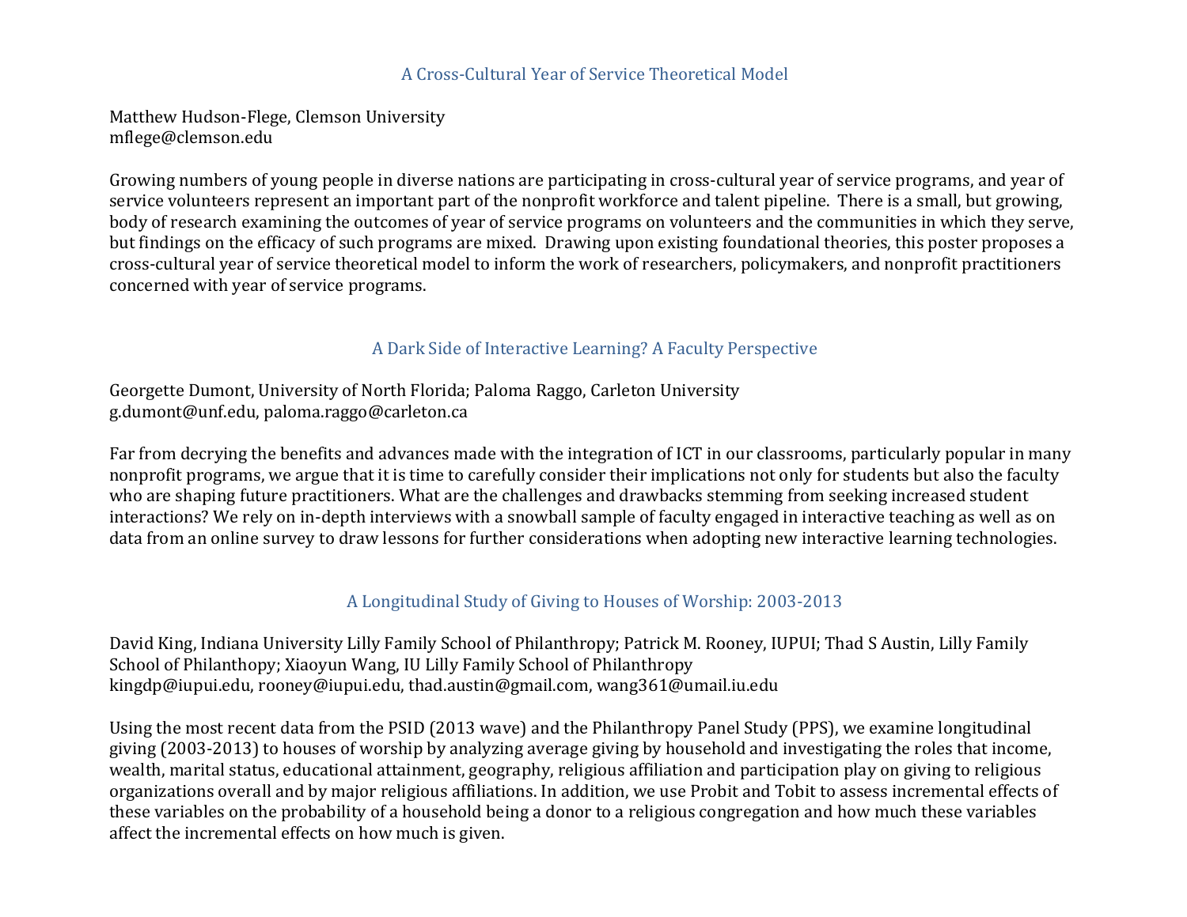## A Cross-Cultural Year of Service Theoretical Model

Matthew Hudson-Flege, Clemson University
mflege@clemson.edu

Growing numbers of young people in diverse nations are participating in cross-cultural year of service programs, and year of service volunteers represent an important part of the nonprofit workforce and talent pipeline. There is a small, but growing, body of research examining the outcomes of year of service programs on volunteers and the communities in which they serve, but findings on the efficacy of such programs are mixed. Drawing upon existing foundational theories, this poster proposes a cross-cultural year of service theoretical model to inform the work of researchers, policymakers, and nonprofit practitioners concerned with year of service programs.

## A Dark Side of Interactive Learning? A Faculty Perspective

Georgette Dumont, University of North Florida; Paloma Raggo, Carleton University
g.dumont@unf.edu, paloma.raggo@carleton.ca

Far from decrying the benefits and advances made with the integration of ICT in our classrooms, particularly popular in many nonprofit programs, we argue that it is time to carefully consider their implications not only for students but also the faculty who are shaping future practitioners. What are the challenges and drawbacks stemming from seeking increased student interactions? We rely on in-depth interviews with a snowball sample of faculty engaged in interactive teaching as well as on data from an online survey to draw lessons for further considerations when adopting new interactive learning technologies.

## A Longitudinal Study of Giving to Houses of Worship: 2003-2013

David King, Indiana University Lilly Family School of Philanthropy; Patrick M. Rooney, IUPUI; Thad S Austin, Lilly Family School of Philanthopy; Xiaoyun Wang, IU Lilly Family School of Philanthropy
kingdp@iupui.edu, rooney@iupui.edu, thad.austin@gmail.com, wang361@umail.iu.edu

Using the most recent data from the PSID (2013 wave) and the Philanthropy Panel Study (PPS), we examine longitudinal giving (2003-2013) to houses of worship by analyzing average giving by household and investigating the roles that income, wealth, marital status, educational attainment, geography, religious affiliation and participation play on giving to religious organizations overall and by major religious affiliations. In addition, we use Probit and Tobit to assess incremental effects of these variables on the probability of a household being a donor to a religious congregation and how much these variables affect the incremental effects on how much is given.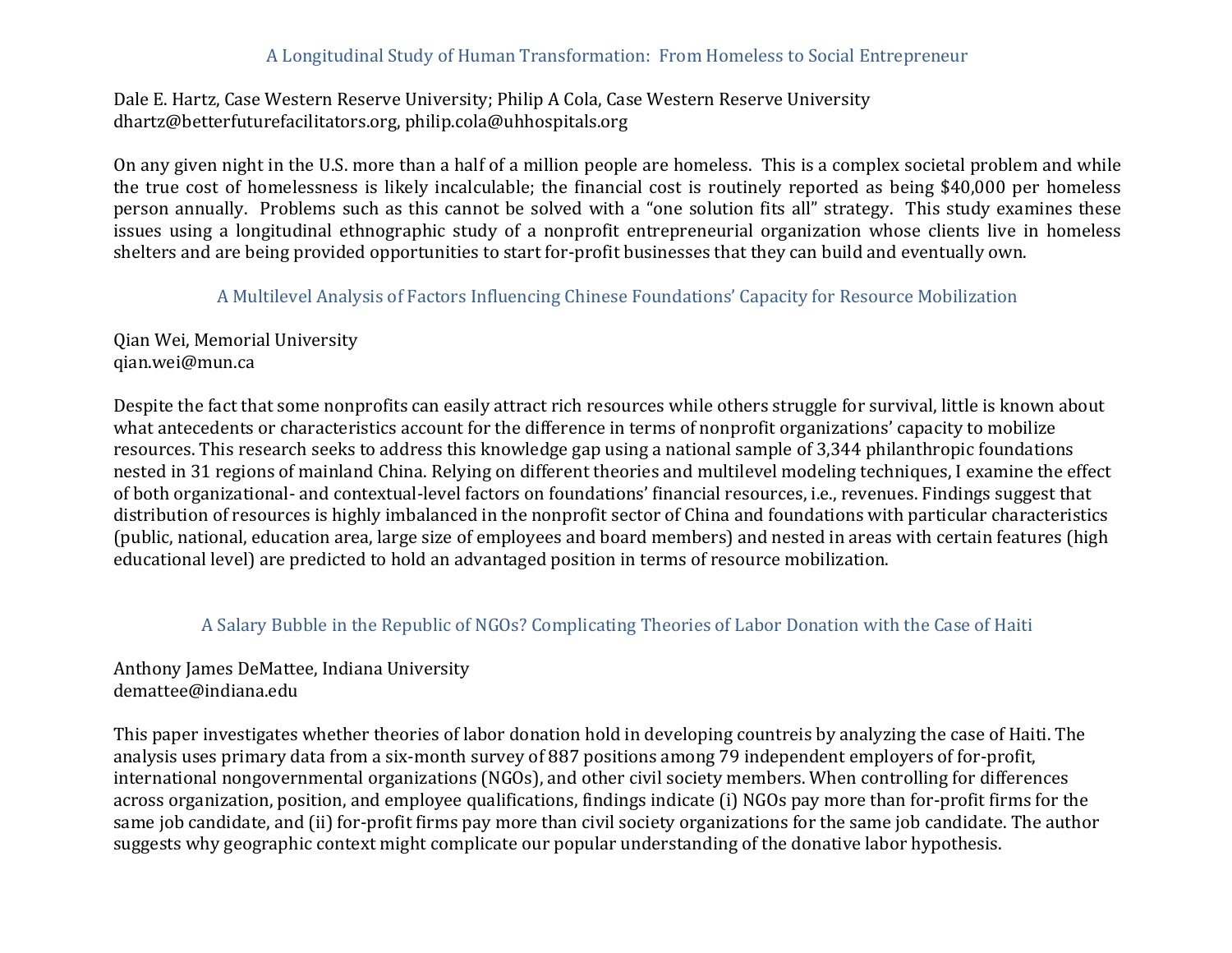## A Longitudinal Study of Human Transformation: From Homeless to Social Entrepreneur

Dale E. Hartz, Case Western Reserve University; Philip A Cola, Case Western Reserve University
dhartz@betterfuturefacilitators.org, philip.cola@uhhospitals.org

On any given night in the U.S. more than a half of a million people are homeless. This is a complex societal problem and while the true cost of homelessness is likely incalculable; the financial cost is routinely reported as being $40,000 per homeless person annually. Problems such as this cannot be solved with a "one solution fits all" strategy. This study examines these issues using a longitudinal ethnographic study of a nonprofit entrepreneurial organization whose clients live in homeless shelters and are being provided opportunities to start for-profit businesses that they can build and eventually own.

## A Multilevel Analysis of Factors Influencing Chinese Foundations' Capacity for Resource Mobilization

Qian Wei, Memorial University
qian.wei@mun.ca

Despite the fact that some nonprofits can easily attract rich resources while others struggle for survival, little is known about what antecedents or characteristics account for the difference in terms of nonprofit organizations' capacity to mobilize resources. This research seeks to address this knowledge gap using a national sample of 3,344 philanthropic foundations nested in 31 regions of mainland China. Relying on different theories and multilevel modeling techniques, I examine the effect of both organizational- and contextual-level factors on foundations' financial resources, i.e., revenues. Findings suggest that distribution of resources is highly imbalanced in the nonprofit sector of China and foundations with particular characteristics (public, national, education area, large size of employees and board members) and nested in areas with certain features (high educational level) are predicted to hold an advantaged position in terms of resource mobilization.

## A Salary Bubble in the Republic of NGOs? Complicating Theories of Labor Donation with the Case of Haiti

Anthony James DeMattee, Indiana University
dematee@indiana.edu

This paper investigates whether theories of labor donation hold in developing countreis by analyzing the case of Haiti. The analysis uses primary data from a six-month survey of 887 positions among 79 independent employers of for-profit, international nongovernmental organizations (NGOs), and other civil society members. When controlling for differences across organization, position, and employee qualifications, findings indicate (i) NGOs pay more than for-profit firms for the same job candidate, and (ii) for-profit firms pay more than civil society organizations for the same job candidate. The author suggests why geographic context might complicate our popular understanding of the donative labor hypothesis.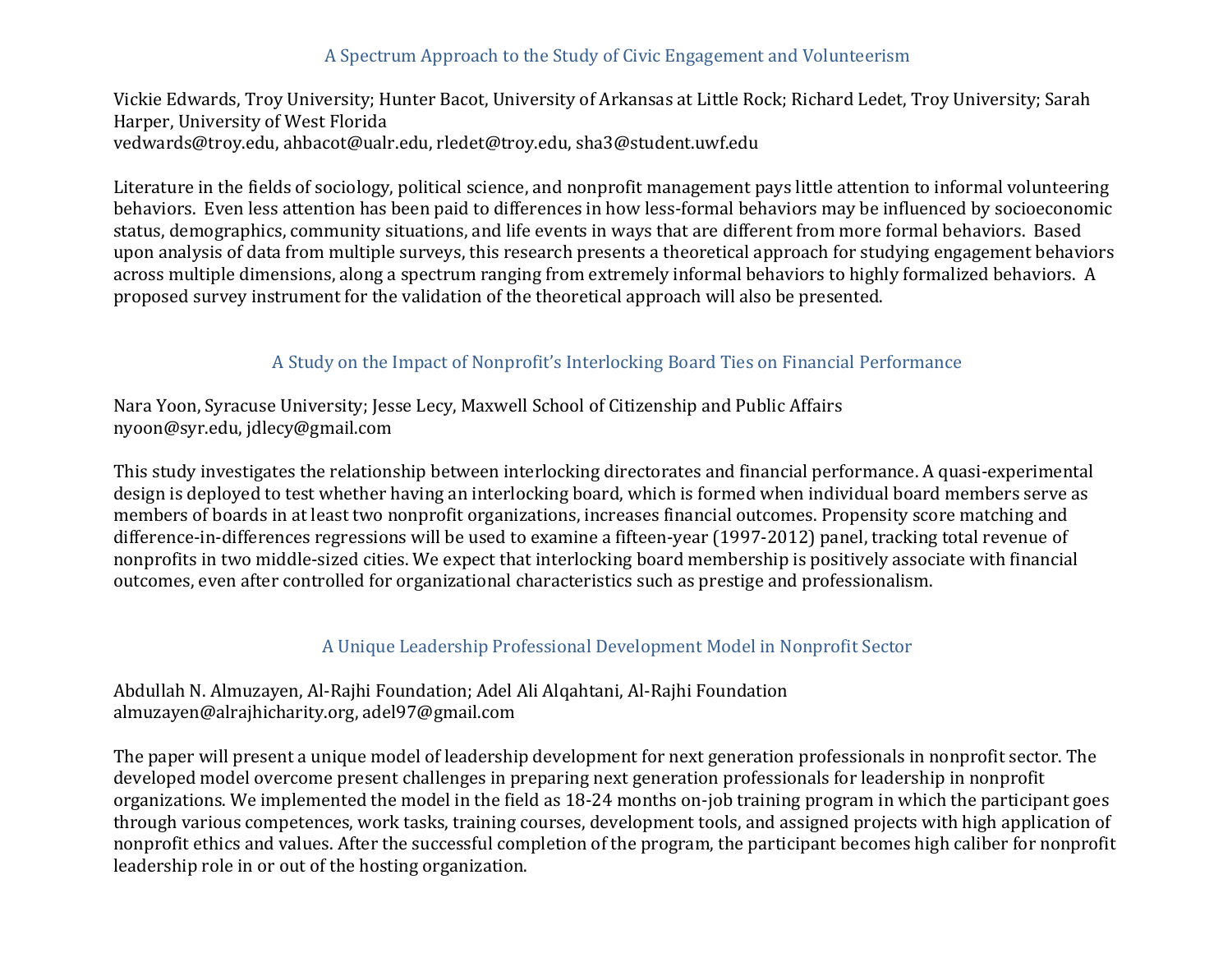## A Spectrum Approach to the Study of Civic Engagement and Volunteerism

Vickie Edwards, Troy University; Hunter Bacot, University of Arkansas at Little Rock; Richard Ledet, Troy University; Sarah Harper, University of West Florida
vedwards@troy.edu, ahbacot@ualr.edu, rledet@troy.edu, sha3@student.uwf.edu

Literature in the fields of sociology, political science, and nonprofit management pays little attention to informal volunteering behaviors. Even less attention has been paid to differences in how less-formal behaviors may be influenced by socioeconomic status, demographics, community situations, and life events in ways that are different from more formal behaviors. Based upon analysis of data from multiple surveys, this research presents a theoretical approach for studying engagement behaviors across multiple dimensions, along a spectrum ranging from extremely informal behaviors to highly formalized behaviors. A proposed survey instrument for the validation of the theoretical approach will also be presented.

## A Study on the Impact of Nonprofit's Interlocking Board Ties on Financial Performance

Nara Yoon, Syracuse University; Jesse Lecy, Maxwell School of Citizenship and Public Affairs
nyoon@syr.edu, jdlecy@gmail.com

This study investigates the relationship between interlocking directorates and financial performance. A quasi-experimental design is deployed to test whether having an interlocking board, which is formed when individual board members serve as members of boards in at least two nonprofit organizations, increases financial outcomes. Propensity score matching and difference-in-differences regressions will be used to examine a fifteen-year (1997-2012) panel, tracking total revenue of nonprofits in two middle-sized cities. We expect that interlocking board membership is positively associate with financial outcomes, even after controlled for organizational characteristics such as prestige and professionalism.

## A Unique Leadership Professional Development Model in Nonprofit Sector

Abdullah N. Almuzayen, Al-Rajhi Foundation; Adel Ali Alqahtani, Al-Rajhi Foundation
almuzayen@alrajhicharity.org, adel97@gmail.com

The paper will present a unique model of leadership development for next generation professionals in nonprofit sector. The developed model overcome present challenges in preparing next generation professionals for leadership in nonprofit organizations. We implemented the model in the field as 18-24 months on-job training program in which the participant goes through various competences, work tasks, training courses, development tools, and assigned projects with high application of nonprofit ethics and values. After the successful completion of the program, the participant becomes high caliber for nonprofit leadership role in or out of the hosting organization.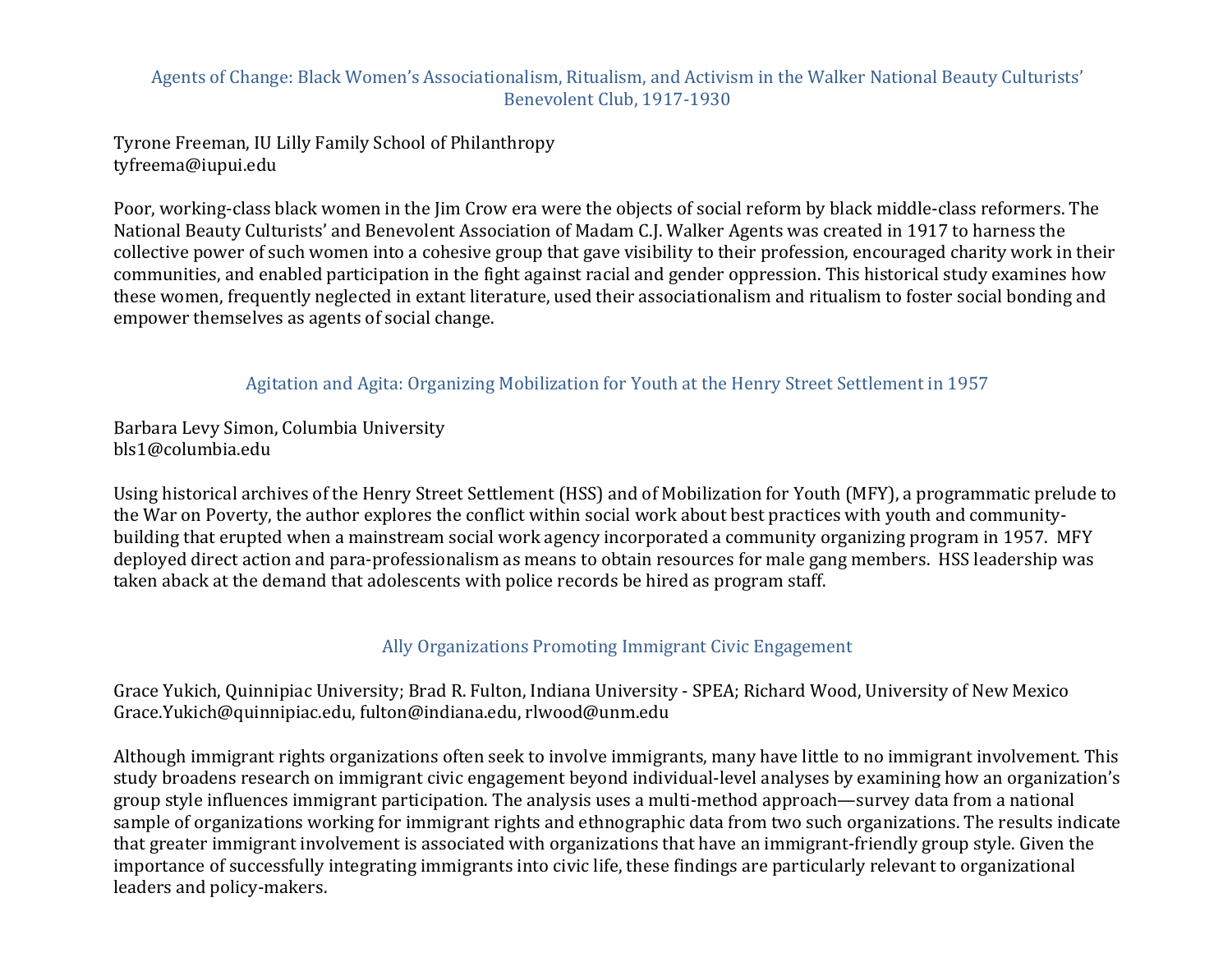## Agents of Change: Black Women's Associationalism, Ritualism, and Activism in the Walker National Beauty Culturists' Benevolent Club, 1917-1930

Tyrone Freeman, IU Lilly Family School of Philanthropy
tyfreema@iupui.edu

Poor, working-class black women in the Jim Crow era were the objects of social reform by black middle-class reformers. The National Beauty Culturists' and Benevolent Association of Madam C.J. Walker Agents was created in 1917 to harness the collective power of such women into a cohesive group that gave visibility to their profession, encouraged charity work in their communities, and enabled participation in the fight against racial and gender oppression. This historical study examines how these women, frequently neglected in extant literature, used their associationalism and ritualism to foster social bonding and empower themselves as agents of social change.

## Agitation and Agita: Organizing Mobilization for Youth at the Henry Street Settlement in 1957

Barbara Levy Simon, Columbia University
bls1@columbia.edu

Using historical archives of the Henry Street Settlement (HSS) and of Mobilization for Youth (MFY), a programmatic prelude to the War on Poverty, the author explores the conflict within social work about best practices with youth and community-building that erupted when a mainstream social work agency incorporated a community organizing program in 1957. MFY deployed direct action and para-professionalism as means to obtain resources for male gang members. HSS leadership was taken aback at the demand that adolescents with police records be hired as program staff.

## Ally Organizations Promoting Immigrant Civic Engagement

Grace Yukich, Quinnipiac University; Brad R. Fulton, Indiana University - SPEA; Richard Wood, University of New Mexico
Grace.Yukich@quinnipiac.edu, fulton@indiana.edu, rlwood@unm.edu

Although immigrant rights organizations often seek to involve immigrants, many have little to no immigrant involvement. This study broadens research on immigrant civic engagement beyond individual-level analyses by examining how an organization's group style influences immigrant participation. The analysis uses a multi-method approach—survey data from a national sample of organizations working for immigrant rights and ethnographic data from two such organizations. The results indicate that greater immigrant involvement is associated with organizations that have an immigrant-friendly group style. Given the importance of successfully integrating immigrants into civic life, these findings are particularly relevant to organizational leaders and policy-makers.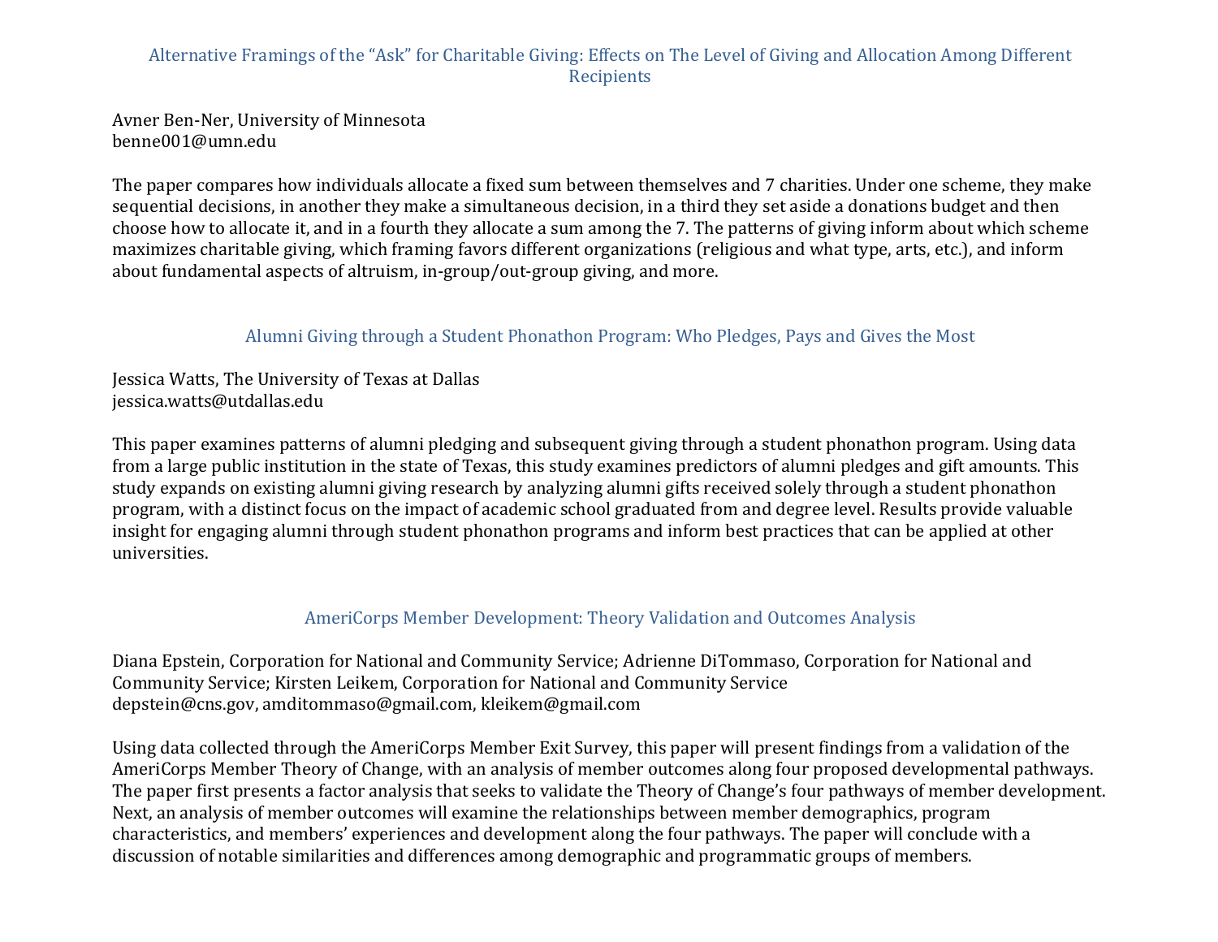## Alternative Framings of the "Ask" for Charitable Giving: Effects on The Level of Giving and Allocation Among Different Recipients

Avner Ben-Ner, University of Minnesota
benne001@umn.edu

The paper compares how individuals allocate a fixed sum between themselves and 7 charities. Under one scheme, they make sequential decisions, in another they make a simultaneous decision, in a third they set aside a donations budget and then choose how to allocate it, and in a fourth they allocate a sum among the 7. The patterns of giving inform about which scheme maximizes charitable giving, which framing favors different organizations (religious and what type, arts, etc.), and inform about fundamental aspects of altruism, in-group/out-group giving, and more.

## Alumni Giving through a Student Phonathon Program: Who Pledges, Pays and Gives the Most

Jessica Watts, The University of Texas at Dallas
jessica.watts@utdallas.edu

This paper examines patterns of alumni pledging and subsequent giving through a student phonathon program. Using data from a large public institution in the state of Texas, this study examines predictors of alumni pledges and gift amounts. This study expands on existing alumni giving research by analyzing alumni gifts received solely through a student phonathon program, with a distinct focus on the impact of academic school graduated from and degree level. Results provide valuable insight for engaging alumni through student phonathon programs and inform best practices that can be applied at other universities.

## AmeriCorps Member Development: Theory Validation and Outcomes Analysis

Diana Epstein, Corporation for National and Community Service; Adrienne DiTommaso, Corporation for National and Community Service; Kirsten Leikem, Corporation for National and Community Service
depstein@cns.gov, amditommaso@gmail.com, kleikem@gmail.com

Using data collected through the AmeriCorps Member Exit Survey, this paper will present findings from a validation of the AmeriCorps Member Theory of Change, with an analysis of member outcomes along four proposed developmental pathways. The paper first presents a factor analysis that seeks to validate the Theory of Change's four pathways of member development. Next, an analysis of member outcomes will examine the relationships between member demographics, program characteristics, and members' experiences and development along the four pathways. The paper will conclude with a discussion of notable similarities and differences among demographic and programmatic groups of members.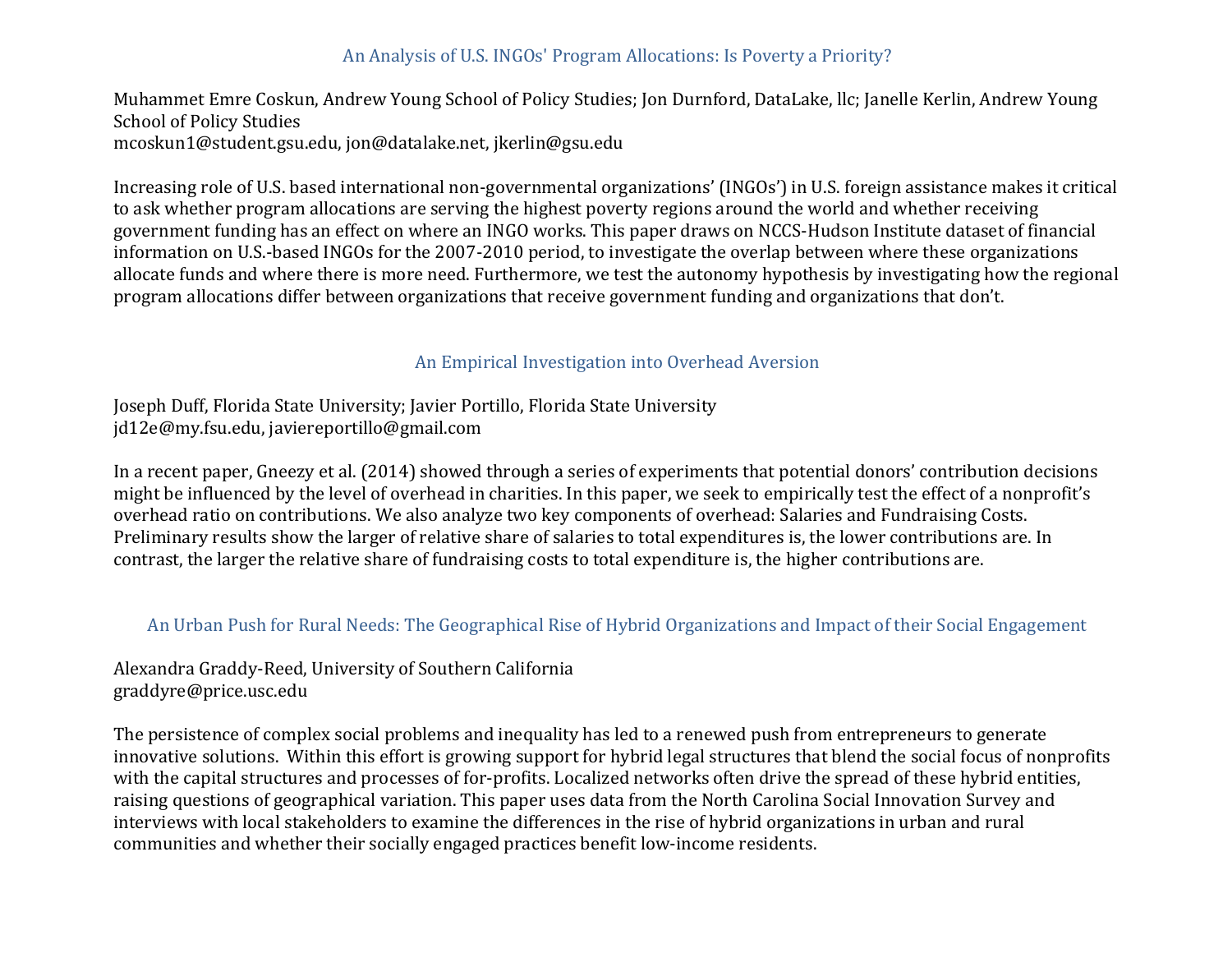## An Analysis of U.S. INGOs' Program Allocations: Is Poverty a Priority?

Muhammet Emre Coskun, Andrew Young School of Policy Studies; Jon Durnford, DataLake, llc; Janelle Kerlin, Andrew Young School of Policy Studies
mcoskun1@student.gsu.edu, jon@datalake.net, jkerlin@gsu.edu

Increasing role of U.S. based international non-governmental organizations' (INGOs') in U.S. foreign assistance makes it critical to ask whether program allocations are serving the highest poverty regions around the world and whether receiving government funding has an effect on where an INGO works. This paper draws on NCCS-Hudson Institute dataset of financial information on U.S.-based INGOs for the 2007-2010 period, to investigate the overlap between where these organizations allocate funds and where there is more need. Furthermore, we test the autonomy hypothesis by investigating how the regional program allocations differ between organizations that receive government funding and organizations that don't.

## An Empirical Investigation into Overhead Aversion

Joseph Duff, Florida State University; Javier Portillo, Florida State University
jd12e@my.fsu.edu, javiereportillo@gmail.com

In a recent paper, Gneezy et al. (2014) showed through a series of experiments that potential donors' contribution decisions might be influenced by the level of overhead in charities. In this paper, we seek to empirically test the effect of a nonprofit's overhead ratio on contributions. We also analyze two key components of overhead: Salaries and Fundraising Costs. Preliminary results show the larger of relative share of salaries to total expenditures is, the lower contributions are. In contrast, the larger the relative share of fundraising costs to total expenditure is, the higher contributions are.

## An Urban Push for Rural Needs: The Geographical Rise of Hybrid Organizations and Impact of their Social Engagement

Alexandra Graddy-Reed, University of Southern California
graddyre@price.usc.edu

The persistence of complex social problems and inequality has led to a renewed push from entrepreneurs to generate innovative solutions. Within this effort is growing support for hybrid legal structures that blend the social focus of nonprofits with the capital structures and processes of for-profits. Localized networks often drive the spread of these hybrid entities, raising questions of geographical variation. This paper uses data from the North Carolina Social Innovation Survey and interviews with local stakeholders to examine the differences in the rise of hybrid organizations in urban and rural communities and whether their socially engaged practices benefit low-income residents.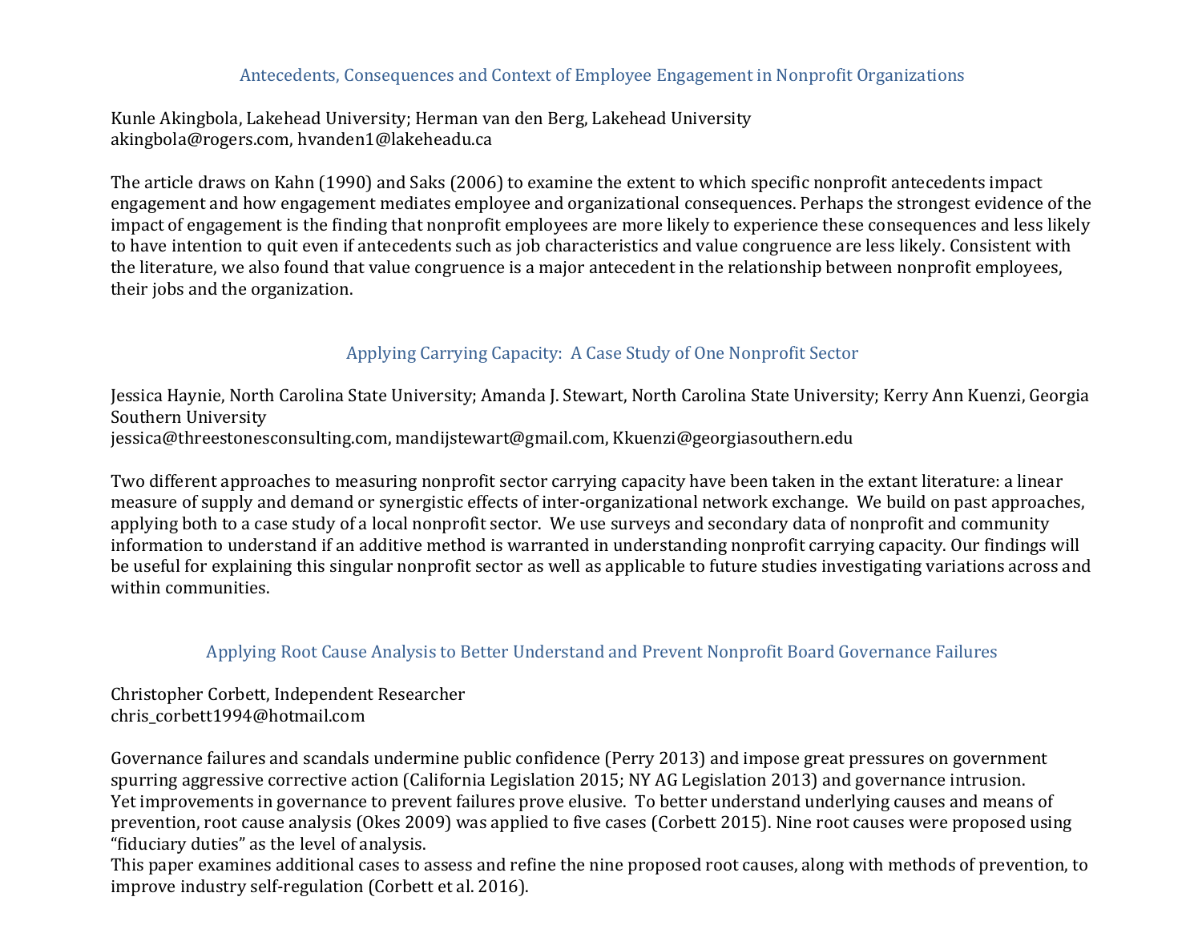## Antecedents, Consequences and Context of Employee Engagement in Nonprofit Organizations

Kunle Akingbola, Lakehead University; Herman van den Berg, Lakehead University
akingbola@rogers.com, hvanden1@lakeheadu.ca

The article draws on Kahn (1990) and Saks (2006) to examine the extent to which specific nonprofit antecedents impact engagement and how engagement mediates employee and organizational consequences. Perhaps the strongest evidence of the impact of engagement is the finding that nonprofit employees are more likely to experience these consequences and less likely to have intention to quit even if antecedents such as job characteristics and value congruence are less likely. Consistent with the literature, we also found that value congruence is a major antecedent in the relationship between nonprofit employees, their jobs and the organization.

## Applying Carrying Capacity: A Case Study of One Nonprofit Sector

Jessica Haynie, North Carolina State University; Amanda J. Stewart, North Carolina State University; Kerry Ann Kuenzi, Georgia Southern University
jessica@threestonesconsulting.com, mandijstewart@gmail.com, Kkuenzi@georgiasouthern.edu

Two different approaches to measuring nonprofit sector carrying capacity have been taken in the extant literature: a linear measure of supply and demand or synergistic effects of inter-organizational network exchange. We build on past approaches, applying both to a case study of a local nonprofit sector. We use surveys and secondary data of nonprofit and community information to understand if an additive method is warranted in understanding nonprofit carrying capacity. Our findings will be useful for explaining this singular nonprofit sector as well as applicable to future studies investigating variations across and within communities.

## Applying Root Cause Analysis to Better Understand and Prevent Nonprofit Board Governance Failures

Christopher Corbett, Independent Researcher
chris_corbett1994@hotmail.com

Governance failures and scandals undermine public confidence (Perry 2013) and impose great pressures on government spurring aggressive corrective action (California Legislation 2015; NY AG Legislation 2013) and governance intrusion.
Yet improvements in governance to prevent failures prove elusive. To better understand underlying causes and means of prevention, root cause analysis (Okes 2009) was applied to five cases (Corbett 2015). Nine root causes were proposed using "fiduciary duties" as the level of analysis.
This paper examines additional cases to assess and refine the nine proposed root causes, along with methods of prevention, to improve industry self-regulation (Corbett et al. 2016).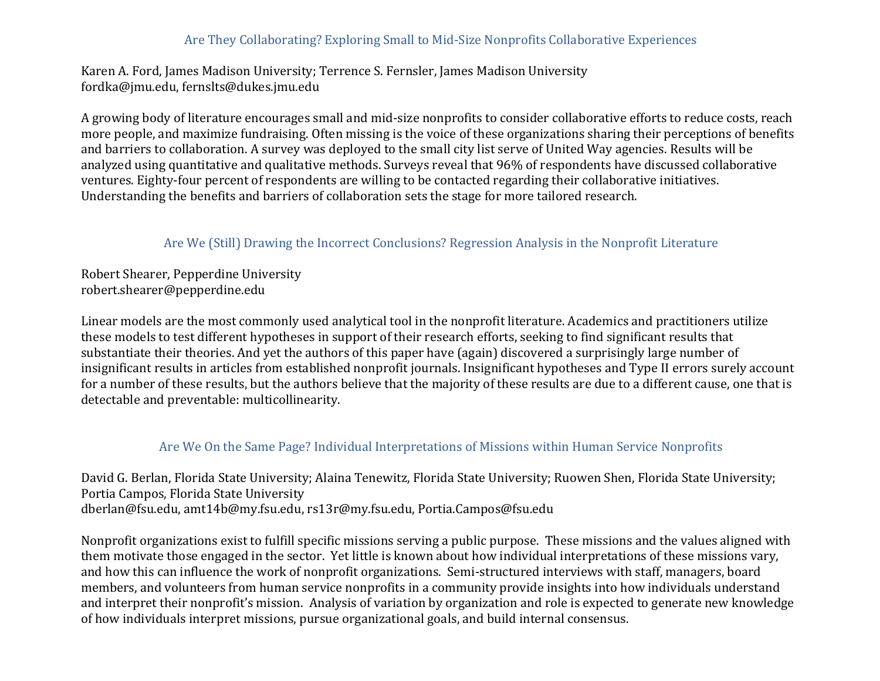## Are They Collaborating? Exploring Small to Mid-Size Nonprofits Collaborative Experiences

Karen A. Ford, James Madison University; Terrence S. Fernsler, James Madison University
fordka@jmu.edu, fernslts@dukes.jmu.edu

A growing body of literature encourages small and mid-size nonprofits to consider collaborative efforts to reduce costs, reach more people, and maximize fundraising. Often missing is the voice of these organizations sharing their perceptions of benefits and barriers to collaboration. A survey was deployed to the small city list serve of United Way agencies. Results will be analyzed using quantitative and qualitative methods. Surveys reveal that 96% of respondents have discussed collaborative ventures. Eighty-four percent of respondents are willing to be contacted regarding their collaborative initiatives. Understanding the benefits and barriers of collaboration sets the stage for more tailored research.

## Are We (Still) Drawing the Incorrect Conclusions? Regression Analysis in the Nonprofit Literature

Robert Shearer, Pepperdine University
robert.shearer@pepperdine.edu

Linear models are the most commonly used analytical tool in the nonprofit literature. Academics and practitioners utilize these models to test different hypotheses in support of their research efforts, seeking to find significant results that substantiate their theories. And yet the authors of this paper have (again) discovered a surprisingly large number of insignificant results in articles from established nonprofit journals. Insignificant hypotheses and Type II errors surely account for a number of these results, but the authors believe that the majority of these results are due to a different cause, one that is detectable and preventable: multicollinearity.

## Are We On the Same Page? Individual Interpretations of Missions within Human Service Nonprofits

David G. Berlan, Florida State University; Alaina Tenewitz, Florida State University; Ruowen Shen, Florida State University; Portia Campos, Florida State University
dberlan@fsu.edu, amt14b@my.fsu.edu, rs13r@my.fsu.edu, Portia.Campos@fsu.edu

Nonprofit organizations exist to fulfill specific missions serving a public purpose. These missions and the values aligned with them motivate those engaged in the sector. Yet little is known about how individual interpretations of these missions vary, and how this can influence the work of nonprofit organizations. Semi-structured interviews with staff, managers, board members, and volunteers from human service nonprofits in a community provide insights into how individuals understand and interpret their nonprofit's mission. Analysis of variation by organization and role is expected to generate new knowledge of how individuals interpret missions, pursue organizational goals, and build internal consensus.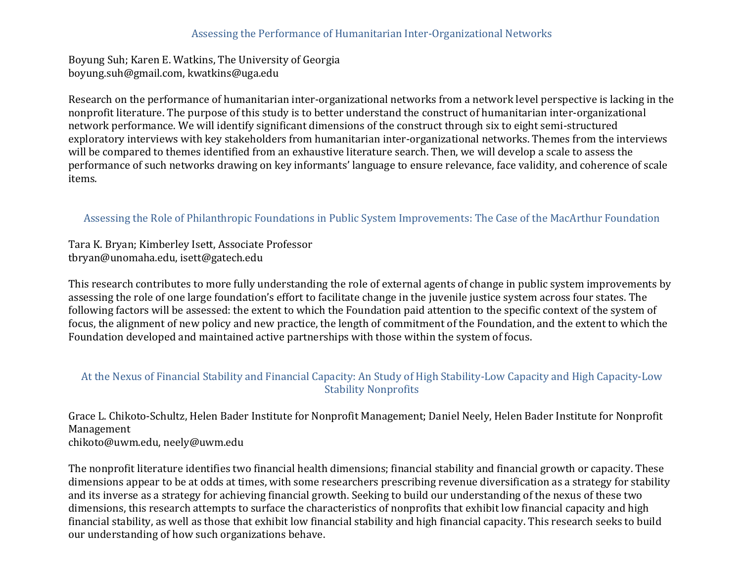## Assessing the Performance of Humanitarian Inter-Organizational Networks

Boyung Suh; Karen E. Watkins, The University of Georgia
boyung.suh@gmail.com, kwatkins@uga.edu

Research on the performance of humanitarian inter-organizational networks from a network level perspective is lacking in the nonprofit literature. The purpose of this study is to better understand the construct of humanitarian inter-organizational network performance. We will identify significant dimensions of the construct through six to eight semi-structured exploratory interviews with key stakeholders from humanitarian inter-organizational networks. Themes from the interviews will be compared to themes identified from an exhaustive literature search. Then, we will develop a scale to assess the performance of such networks drawing on key informants' language to ensure relevance, face validity, and coherence of scale items.

## Assessing the Role of Philanthropic Foundations in Public System Improvements: The Case of the MacArthur Foundation

Tara K. Bryan; Kimberley Isett, Associate Professor
tbryan@unomaha.edu, isett@gatech.edu

This research contributes to more fully understanding the role of external agents of change in public system improvements by assessing the role of one large foundation's effort to facilitate change in the juvenile justice system across four states. The following factors will be assessed: the extent to which the Foundation paid attention to the specific context of the system of focus, the alignment of new policy and new practice, the length of commitment of the Foundation, and the extent to which the Foundation developed and maintained active partnerships with those within the system of focus.

## At the Nexus of Financial Stability and Financial Capacity: An Study of High Stability-Low Capacity and High Capacity-Low Stability Nonprofits

Grace L. Chikoto-Schultz, Helen Bader Institute for Nonprofit Management; Daniel Neely, Helen Bader Institute for Nonprofit Management
chikoto@uwm.edu, neely@uwm.edu

The nonprofit literature identifies two financial health dimensions; financial stability and financial growth or capacity. These dimensions appear to be at odds at times, with some researchers prescribing revenue diversification as a strategy for stability and its inverse as a strategy for achieving financial growth. Seeking to build our understanding of the nexus of these two dimensions, this research attempts to surface the characteristics of nonprofits that exhibit low financial capacity and high financial stability, as well as those that exhibit low financial stability and high financial capacity. This research seeks to build our understanding of how such organizations behave.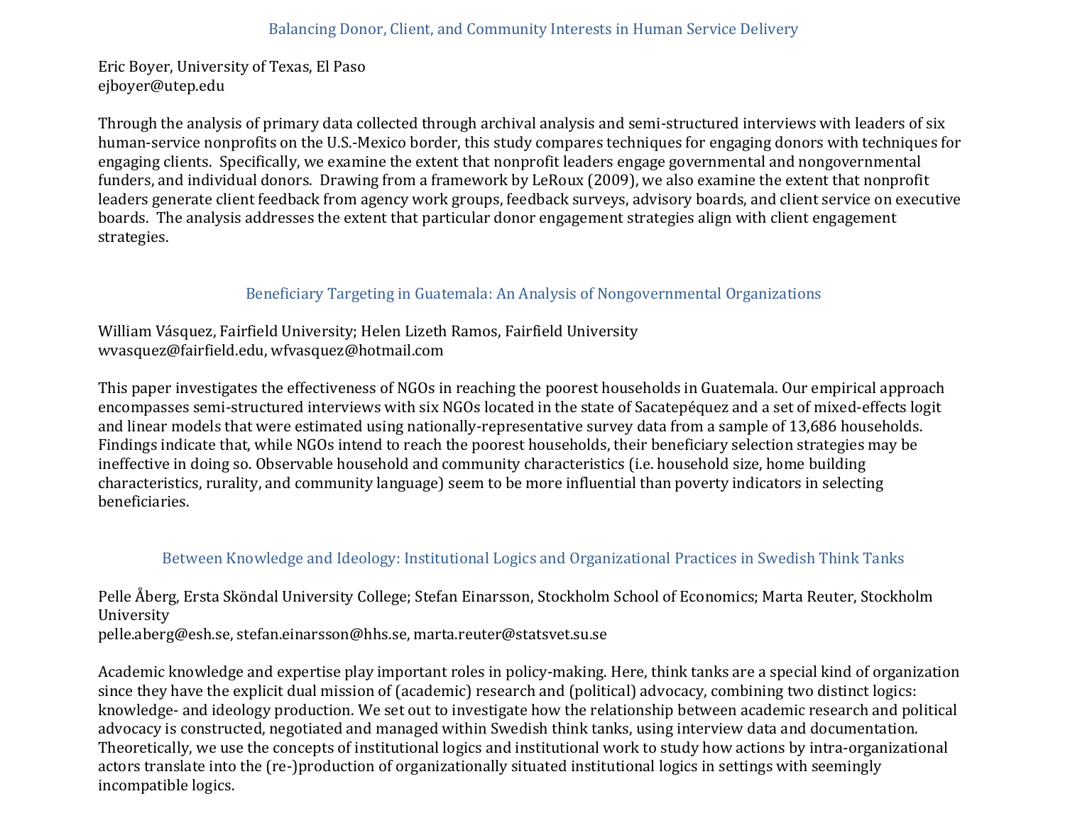## Balancing Donor, Client, and Community Interests in Human Service Delivery

Eric Boyer, University of Texas, El Paso
ejboyer@utep.edu

Through the analysis of primary data collected through archival analysis and semi-structured interviews with leaders of six human-service nonprofits on the U.S.-Mexico border, this study compares techniques for engaging donors with techniques for engaging clients. Specifically, we examine the extent that nonprofit leaders engage governmental and nongovernmental funders, and individual donors. Drawing from a framework by LeRoux (2009), we also examine the extent that nonprofit leaders generate client feedback from agency work groups, feedback surveys, advisory boards, and client service on executive boards. The analysis addresses the extent that particular donor engagement strategies align with client engagement strategies.

## Beneficiary Targeting in Guatemala: An Analysis of Nongovernmental Organizations

William Vásquez, Fairfield University; Helen Lizeth Ramos, Fairfield University
wvasquez@fairfield.edu, wfvasquez@hotmail.com

This paper investigates the effectiveness of NGOs in reaching the poorest households in Guatemala. Our empirical approach encompasses semi-structured interviews with six NGOs located in the state of Sacatepéquez and a set of mixed-effects logit and linear models that were estimated using nationally-representative survey data from a sample of 13,686 households. Findings indicate that, while NGOs intend to reach the poorest households, their beneficiary selection strategies may be ineffective in doing so. Observable household and community characteristics (i.e. household size, home building characteristics, rurality, and community language) seem to be more influential than poverty indicators in selecting beneficiaries.

## Between Knowledge and Ideology: Institutional Logics and Organizational Practices in Swedish Think Tanks

Pelle Åberg, Ersta Sköndal University College; Stefan Einarsson, Stockholm School of Economics; Marta Reuter, Stockholm University
pelle.aberg@esh.se, stefan.einarsson@hhs.se, marta.reuter@statsvet.su.se

Academic knowledge and expertise play important roles in policy-making. Here, think tanks are a special kind of organization since they have the explicit dual mission of (academic) research and (political) advocacy, combining two distinct logics: knowledge- and ideology production. We set out to investigate how the relationship between academic research and political advocacy is constructed, negotiated and managed within Swedish think tanks, using interview data and documentation. Theoretically, we use the concepts of institutional logics and institutional work to study how actions by intra-organizational actors translate into the (re-)production of organizationally situated institutional logics in settings with seemingly incompatible logics.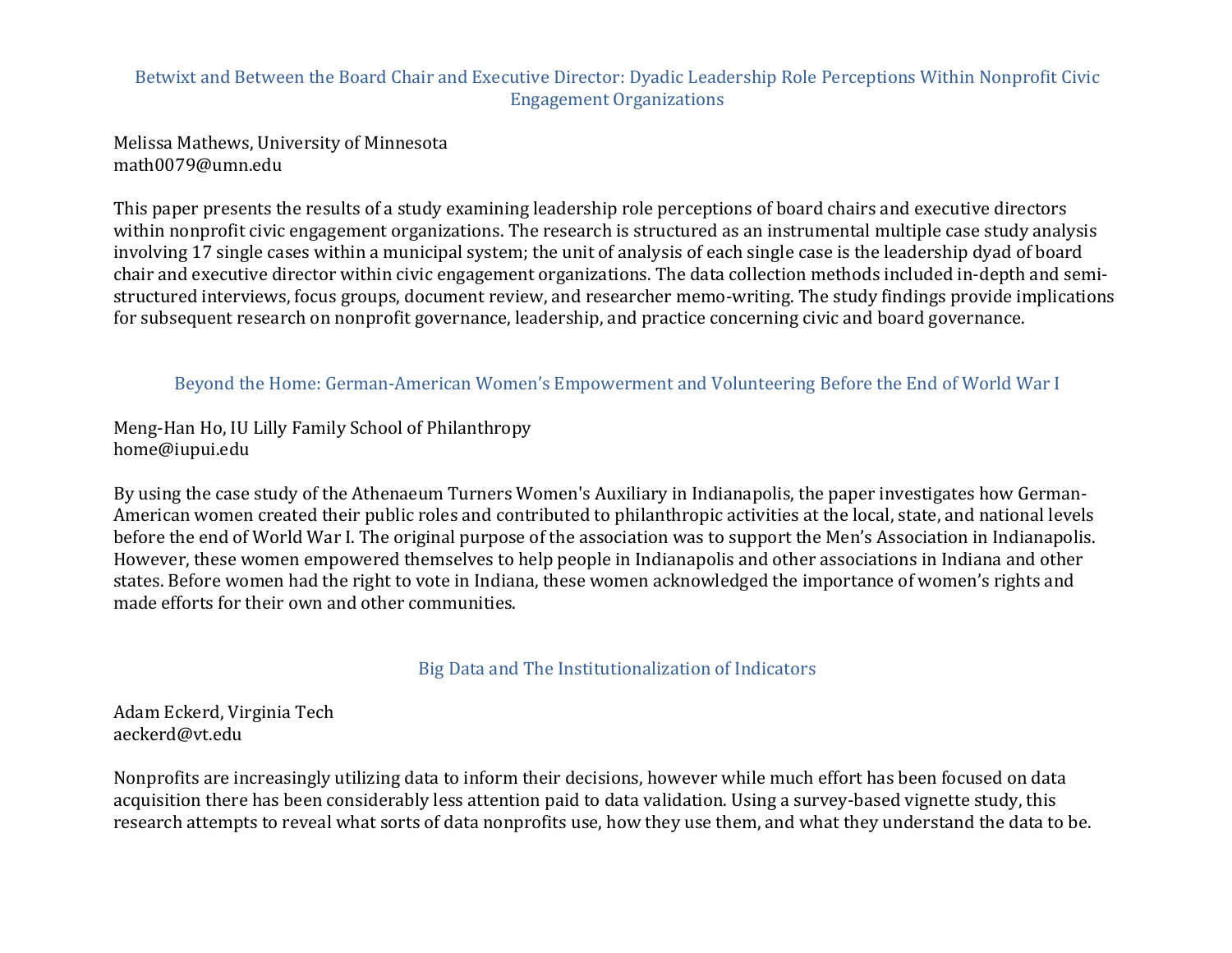## Betwixt and Between the Board Chair and Executive Director: Dyadic Leadership Role Perceptions Within Nonprofit Civic Engagement Organizations

Melissa Mathews, University of Minnesota
math0079@umn.edu

This paper presents the results of a study examining leadership role perceptions of board chairs and executive directors within nonprofit civic engagement organizations. The research is structured as an instrumental multiple case study analysis involving 17 single cases within a municipal system; the unit of analysis of each single case is the leadership dyad of board chair and executive director within civic engagement organizations. The data collection methods included in-depth and semi-structured interviews, focus groups, document review, and researcher memo-writing. The study findings provide implications for subsequent research on nonprofit governance, leadership, and practice concerning civic and board governance.

## Beyond the Home: German-American Women's Empowerment and Volunteering Before the End of World War I

Meng-Han Ho, IU Lilly Family School of Philanthropy
home@iupui.edu

By using the case study of the Athenaeum Turners Women's Auxiliary in Indianapolis, the paper investigates how German-American women created their public roles and contributed to philanthropic activities at the local, state, and national levels before the end of World War I. The original purpose of the association was to support the Men's Association in Indianapolis. However, these women empowered themselves to help people in Indianapolis and other associations in Indiana and other states. Before women had the right to vote in Indiana, these women acknowledged the importance of women's rights and made efforts for their own and other communities.

## Big Data and The Institutionalization of Indicators

Adam Eckerd, Virginia Tech
aeckerd@vt.edu

Nonprofits are increasingly utilizing data to inform their decisions, however while much effort has been focused on data acquisition there has been considerably less attention paid to data validation. Using a survey-based vignette study, this research attempts to reveal what sorts of data nonprofits use, how they use them, and what they understand the data to be.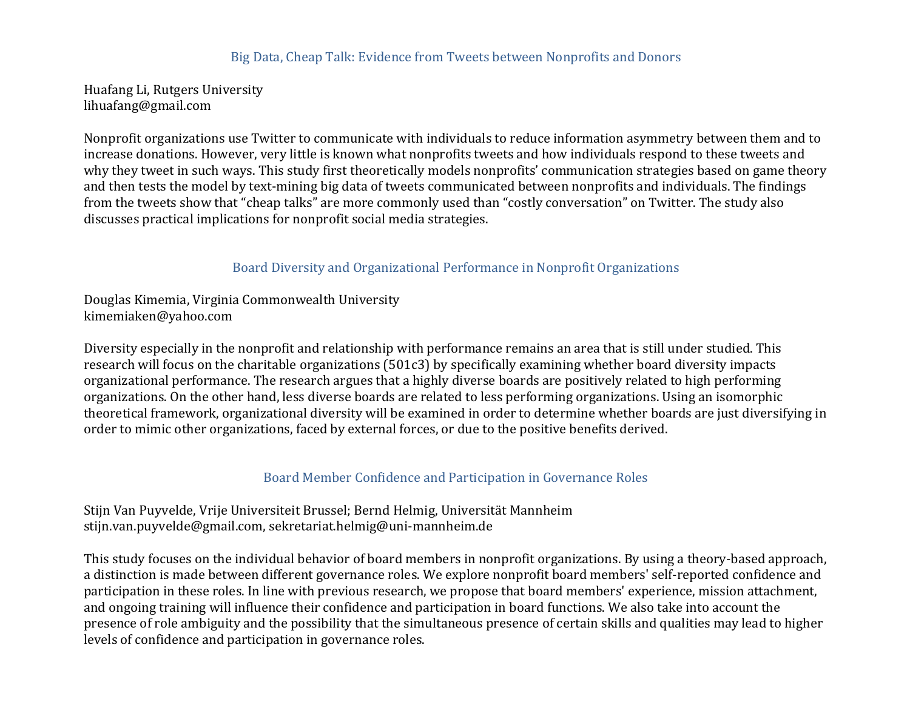## Big Data, Cheap Talk: Evidence from Tweets between Nonprofits and Donors

Huafang Li, Rutgers University
lihuafang@gmail.com

Nonprofit organizations use Twitter to communicate with individuals to reduce information asymmetry between them and to increase donations. However, very little is known what nonprofits tweets and how individuals respond to these tweets and why they tweet in such ways. This study first theoretically models nonprofits' communication strategies based on game theory and then tests the model by text-mining big data of tweets communicated between nonprofits and individuals. The findings from the tweets show that "cheap talks" are more commonly used than "costly conversation" on Twitter. The study also discusses practical implications for nonprofit social media strategies.

## Board Diversity and Organizational Performance in Nonprofit Organizations

Douglas Kimemia, Virginia Commonwealth University
kimemiaken@yahoo.com

Diversity especially in the nonprofit and relationship with performance remains an area that is still under studied. This research will focus on the charitable organizations (501c3) by specifically examining whether board diversity impacts organizational performance. The research argues that a highly diverse boards are positively related to high performing organizations. On the other hand, less diverse boards are related to less performing organizations. Using an isomorphic theoretical framework, organizational diversity will be examined in order to determine whether boards are just diversifying in order to mimic other organizations, faced by external forces, or due to the positive benefits derived.

## Board Member Confidence and Participation in Governance Roles

Stijn Van Puyvelde, Vrije Universiteit Brussel; Bernd Helmig, Universität Mannheim
stijn.van.puyvelde@gmail.com, sekretariat.helmig@uni-mannheim.de

This study focuses on the individual behavior of board members in nonprofit organizations. By using a theory-based approach, a distinction is made between different governance roles. We explore nonprofit board members' self-reported confidence and participation in these roles. In line with previous research, we propose that board members' experience, mission attachment, and ongoing training will influence their confidence and participation in board functions. We also take into account the presence of role ambiguity and the possibility that the simultaneous presence of certain skills and qualities may lead to higher levels of confidence and participation in governance roles.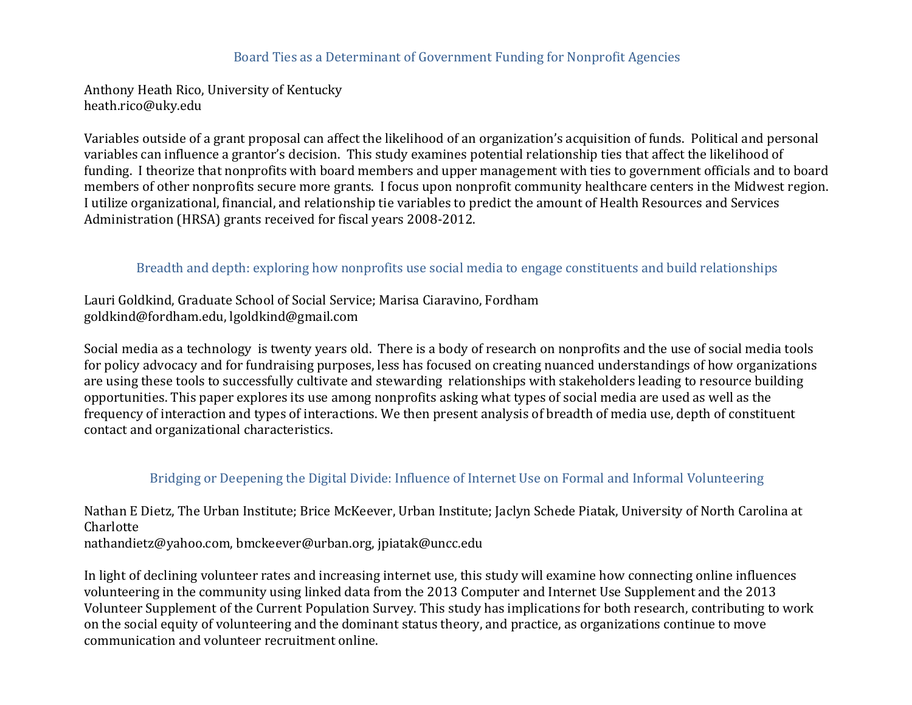## Board Ties as a Determinant of Government Funding for Nonprofit Agencies

Anthony Heath Rico, University of Kentucky
heath.rico@uky.edu

Variables outside of a grant proposal can affect the likelihood of an organization's acquisition of funds. Political and personal variables can influence a grantor's decision. This study examines potential relationship ties that affect the likelihood of funding. I theorize that nonprofits with board members and upper management with ties to government officials and to board members of other nonprofits secure more grants. I focus upon nonprofit community healthcare centers in the Midwest region. I utilize organizational, financial, and relationship tie variables to predict the amount of Health Resources and Services Administration (HRSA) grants received for fiscal years 2008-2012.

## Breadth and depth: exploring how nonprofits use social media to engage constituents and build relationships

Lauri Goldkind, Graduate School of Social Service; Marisa Ciaravino, Fordham
goldkind@fordham.edu, lgoldkind@gmail.com

Social media as a technology is twenty years old. There is a body of research on nonprofits and the use of social media tools for policy advocacy and for fundraising purposes, less has focused on creating nuanced understandings of how organizations are using these tools to successfully cultivate and stewarding relationships with stakeholders leading to resource building opportunities. This paper explores its use among nonprofits asking what types of social media are used as well as the frequency of interaction and types of interactions. We then present analysis of breadth of media use, depth of constituent contact and organizational characteristics.

## Bridging or Deepening the Digital Divide: Influence of Internet Use on Formal and Informal Volunteering

Nathan E Dietz, The Urban Institute; Brice McKeever, Urban Institute; Jaclyn Schede Piatak, University of North Carolina at Charlotte
nathandietz@yahoo.com, bmckeever@urban.org, jpiatak@uncc.edu

In light of declining volunteer rates and increasing internet use, this study will examine how connecting online influences volunteering in the community using linked data from the 2013 Computer and Internet Use Supplement and the 2013 Volunteer Supplement of the Current Population Survey. This study has implications for both research, contributing to work on the social equity of volunteering and the dominant status theory, and practice, as organizations continue to move communication and volunteer recruitment online.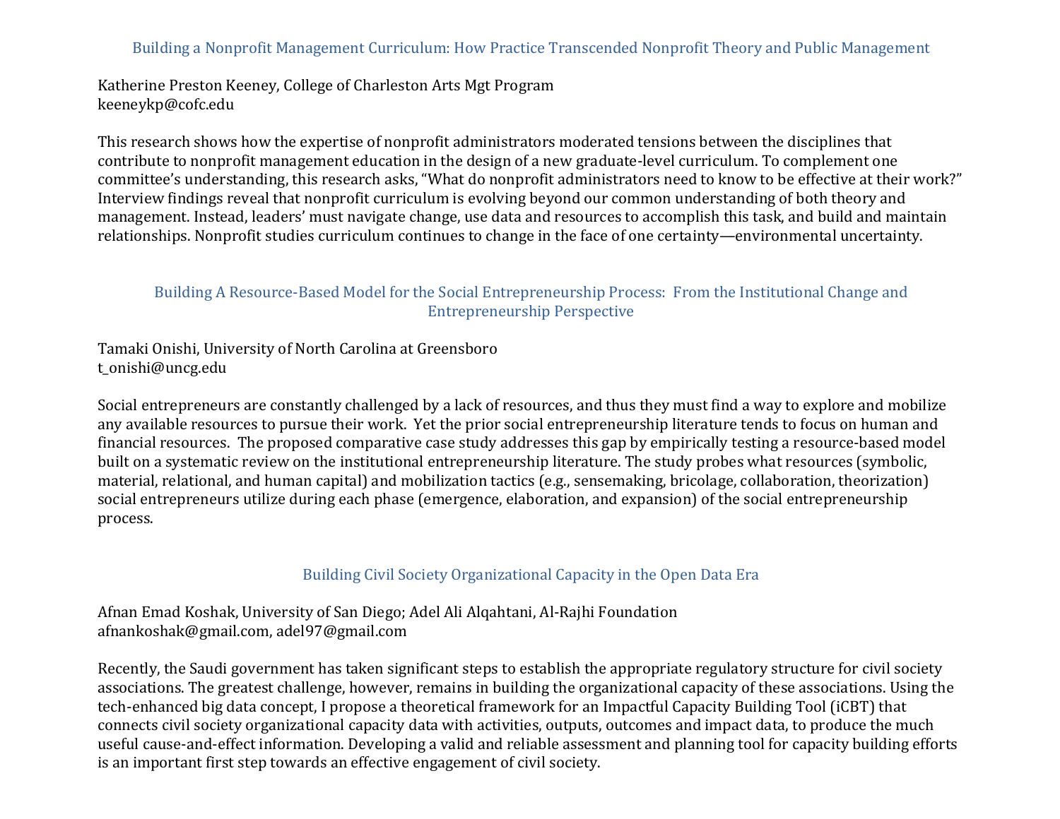## Building a Nonprofit Management Curriculum: How Practice Transcended Nonprofit Theory and Public Management

Katherine Preston Keeney, College of Charleston Arts Mgt Program
keeneykp@cofc.edu

This research shows how the expertise of nonprofit administrators moderated tensions between the disciplines that contribute to nonprofit management education in the design of a new graduate-level curriculum. To complement one committee's understanding, this research asks, "What do nonprofit administrators need to know to be effective at their work?" Interview findings reveal that nonprofit curriculum is evolving beyond our common understanding of both theory and management. Instead, leaders' must navigate change, use data and resources to accomplish this task, and build and maintain relationships. Nonprofit studies curriculum continues to change in the face of one certainty—environmental uncertainty.

## Building A Resource-Based Model for the Social Entrepreneurship Process: From the Institutional Change and Entrepreneurship Perspective

Tamaki Onishi, University of North Carolina at Greensboro
t_onishi@uncg.edu

Social entrepreneurs are constantly challenged by a lack of resources, and thus they must find a way to explore and mobilize any available resources to pursue their work. Yet the prior social entrepreneurship literature tends to focus on human and financial resources. The proposed comparative case study addresses this gap by empirically testing a resource-based model built on a systematic review on the institutional entrepreneurship literature. The study probes what resources (symbolic, material, relational, and human capital) and mobilization tactics (e.g., sensemaking, bricolage, collaboration, theorization) social entrepreneurs utilize during each phase (emergence, elaboration, and expansion) of the social entrepreneurship process.

## Building Civil Society Organizational Capacity in the Open Data Era

Afnan Emad Koshak, University of San Diego; Adel Ali Alqahtani, Al-Rajhi Foundation
afnankoshak@gmail.com, adel97@gmail.com

Recently, the Saudi government has taken significant steps to establish the appropriate regulatory structure for civil society associations. The greatest challenge, however, remains in building the organizational capacity of these associations. Using the tech-enhanced big data concept, I propose a theoretical framework for an Impactful Capacity Building Tool (iCBT) that connects civil society organizational capacity data with activities, outputs, outcomes and impact data, to produce the much useful cause-and-effect information. Developing a valid and reliable assessment and planning tool for capacity building efforts is an important first step towards an effective engagement of civil society.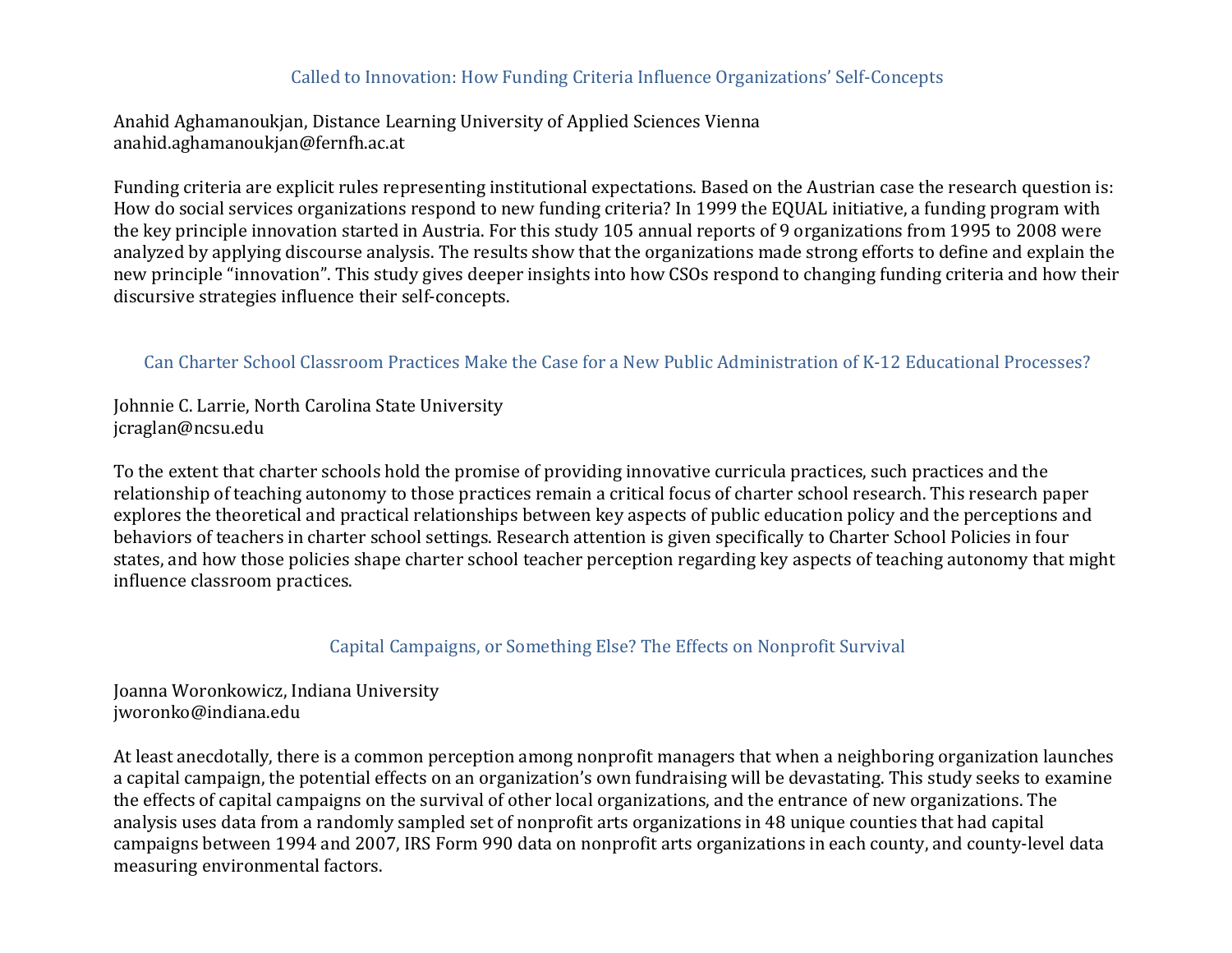## Called to Innovation: How Funding Criteria Influence Organizations' Self-Concepts

Anahid Aghamanoukjan, Distance Learning University of Applied Sciences Vienna
anahid.aghamanoukjan@fernfh.ac.at

Funding criteria are explicit rules representing institutional expectations. Based on the Austrian case the research question is: How do social services organizations respond to new funding criteria? In 1999 the EQUAL initiative, a funding program with the key principle innovation started in Austria. For this study 105 annual reports of 9 organizations from 1995 to 2008 were analyzed by applying discourse analysis. The results show that the organizations made strong efforts to define and explain the new principle "innovation". This study gives deeper insights into how CSOs respond to changing funding criteria and how their discursive strategies influence their self-concepts.

## Can Charter School Classroom Practices Make the Case for a New Public Administration of K-12 Educational Processes?

Johnnie C. Larrie, North Carolina State University
jcraglan@ncsu.edu

To the extent that charter schools hold the promise of providing innovative curricula practices, such practices and the relationship of teaching autonomy to those practices remain a critical focus of charter school research. This research paper explores the theoretical and practical relationships between key aspects of public education policy and the perceptions and behaviors of teachers in charter school settings. Research attention is given specifically to Charter School Policies in four states, and how those policies shape charter school teacher perception regarding key aspects of teaching autonomy that might influence classroom practices.

## Capital Campaigns, or Something Else? The Effects on Nonprofit Survival

Joanna Woronkowicz, Indiana University
jworonko@indiana.edu

At least anecdotally, there is a common perception among nonprofit managers that when a neighboring organization launches a capital campaign, the potential effects on an organization's own fundraising will be devastating. This study seeks to examine the effects of capital campaigns on the survival of other local organizations, and the entrance of new organizations. The analysis uses data from a randomly sampled set of nonprofit arts organizations in 48 unique counties that had capital campaigns between 1994 and 2007, IRS Form 990 data on nonprofit arts organizations in each county, and county-level data measuring environmental factors.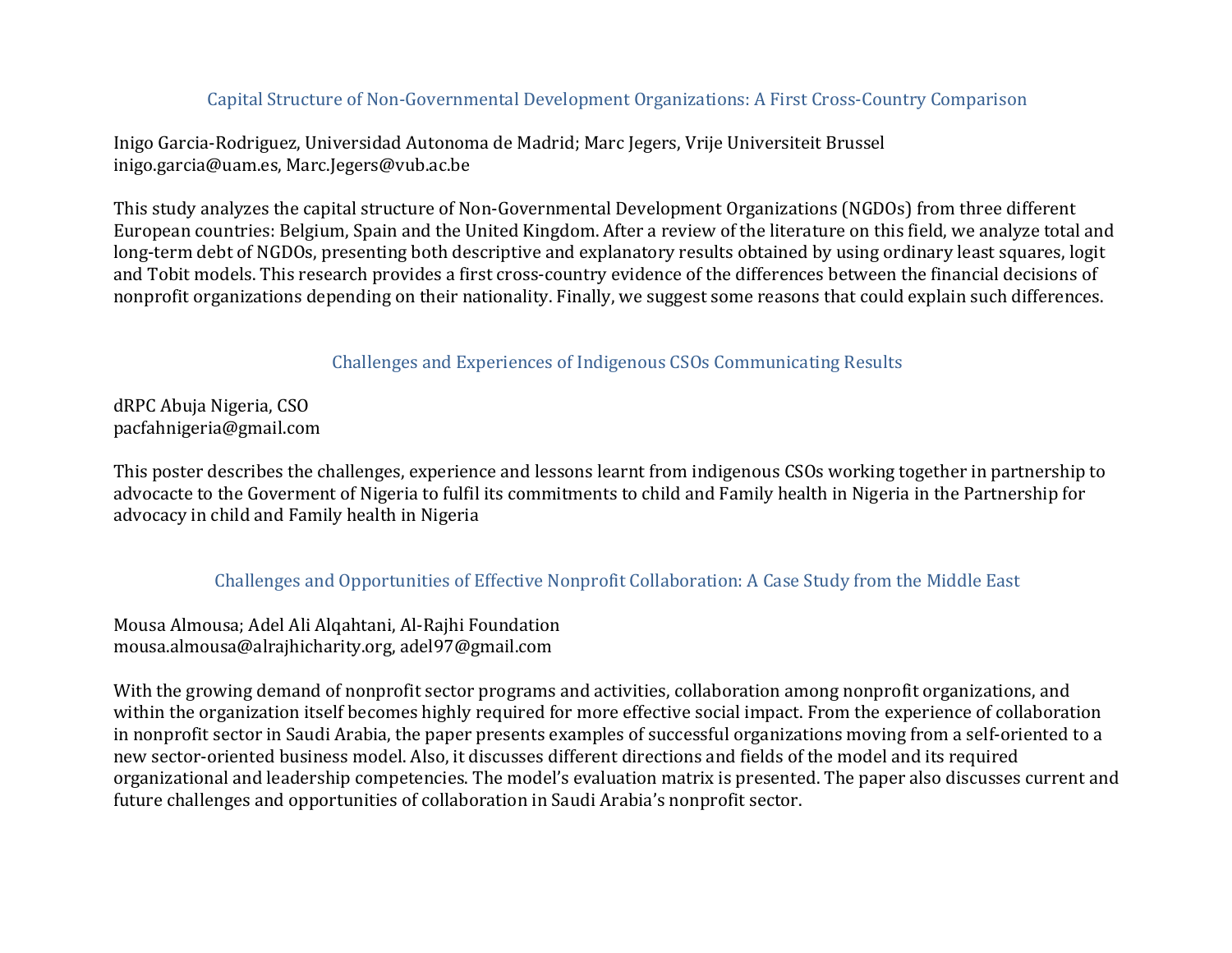## Capital Structure of Non-Governmental Development Organizations: A First Cross-Country Comparison

Inigo Garcia-Rodriguez, Universidad Autonoma de Madrid; Marc Jegers, Vrije Universiteit Brussel
inigo.garcia@uam.es, Marc.Jegers@vub.ac.be

This study analyzes the capital structure of Non-Governmental Development Organizations (NGDOs) from three different European countries: Belgium, Spain and the United Kingdom. After a review of the literature on this field, we analyze total and long-term debt of NGDOs, presenting both descriptive and explanatory results obtained by using ordinary least squares, logit and Tobit models. This research provides a first cross-country evidence of the differences between the financial decisions of nonprofit organizations depending on their nationality. Finally, we suggest some reasons that could explain such differences.

## Challenges and Experiences of Indigenous CSOs Communicating Results

dRPC Abuja Nigeria, CSO
pacfahnigeria@gmail.com

This poster describes the challenges, experience and lessons learnt from indigenous CSOs working together in partnership to advocacte to the Goverment of Nigeria to fulfil its commitments to child and Family health in Nigeria in the Partnership for advocacy in child and Family health in Nigeria

## Challenges and Opportunities of Effective Nonprofit Collaboration: A Case Study from the Middle East

Mousa Almousa; Adel Ali Alqahtani, Al-Rajhi Foundation
mousa.almousa@alrajhicharity.org, adel97@gmail.com

With the growing demand of nonprofit sector programs and activities, collaboration among nonprofit organizations, and within the organization itself becomes highly required for more effective social impact. From the experience of collaboration in nonprofit sector in Saudi Arabia, the paper presents examples of successful organizations moving from a self-oriented to a new sector-oriented business model. Also, it discusses different directions and fields of the model and its required organizational and leadership competencies. The model's evaluation matrix is presented. The paper also discusses current and future challenges and opportunities of collaboration in Saudi Arabia's nonprofit sector.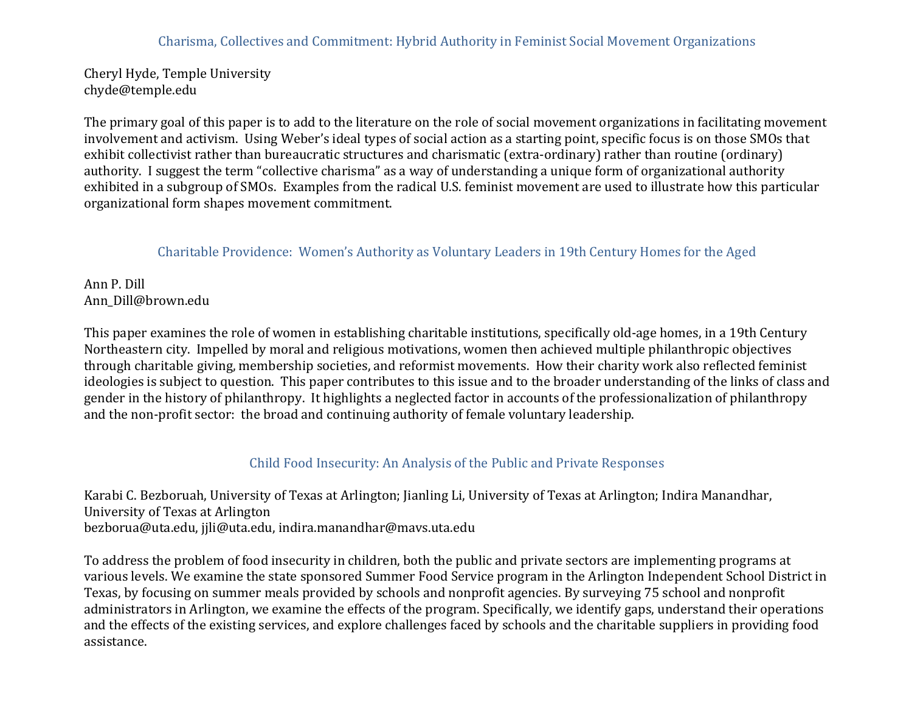## Charisma, Collectives and Commitment: Hybrid Authority in Feminist Social Movement Organizations

Cheryl Hyde, Temple University
chyde@temple.edu

The primary goal of this paper is to add to the literature on the role of social movement organizations in facilitating movement involvement and activism. Using Weber's ideal types of social action as a starting point, specific focus is on those SMOs that exhibit collectivist rather than bureaucratic structures and charismatic (extra-ordinary) rather than routine (ordinary) authority. I suggest the term "collective charisma" as a way of understanding a unique form of organizational authority exhibited in a subgroup of SMOs. Examples from the radical U.S. feminist movement are used to illustrate how this particular organizational form shapes movement commitment.

## Charitable Providence: Women's Authority as Voluntary Leaders in 19th Century Homes for the Aged

Ann P. Dill
Ann_Dill@brown.edu

This paper examines the role of women in establishing charitable institutions, specifically old-age homes, in a 19th Century Northeastern city. Impelled by moral and religious motivations, women then achieved multiple philanthropic objectives through charitable giving, membership societies, and reformist movements. How their charity work also reflected feminist ideologies is subject to question. This paper contributes to this issue and to the broader understanding of the links of class and gender in the history of philanthropy. It highlights a neglected factor in accounts of the professionalization of philanthropy and the non-profit sector: the broad and continuing authority of female voluntary leadership.

## Child Food Insecurity: An Analysis of the Public and Private Responses

Karabi C. Bezboruah, University of Texas at Arlington; Jianling Li, University of Texas at Arlington; Indira Manandhar, University of Texas at Arlington
bezborua@uta.edu, jjli@uta.edu, indira.manandhar@mavs.uta.edu

To address the problem of food insecurity in children, both the public and private sectors are implementing programs at various levels. We examine the state sponsored Summer Food Service program in the Arlington Independent School District in Texas, by focusing on summer meals provided by schools and nonprofit agencies. By surveying 75 school and nonprofit administrators in Arlington, we examine the effects of the program. Specifically, we identify gaps, understand their operations and the effects of the existing services, and explore challenges faced by schools and the charitable suppliers in providing food assistance.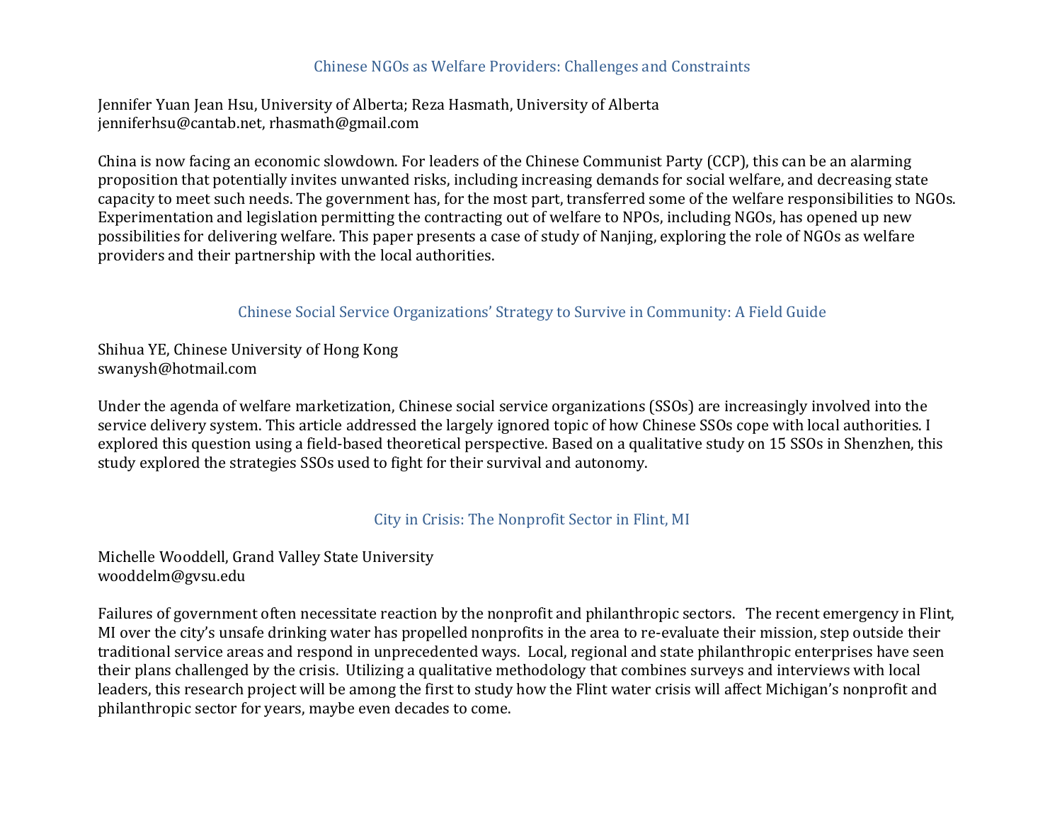## Chinese NGOs as Welfare Providers: Challenges and Constraints

Jennifer Yuan Jean Hsu, University of Alberta; Reza Hasmath, University of Alberta
jenniferhsu@cantab.net, rhasmath@gmail.com

China is now facing an economic slowdown. For leaders of the Chinese Communist Party (CCP), this can be an alarming proposition that potentially invites unwanted risks, including increasing demands for social welfare, and decreasing state capacity to meet such needs. The government has, for the most part, transferred some of the welfare responsibilities to NGOs. Experimentation and legislation permitting the contracting out of welfare to NPOs, including NGOs, has opened up new possibilities for delivering welfare. This paper presents a case of study of Nanjing, exploring the role of NGOs as welfare providers and their partnership with the local authorities.

## Chinese Social Service Organizations' Strategy to Survive in Community: A Field Guide

Shihua YE, Chinese University of Hong Kong
swanysh@hotmail.com

Under the agenda of welfare marketization, Chinese social service organizations (SSOs) are increasingly involved into the service delivery system. This article addressed the largely ignored topic of how Chinese SSOs cope with local authorities. I explored this question using a field-based theoretical perspective. Based on a qualitative study on 15 SSOs in Shenzhen, this study explored the strategies SSOs used to fight for their survival and autonomy.

## City in Crisis: The Nonprofit Sector in Flint, MI

Michelle Wooddell, Grand Valley State University
wooddelm@gvsu.edu

Failures of government often necessitate reaction by the nonprofit and philanthropic sectors. The recent emergency in Flint, MI over the city's unsafe drinking water has propelled nonprofits in the area to re-evaluate their mission, step outside their traditional service areas and respond in unprecedented ways. Local, regional and state philanthropic enterprises have seen their plans challenged by the crisis. Utilizing a qualitative methodology that combines surveys and interviews with local leaders, this research project will be among the first to study how the Flint water crisis will affect Michigan's nonprofit and philanthropic sector for years, maybe even decades to come.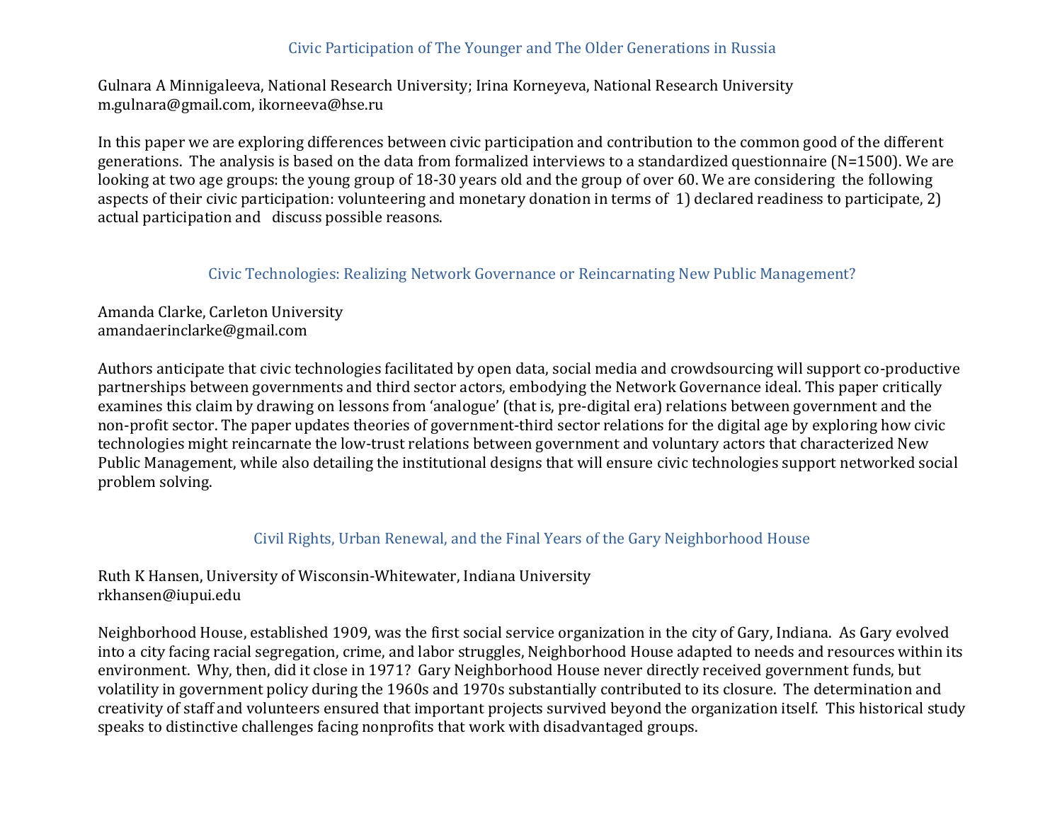## Civic Participation of The Younger and The Older Generations in Russia

Gulnara A Minnigaleeva, National Research University; Irina Korneyeva, National Research University
m.gulnara@gmail.com, ikorneeva@hse.ru

In this paper we are exploring differences between civic participation and contribution to the common good of the different generations. The analysis is based on the data from formalized interviews to a standardized questionnaire (N=1500). We are looking at two age groups: the young group of 18-30 years old and the group of over 60. We are considering the following aspects of their civic participation: volunteering and monetary donation in terms of 1) declared readiness to participate, 2) actual participation and discuss possible reasons.

## Civic Technologies: Realizing Network Governance or Reincarnating New Public Management?

Amanda Clarke, Carleton University
amandaerinclarke@gmail.com

Authors anticipate that civic technologies facilitated by open data, social media and crowdsourcing will support co-productive partnerships between governments and third sector actors, embodying the Network Governance ideal. This paper critically examines this claim by drawing on lessons from 'analogue' (that is, pre-digital era) relations between government and the non-profit sector. The paper updates theories of government-third sector relations for the digital age by exploring how civic technologies might reincarnate the low-trust relations between government and voluntary actors that characterized New Public Management, while also detailing the institutional designs that will ensure civic technologies support networked social problem solving.

## Civil Rights, Urban Renewal, and the Final Years of the Gary Neighborhood House

Ruth K Hansen, University of Wisconsin-Whitewater, Indiana University
rkhansen@iupui.edu

Neighborhood House, established 1909, was the first social service organization in the city of Gary, Indiana. As Gary evolved into a city facing racial segregation, crime, and labor struggles, Neighborhood House adapted to needs and resources within its environment. Why, then, did it close in 1971? Gary Neighborhood House never directly received government funds, but volatility in government policy during the 1960s and 1970s substantially contributed to its closure. The determination and creativity of staff and volunteers ensured that important projects survived beyond the organization itself. This historical study speaks to distinctive challenges facing nonprofits that work with disadvantaged groups.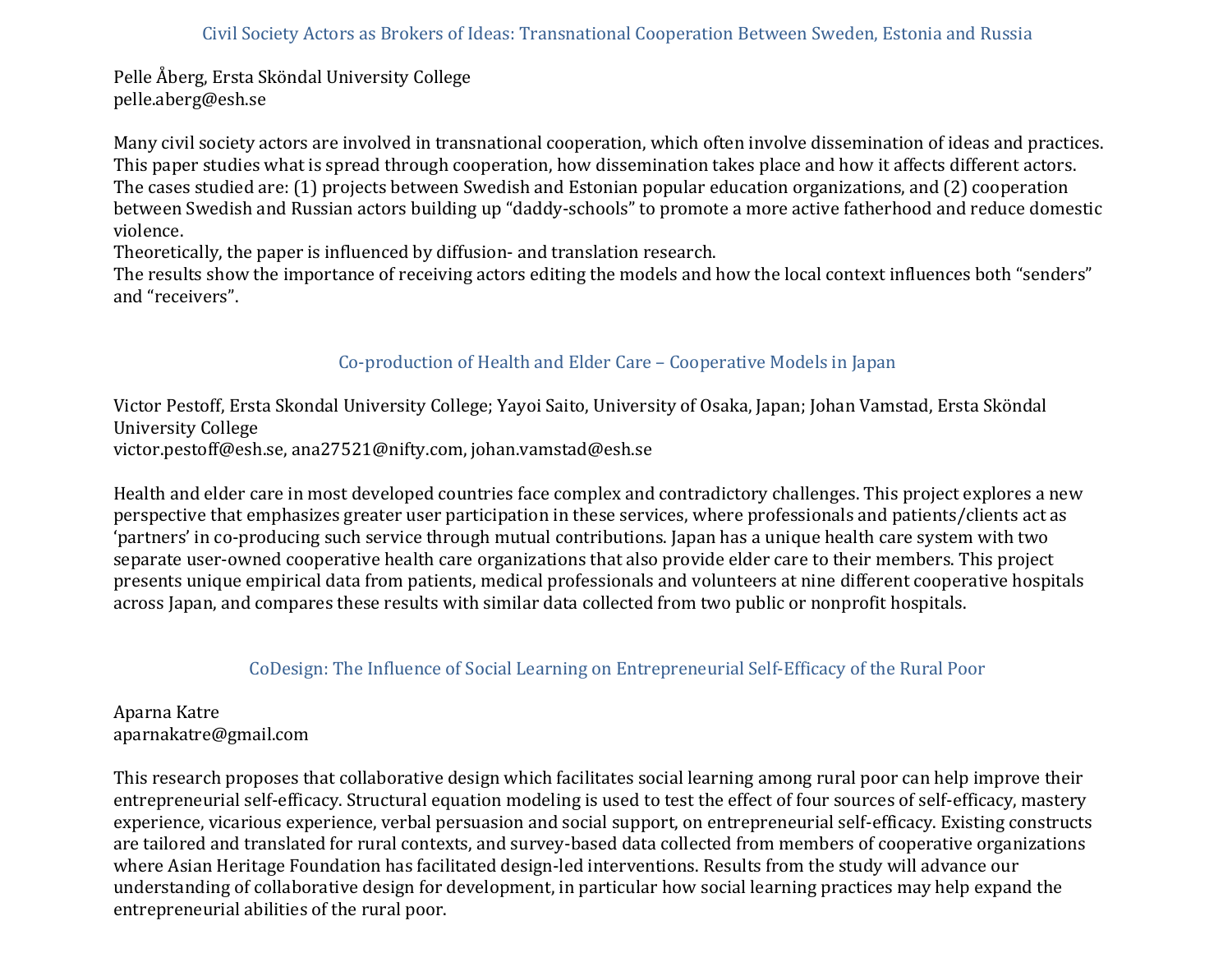## Civil Society Actors as Brokers of Ideas: Transnational Cooperation Between Sweden, Estonia and Russia

Pelle Åberg, Ersta Sköndal University College
pelle.aberg@esh.se

Many civil society actors are involved in transnational cooperation, which often involve dissemination of ideas and practices. This paper studies what is spread through cooperation, how dissemination takes place and how it affects different actors. The cases studied are: (1) projects between Swedish and Estonian popular education organizations, and (2) cooperation between Swedish and Russian actors building up "daddy-schools" to promote a more active fatherhood and reduce domestic violence.
Theoretically, the paper is influenced by diffusion- and translation research.
The results show the importance of receiving actors editing the models and how the local context influences both "senders" and "receivers".

## Co-production of Health and Elder Care – Cooperative Models in Japan

Victor Pestoff, Ersta Skondal University College; Yayoi Saito, University of Osaka, Japan; Johan Vamstad, Ersta Sköndal University College
victor.pestoff@esh.se, ana27521@nifty.com, johan.vamstad@esh.se

Health and elder care in most developed countries face complex and contradictory challenges. This project explores a new perspective that emphasizes greater user participation in these services, where professionals and patients/clients act as 'partners' in co-producing such service through mutual contributions. Japan has a unique health care system with two separate user-owned cooperative health care organizations that also provide elder care to their members. This project presents unique empirical data from patients, medical professionals and volunteers at nine different cooperative hospitals across Japan, and compares these results with similar data collected from two public or nonprofit hospitals.

## CoDesign: The Influence of Social Learning on Entrepreneurial Self-Efficacy of the Rural Poor

Aparna Katre
aparnakatre@gmail.com

This research proposes that collaborative design which facilitates social learning among rural poor can help improve their entrepreneurial self-efficacy. Structural equation modeling is used to test the effect of four sources of self-efficacy, mastery experience, vicarious experience, verbal persuasion and social support, on entrepreneurial self-efficacy. Existing constructs are tailored and translated for rural contexts, and survey-based data collected from members of cooperative organizations where Asian Heritage Foundation has facilitated design-led interventions. Results from the study will advance our understanding of collaborative design for development, in particular how social learning practices may help expand the entrepreneurial abilities of the rural poor.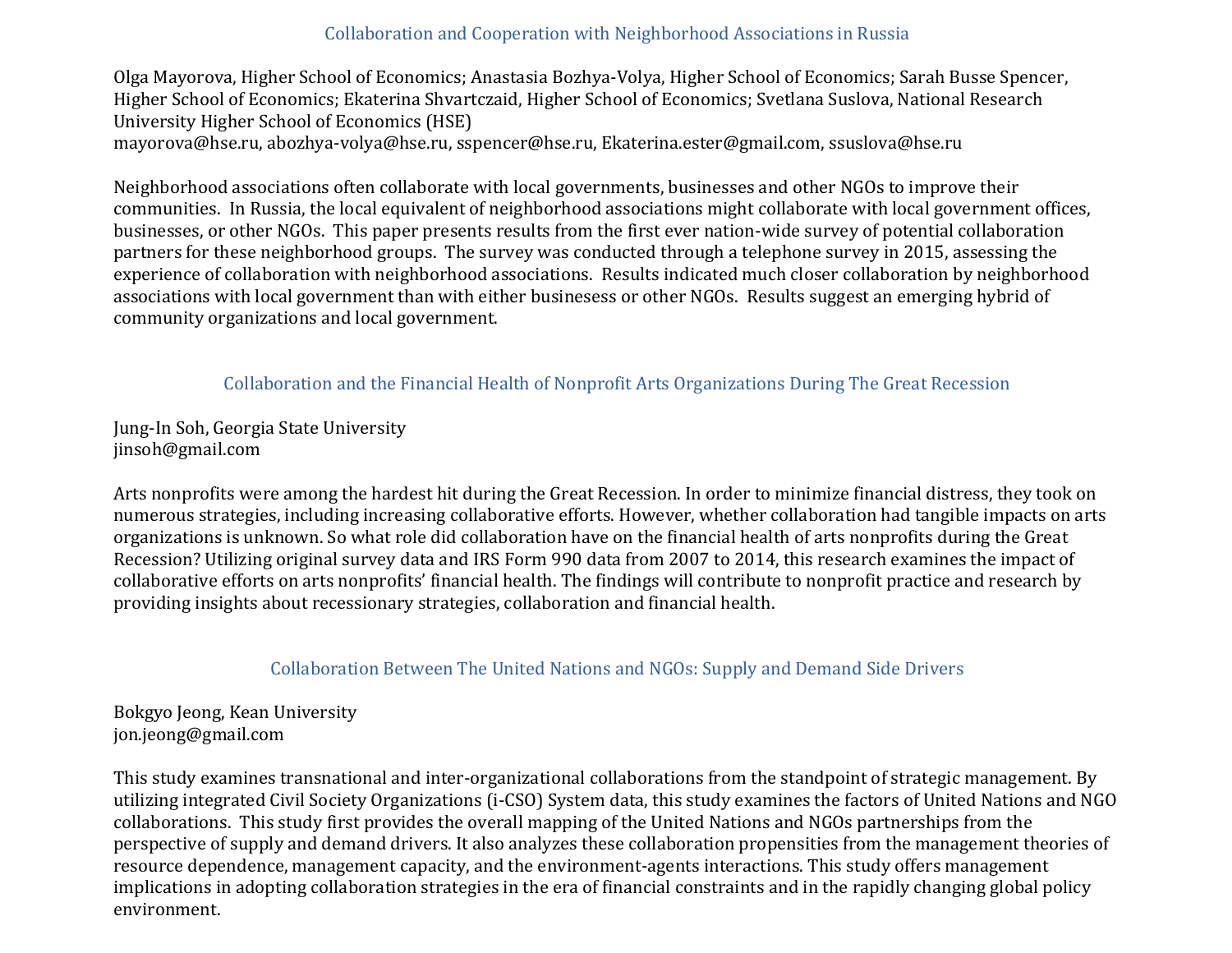## Collaboration and Cooperation with Neighborhood Associations in Russia

Olga Mayorova, Higher School of Economics; Anastasia Bozhya-Volya, Higher School of Economics; Sarah Busse Spencer, Higher School of Economics; Ekaterina Shvartczaid, Higher School of Economics; Svetlana Suslova, National Research University Higher School of Economics (HSE)
mayorova@hse.ru, abozhya-volya@hse.ru, sspencer@hse.ru, Ekaterina.ester@gmail.com, ssuslova@hse.ru

Neighborhood associations often collaborate with local governments, businesses and other NGOs to improve their communities. In Russia, the local equivalent of neighborhood associations might collaborate with local government offices, businesses, or other NGOs. This paper presents results from the first ever nation-wide survey of potential collaboration partners for these neighborhood groups. The survey was conducted through a telephone survey in 2015, assessing the experience of collaboration with neighborhood associations. Results indicated much closer collaboration by neighborhood associations with local government than with either businesess or other NGOs. Results suggest an emerging hybrid of community organizations and local government.

## Collaboration and the Financial Health of Nonprofit Arts Organizations During The Great Recession

Jung-In Soh, Georgia State University
jinsoh@gmail.com

Arts nonprofits were among the hardest hit during the Great Recession. In order to minimize financial distress, they took on numerous strategies, including increasing collaborative efforts. However, whether collaboration had tangible impacts on arts organizations is unknown. So what role did collaboration have on the financial health of arts nonprofits during the Great Recession? Utilizing original survey data and IRS Form 990 data from 2007 to 2014, this research examines the impact of collaborative efforts on arts nonprofits' financial health. The findings will contribute to nonprofit practice and research by providing insights about recessionary strategies, collaboration and financial health.

## Collaboration Between The United Nations and NGOs: Supply and Demand Side Drivers

Bokgyo Jeong, Kean University
jon.jeong@gmail.com

This study examines transnational and inter-organizational collaborations from the standpoint of strategic management. By utilizing integrated Civil Society Organizations (i-CSO) System data, this study examines the factors of United Nations and NGO collaborations. This study first provides the overall mapping of the United Nations and NGOs partnerships from the perspective of supply and demand drivers. It also analyzes these collaboration propensities from the management theories of resource dependence, management capacity, and the environment-agents interactions. This study offers management implications in adopting collaboration strategies in the era of financial constraints and in the rapidly changing global policy environment.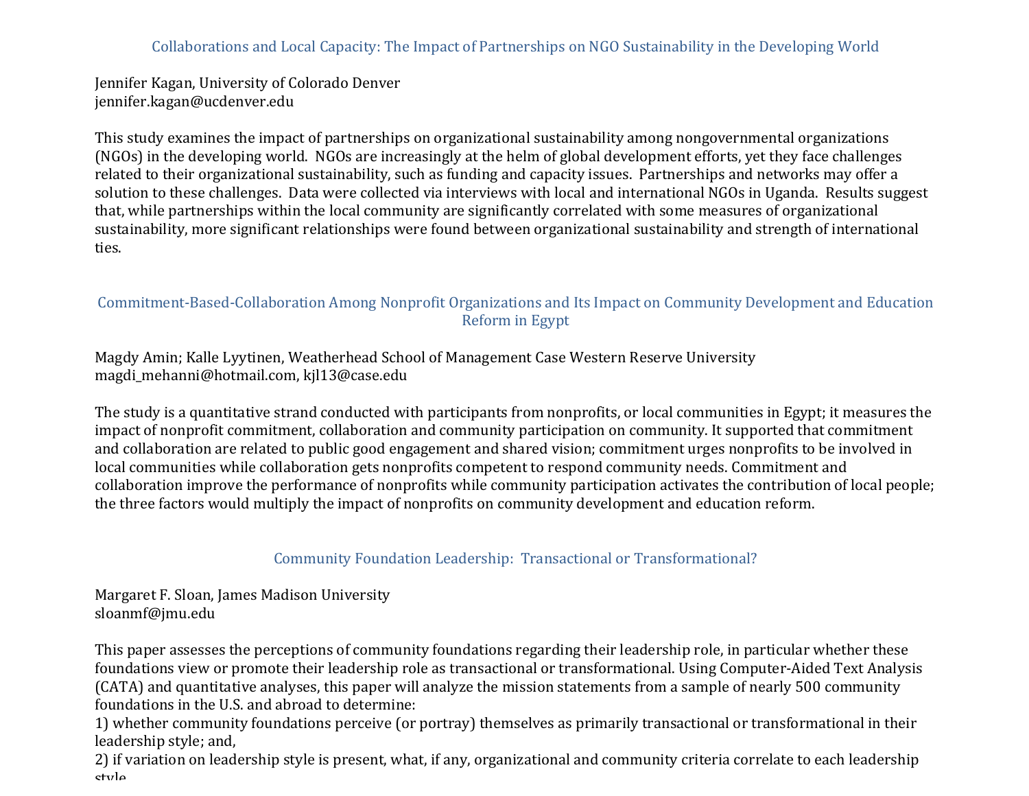## Collaborations and Local Capacity: The Impact of Partnerships on NGO Sustainability in the Developing World

Jennifer Kagan, University of Colorado Denver
jennifer.kagan@ucdenver.edu

This study examines the impact of partnerships on organizational sustainability among nongovernmental organizations (NGOs) in the developing world. NGOs are increasingly at the helm of global development efforts, yet they face challenges related to their organizational sustainability, such as funding and capacity issues. Partnerships and networks may offer a solution to these challenges. Data were collected via interviews with local and international NGOs in Uganda. Results suggest that, while partnerships within the local community are significantly correlated with some measures of organizational sustainability, more significant relationships were found between organizational sustainability and strength of international ties.

## Commitment-Based-Collaboration Among Nonprofit Organizations and Its Impact on Community Development and Education Reform in Egypt

Magdy Amin; Kalle Lyytinen, Weatherhead School of Management Case Western Reserve University
magdi_mehanni@hotmail.com, kjl13@case.edu

The study is a quantitative strand conducted with participants from nonprofits, or local communities in Egypt; it measures the impact of nonprofit commitment, collaboration and community participation on community. It supported that commitment and collaboration are related to public good engagement and shared vision; commitment urges nonprofits to be involved in local communities while collaboration gets nonprofits competent to respond community needs. Commitment and collaboration improve the performance of nonprofits while community participation activates the contribution of local people; the three factors would multiply the impact of nonprofits on community development and education reform.

## Community Foundation Leadership: Transactional or Transformational?

Margaret F. Sloan, James Madison University
sloanmf@jmu.edu

This paper assesses the perceptions of community foundations regarding their leadership role, in particular whether these foundations view or promote their leadership role as transactional or transformational. Using Computer-Aided Text Analysis (CATA) and quantitative analyses, this paper will analyze the mission statements from a sample of nearly 500 community foundations in the U.S. and abroad to determine:
1) whether community foundations perceive (or portray) themselves as primarily transactional or transformational in their leadership style; and,
2) if variation on leadership style is present, what, if any, organizational and community criteria correlate to each leadership style.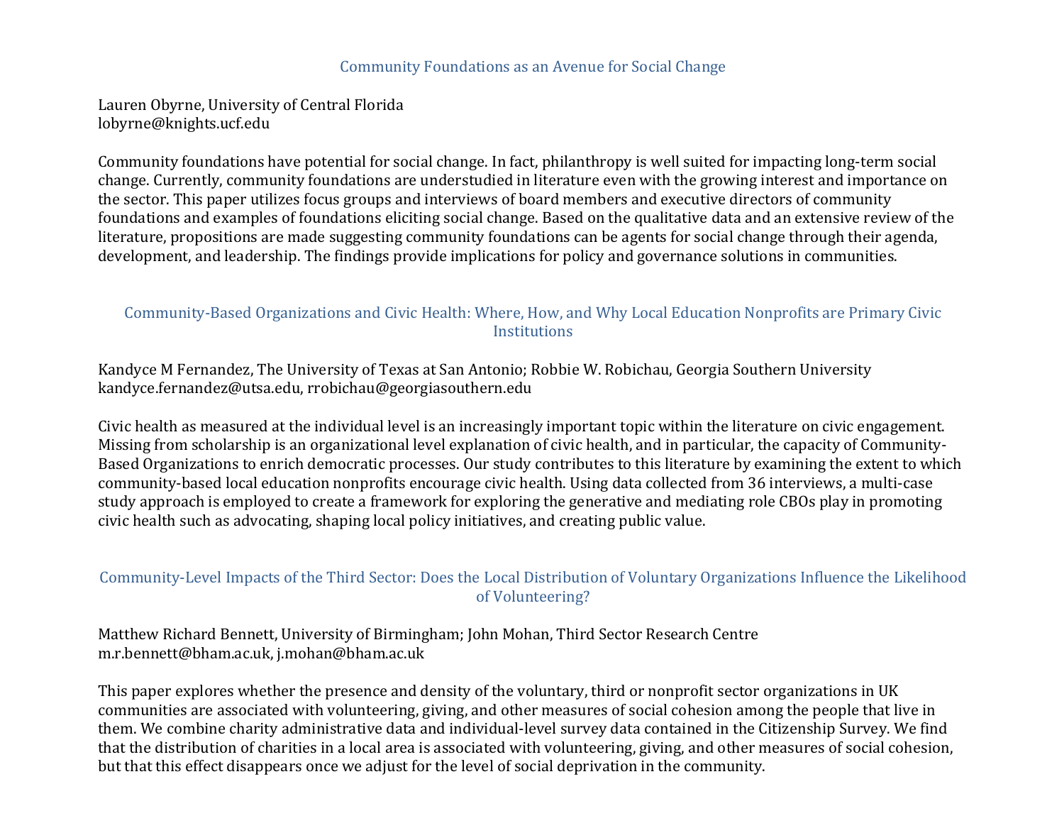## Community Foundations as an Avenue for Social Change

Lauren Obyrne, University of Central Florida
lobyrne@knights.ucf.edu

Community foundations have potential for social change. In fact, philanthropy is well suited for impacting long-term social change. Currently, community foundations are understudied in literature even with the growing interest and importance on the sector. This paper utilizes focus groups and interviews of board members and executive directors of community foundations and examples of foundations eliciting social change. Based on the qualitative data and an extensive review of the literature, propositions are made suggesting community foundations can be agents for social change through their agenda, development, and leadership. The findings provide implications for policy and governance solutions in communities.

## Community-Based Organizations and Civic Health: Where, How, and Why Local Education Nonprofits are Primary Civic Institutions

Kandyce M Fernandez, The University of Texas at San Antonio; Robbie W. Robichau, Georgia Southern University
kandyce.fernandez@utsa.edu, rrobichau@georgiasouthern.edu

Civic health as measured at the individual level is an increasingly important topic within the literature on civic engagement. Missing from scholarship is an organizational level explanation of civic health, and in particular, the capacity of Community-Based Organizations to enrich democratic processes. Our study contributes to this literature by examining the extent to which community-based local education nonprofits encourage civic health. Using data collected from 36 interviews, a multi-case study approach is employed to create a framework for exploring the generative and mediating role CBOs play in promoting civic health such as advocating, shaping local policy initiatives, and creating public value.

## Community-Level Impacts of the Third Sector: Does the Local Distribution of Voluntary Organizations Influence the Likelihood of Volunteering?

Matthew Richard Bennett, University of Birmingham; John Mohan, Third Sector Research Centre
m.r.bennett@bham.ac.uk, j.mohan@bham.ac.uk

This paper explores whether the presence and density of the voluntary, third or nonprofit sector organizations in UK communities are associated with volunteering, giving, and other measures of social cohesion among the people that live in them. We combine charity administrative data and individual-level survey data contained in the Citizenship Survey. We find that the distribution of charities in a local area is associated with volunteering, giving, and other measures of social cohesion, but that this effect disappears once we adjust for the level of social deprivation in the community.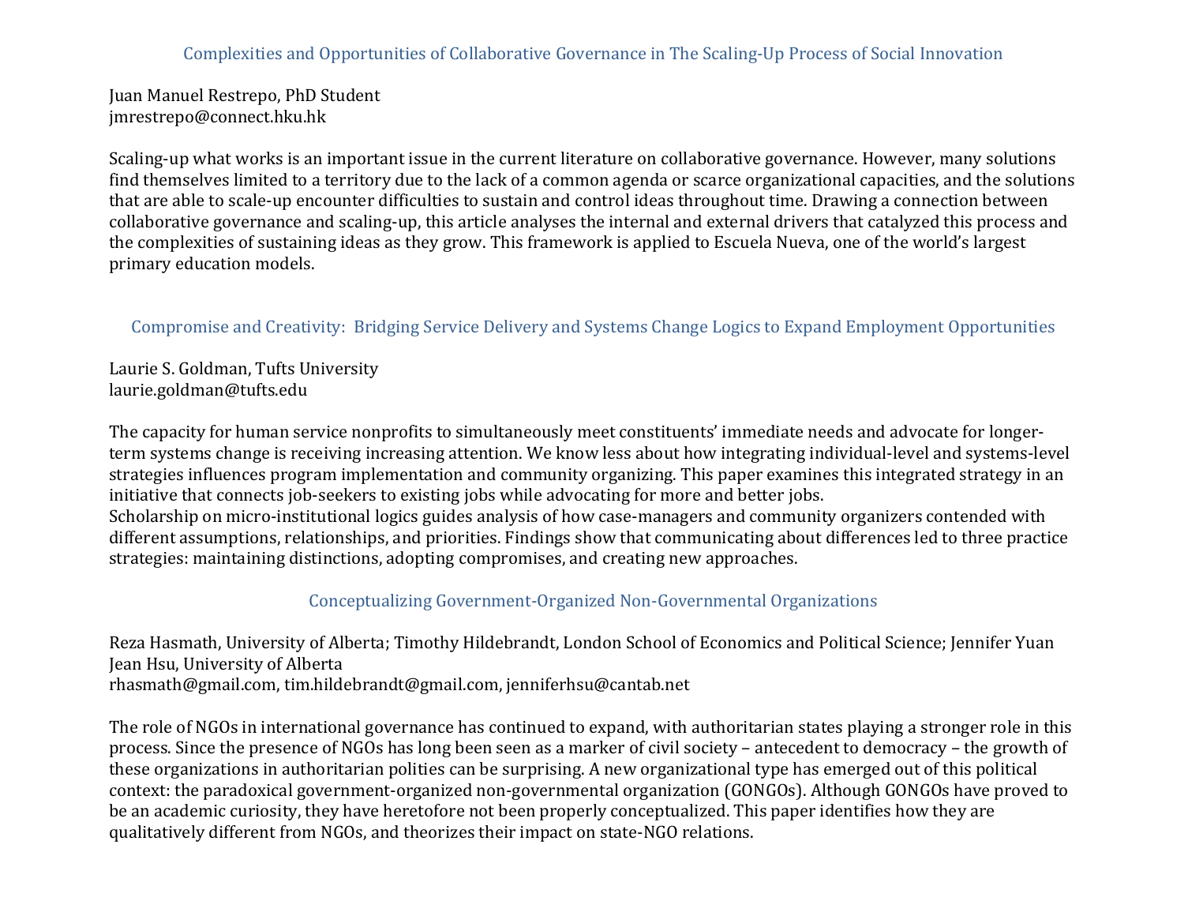## Complexities and Opportunities of Collaborative Governance in The Scaling-Up Process of Social Innovation

Juan Manuel Restrepo, PhD Student
jmrestrepo@connect.hku.hk

Scaling-up what works is an important issue in the current literature on collaborative governance. However, many solutions find themselves limited to a territory due to the lack of a common agenda or scarce organizational capacities, and the solutions that are able to scale-up encounter difficulties to sustain and control ideas throughout time. Drawing a connection between collaborative governance and scaling-up, this article analyses the internal and external drivers that catalyzed this process and the complexities of sustaining ideas as they grow. This framework is applied to Escuela Nueva, one of the world's largest primary education models.

## Compromise and Creativity: Bridging Service Delivery and Systems Change Logics to Expand Employment Opportunities

Laurie S. Goldman, Tufts University
laurie.goldman@tufts.edu

The capacity for human service nonprofits to simultaneously meet constituents' immediate needs and advocate for longer-term systems change is receiving increasing attention. We know less about how integrating individual-level and systems-level strategies influences program implementation and community organizing. This paper examines this integrated strategy in an initiative that connects job-seekers to existing jobs while advocating for more and better jobs.
Scholarship on micro-institutional logics guides analysis of how case-managers and community organizers contended with different assumptions, relationships, and priorities. Findings show that communicating about differences led to three practice strategies: maintaining distinctions, adopting compromises, and creating new approaches.

## Conceptualizing Government-Organized Non-Governmental Organizations

Reza Hasmath, University of Alberta; Timothy Hildebrandt, London School of Economics and Political Science; Jennifer Yuan Jean Hsu, University of Alberta
rhasmath@gmail.com, tim.hildebrandt@gmail.com, jenniferhsu@cantab.net

The role of NGOs in international governance has continued to expand, with authoritarian states playing a stronger role in this process. Since the presence of NGOs has long been seen as a marker of civil society – antecedent to democracy – the growth of these organizations in authoritarian polities can be surprising. A new organizational type has emerged out of this political context: the paradoxical government-organized non-governmental organization (GONGOs). Although GONGOs have proved to be an academic curiosity, they have heretofore not been properly conceptualized. This paper identifies how they are qualitatively different from NGOs, and theorizes their impact on state-NGO relations.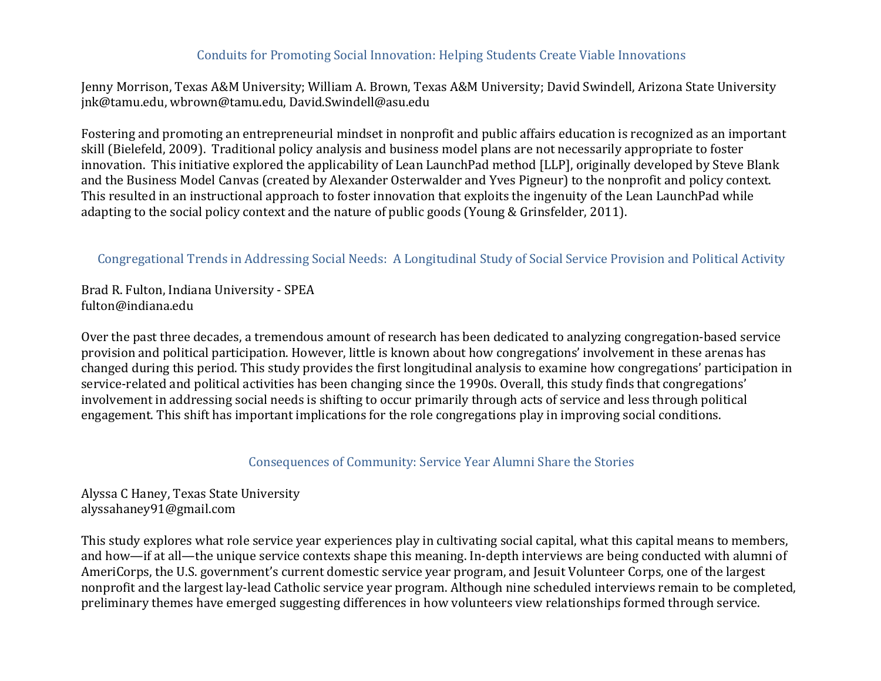## Conduits for Promoting Social Innovation: Helping Students Create Viable Innovations

Jenny Morrison, Texas A&M University; William A. Brown, Texas A&M University; David Swindell, Arizona State University
jnk@tamu.edu, wbrown@tamu.edu, David.Swindell@asu.edu

Fostering and promoting an entrepreneurial mindset in nonprofit and public affairs education is recognized as an important skill (Bielefeld, 2009). Traditional policy analysis and business model plans are not necessarily appropriate to foster innovation. This initiative explored the applicability of Lean LaunchPad method [LLP], originally developed by Steve Blank and the Business Model Canvas (created by Alexander Osterwalder and Yves Pigneur) to the nonprofit and policy context. This resulted in an instructional approach to foster innovation that exploits the ingenuity of the Lean LaunchPad while adapting to the social policy context and the nature of public goods (Young & Grinsfelder, 2011).

## Congregational Trends in Addressing Social Needs: A Longitudinal Study of Social Service Provision and Political Activity

Brad R. Fulton, Indiana University - SPEA
fulton@indiana.edu

Over the past three decades, a tremendous amount of research has been dedicated to analyzing congregation-based service provision and political participation. However, little is known about how congregations' involvement in these arenas has changed during this period. This study provides the first longitudinal analysis to examine how congregations' participation in service-related and political activities has been changing since the 1990s. Overall, this study finds that congregations' involvement in addressing social needs is shifting to occur primarily through acts of service and less through political engagement. This shift has important implications for the role congregations play in improving social conditions.

## Consequences of Community: Service Year Alumni Share the Stories

Alyssa C Haney, Texas State University
alyssahaney91@gmail.com

This study explores what role service year experiences play in cultivating social capital, what this capital means to members, and how—if at all—the unique service contexts shape this meaning. In-depth interviews are being conducted with alumni of AmeriCorps, the U.S. government's current domestic service year program, and Jesuit Volunteer Corps, one of the largest nonprofit and the largest lay-lead Catholic service year program. Although nine scheduled interviews remain to be completed, preliminary themes have emerged suggesting differences in how volunteers view relationships formed through service.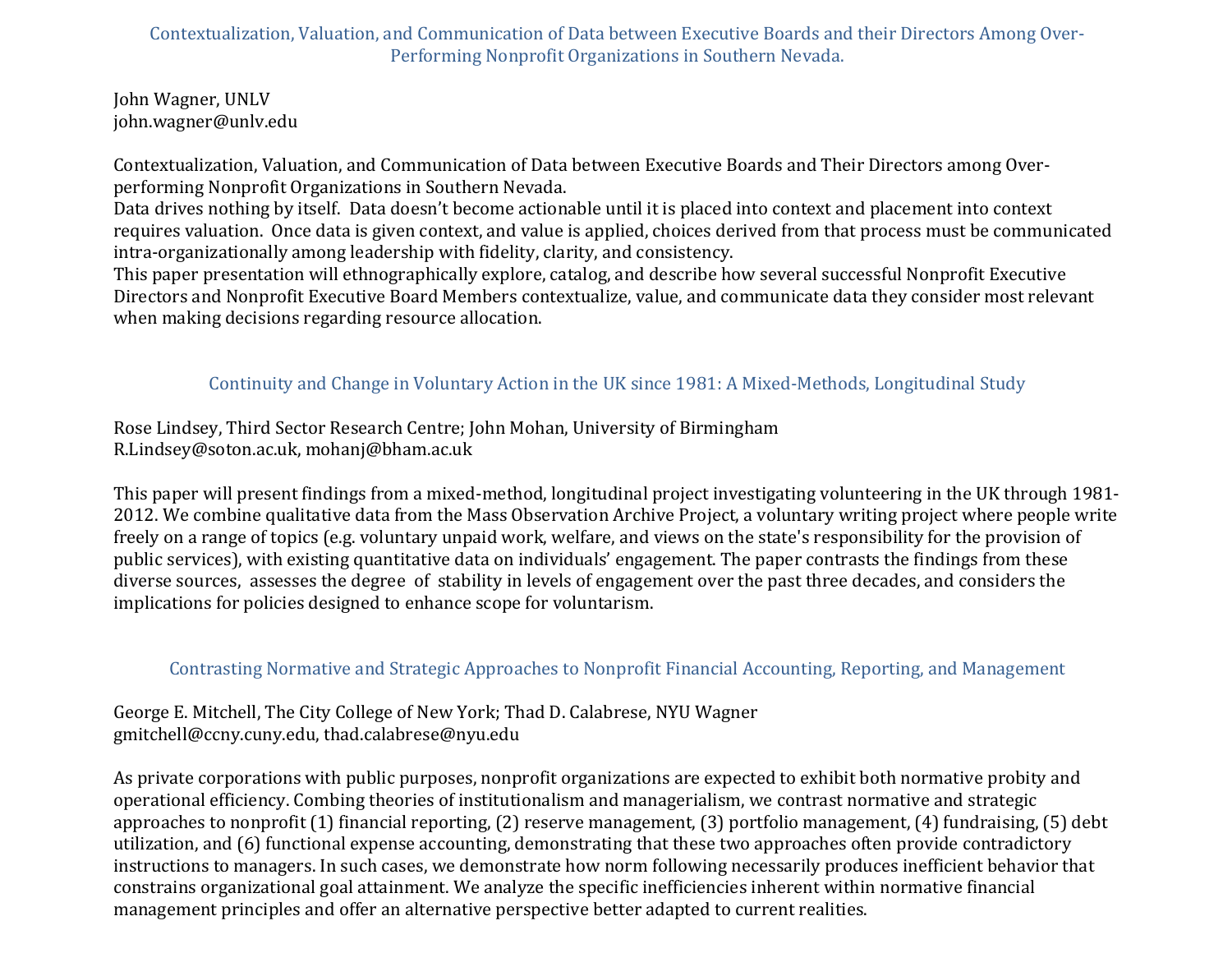## Contextualization, Valuation, and Communication of Data between Executive Boards and their Directors Among Over-Performing Nonprofit Organizations in Southern Nevada.

John Wagner, UNLV
john.wagner@unlv.edu

Contextualization, Valuation, and Communication of Data between Executive Boards and Their Directors among Over-performing Nonprofit Organizations in Southern Nevada.
Data drives nothing by itself. Data doesn't become actionable until it is placed into context and placement into context requires valuation. Once data is given context, and value is applied, choices derived from that process must be communicated intra-organizationally among leadership with fidelity, clarity, and consistency.
This paper presentation will ethnographically explore, catalog, and describe how several successful Nonprofit Executive Directors and Nonprofit Executive Board Members contextualize, value, and communicate data they consider most relevant when making decisions regarding resource allocation.

## Continuity and Change in Voluntary Action in the UK since 1981: A Mixed-Methods, Longitudinal Study

Rose Lindsey, Third Sector Research Centre; John Mohan, University of Birmingham
R.Lindsey@soton.ac.uk, mohanj@bham.ac.uk

This paper will present findings from a mixed-method, longitudinal project investigating volunteering in the UK through 1981-2012. We combine qualitative data from the Mass Observation Archive Project, a voluntary writing project where people write freely on a range of topics (e.g. voluntary unpaid work, welfare, and views on the state's responsibility for the provision of public services), with existing quantitative data on individuals' engagement. The paper contrasts the findings from these diverse sources, assesses the degree of stability in levels of engagement over the past three decades, and considers the implications for policies designed to enhance scope for voluntarism.

## Contrasting Normative and Strategic Approaches to Nonprofit Financial Accounting, Reporting, and Management

George E. Mitchell, The City College of New York; Thad D. Calabrese, NYU Wagner
gmitchell@ccny.cuny.edu, thad.calabrese@nyu.edu

As private corporations with public purposes, nonprofit organizations are expected to exhibit both normative probity and operational efficiency. Combing theories of institutionalism and managerialism, we contrast normative and strategic approaches to nonprofit (1) financial reporting, (2) reserve management, (3) portfolio management, (4) fundraising, (5) debt utilization, and (6) functional expense accounting, demonstrating that these two approaches often provide contradictory instructions to managers. In such cases, we demonstrate how norm following necessarily produces inefficient behavior that constrains organizational goal attainment. We analyze the specific inefficiencies inherent within normative financial management principles and offer an alternative perspective better adapted to current realities.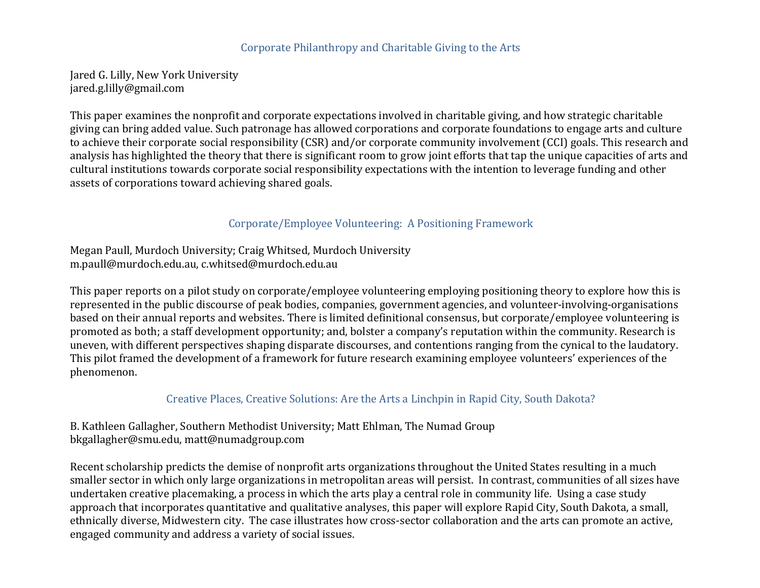## Corporate Philanthropy and Charitable Giving to the Arts

Jared G. Lilly, New York University
jared.g.lilly@gmail.com

This paper examines the nonprofit and corporate expectations involved in charitable giving, and how strategic charitable giving can bring added value. Such patronage has allowed corporations and corporate foundations to engage arts and culture to achieve their corporate social responsibility (CSR) and/or corporate community involvement (CCI) goals. This research and analysis has highlighted the theory that there is significant room to grow joint efforts that tap the unique capacities of arts and cultural institutions towards corporate social responsibility expectations with the intention to leverage funding and other assets of corporations toward achieving shared goals.

## Corporate/Employee Volunteering: A Positioning Framework

Megan Paull, Murdoch University; Craig Whitsed, Murdoch University
m.paull@murdoch.edu.au, c.whitsed@murdoch.edu.au

This paper reports on a pilot study on corporate/employee volunteering employing positioning theory to explore how this is represented in the public discourse of peak bodies, companies, government agencies, and volunteer-involving-organisations based on their annual reports and websites. There is limited definitional consensus, but corporate/employee volunteering is promoted as both; a staff development opportunity; and, bolster a company's reputation within the community. Research is uneven, with different perspectives shaping disparate discourses, and contentions ranging from the cynical to the laudatory. This pilot framed the development of a framework for future research examining employee volunteers' experiences of the phenomenon.

## Creative Places, Creative Solutions: Are the Arts a Linchpin in Rapid City, South Dakota?

B. Kathleen Gallagher, Southern Methodist University; Matt Ehlman, The Numad Group
bkgallagher@smu.edu, matt@numadgroup.com

Recent scholarship predicts the demise of nonprofit arts organizations throughout the United States resulting in a much smaller sector in which only large organizations in metropolitan areas will persist. In contrast, communities of all sizes have undertaken creative placemaking, a process in which the arts play a central role in community life. Using a case study approach that incorporates quantitative and qualitative analyses, this paper will explore Rapid City, South Dakota, a small, ethnically diverse, Midwestern city. The case illustrates how cross-sector collaboration and the arts can promote an active, engaged community and address a variety of social issues.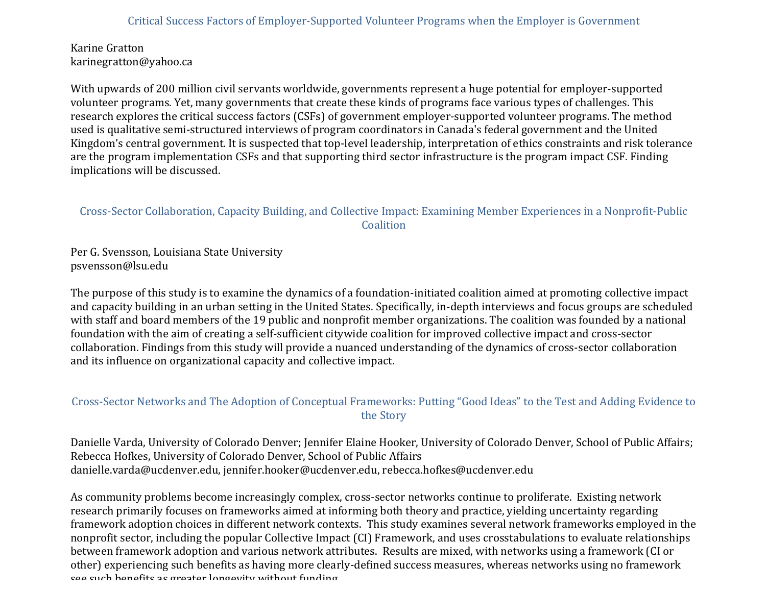## Critical Success Factors of Employer-Supported Volunteer Programs when the Employer is Government

Karine Gratton
karinegratton@yahoo.ca

With upwards of 200 million civil servants worldwide, governments represent a huge potential for employer-supported volunteer programs. Yet, many governments that create these kinds of programs face various types of challenges. This research explores the critical success factors (CSFs) of government employer-supported volunteer programs. The method used is qualitative semi-structured interviews of program coordinators in Canada's federal government and the United Kingdom's central government. It is suspected that top-level leadership, interpretation of ethics constraints and risk tolerance are the program implementation CSFs and that supporting third sector infrastructure is the program impact CSF. Finding implications will be discussed.

## Cross-Sector Collaboration, Capacity Building, and Collective Impact: Examining Member Experiences in a Nonprofit-Public Coalition

Per G. Svensson, Louisiana State University
psvensson@lsu.edu

The purpose of this study is to examine the dynamics of a foundation-initiated coalition aimed at promoting collective impact and capacity building in an urban setting in the United States. Specifically, in-depth interviews and focus groups are scheduled with staff and board members of the 19 public and nonprofit member organizations. The coalition was founded by a national foundation with the aim of creating a self-sufficient citywide coalition for improved collective impact and cross-sector collaboration. Findings from this study will provide a nuanced understanding of the dynamics of cross-sector collaboration and its influence on organizational capacity and collective impact.

## Cross-Sector Networks and The Adoption of Conceptual Frameworks: Putting "Good Ideas" to the Test and Adding Evidence to the Story

Danielle Varda, University of Colorado Denver; Jennifer Elaine Hooker, University of Colorado Denver, School of Public Affairs; Rebecca Hofkes, University of Colorado Denver, School of Public Affairs
danielle.varda@ucdenver.edu, jennifer.hooker@ucdenver.edu, rebecca.hofkes@ucdenver.edu

As community problems become increasingly complex, cross-sector networks continue to proliferate. Existing network research primarily focuses on frameworks aimed at informing both theory and practice, yielding uncertainty regarding framework adoption choices in different network contexts. This study examines several network frameworks employed in the nonprofit sector, including the popular Collective Impact (CI) Framework, and uses crosstabulations to evaluate relationships between framework adoption and various network attributes. Results are mixed, with networks using a framework (CI or other) experiencing such benefits as having more clearly-defined success measures, whereas networks using no framework see such benefits as greater longevity without funding.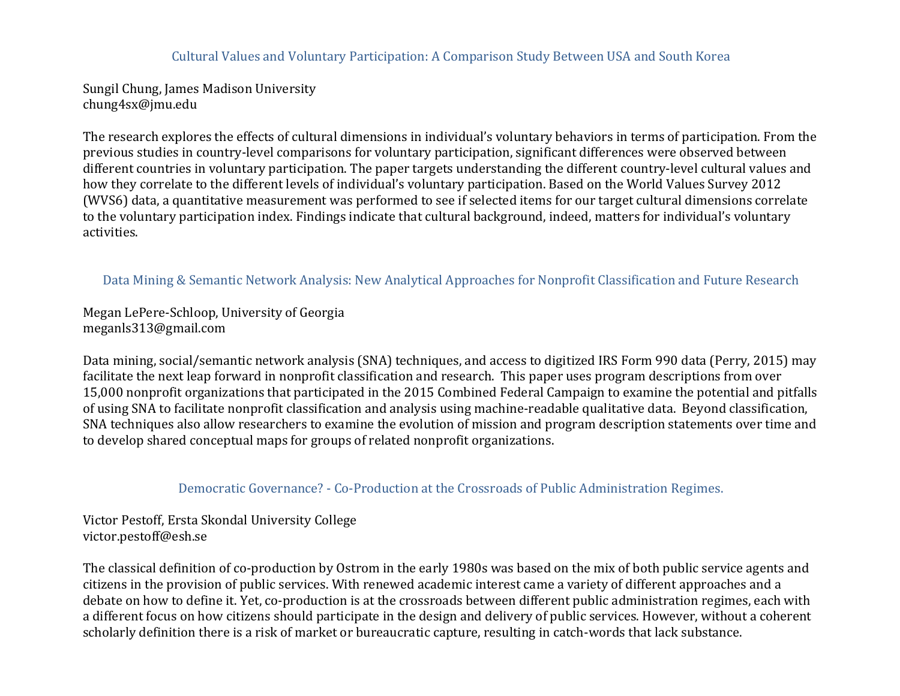## Cultural Values and Voluntary Participation: A Comparison Study Between USA and South Korea

Sungil Chung, James Madison University
chung4sx@jmu.edu

The research explores the effects of cultural dimensions in individual's voluntary behaviors in terms of participation. From the previous studies in country-level comparisons for voluntary participation, significant differences were observed between different countries in voluntary participation. The paper targets understanding the different country-level cultural values and how they correlate to the different levels of individual's voluntary participation. Based on the World Values Survey 2012 (WVS6) data, a quantitative measurement was performed to see if selected items for our target cultural dimensions correlate to the voluntary participation index. Findings indicate that cultural background, indeed, matters for individual's voluntary activities.

## Data Mining & Semantic Network Analysis: New Analytical Approaches for Nonprofit Classification and Future Research

Megan LePere-Schloop, University of Georgia
meganls313@gmail.com

Data mining, social/semantic network analysis (SNA) techniques, and access to digitized IRS Form 990 data (Perry, 2015) may facilitate the next leap forward in nonprofit classification and research. This paper uses program descriptions from over 15,000 nonprofit organizations that participated in the 2015 Combined Federal Campaign to examine the potential and pitfalls of using SNA to facilitate nonprofit classification and analysis using machine-readable qualitative data. Beyond classification, SNA techniques also allow researchers to examine the evolution of mission and program description statements over time and to develop shared conceptual maps for groups of related nonprofit organizations.

## Democratic Governance? - Co-Production at the Crossroads of Public Administration Regimes.

Victor Pestoff, Ersta Skondal University College
victor.pestoff@esh.se

The classical definition of co-production by Ostrom in the early 1980s was based on the mix of both public service agents and citizens in the provision of public services. With renewed academic interest came a variety of different approaches and a debate on how to define it. Yet, co-production is at the crossroads between different public administration regimes, each with a different focus on how citizens should participate in the design and delivery of public services. However, without a coherent scholarly definition there is a risk of market or bureaucratic capture, resulting in catch-words that lack substance.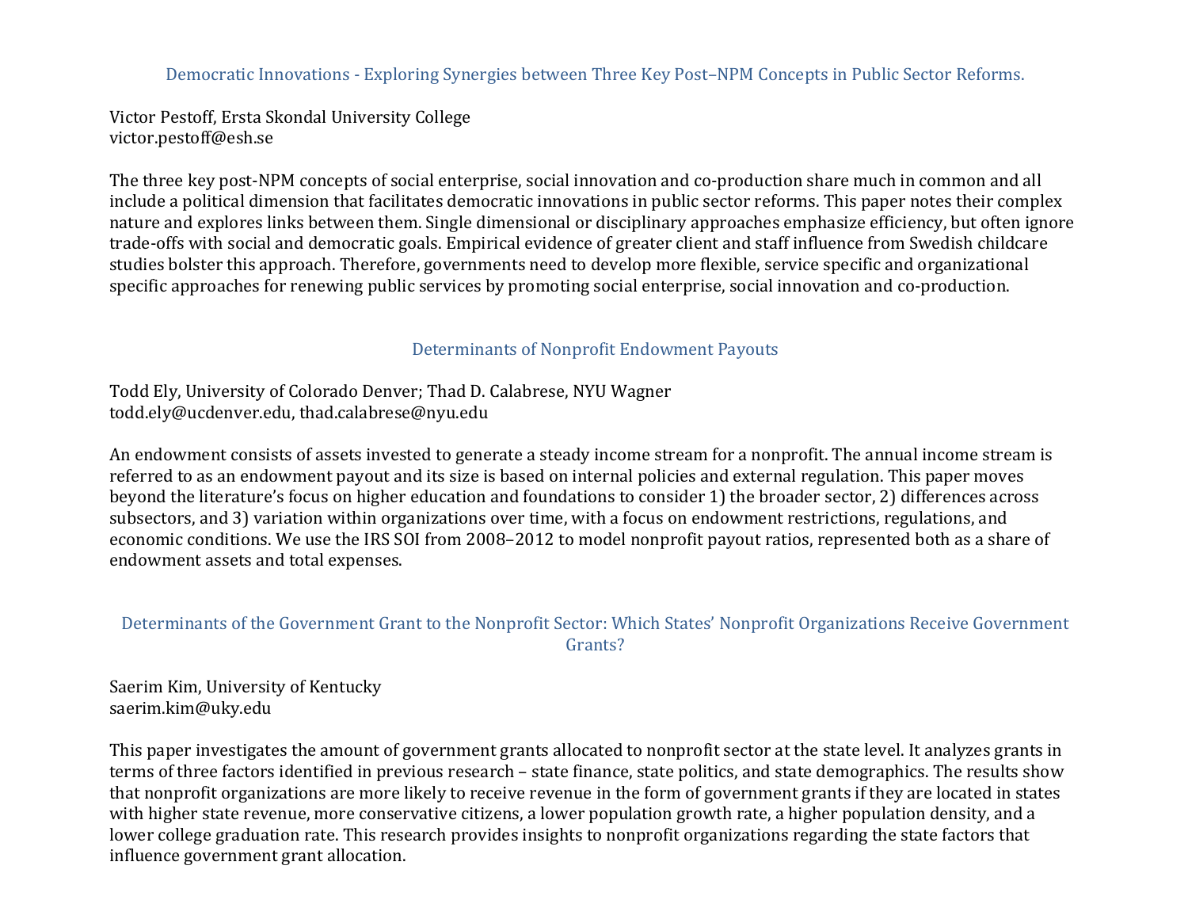## Democratic Innovations - Exploring Synergies between Three Key Post–NPM Concepts in Public Sector Reforms.

Victor Pestoff, Ersta Skondal University College
victor.pestoff@esh.se

The three key post-NPM concepts of social enterprise, social innovation and co-production share much in common and all include a political dimension that facilitates democratic innovations in public sector reforms. This paper notes their complex nature and explores links between them. Single dimensional or disciplinary approaches emphasize efficiency, but often ignore trade-offs with social and democratic goals. Empirical evidence of greater client and staff influence from Swedish childcare studies bolster this approach. Therefore, governments need to develop more flexible, service specific and organizational specific approaches for renewing public services by promoting social enterprise, social innovation and co-production.

## Determinants of Nonprofit Endowment Payouts

Todd Ely, University of Colorado Denver; Thad D. Calabrese, NYU Wagner
todd.ely@ucdenver.edu, thad.calabrese@nyu.edu

An endowment consists of assets invested to generate a steady income stream for a nonprofit. The annual income stream is referred to as an endowment payout and its size is based on internal policies and external regulation. This paper moves beyond the literature's focus on higher education and foundations to consider 1) the broader sector, 2) differences across subsectors, and 3) variation within organizations over time, with a focus on endowment restrictions, regulations, and economic conditions. We use the IRS SOI from 2008–2012 to model nonprofit payout ratios, represented both as a share of endowment assets and total expenses.

## Determinants of the Government Grant to the Nonprofit Sector: Which States' Nonprofit Organizations Receive Government Grants?

Saerim Kim, University of Kentucky
saerim.kim@uky.edu

This paper investigates the amount of government grants allocated to nonprofit sector at the state level. It analyzes grants in terms of three factors identified in previous research – state finance, state politics, and state demographics. The results show that nonprofit organizations are more likely to receive revenue in the form of government grants if they are located in states with higher state revenue, more conservative citizens, a lower population growth rate, a higher population density, and a lower college graduation rate. This research provides insights to nonprofit organizations regarding the state factors that influence government grant allocation.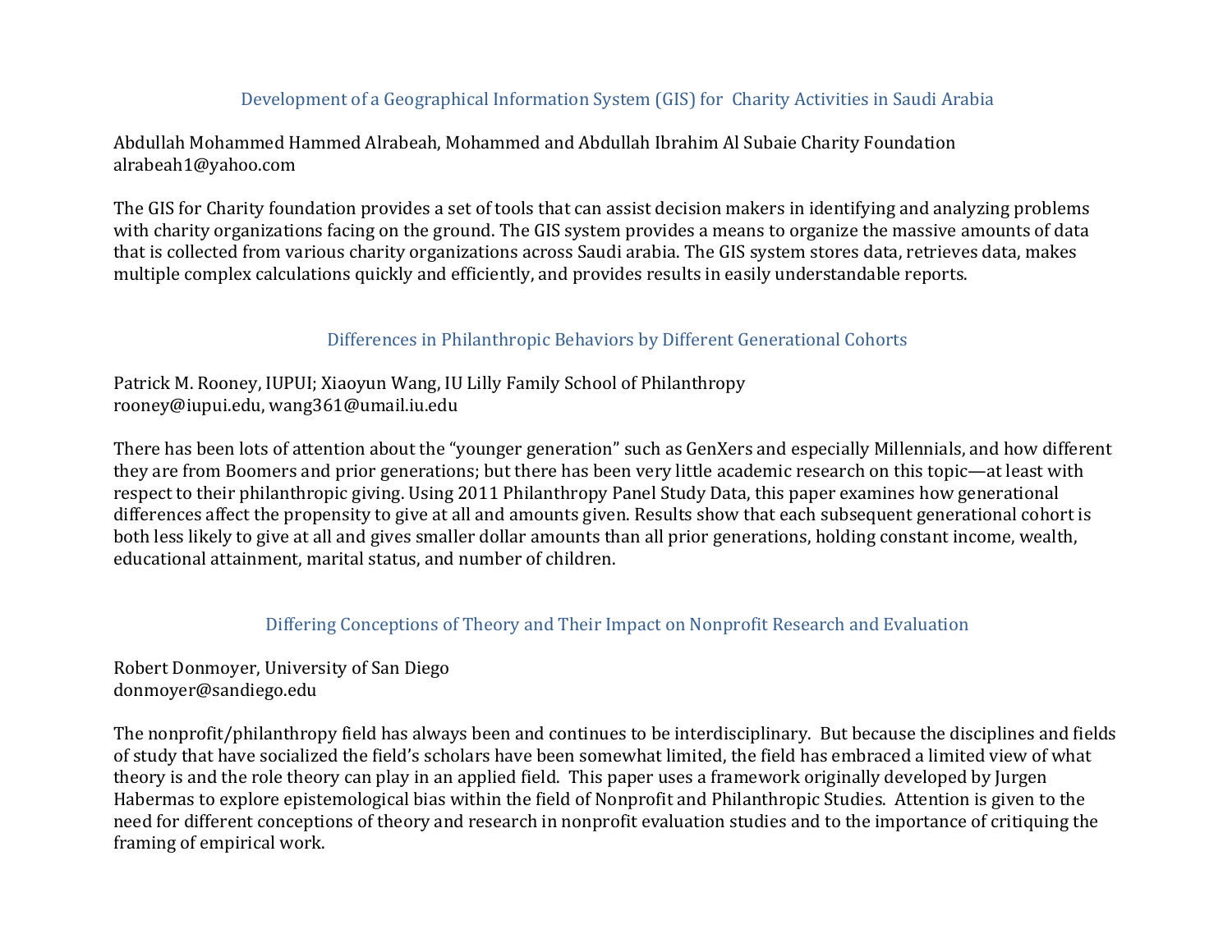## Development of a Geographical Information System (GIS) for Charity Activities in Saudi Arabia

Abdullah Mohammed Hammed Alrabeah, Mohammed and Abdullah Ibrahim Al Subaie Charity Foundation
alrabeah1@yahoo.com

The GIS for Charity foundation provides a set of tools that can assist decision makers in identifying and analyzing problems with charity organizations facing on the ground. The GIS system provides a means to organize the massive amounts of data that is collected from various charity organizations across Saudi arabia. The GIS system stores data, retrieves data, makes multiple complex calculations quickly and efficiently, and provides results in easily understandable reports.

## Differences in Philanthropic Behaviors by Different Generational Cohorts

Patrick M. Rooney, IUPUI; Xiaoyun Wang, IU Lilly Family School of Philanthropy
rooney@iupui.edu, wang361@umail.iu.edu

There has been lots of attention about the "younger generation" such as GenXers and especially Millennials, and how different they are from Boomers and prior generations; but there has been very little academic research on this topic—at least with respect to their philanthropic giving. Using 2011 Philanthropy Panel Study Data, this paper examines how generational differences affect the propensity to give at all and amounts given. Results show that each subsequent generational cohort is both less likely to give at all and gives smaller dollar amounts than all prior generations, holding constant income, wealth, educational attainment, marital status, and number of children.

## Differing Conceptions of Theory and Their Impact on Nonprofit Research and Evaluation

Robert Donmoyer, University of San Diego
donmoyer@sandiego.edu

The nonprofit/philanthropy field has always been and continues to be interdisciplinary. But because the disciplines and fields of study that have socialized the field's scholars have been somewhat limited, the field has embraced a limited view of what theory is and the role theory can play in an applied field. This paper uses a framework originally developed by Jurgen Habermas to explore epistemological bias within the field of Nonprofit and Philanthropic Studies. Attention is given to the need for different conceptions of theory and research in nonprofit evaluation studies and to the importance of critiquing the framing of empirical work.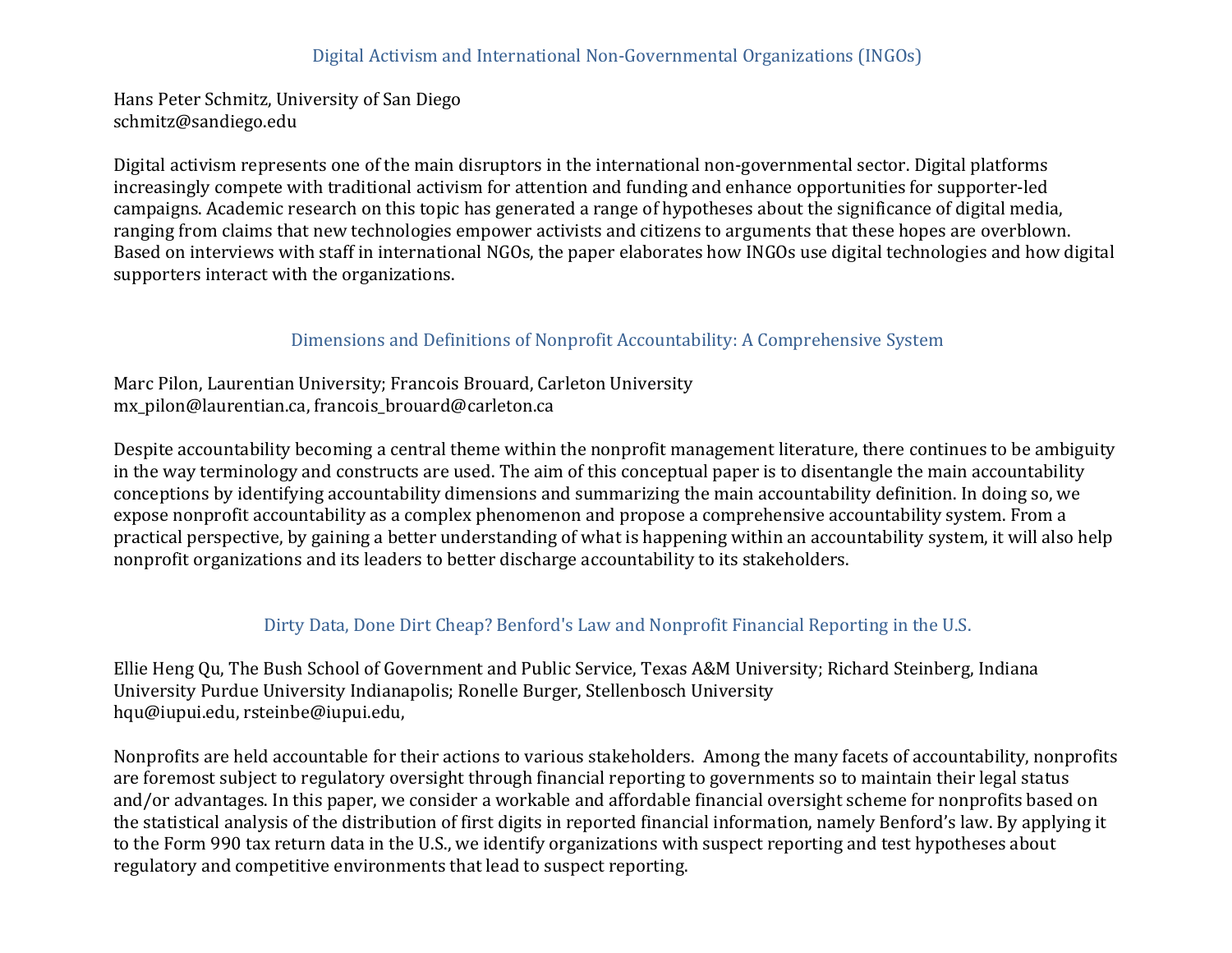## Digital Activism and International Non-Governmental Organizations (INGOs)

Hans Peter Schmitz, University of San Diego
schmitz@sandiego.edu

Digital activism represents one of the main disruptors in the international non-governmental sector. Digital platforms increasingly compete with traditional activism for attention and funding and enhance opportunities for supporter-led campaigns. Academic research on this topic has generated a range of hypotheses about the significance of digital media, ranging from claims that new technologies empower activists and citizens to arguments that these hopes are overblown. Based on interviews with staff in international NGOs, the paper elaborates how INGOs use digital technologies and how digital supporters interact with the organizations.

## Dimensions and Definitions of Nonprofit Accountability: A Comprehensive System

Marc Pilon, Laurentian University; Francois Brouard, Carleton University
mx_pilon@laurentian.ca, francois_brouard@carleton.ca

Despite accountability becoming a central theme within the nonprofit management literature, there continues to be ambiguity in the way terminology and constructs are used. The aim of this conceptual paper is to disentangle the main accountability conceptions by identifying accountability dimensions and summarizing the main accountability definition. In doing so, we expose nonprofit accountability as a complex phenomenon and propose a comprehensive accountability system. From a practical perspective, by gaining a better understanding of what is happening within an accountability system, it will also help nonprofit organizations and its leaders to better discharge accountability to its stakeholders.

## Dirty Data, Done Dirt Cheap? Benford's Law and Nonprofit Financial Reporting in the U.S.

Ellie Heng Qu, The Bush School of Government and Public Service, Texas A&M University; Richard Steinberg, Indiana University Purdue University Indianapolis; Ronelle Burger, Stellenbosch University
hqu@iupui.edu, rsteinbe@iupui.edu,

Nonprofits are held accountable for their actions to various stakeholders. Among the many facets of accountability, nonprofits are foremost subject to regulatory oversight through financial reporting to governments so to maintain their legal status and/or advantages. In this paper, we consider a workable and affordable financial oversight scheme for nonprofits based on the statistical analysis of the distribution of first digits in reported financial information, namely Benford's law. By applying it to the Form 990 tax return data in the U.S., we identify organizations with suspect reporting and test hypotheses about regulatory and competitive environments that lead to suspect reporting.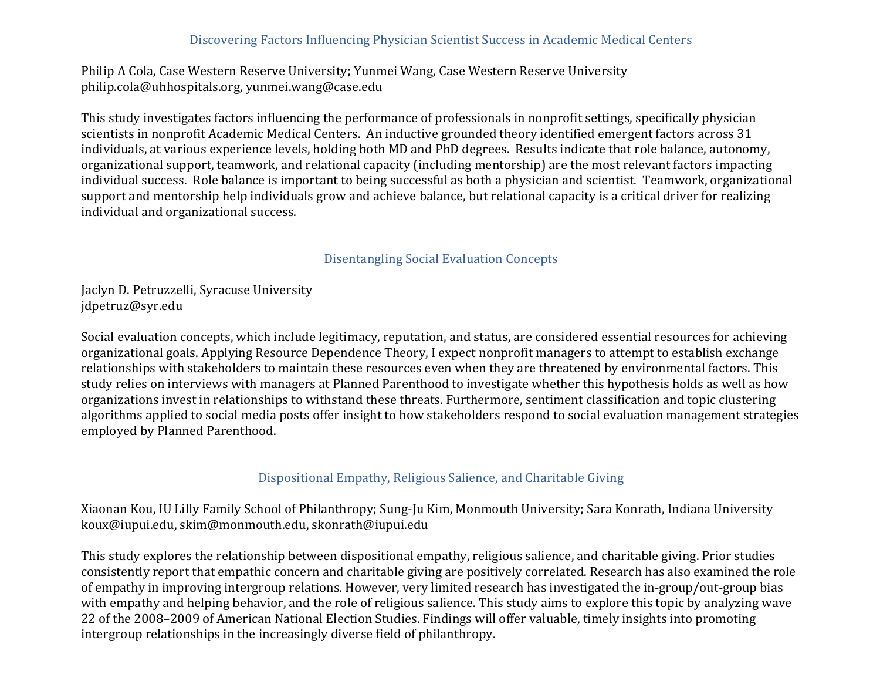## Discovering Factors Influencing Physician Scientist Success in Academic Medical Centers

Philip A Cola, Case Western Reserve University; Yunmei Wang, Case Western Reserve University
philip.cola@uhhospitals.org, yunmei.wang@case.edu

This study investigates factors influencing the performance of professionals in nonprofit settings, specifically physician scientists in nonprofit Academic Medical Centers. An inductive grounded theory identified emergent factors across 31 individuals, at various experience levels, holding both MD and PhD degrees. Results indicate that role balance, autonomy, organizational support, teamwork, and relational capacity (including mentorship) are the most relevant factors impacting individual success. Role balance is important to being successful as both a physician and scientist. Teamwork, organizational support and mentorship help individuals grow and achieve balance, but relational capacity is a critical driver for realizing individual and organizational success.

## Disentangling Social Evaluation Concepts

Jaclyn D. Petruzzelli, Syracuse University
jdpetruz@syr.edu

Social evaluation concepts, which include legitimacy, reputation, and status, are considered essential resources for achieving organizational goals. Applying Resource Dependence Theory, I expect nonprofit managers to attempt to establish exchange relationships with stakeholders to maintain these resources even when they are threatened by environmental factors. This study relies on interviews with managers at Planned Parenthood to investigate whether this hypothesis holds as well as how organizations invest in relationships to withstand these threats. Furthermore, sentiment classification and topic clustering algorithms applied to social media posts offer insight to how stakeholders respond to social evaluation management strategies employed by Planned Parenthood.

## Dispositional Empathy, Religious Salience, and Charitable Giving

Xiaonan Kou, IU Lilly Family School of Philanthropy; Sung-Ju Kim, Monmouth University; Sara Konrath, Indiana University
koux@iupui.edu, skim@monmouth.edu, skonrath@iupui.edu

This study explores the relationship between dispositional empathy, religious salience, and charitable giving. Prior studies consistently report that empathic concern and charitable giving are positively correlated. Research has also examined the role of empathy in improving intergroup relations. However, very limited research has investigated the in-group/out-group bias with empathy and helping behavior, and the role of religious salience. This study aims to explore this topic by analyzing wave 22 of the 2008–2009 of American National Election Studies. Findings will offer valuable, timely insights into promoting intergroup relationships in the increasingly diverse field of philanthropy.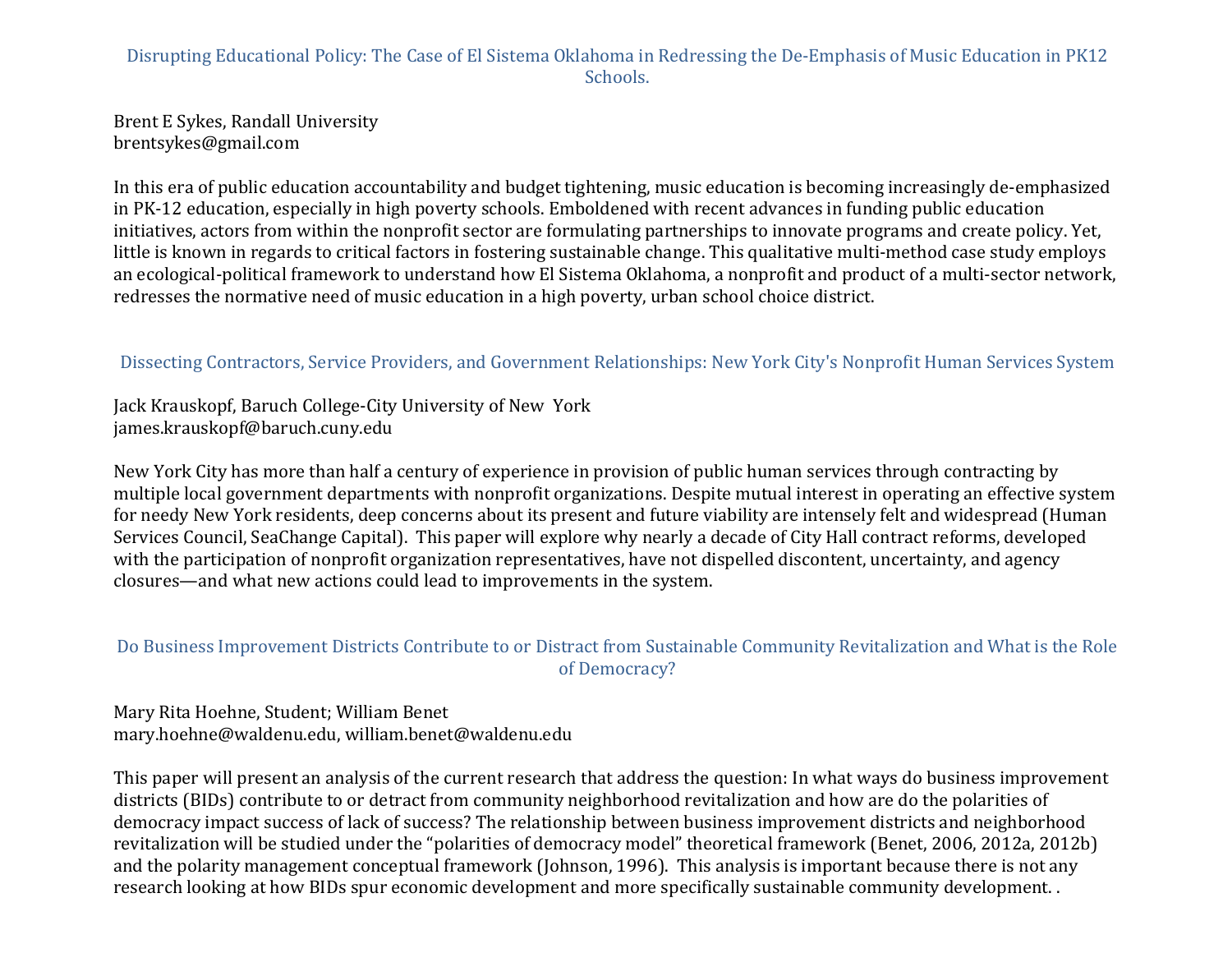## Disrupting Educational Policy: The Case of El Sistema Oklahoma in Redressing the De-Emphasis of Music Education in PK12 Schools.

Brent E Sykes, Randall University
brentsykes@gmail.com

In this era of public education accountability and budget tightening, music education is becoming increasingly de-emphasized in PK-12 education, especially in high poverty schools. Emboldened with recent advances in funding public education initiatives, actors from within the nonprofit sector are formulating partnerships to innovate programs and create policy. Yet, little is known in regards to critical factors in fostering sustainable change. This qualitative multi-method case study employs an ecological-political framework to understand how El Sistema Oklahoma, a nonprofit and product of a multi-sector network, redresses the normative need of music education in a high poverty, urban school choice district.

## Dissecting Contractors, Service Providers, and Government Relationships: New York City's Nonprofit Human Services System

Jack Krauskopf, Baruch College-City University of New York
james.krauskopf@baruch.cuny.edu

New York City has more than half a century of experience in provision of public human services through contracting by multiple local government departments with nonprofit organizations. Despite mutual interest in operating an effective system for needy New York residents, deep concerns about its present and future viability are intensely felt and widespread (Human Services Council, SeaChange Capital). This paper will explore why nearly a decade of City Hall contract reforms, developed with the participation of nonprofit organization representatives, have not dispelled discontent, uncertainty, and agency closures—and what new actions could lead to improvements in the system.

## Do Business Improvement Districts Contribute to or Distract from Sustainable Community Revitalization and What is the Role of Democracy?

Mary Rita Hoehne, Student; William Benet
mary.hoehne@waldenu.edu, william.benet@waldenu.edu

This paper will present an analysis of the current research that address the question: In what ways do business improvement districts (BIDs) contribute to or detract from community neighborhood revitalization and how are do the polarities of democracy impact success of lack of success? The relationship between business improvement districts and neighborhood revitalization will be studied under the "polarities of democracy model" theoretical framework (Benet, 2006, 2012a, 2012b) and the polarity management conceptual framework (Johnson, 1996). This analysis is important because there is not any research looking at how BIDs spur economic development and more specifically sustainable community development. .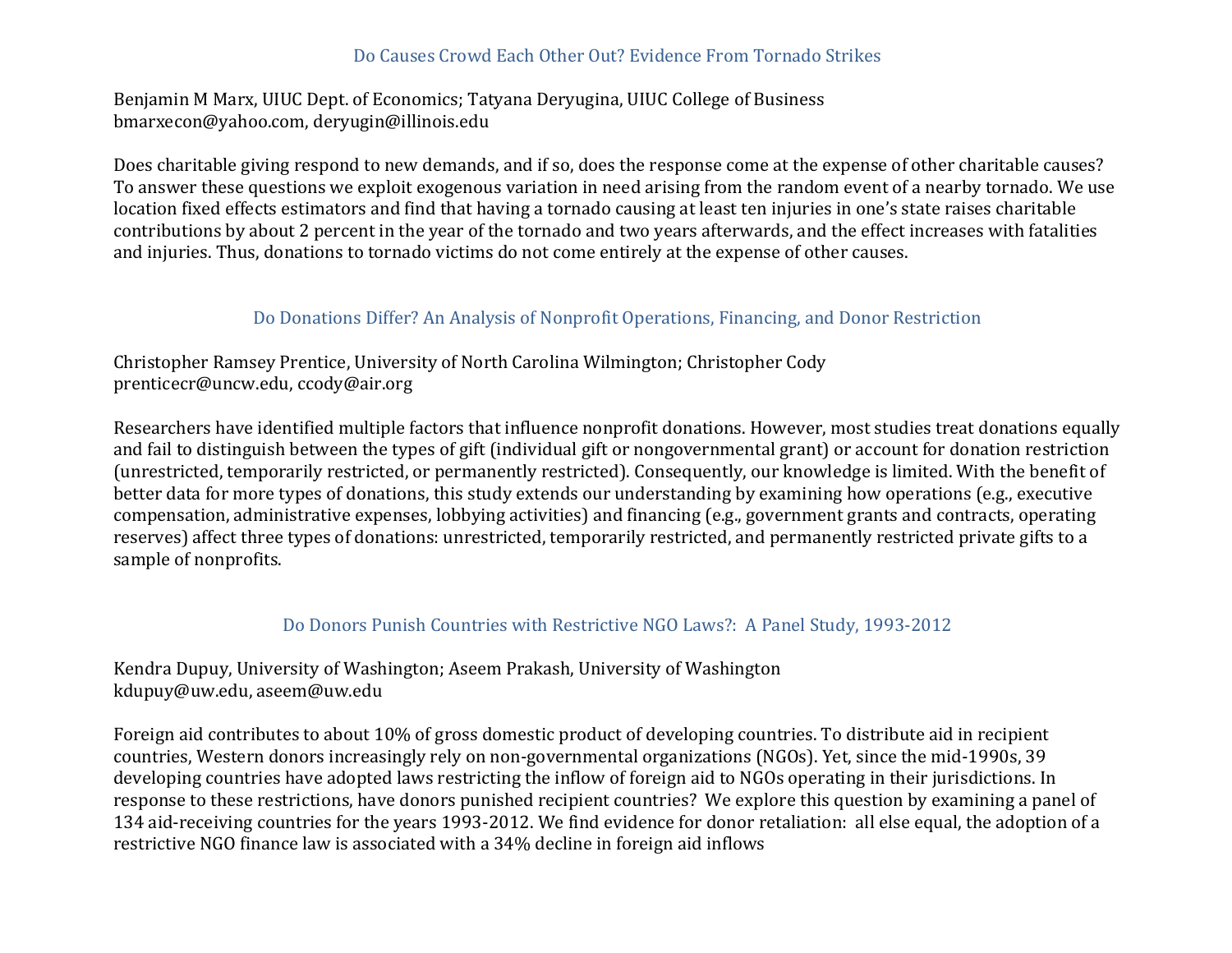## Do Causes Crowd Each Other Out? Evidence From Tornado Strikes

Benjamin M Marx, UIUC Dept. of Economics; Tatyana Deryugina, UIUC College of Business
bmarxecon@yahoo.com, deryugin@illinois.edu

Does charitable giving respond to new demands, and if so, does the response come at the expense of other charitable causes? To answer these questions we exploit exogenous variation in need arising from the random event of a nearby tornado. We use location fixed effects estimators and find that having a tornado causing at least ten injuries in one's state raises charitable contributions by about 2 percent in the year of the tornado and two years afterwards, and the effect increases with fatalities and injuries. Thus, donations to tornado victims do not come entirely at the expense of other causes.

## Do Donations Differ? An Analysis of Nonprofit Operations, Financing, and Donor Restriction

Christopher Ramsey Prentice, University of North Carolina Wilmington; Christopher Cody
prenticecr@uncw.edu, ccody@air.org

Researchers have identified multiple factors that influence nonprofit donations. However, most studies treat donations equally and fail to distinguish between the types of gift (individual gift or nongovernmental grant) or account for donation restriction (unrestricted, temporarily restricted, or permanently restricted). Consequently, our knowledge is limited. With the benefit of better data for more types of donations, this study extends our understanding by examining how operations (e.g., executive compensation, administrative expenses, lobbying activities) and financing (e.g., government grants and contracts, operating reserves) affect three types of donations: unrestricted, temporarily restricted, and permanently restricted private gifts to a sample of nonprofits.

## Do Donors Punish Countries with Restrictive NGO Laws?: A Panel Study, 1993-2012

Kendra Dupuy, University of Washington; Aseem Prakash, University of Washington
kdupuy@uw.edu, aseem@uw.edu

Foreign aid contributes to about 10% of gross domestic product of developing countries. To distribute aid in recipient countries, Western donors increasingly rely on non-governmental organizations (NGOs). Yet, since the mid-1990s, 39 developing countries have adopted laws restricting the inflow of foreign aid to NGOs operating in their jurisdictions. In response to these restrictions, have donors punished recipient countries? We explore this question by examining a panel of 134 aid-receiving countries for the years 1993-2012. We find evidence for donor retaliation: all else equal, the adoption of a restrictive NGO finance law is associated with a 34% decline in foreign aid inflows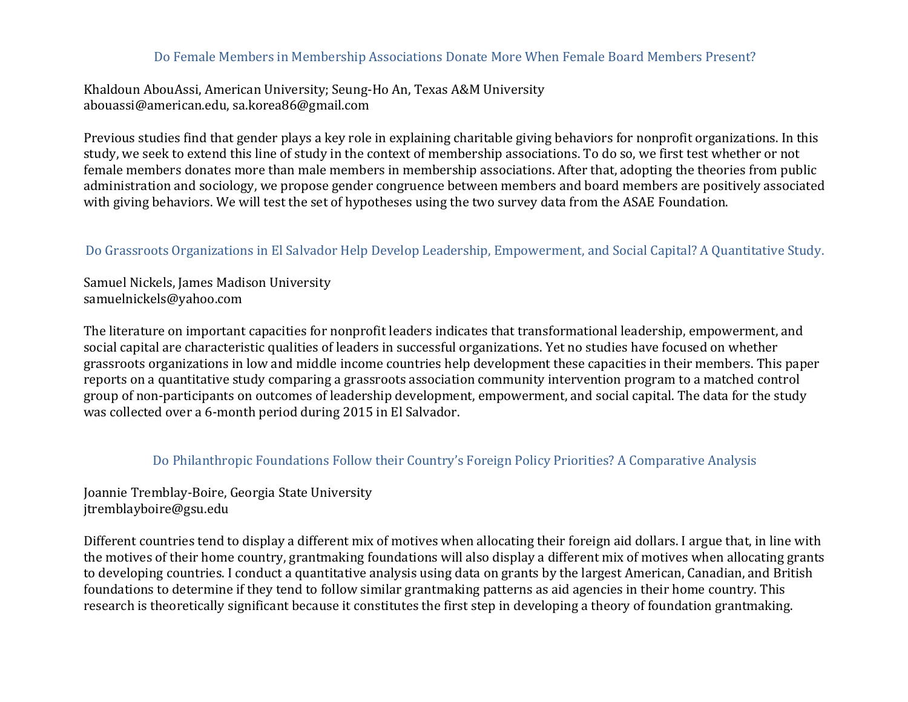## Do Female Members in Membership Associations Donate More When Female Board Members Present?

Khaldoun AbouAssi, American University; Seung-Ho An, Texas A&M University
abouassi@american.edu, sa.korea86@gmail.com

Previous studies find that gender plays a key role in explaining charitable giving behaviors for nonprofit organizations. In this study, we seek to extend this line of study in the context of membership associations. To do so, we first test whether or not female members donates more than male members in membership associations. After that, adopting the theories from public administration and sociology, we propose gender congruence between members and board members are positively associated with giving behaviors. We will test the set of hypotheses using the two survey data from the ASAE Foundation.

## Do Grassroots Organizations in El Salvador Help Develop Leadership, Empowerment, and Social Capital? A Quantitative Study.

Samuel Nickels, James Madison University
samuelnickels@yahoo.com

The literature on important capacities for nonprofit leaders indicates that transformational leadership, empowerment, and social capital are characteristic qualities of leaders in successful organizations. Yet no studies have focused on whether grassroots organizations in low and middle income countries help development these capacities in their members. This paper reports on a quantitative study comparing a grassroots association community intervention program to a matched control group of non-participants on outcomes of leadership development, empowerment, and social capital. The data for the study was collected over a 6-month period during 2015 in El Salvador.

## Do Philanthropic Foundations Follow their Country's Foreign Policy Priorities? A Comparative Analysis

Joannie Tremblay-Boire, Georgia State University
jtremblayboire@gsu.edu

Different countries tend to display a different mix of motives when allocating their foreign aid dollars. I argue that, in line with the motives of their home country, grantmaking foundations will also display a different mix of motives when allocating grants to developing countries. I conduct a quantitative analysis using data on grants by the largest American, Canadian, and British foundations to determine if they tend to follow similar grantmaking patterns as aid agencies in their home country. This research is theoretically significant because it constitutes the first step in developing a theory of foundation grantmaking.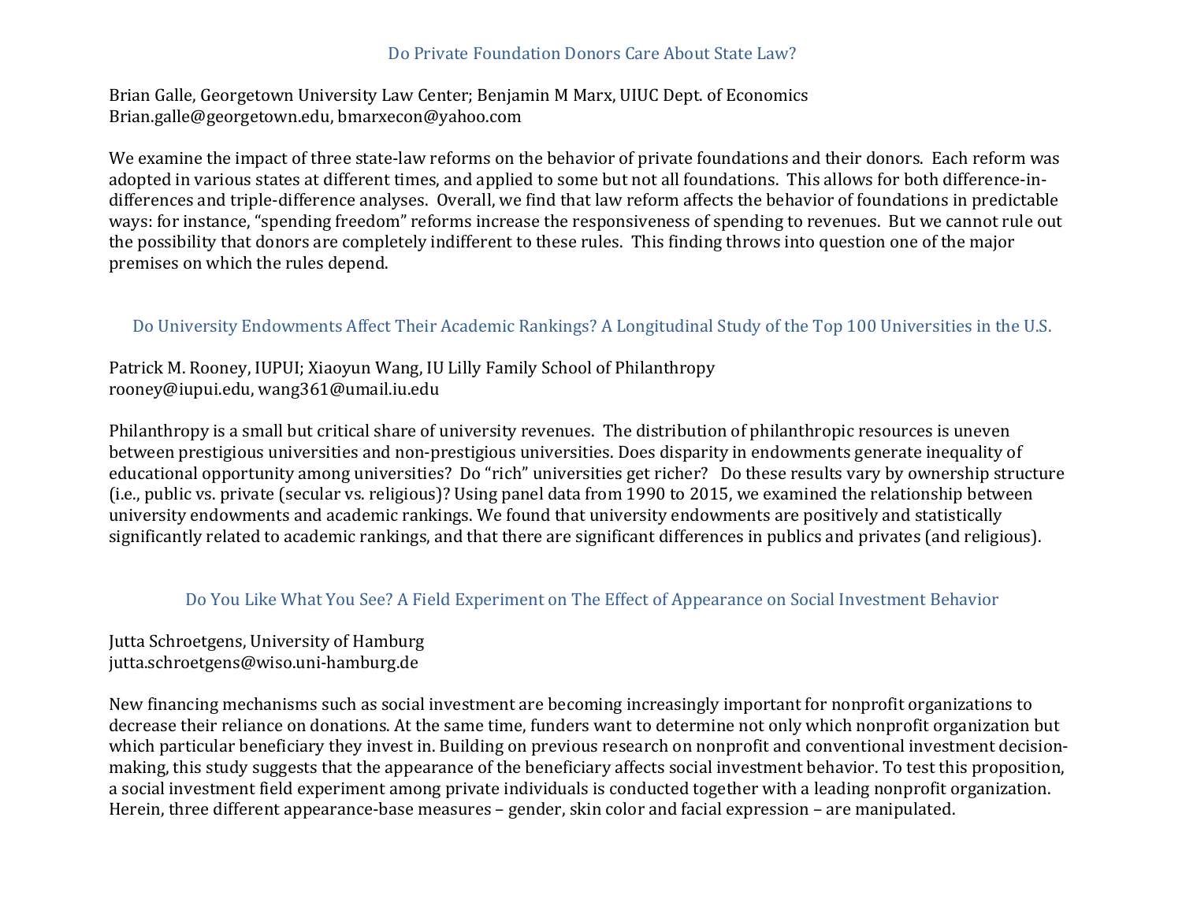## Do Private Foundation Donors Care About State Law?

Brian Galle, Georgetown University Law Center; Benjamin M Marx, UIUC Dept. of Economics
Brian.galle@georgetown.edu, bmarxecon@yahoo.com

We examine the impact of three state-law reforms on the behavior of private foundations and their donors. Each reform was adopted in various states at different times, and applied to some but not all foundations. This allows for both difference-in-differences and triple-difference analyses. Overall, we find that law reform affects the behavior of foundations in predictable ways: for instance, "spending freedom" reforms increase the responsiveness of spending to revenues. But we cannot rule out the possibility that donors are completely indifferent to these rules. This finding throws into question one of the major premises on which the rules depend.

## Do University Endowments Affect Their Academic Rankings? A Longitudinal Study of the Top 100 Universities in the U.S.

Patrick M. Rooney, IUPUI; Xiaoyun Wang, IU Lilly Family School of Philanthropy
rooney@iupui.edu, wang361@umail.iu.edu

Philanthropy is a small but critical share of university revenues. The distribution of philanthropic resources is uneven between prestigious universities and non-prestigious universities. Does disparity in endowments generate inequality of educational opportunity among universities? Do "rich" universities get richer? Do these results vary by ownership structure (i.e., public vs. private (secular vs. religious)? Using panel data from 1990 to 2015, we examined the relationship between university endowments and academic rankings. We found that university endowments are positively and statistically significantly related to academic rankings, and that there are significant differences in publics and privates (and religious).

## Do You Like What You See? A Field Experiment on The Effect of Appearance on Social Investment Behavior

Jutta Schroetgens, University of Hamburg
jutta.schroetgens@wiso.uni-hamburg.de

New financing mechanisms such as social investment are becoming increasingly important for nonprofit organizations to decrease their reliance on donations. At the same time, funders want to determine not only which nonprofit organization but which particular beneficiary they invest in. Building on previous research on nonprofit and conventional investment decision-making, this study suggests that the appearance of the beneficiary affects social investment behavior. To test this proposition, a social investment field experiment among private individuals is conducted together with a leading nonprofit organization. Herein, three different appearance-base measures – gender, skin color and facial expression – are manipulated.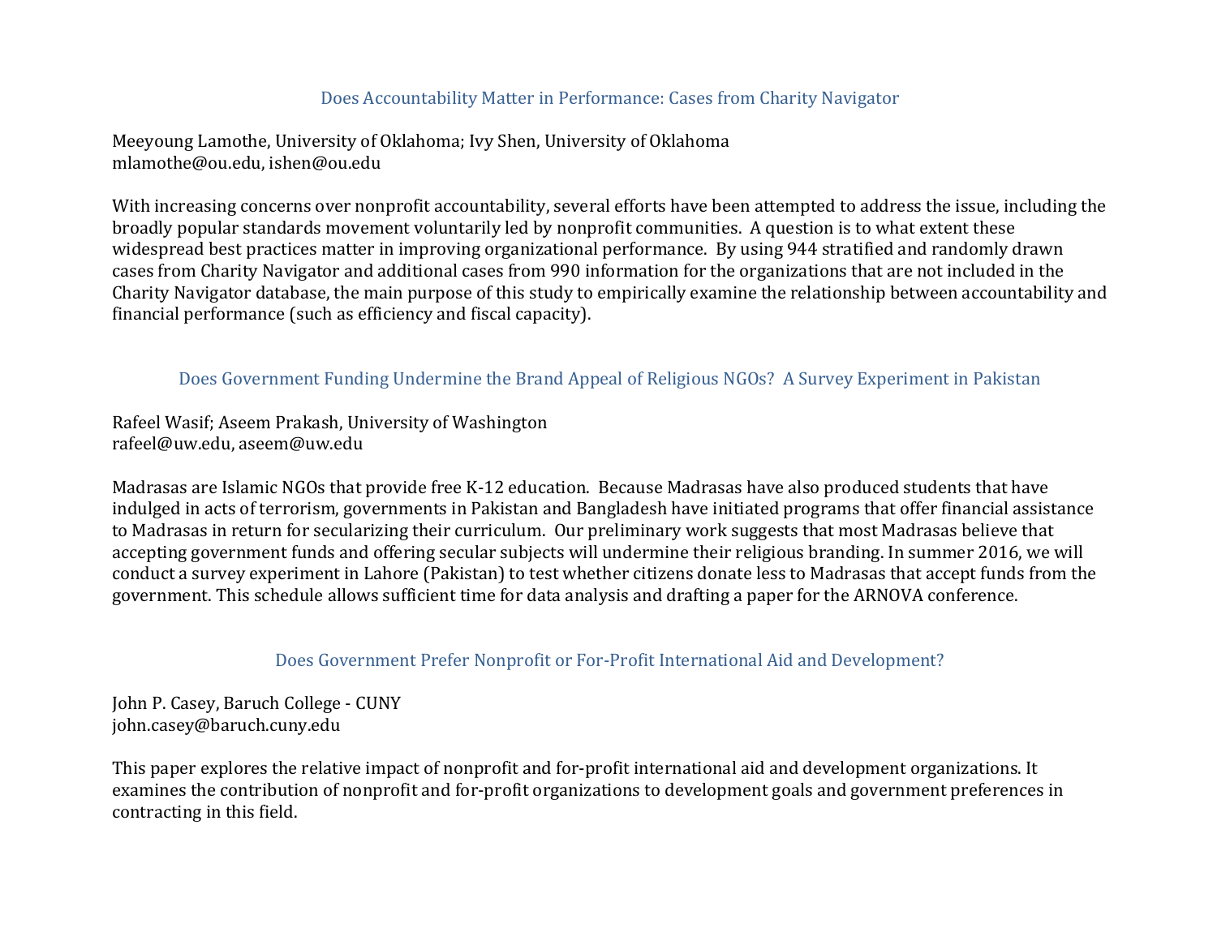## Does Accountability Matter in Performance: Cases from Charity Navigator

Meeyoung Lamothe, University of Oklahoma; Ivy Shen, University of Oklahoma
mlamothe@ou.edu, ishen@ou.edu

With increasing concerns over nonprofit accountability, several efforts have been attempted to address the issue, including the broadly popular standards movement voluntarily led by nonprofit communities. A question is to what extent these widespread best practices matter in improving organizational performance. By using 944 stratified and randomly drawn cases from Charity Navigator and additional cases from 990 information for the organizations that are not included in the Charity Navigator database, the main purpose of this study to empirically examine the relationship between accountability and financial performance (such as efficiency and fiscal capacity).

## Does Government Funding Undermine the Brand Appeal of Religious NGOs? A Survey Experiment in Pakistan

Rafeel Wasif; Aseem Prakash, University of Washington
rafeel@uw.edu, aseem@uw.edu

Madrasas are Islamic NGOs that provide free K-12 education. Because Madrasas have also produced students that have indulged in acts of terrorism, governments in Pakistan and Bangladesh have initiated programs that offer financial assistance to Madrasas in return for secularizing their curriculum. Our preliminary work suggests that most Madrasas believe that accepting government funds and offering secular subjects will undermine their religious branding. In summer 2016, we will conduct a survey experiment in Lahore (Pakistan) to test whether citizens donate less to Madrasas that accept funds from the government. This schedule allows sufficient time for data analysis and drafting a paper for the ARNOVA conference.

## Does Government Prefer Nonprofit or For-Profit International Aid and Development?

John P. Casey, Baruch College - CUNY
john.casey@baruch.cuny.edu

This paper explores the relative impact of nonprofit and for-profit international aid and development organizations. It examines the contribution of nonprofit and for-profit organizations to development goals and government preferences in contracting in this field.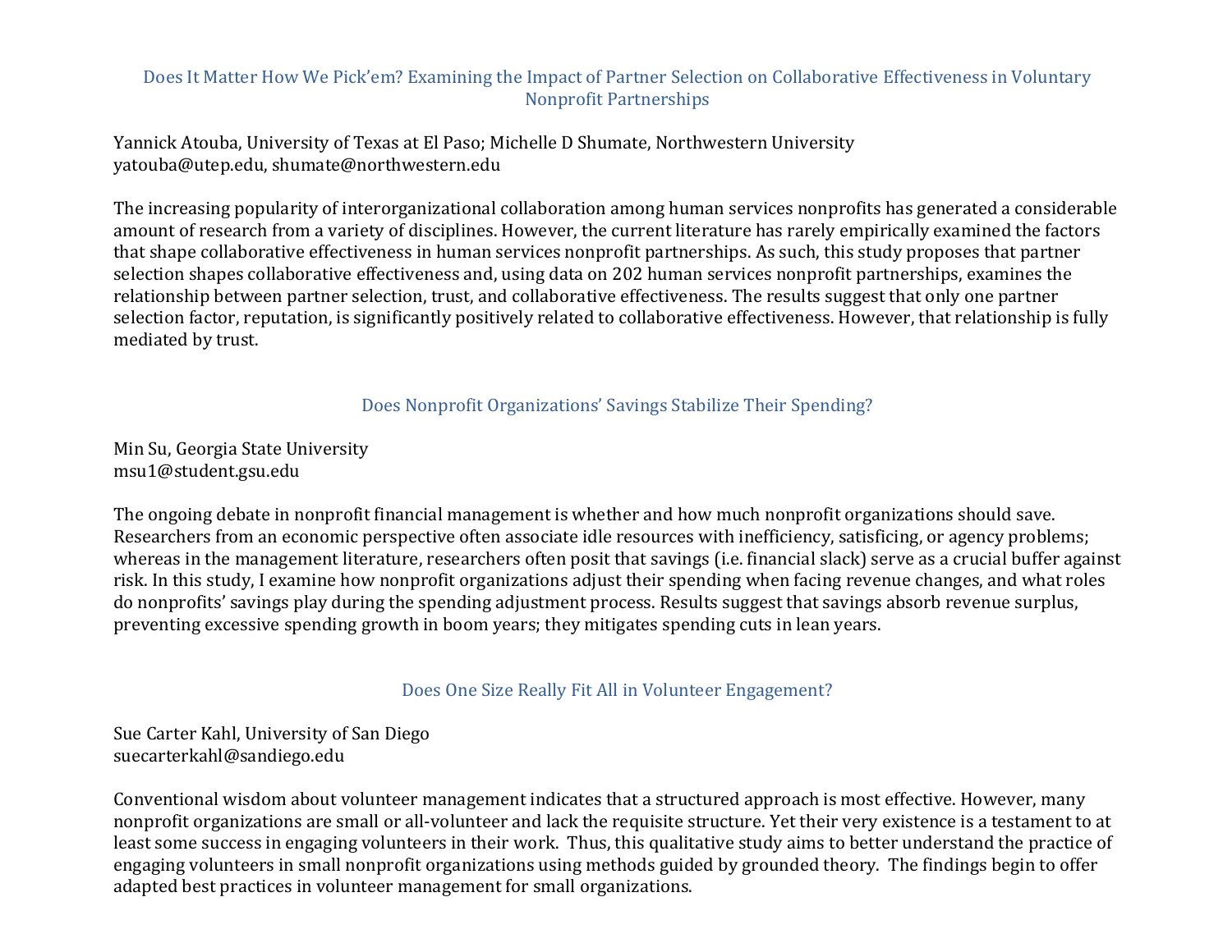## Does It Matter How We Pick'em? Examining the Impact of Partner Selection on Collaborative Effectiveness in Voluntary Nonprofit Partnerships

Yannick Atouba, University of Texas at El Paso; Michelle D Shumate, Northwestern University
yatouba@utep.edu, shumate@northwestern.edu

The increasing popularity of interorganizational collaboration among human services nonprofits has generated a considerable amount of research from a variety of disciplines. However, the current literature has rarely empirically examined the factors that shape collaborative effectiveness in human services nonprofit partnerships. As such, this study proposes that partner selection shapes collaborative effectiveness and, using data on 202 human services nonprofit partnerships, examines the relationship between partner selection, trust, and collaborative effectiveness. The results suggest that only one partner selection factor, reputation, is significantly positively related to collaborative effectiveness. However, that relationship is fully mediated by trust.

## Does Nonprofit Organizations' Savings Stabilize Their Spending?

Min Su, Georgia State University
msu1@student.gsu.edu

The ongoing debate in nonprofit financial management is whether and how much nonprofit organizations should save. Researchers from an economic perspective often associate idle resources with inefficiency, satisficing, or agency problems; whereas in the management literature, researchers often posit that savings (i.e. financial slack) serve as a crucial buffer against risk. In this study, I examine how nonprofit organizations adjust their spending when facing revenue changes, and what roles do nonprofits' savings play during the spending adjustment process. Results suggest that savings absorb revenue surplus, preventing excessive spending growth in boom years; they mitigates spending cuts in lean years.

## Does One Size Really Fit All in Volunteer Engagement?

Sue Carter Kahl, University of San Diego
suecarterkahl@sandiego.edu

Conventional wisdom about volunteer management indicates that a structured approach is most effective. However, many nonprofit organizations are small or all-volunteer and lack the requisite structure. Yet their very existence is a testament to at least some success in engaging volunteers in their work. Thus, this qualitative study aims to better understand the practice of engaging volunteers in small nonprofit organizations using methods guided by grounded theory. The findings begin to offer adapted best practices in volunteer management for small organizations.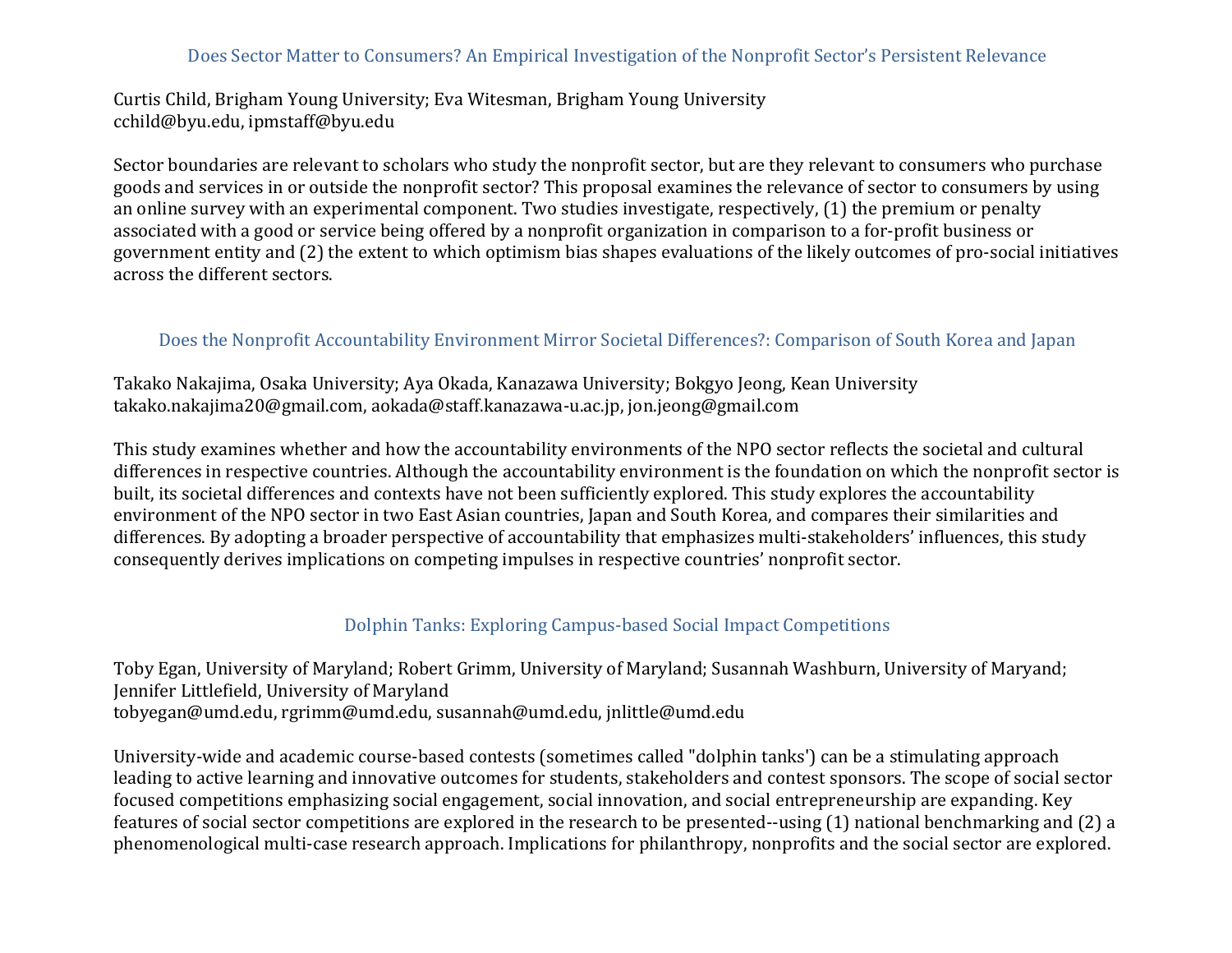## Does Sector Matter to Consumers? An Empirical Investigation of the Nonprofit Sector's Persistent Relevance

Curtis Child, Brigham Young University; Eva Witesman, Brigham Young University
cchild@byu.edu, ipmstaff@byu.edu

Sector boundaries are relevant to scholars who study the nonprofit sector, but are they relevant to consumers who purchase goods and services in or outside the nonprofit sector? This proposal examines the relevance of sector to consumers by using an online survey with an experimental component. Two studies investigate, respectively, (1) the premium or penalty associated with a good or service being offered by a nonprofit organization in comparison to a for-profit business or government entity and (2) the extent to which optimism bias shapes evaluations of the likely outcomes of pro-social initiatives across the different sectors.

## Does the Nonprofit Accountability Environment Mirror Societal Differences?: Comparison of South Korea and Japan

Takako Nakajima, Osaka University; Aya Okada, Kanazawa University; Bokgyo Jeong, Kean University
takako.nakajima20@gmail.com, aokada@staff.kanazawa-u.ac.jp, jon.jeong@gmail.com

This study examines whether and how the accountability environments of the NPO sector reflects the societal and cultural differences in respective countries. Although the accountability environment is the foundation on which the nonprofit sector is built, its societal differences and contexts have not been sufficiently explored. This study explores the accountability environment of the NPO sector in two East Asian countries, Japan and South Korea, and compares their similarities and differences. By adopting a broader perspective of accountability that emphasizes multi-stakeholders' influences, this study consequently derives implications on competing impulses in respective countries' nonprofit sector.

## Dolphin Tanks: Exploring Campus-based Social Impact Competitions

Toby Egan, University of Maryland; Robert Grimm, University of Maryland; Susannah Washburn, University of Maryand; Jennifer Littlefield, University of Maryland
tobyegan@umd.edu, rgrimm@umd.edu, susannah@umd.edu, jnlittle@umd.edu

University-wide and academic course-based contests (sometimes called "dolphin tanks') can be a stimulating approach leading to active learning and innovative outcomes for students, stakeholders and contest sponsors. The scope of social sector focused competitions emphasizing social engagement, social innovation, and social entrepreneurship are expanding. Key features of social sector competitions are explored in the research to be presented--using (1) national benchmarking and (2) a phenomenological multi-case research approach. Implications for philanthropy, nonprofits and the social sector are explored.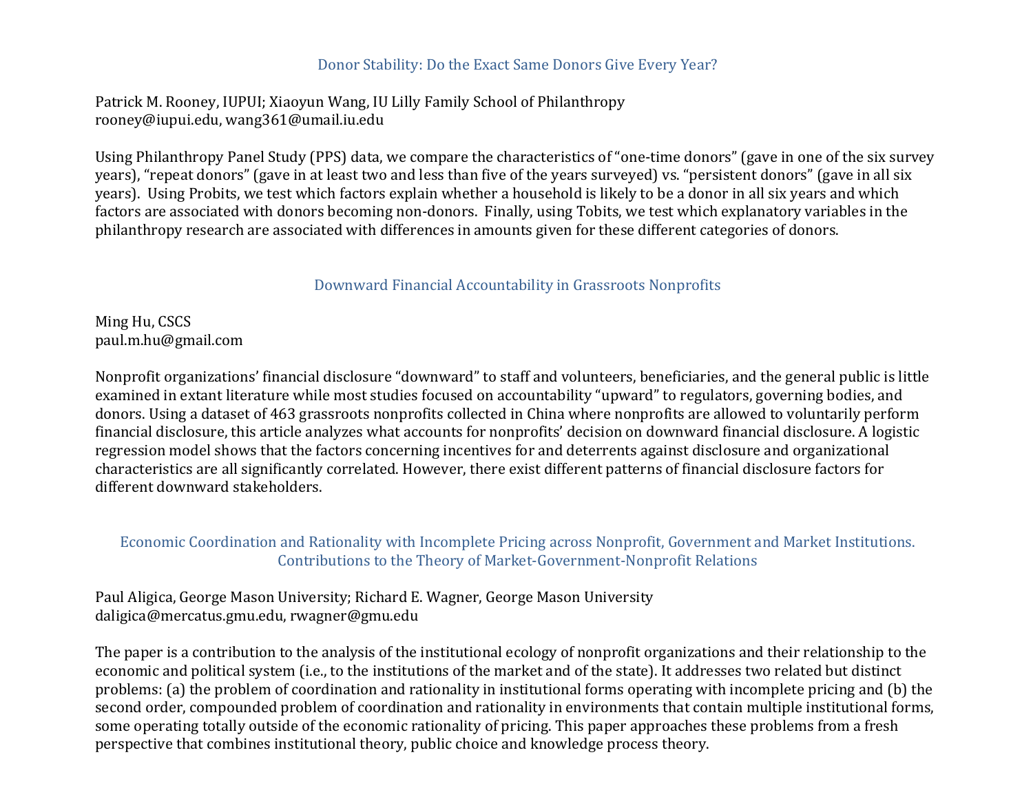## Donor Stability: Do the Exact Same Donors Give Every Year?

Patrick M. Rooney, IUPUI; Xiaoyun Wang, IU Lilly Family School of Philanthropy
rooney@iupui.edu, wang361@umail.iu.edu

Using Philanthropy Panel Study (PPS) data, we compare the characteristics of "one-time donors" (gave in one of the six survey years), "repeat donors" (gave in at least two and less than five of the years surveyed) vs. "persistent donors" (gave in all six years). Using Probits, we test which factors explain whether a household is likely to be a donor in all six years and which factors are associated with donors becoming non-donors. Finally, using Tobits, we test which explanatory variables in the philanthropy research are associated with differences in amounts given for these different categories of donors.

## Downward Financial Accountability in Grassroots Nonprofits

Ming Hu, CSCS
paul.m.hu@gmail.com

Nonprofit organizations' financial disclosure "downward" to staff and volunteers, beneficiaries, and the general public is little examined in extant literature while most studies focused on accountability "upward" to regulators, governing bodies, and donors. Using a dataset of 463 grassroots nonprofits collected in China where nonprofits are allowed to voluntarily perform financial disclosure, this article analyzes what accounts for nonprofits' decision on downward financial disclosure. A logistic regression model shows that the factors concerning incentives for and deterrents against disclosure and organizational characteristics are all significantly correlated. However, there exist different patterns of financial disclosure factors for different downward stakeholders.

## Economic Coordination and Rationality with Incomplete Pricing across Nonprofit, Government and Market Institutions. Contributions to the Theory of Market-Government-Nonprofit Relations

Paul Aligica, George Mason University; Richard E. Wagner, George Mason University
daligica@mercatus.gmu.edu, rwagner@gmu.edu

The paper is a contribution to the analysis of the institutional ecology of nonprofit organizations and their relationship to the economic and political system (i.e., to the institutions of the market and of the state). It addresses two related but distinct problems: (a) the problem of coordination and rationality in institutional forms operating with incomplete pricing and (b) the second order, compounded problem of coordination and rationality in environments that contain multiple institutional forms, some operating totally outside of the economic rationality of pricing. This paper approaches these problems from a fresh perspective that combines institutional theory, public choice and knowledge process theory.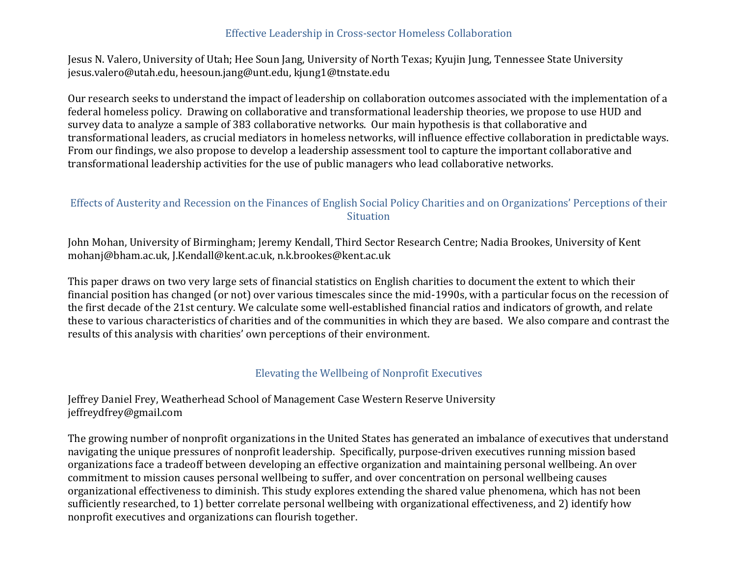## Effective Leadership in Cross-sector Homeless Collaboration

Jesus N. Valero, University of Utah; Hee Soun Jang, University of North Texas; Kyujin Jung, Tennessee State University
jesus.valero@utah.edu, heesoun.jang@unt.edu, kjung1@tnstate.edu

Our research seeks to understand the impact of leadership on collaboration outcomes associated with the implementation of a federal homeless policy. Drawing on collaborative and transformational leadership theories, we propose to use HUD and survey data to analyze a sample of 383 collaborative networks. Our main hypothesis is that collaborative and transformational leaders, as crucial mediators in homeless networks, will influence effective collaboration in predictable ways. From our findings, we also propose to develop a leadership assessment tool to capture the important collaborative and transformational leadership activities for the use of public managers who lead collaborative networks.

## Effects of Austerity and Recession on the Finances of English Social Policy Charities and on Organizations' Perceptions of their Situation

John Mohan, University of Birmingham; Jeremy Kendall, Third Sector Research Centre; Nadia Brookes, University of Kent
mohanj@bham.ac.uk, J.Kendall@kent.ac.uk, n.k.brookes@kent.ac.uk

This paper draws on two very large sets of financial statistics on English charities to document the extent to which their financial position has changed (or not) over various timescales since the mid-1990s, with a particular focus on the recession of the first decade of the 21st century. We calculate some well-established financial ratios and indicators of growth, and relate these to various characteristics of charities and of the communities in which they are based. We also compare and contrast the results of this analysis with charities' own perceptions of their environment.

## Elevating the Wellbeing of Nonprofit Executives

Jeffrey Daniel Frey, Weatherhead School of Management Case Western Reserve University
jeffreydfrey@gmail.com

The growing number of nonprofit organizations in the United States has generated an imbalance of executives that understand navigating the unique pressures of nonprofit leadership. Specifically, purpose-driven executives running mission based organizations face a tradeoff between developing an effective organization and maintaining personal wellbeing. An over commitment to mission causes personal wellbeing to suffer, and over concentration on personal wellbeing causes organizational effectiveness to diminish. This study explores extending the shared value phenomena, which has not been sufficiently researched, to 1) better correlate personal wellbeing with organizational effectiveness, and 2) identify how nonprofit executives and organizations can flourish together.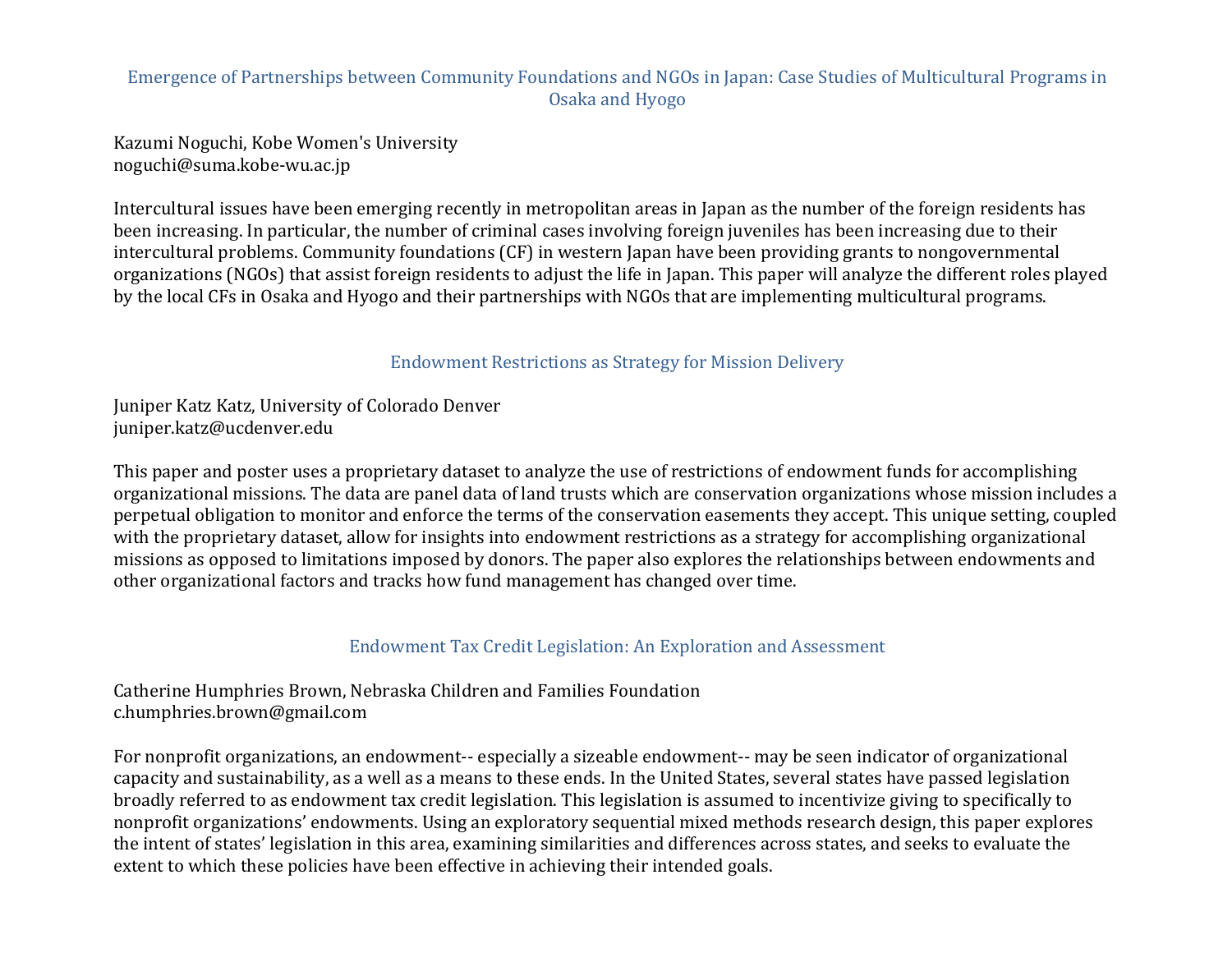## Emergence of Partnerships between Community Foundations and NGOs in Japan: Case Studies of Multicultural Programs in Osaka and Hyogo

Kazumi Noguchi, Kobe Women's University
noguchi@suma.kobe-wu.ac.jp

Intercultural issues have been emerging recently in metropolitan areas in Japan as the number of the foreign residents has been increasing. In particular, the number of criminal cases involving foreign juveniles has been increasing due to their intercultural problems. Community foundations (CF) in western Japan have been providing grants to nongovernmental organizations (NGOs) that assist foreign residents to adjust the life in Japan. This paper will analyze the different roles played by the local CFs in Osaka and Hyogo and their partnerships with NGOs that are implementing multicultural programs.

## Endowment Restrictions as Strategy for Mission Delivery

Juniper Katz Katz, University of Colorado Denver
juniper.katz@ucdenver.edu

This paper and poster uses a proprietary dataset to analyze the use of restrictions of endowment funds for accomplishing organizational missions. The data are panel data of land trusts which are conservation organizations whose mission includes a perpetual obligation to monitor and enforce the terms of the conservation easements they accept. This unique setting, coupled with the proprietary dataset, allow for insights into endowment restrictions as a strategy for accomplishing organizational missions as opposed to limitations imposed by donors. The paper also explores the relationships between endowments and other organizational factors and tracks how fund management has changed over time.

## Endowment Tax Credit Legislation: An Exploration and Assessment

Catherine Humphries Brown, Nebraska Children and Families Foundation
c.humphries.brown@gmail.com

For nonprofit organizations, an endowment-- especially a sizeable endowment-- may be seen indicator of organizational capacity and sustainability, as a well as a means to these ends. In the United States, several states have passed legislation broadly referred to as endowment tax credit legislation. This legislation is assumed to incentivize giving to specifically to nonprofit organizations' endowments. Using an exploratory sequential mixed methods research design, this paper explores the intent of states' legislation in this area, examining similarities and differences across states, and seeks to evaluate the extent to which these policies have been effective in achieving their intended goals.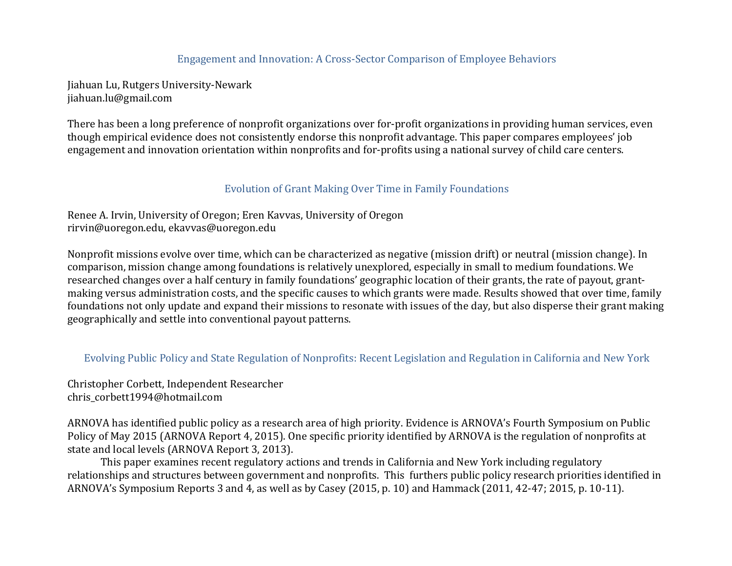## Engagement and Innovation: A Cross-Sector Comparison of Employee Behaviors

Jiahuan Lu, Rutgers University-Newark
jiahuan.lu@gmail.com

There has been a long preference of nonprofit organizations over for-profit organizations in providing human services, even though empirical evidence does not consistently endorse this nonprofit advantage. This paper compares employees' job engagement and innovation orientation within nonprofits and for-profits using a national survey of child care centers.

## Evolution of Grant Making Over Time in Family Foundations

Renee A. Irvin, University of Oregon; Eren Kavvas, University of Oregon
rirvin@uoregon.edu, ekavvas@uoregon.edu

Nonprofit missions evolve over time, which can be characterized as negative (mission drift) or neutral (mission change). In comparison, mission change among foundations is relatively unexplored, especially in small to medium foundations. We researched changes over a half century in family foundations' geographic location of their grants, the rate of payout, grant-making versus administration costs, and the specific causes to which grants were made. Results showed that over time, family foundations not only update and expand their missions to resonate with issues of the day, but also disperse their grant making geographically and settle into conventional payout patterns.

## Evolving Public Policy and State Regulation of Nonprofits: Recent Legislation and Regulation in California and New York

Christopher Corbett, Independent Researcher
chris_corbett1994@hotmail.com

ARNOVA has identified public policy as a research area of high priority. Evidence is ARNOVA's Fourth Symposium on Public Policy of May 2015 (ARNOVA Report 4, 2015). One specific priority identified by ARNOVA is the regulation of nonprofits at state and local levels (ARNOVA Report 3, 2013).

This paper examines recent regulatory actions and trends in California and New York including regulatory relationships and structures between government and nonprofits. This furthers public policy research priorities identified in ARNOVA's Symposium Reports 3 and 4, as well as by Casey (2015, p. 10) and Hammack (2011, 42-47; 2015, p. 10-11).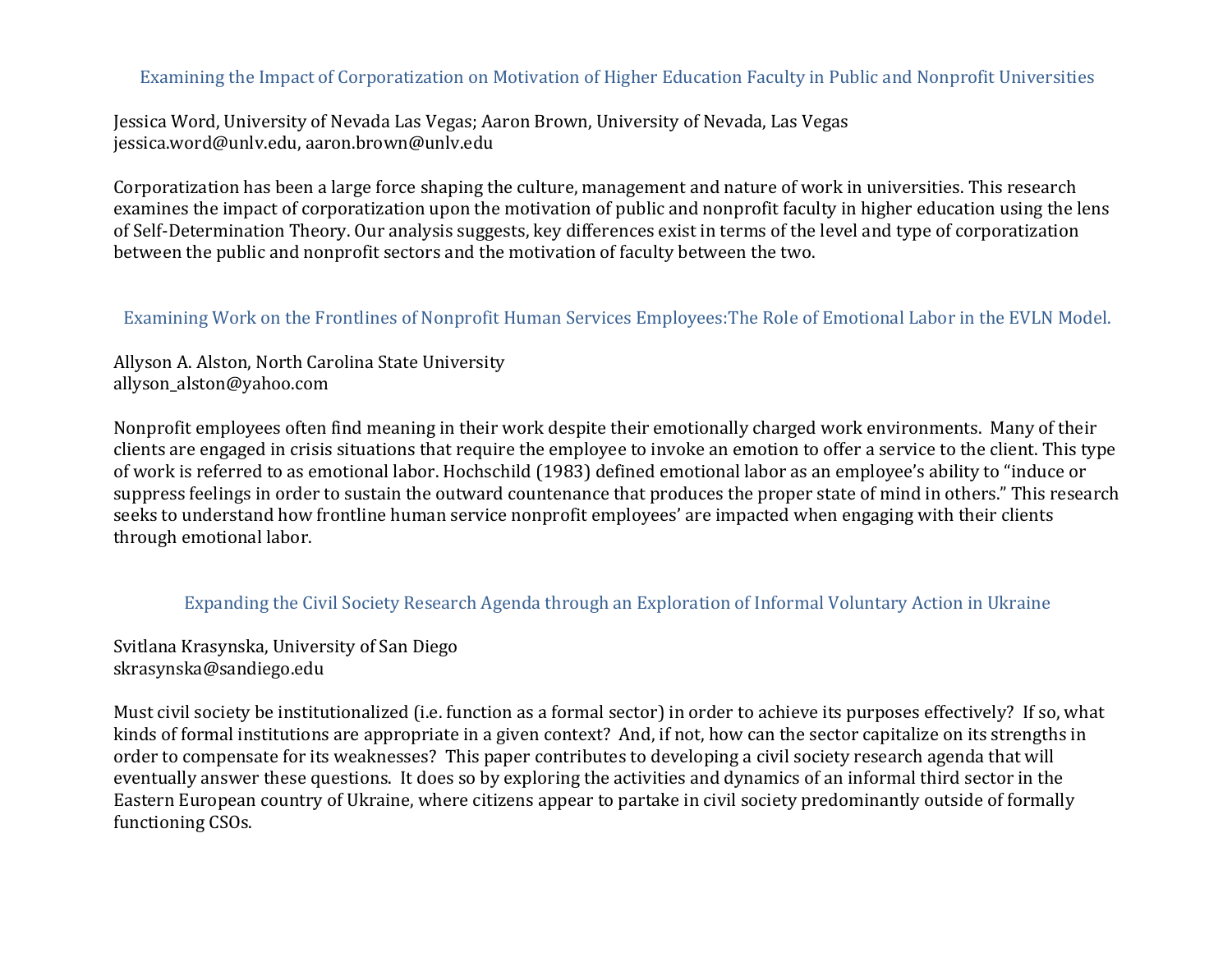## Examining the Impact of Corporatization on Motivation of Higher Education Faculty in Public and Nonprofit Universities

Jessica Word, University of Nevada Las Vegas; Aaron Brown, University of Nevada, Las Vegas
jessica.word@unlv.edu, aaron.brown@unlv.edu

Corporatization has been a large force shaping the culture, management and nature of work in universities. This research examines the impact of corporatization upon the motivation of public and nonprofit faculty in higher education using the lens of Self-Determination Theory. Our analysis suggests, key differences exist in terms of the level and type of corporatization between the public and nonprofit sectors and the motivation of faculty between the two.

## Examining Work on the Frontlines of Nonprofit Human Services Employees:The Role of Emotional Labor in the EVLN Model.

Allyson A. Alston, North Carolina State University
allyson_alston@yahoo.com

Nonprofit employees often find meaning in their work despite their emotionally charged work environments. Many of their clients are engaged in crisis situations that require the employee to invoke an emotion to offer a service to the client. This type of work is referred to as emotional labor. Hochschild (1983) defined emotional labor as an employee's ability to "induce or suppress feelings in order to sustain the outward countenance that produces the proper state of mind in others." This research seeks to understand how frontline human service nonprofit employees' are impacted when engaging with their clients through emotional labor.

## Expanding the Civil Society Research Agenda through an Exploration of Informal Voluntary Action in Ukraine

Svitlana Krasynska, University of San Diego
skrasynska@sandiego.edu

Must civil society be institutionalized (i.e. function as a formal sector) in order to achieve its purposes effectively? If so, what kinds of formal institutions are appropriate in a given context? And, if not, how can the sector capitalize on its strengths in order to compensate for its weaknesses? This paper contributes to developing a civil society research agenda that will eventually answer these questions. It does so by exploring the activities and dynamics of an informal third sector in the Eastern European country of Ukraine, where citizens appear to partake in civil society predominantly outside of formally functioning CSOs.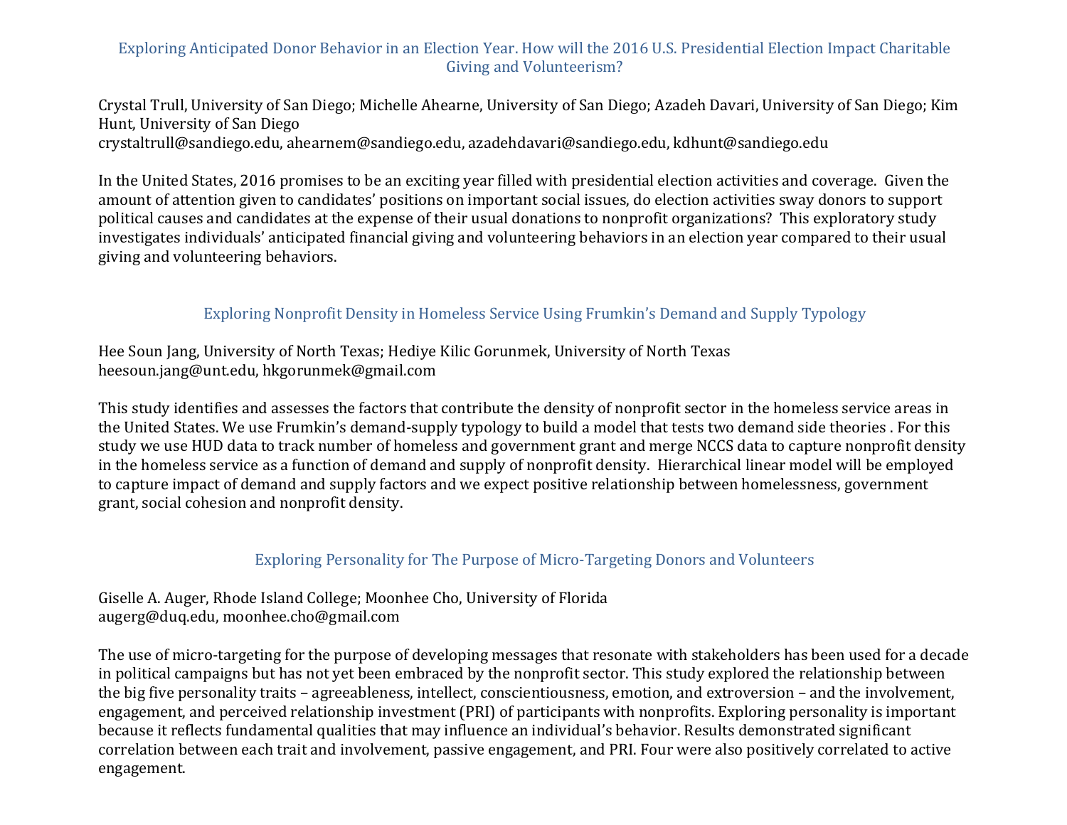## Exploring Anticipated Donor Behavior in an Election Year. How will the 2016 U.S. Presidential Election Impact Charitable Giving and Volunteerism?

Crystal Trull, University of San Diego; Michelle Ahearne, University of San Diego; Azadeh Davari, University of San Diego; Kim Hunt, University of San Diego
crystaltrull@sandiego.edu, ahearnem@sandiego.edu, azadehdavari@sandiego.edu, kdhunt@sandiego.edu

In the United States, 2016 promises to be an exciting year filled with presidential election activities and coverage. Given the amount of attention given to candidates' positions on important social issues, do election activities sway donors to support political causes and candidates at the expense of their usual donations to nonprofit organizations? This exploratory study investigates individuals' anticipated financial giving and volunteering behaviors in an election year compared to their usual giving and volunteering behaviors.

## Exploring Nonprofit Density in Homeless Service Using Frumkin's Demand and Supply Typology

Hee Soun Jang, University of North Texas; Hediye Kilic Gorunmek, University of North Texas
heesoun.jang@unt.edu, hkgorunmek@gmail.com

This study identifies and assesses the factors that contribute the density of nonprofit sector in the homeless service areas in the United States. We use Frumkin's demand-supply typology to build a model that tests two demand side theories . For this study we use HUD data to track number of homeless and government grant and merge NCCS data to capture nonprofit density in the homeless service as a function of demand and supply of nonprofit density. Hierarchical linear model will be employed to capture impact of demand and supply factors and we expect positive relationship between homelessness, government grant, social cohesion and nonprofit density.

## Exploring Personality for The Purpose of Micro-Targeting Donors and Volunteers

Giselle A. Auger, Rhode Island College; Moonhee Cho, University of Florida
augerg@duq.edu, moonhee.cho@gmail.com

The use of micro-targeting for the purpose of developing messages that resonate with stakeholders has been used for a decade in political campaigns but has not yet been embraced by the nonprofit sector. This study explored the relationship between the big five personality traits – agreeableness, intellect, conscientiousness, emotion, and extroversion – and the involvement, engagement, and perceived relationship investment (PRI) of participants with nonprofits. Exploring personality is important because it reflects fundamental qualities that may influence an individual's behavior. Results demonstrated significant correlation between each trait and involvement, passive engagement, and PRI. Four were also positively correlated to active engagement.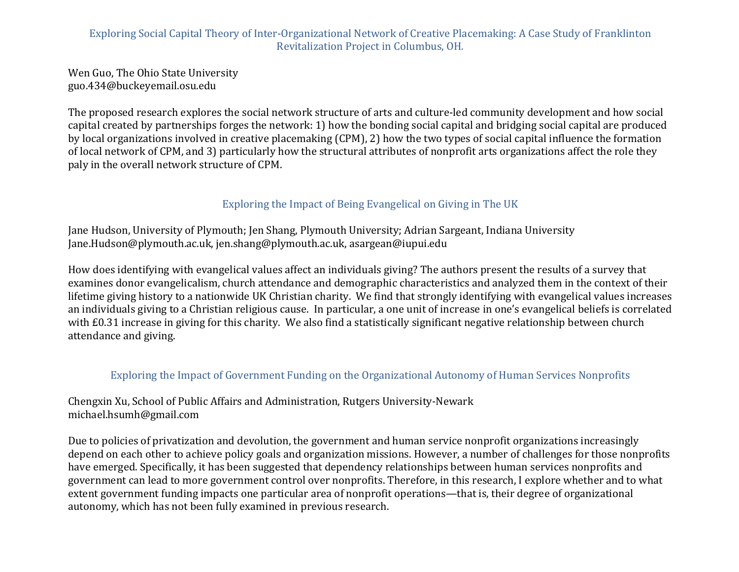## Exploring Social Capital Theory of Inter-Organizational Network of Creative Placemaking: A Case Study of Franklinton Revitalization Project in Columbus, OH.

Wen Guo, The Ohio State University
guo.434@buckeyemail.osu.edu

The proposed research explores the social network structure of arts and culture-led community development and how social capital created by partnerships forges the network: 1) how the bonding social capital and bridging social capital are produced by local organizations involved in creative placemaking (CPM), 2) how the two types of social capital influence the formation of local network of CPM, and 3) particularly how the structural attributes of nonprofit arts organizations affect the role they paly in the overall network structure of CPM.

## Exploring the Impact of Being Evangelical on Giving in The UK

Jane Hudson, University of Plymouth; Jen Shang, Plymouth University; Adrian Sargeant, Indiana University
Jane.Hudson@plymouth.ac.uk, jen.shang@plymouth.ac.uk, asargean@iupui.edu

How does identifying with evangelical values affect an individuals giving? The authors present the results of a survey that examines donor evangelicalism, church attendance and demographic characteristics and analyzed them in the context of their lifetime giving history to a nationwide UK Christian charity. We find that strongly identifying with evangelical values increases an individuals giving to a Christian religious cause. In particular, a one unit of increase in one's evangelical beliefs is correlated with £0.31 increase in giving for this charity. We also find a statistically significant negative relationship between church attendance and giving.

## Exploring the Impact of Government Funding on the Organizational Autonomy of Human Services Nonprofits

Chengxin Xu, School of Public Affairs and Administration, Rutgers University-Newark
michael.hsumh@gmail.com

Due to policies of privatization and devolution, the government and human service nonprofit organizations increasingly depend on each other to achieve policy goals and organization missions. However, a number of challenges for those nonprofits have emerged. Specifically, it has been suggested that dependency relationships between human services nonprofits and government can lead to more government control over nonprofits. Therefore, in this research, I explore whether and to what extent government funding impacts one particular area of nonprofit operations—that is, their degree of organizational autonomy, which has not been fully examined in previous research.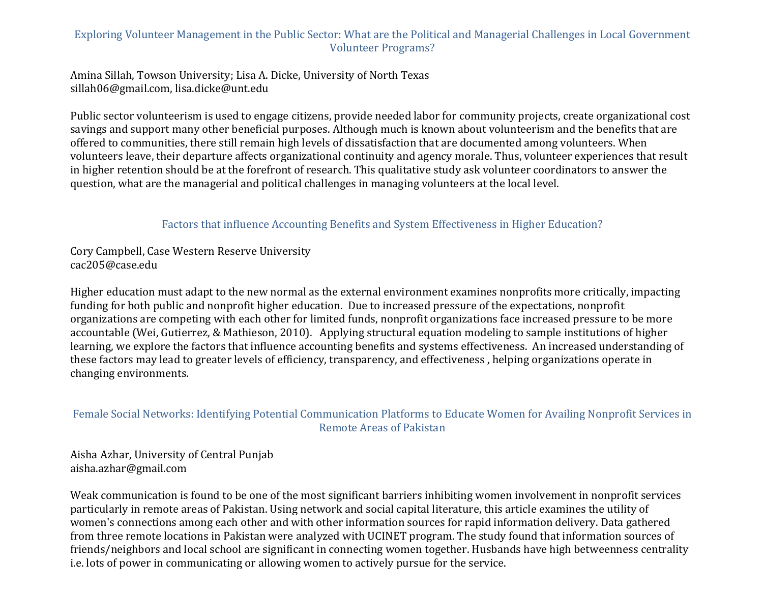## Exploring Volunteer Management in the Public Sector: What are the Political and Managerial Challenges in Local Government Volunteer Programs?

Amina Sillah, Towson University; Lisa A. Dicke, University of North Texas
sillah06@gmail.com, lisa.dicke@unt.edu

Public sector volunteerism is used to engage citizens, provide needed labor for community projects, create organizational cost savings and support many other beneficial purposes. Although much is known about volunteerism and the benefits that are offered to communities, there still remain high levels of dissatisfaction that are documented among volunteers. When volunteers leave, their departure affects organizational continuity and agency morale. Thus, volunteer experiences that result in higher retention should be at the forefront of research. This qualitative study ask volunteer coordinators to answer the question, what are the managerial and political challenges in managing volunteers at the local level.

## Factors that influence Accounting Benefits and System Effectiveness in Higher Education?

Cory Campbell, Case Western Reserve University
cac205@case.edu

Higher education must adapt to the new normal as the external environment examines nonprofits more critically, impacting funding for both public and nonprofit higher education. Due to increased pressure of the expectations, nonprofit organizations are competing with each other for limited funds, nonprofit organizations face increased pressure to be more accountable (Wei, Gutierrez, & Mathieson, 2010). Applying structural equation modeling to sample institutions of higher learning, we explore the factors that influence accounting benefits and systems effectiveness. An increased understanding of these factors may lead to greater levels of efficiency, transparency, and effectiveness , helping organizations operate in changing environments.

## Female Social Networks: Identifying Potential Communication Platforms to Educate Women for Availing Nonprofit Services in Remote Areas of Pakistan

Aisha Azhar, University of Central Punjab
aisha.azhar@gmail.com

Weak communication is found to be one of the most significant barriers inhibiting women involvement in nonprofit services particularly in remote areas of Pakistan. Using network and social capital literature, this article examines the utility of women's connections among each other and with other information sources for rapid information delivery. Data gathered from three remote locations in Pakistan were analyzed with UCINET program. The study found that information sources of friends/neighbors and local school are significant in connecting women together. Husbands have high betweenness centrality i.e. lots of power in communicating or allowing women to actively pursue for the service.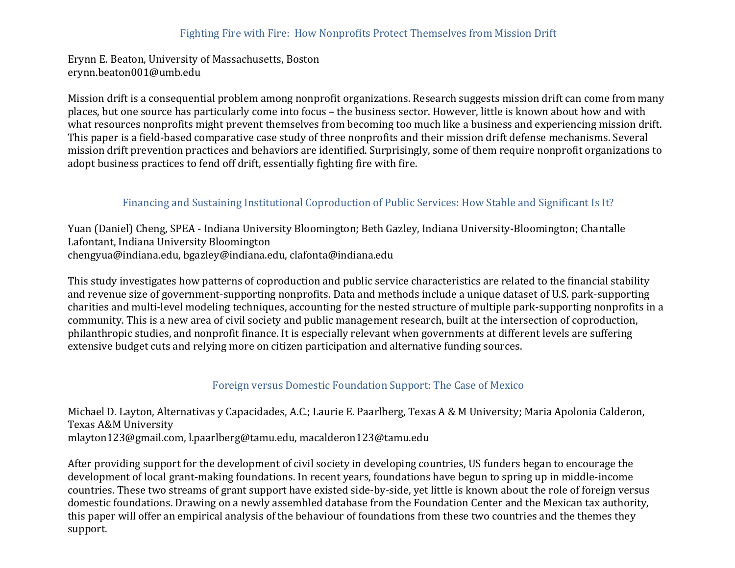## Fighting Fire with Fire: How Nonprofits Protect Themselves from Mission Drift

Erynn E. Beaton, University of Massachusetts, Boston
erynn.beaton001@umb.edu

Mission drift is a consequential problem among nonprofit organizations. Research suggests mission drift can come from many places, but one source has particularly come into focus – the business sector. However, little is known about how and with what resources nonprofits might prevent themselves from becoming too much like a business and experiencing mission drift. This paper is a field-based comparative case study of three nonprofits and their mission drift defense mechanisms. Several mission drift prevention practices and behaviors are identified. Surprisingly, some of them require nonprofit organizations to adopt business practices to fend off drift, essentially fighting fire with fire.

## Financing and Sustaining Institutional Coproduction of Public Services: How Stable and Significant Is It?

Yuan (Daniel) Cheng, SPEA - Indiana University Bloomington; Beth Gazley, Indiana University-Bloomington; Chantalle Lafontant, Indiana University Bloomington
chengyua@indiana.edu, bgazley@indiana.edu, clafonta@indiana.edu

This study investigates how patterns of coproduction and public service characteristics are related to the financial stability and revenue size of government-supporting nonprofits. Data and methods include a unique dataset of U.S. park-supporting charities and multi-level modeling techniques, accounting for the nested structure of multiple park-supporting nonprofits in a community. This is a new area of civil society and public management research, built at the intersection of coproduction, philanthropic studies, and nonprofit finance. It is especially relevant when governments at different levels are suffering extensive budget cuts and relying more on citizen participation and alternative funding sources.

## Foreign versus Domestic Foundation Support: The Case of Mexico

Michael D. Layton, Alternativas y Capacidades, A.C.; Laurie E. Paarlberg, Texas A & M University; Maria Apolonia Calderon, Texas A&M University
mlayton123@gmail.com, l.paarlberg@tamu.edu, macalderon123@tamu.edu

After providing support for the development of civil society in developing countries, US funders began to encourage the development of local grant-making foundations. In recent years, foundations have begun to spring up in middle-income countries. These two streams of grant support have existed side-by-side, yet little is known about the role of foreign versus domestic foundations. Drawing on a newly assembled database from the Foundation Center and the Mexican tax authority, this paper will offer an empirical analysis of the behaviour of foundations from these two countries and the themes they support.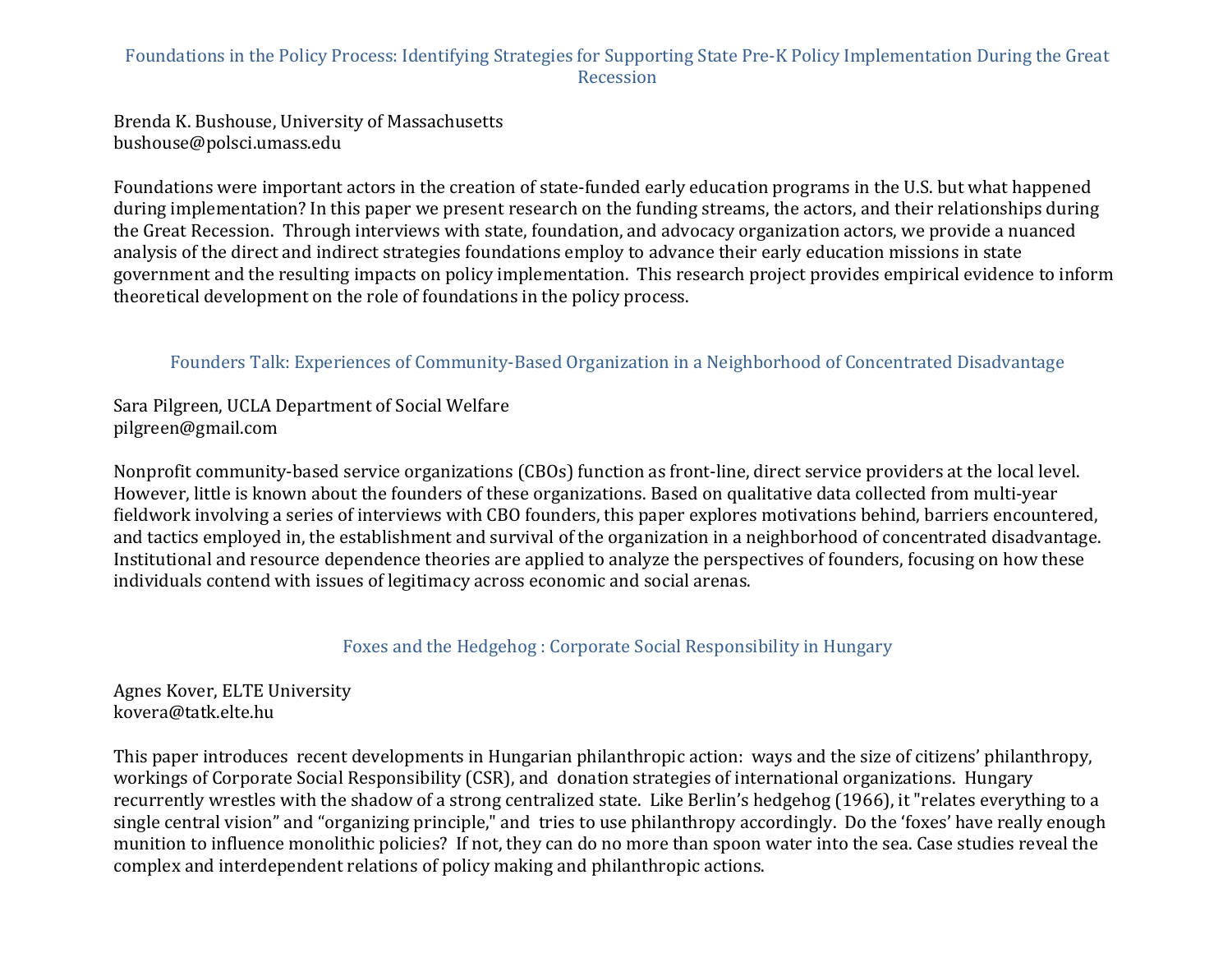## Foundations in the Policy Process: Identifying Strategies for Supporting State Pre-K Policy Implementation During the Great Recession

Brenda K. Bushouse, University of Massachusetts
bushouse@polsci.umass.edu

Foundations were important actors in the creation of state-funded early education programs in the U.S. but what happened during implementation? In this paper we present research on the funding streams, the actors, and their relationships during the Great Recession. Through interviews with state, foundation, and advocacy organization actors, we provide a nuanced analysis of the direct and indirect strategies foundations employ to advance their early education missions in state government and the resulting impacts on policy implementation. This research project provides empirical evidence to inform theoretical development on the role of foundations in the policy process.

## Founders Talk: Experiences of Community-Based Organization in a Neighborhood of Concentrated Disadvantage

Sara Pilgreen, UCLA Department of Social Welfare
pilgreen@gmail.com

Nonprofit community-based service organizations (CBOs) function as front-line, direct service providers at the local level. However, little is known about the founders of these organizations. Based on qualitative data collected from multi-year fieldwork involving a series of interviews with CBO founders, this paper explores motivations behind, barriers encountered, and tactics employed in, the establishment and survival of the organization in a neighborhood of concentrated disadvantage. Institutional and resource dependence theories are applied to analyze the perspectives of founders, focusing on how these individuals contend with issues of legitimacy across economic and social arenas.

## Foxes and the Hedgehog : Corporate Social Responsibility in Hungary

Agnes Kover, ELTE University
kovera@tatk.elte.hu

This paper introduces recent developments in Hungarian philanthropic action: ways and the size of citizens' philanthropy, workings of Corporate Social Responsibility (CSR), and donation strategies of international organizations. Hungary recurrently wrestles with the shadow of a strong centralized state. Like Berlin's hedgehog (1966), it "relates everything to a single central vision" and "organizing principle," and tries to use philanthropy accordingly. Do the 'foxes' have really enough munition to influence monolithic policies? If not, they can do no more than spoon water into the sea. Case studies reveal the complex and interdependent relations of policy making and philanthropic actions.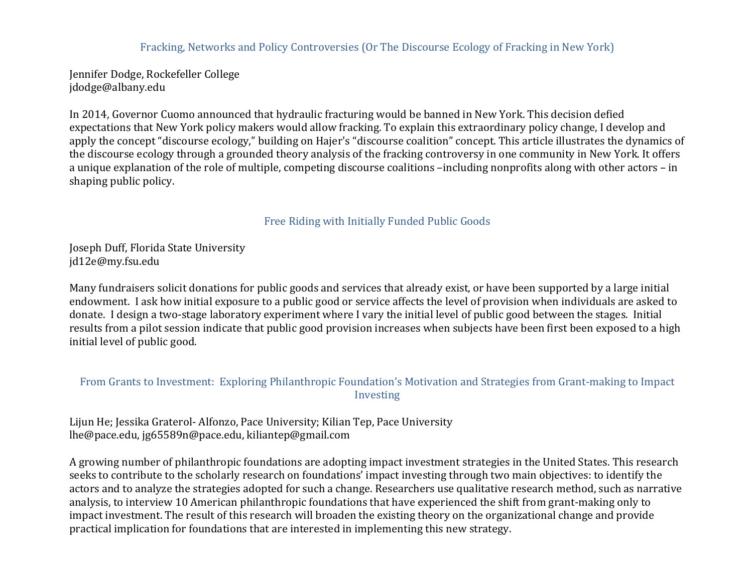## Fracking, Networks and Policy Controversies (Or The Discourse Ecology of Fracking in New York)

Jennifer Dodge, Rockefeller College
jdodge@albany.edu

In 2014, Governor Cuomo announced that hydraulic fracturing would be banned in New York. This decision defied expectations that New York policy makers would allow fracking. To explain this extraordinary policy change, I develop and apply the concept "discourse ecology," building on Hajer's "discourse coalition" concept. This article illustrates the dynamics of the discourse ecology through a grounded theory analysis of the fracking controversy in one community in New York. It offers a unique explanation of the role of multiple, competing discourse coalitions –including nonprofits along with other actors – in shaping public policy.

## Free Riding with Initially Funded Public Goods

Joseph Duff, Florida State University
jd12e@my.fsu.edu

Many fundraisers solicit donations for public goods and services that already exist, or have been supported by a large initial endowment. I ask how initial exposure to a public good or service affects the level of provision when individuals are asked to donate. I design a two-stage laboratory experiment where I vary the initial level of public good between the stages. Initial results from a pilot session indicate that public good provision increases when subjects have been first been exposed to a high initial level of public good.

## From Grants to Investment: Exploring Philanthropic Foundation's Motivation and Strategies from Grant-making to Impact Investing

Lijun He; Jessika Graterol- Alfonzo, Pace University; Kilian Tep, Pace University
lhe@pace.edu, jg65589n@pace.edu, kiliantep@gmail.com

A growing number of philanthropic foundations are adopting impact investment strategies in the United States. This research seeks to contribute to the scholarly research on foundations' impact investing through two main objectives: to identify the actors and to analyze the strategies adopted for such a change. Researchers use qualitative research method, such as narrative analysis, to interview 10 American philanthropic foundations that have experienced the shift from grant-making only to impact investment. The result of this research will broaden the existing theory on the organizational change and provide practical implication for foundations that are interested in implementing this new strategy.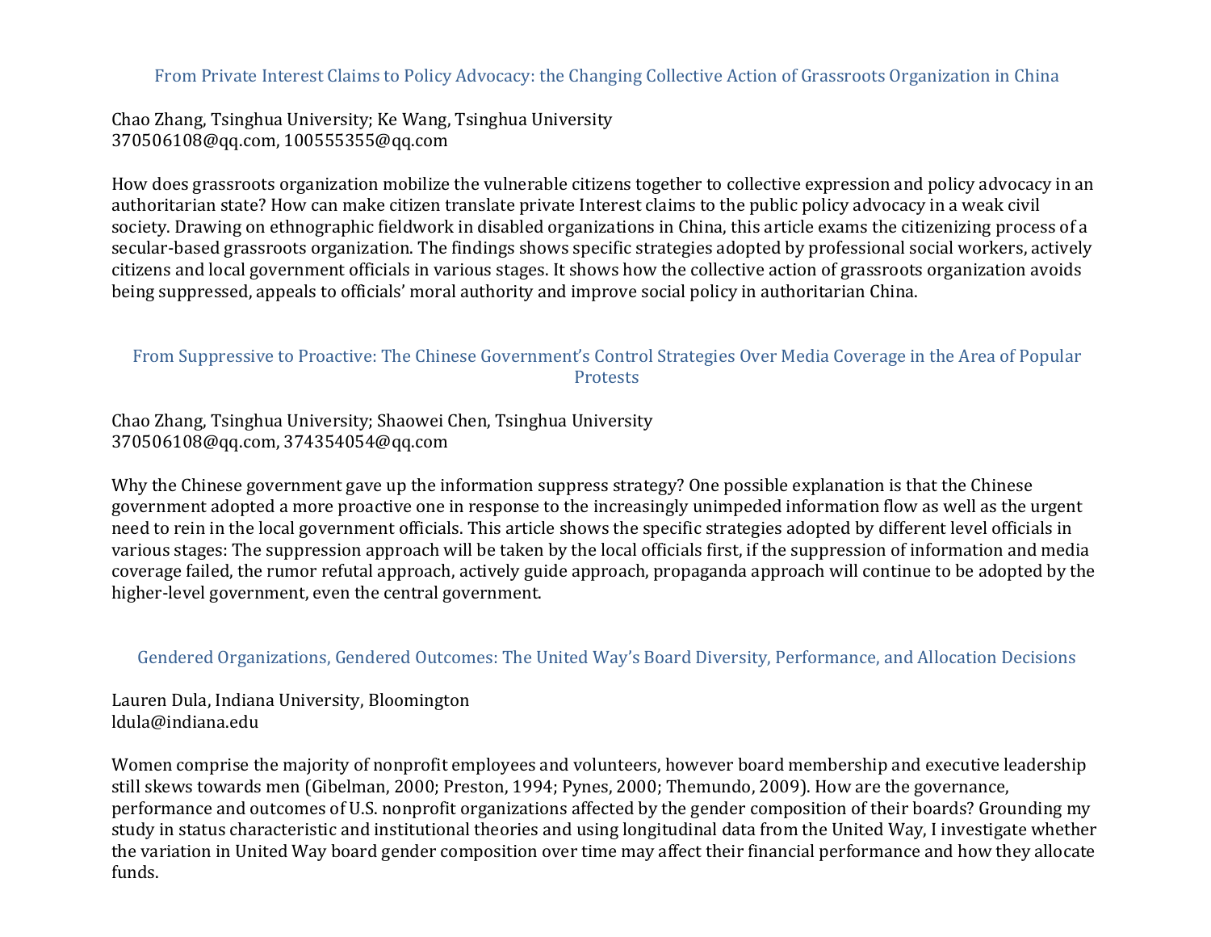## From Private Interest Claims to Policy Advocacy: the Changing Collective Action of Grassroots Organization in China

Chao Zhang, Tsinghua University; Ke Wang, Tsinghua University
370506108@qq.com, 100555355@qq.com

How does grassroots organization mobilize the vulnerable citizens together to collective expression and policy advocacy in an authoritarian state? How can make citizen translate private Interest claims to the public policy advocacy in a weak civil society. Drawing on ethnographic fieldwork in disabled organizations in China, this article exams the citizenizing process of a secular-based grassroots organization. The findings shows specific strategies adopted by professional social workers, actively citizens and local government officials in various stages. It shows how the collective action of grassroots organization avoids being suppressed, appeals to officials' moral authority and improve social policy in authoritarian China.

## From Suppressive to Proactive: The Chinese Government's Control Strategies Over Media Coverage in the Area of Popular Protests

Chao Zhang, Tsinghua University; Shaowei Chen, Tsinghua University
370506108@qq.com, 374354054@qq.com

Why the Chinese government gave up the information suppress strategy? One possible explanation is that the Chinese government adopted a more proactive one in response to the increasingly unimpeded information flow as well as the urgent need to rein in the local government officials. This article shows the specific strategies adopted by different level officials in various stages: The suppression approach will be taken by the local officials first, if the suppression of information and media coverage failed, the rumor refutal approach, actively guide approach, propaganda approach will continue to be adopted by the higher-level government, even the central government.

## Gendered Organizations, Gendered Outcomes: The United Way's Board Diversity, Performance, and Allocation Decisions

Lauren Dula, Indiana University, Bloomington
ldula@indiana.edu

Women comprise the majority of nonprofit employees and volunteers, however board membership and executive leadership still skews towards men (Gibelman, 2000; Preston, 1994; Pynes, 2000; Themundo, 2009). How are the governance, performance and outcomes of U.S. nonprofit organizations affected by the gender composition of their boards? Grounding my study in status characteristic and institutional theories and using longitudinal data from the United Way, I investigate whether the variation in United Way board gender composition over time may affect their financial performance and how they allocate funds.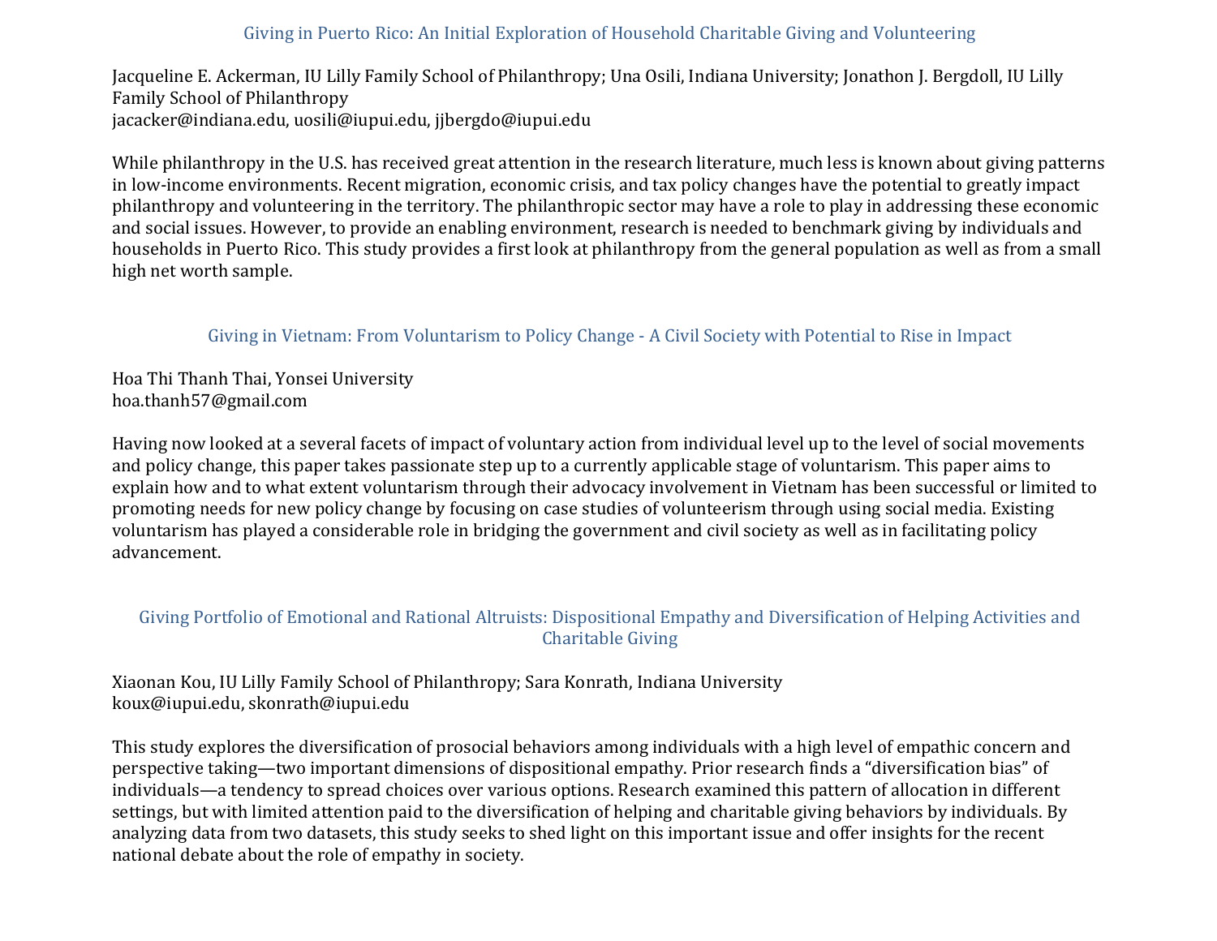## Giving in Puerto Rico: An Initial Exploration of Household Charitable Giving and Volunteering

Jacqueline E. Ackerman, IU Lilly Family School of Philanthropy; Una Osili, Indiana University; Jonathon J. Bergdoll, IU Lilly Family School of Philanthropy
jacacker@indiana.edu, uosili@iupui.edu, jjbergdo@iupui.edu

While philanthropy in the U.S. has received great attention in the research literature, much less is known about giving patterns in low-income environments. Recent migration, economic crisis, and tax policy changes have the potential to greatly impact philanthropy and volunteering in the territory. The philanthropic sector may have a role to play in addressing these economic and social issues. However, to provide an enabling environment, research is needed to benchmark giving by individuals and households in Puerto Rico. This study provides a first look at philanthropy from the general population as well as from a small high net worth sample.

## Giving in Vietnam: From Voluntarism to Policy Change - A Civil Society with Potential to Rise in Impact

Hoa Thi Thanh Thai, Yonsei University
hoa.thanh57@gmail.com

Having now looked at a several facets of impact of voluntary action from individual level up to the level of social movements and policy change, this paper takes passionate step up to a currently applicable stage of voluntarism. This paper aims to explain how and to what extent voluntarism through their advocacy involvement in Vietnam has been successful or limited to promoting needs for new policy change by focusing on case studies of volunteerism through using social media. Existing voluntarism has played a considerable role in bridging the government and civil society as well as in facilitating policy advancement.

## Giving Portfolio of Emotional and Rational Altruists: Dispositional Empathy and Diversification of Helping Activities and Charitable Giving

Xiaonan Kou, IU Lilly Family School of Philanthropy; Sara Konrath, Indiana University
koux@iupui.edu, skonrath@iupui.edu

This study explores the diversification of prosocial behaviors among individuals with a high level of empathic concern and perspective taking—two important dimensions of dispositional empathy. Prior research finds a "diversification bias" of individuals—a tendency to spread choices over various options. Research examined this pattern of allocation in different settings, but with limited attention paid to the diversification of helping and charitable giving behaviors by individuals. By analyzing data from two datasets, this study seeks to shed light on this important issue and offer insights for the recent national debate about the role of empathy in society.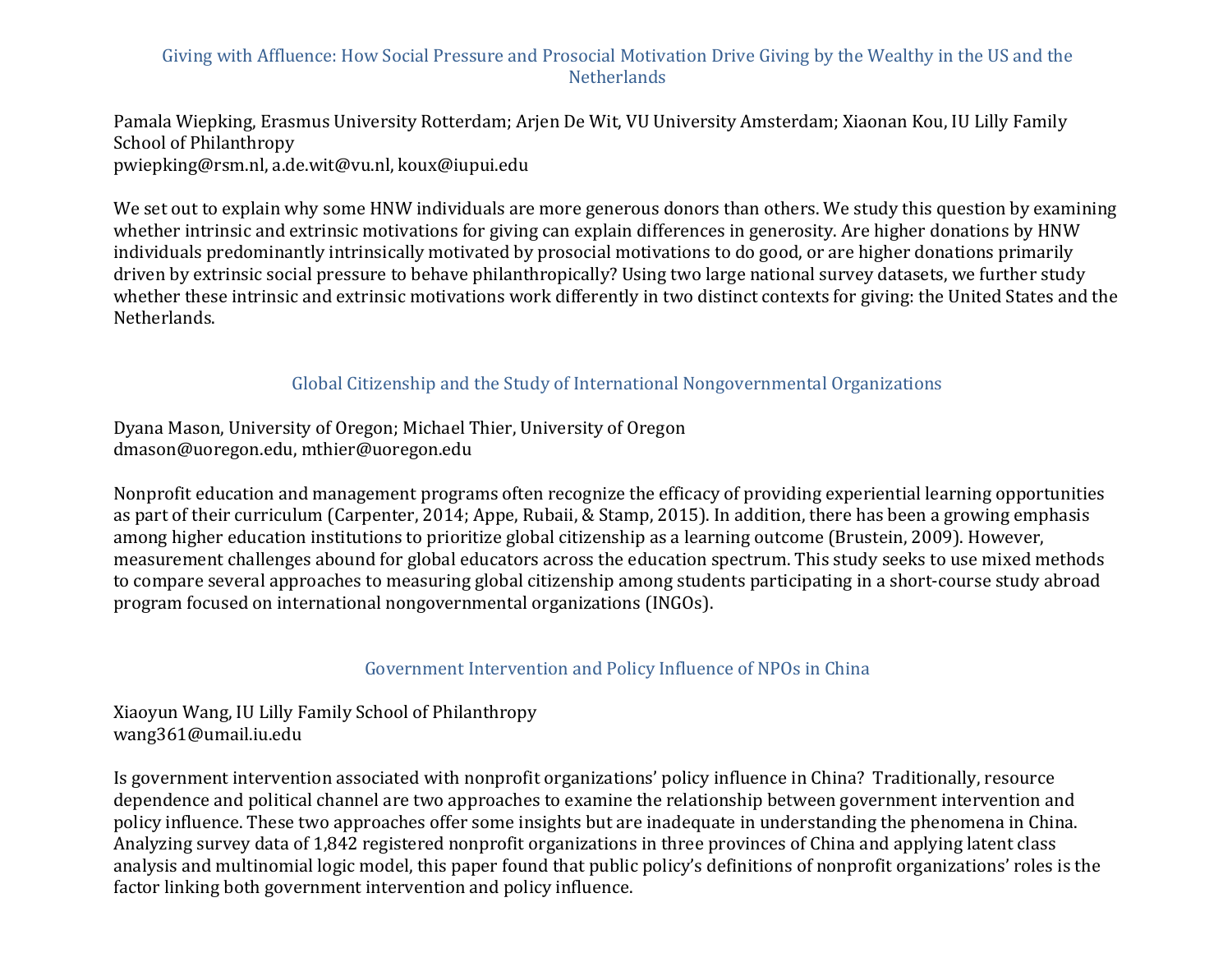## Giving with Affluence: How Social Pressure and Prosocial Motivation Drive Giving by the Wealthy in the US and the Netherlands

Pamala Wiepking, Erasmus University Rotterdam; Arjen De Wit, VU University Amsterdam; Xiaonan Kou, IU Lilly Family School of Philanthropy
pwiepking@rsm.nl, a.de.wit@vu.nl, koux@iupui.edu

We set out to explain why some HNW individuals are more generous donors than others. We study this question by examining whether intrinsic and extrinsic motivations for giving can explain differences in generosity. Are higher donations by HNW individuals predominantly intrinsically motivated by prosocial motivations to do good, or are higher donations primarily driven by extrinsic social pressure to behave philanthropically? Using two large national survey datasets, we further study whether these intrinsic and extrinsic motivations work differently in two distinct contexts for giving: the United States and the Netherlands.

## Global Citizenship and the Study of International Nongovernmental Organizations

Dyana Mason, University of Oregon; Michael Thier, University of Oregon
dmason@uoregon.edu, mthier@uoregon.edu

Nonprofit education and management programs often recognize the efficacy of providing experiential learning opportunities as part of their curriculum (Carpenter, 2014; Appe, Rubaii, & Stamp, 2015). In addition, there has been a growing emphasis among higher education institutions to prioritize global citizenship as a learning outcome (Brustein, 2009). However, measurement challenges abound for global educators across the education spectrum. This study seeks to use mixed methods to compare several approaches to measuring global citizenship among students participating in a short-course study abroad program focused on international nongovernmental organizations (INGOs).

## Government Intervention and Policy Influence of NPOs in China

Xiaoyun Wang, IU Lilly Family School of Philanthropy
wang361@umail.iu.edu

Is government intervention associated with nonprofit organizations' policy influence in China? Traditionally, resource dependence and political channel are two approaches to examine the relationship between government intervention and policy influence. These two approaches offer some insights but are inadequate in understanding the phenomena in China. Analyzing survey data of 1,842 registered nonprofit organizations in three provinces of China and applying latent class analysis and multinomial logic model, this paper found that public policy's definitions of nonprofit organizations' roles is the factor linking both government intervention and policy influence.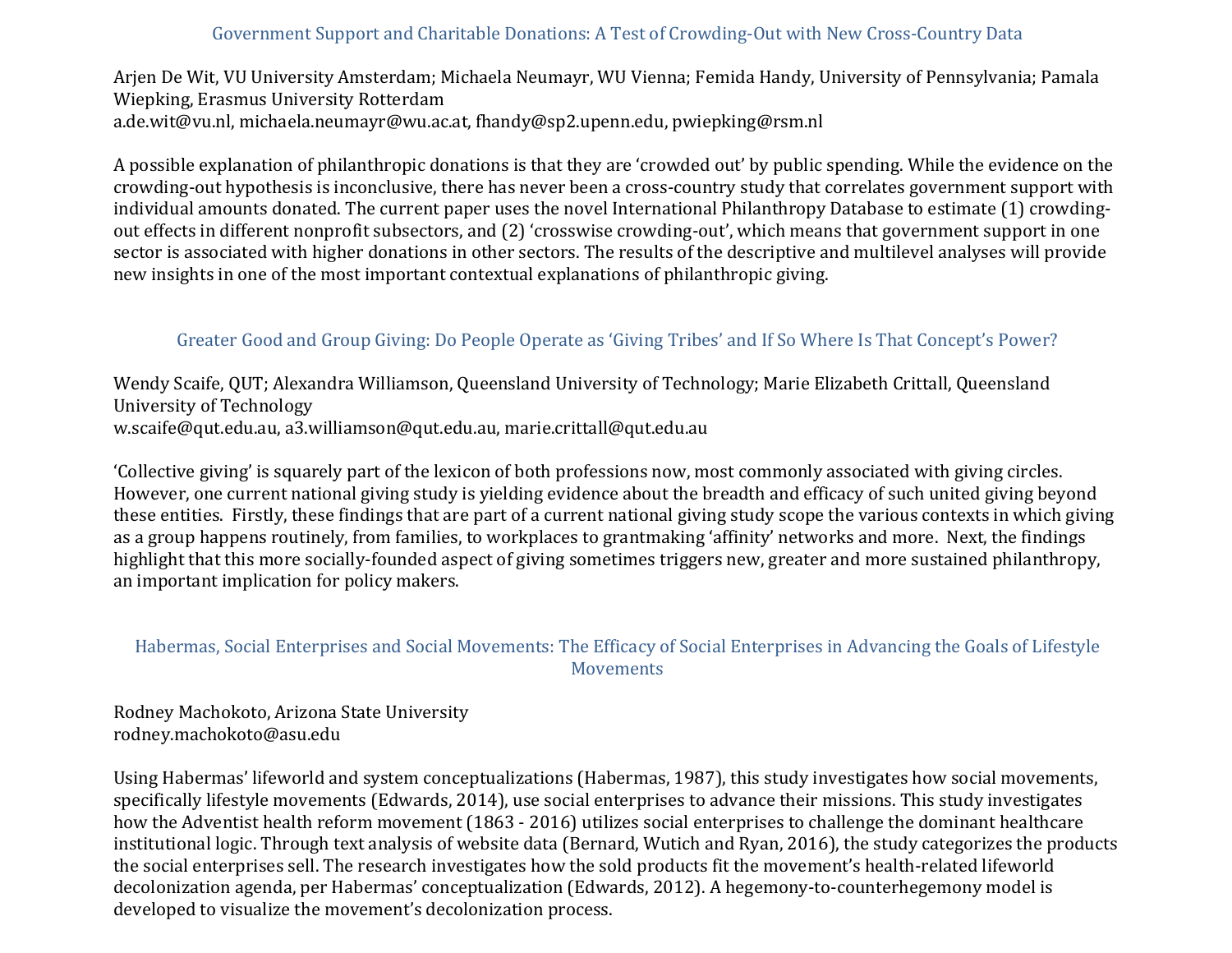## Government Support and Charitable Donations: A Test of Crowding-Out with New Cross-Country Data

Arjen De Wit, VU University Amsterdam; Michaela Neumayr, WU Vienna; Femida Handy, University of Pennsylvania; Pamala Wiepking, Erasmus University Rotterdam
a.de.wit@vu.nl, michaela.neumayr@wu.ac.at, fhandy@sp2.upenn.edu, pwiepking@rsm.nl

A possible explanation of philanthropic donations is that they are 'crowded out' by public spending. While the evidence on the crowding-out hypothesis is inconclusive, there has never been a cross-country study that correlates government support with individual amounts donated. The current paper uses the novel International Philanthropy Database to estimate (1) crowding-out effects in different nonprofit subsectors, and (2) 'crosswise crowding-out', which means that government support in one sector is associated with higher donations in other sectors. The results of the descriptive and multilevel analyses will provide new insights in one of the most important contextual explanations of philanthropic giving.

## Greater Good and Group Giving: Do People Operate as 'Giving Tribes' and If So Where Is That Concept's Power?

Wendy Scaife, QUT; Alexandra Williamson, Queensland University of Technology; Marie Elizabeth Crittall, Queensland University of Technology
w.scaife@qut.edu.au, a3.williamson@qut.edu.au, marie.crittall@qut.edu.au

'Collective giving' is squarely part of the lexicon of both professions now, most commonly associated with giving circles. However, one current national giving study is yielding evidence about the breadth and efficacy of such united giving beyond these entities. Firstly, these findings that are part of a current national giving study scope the various contexts in which giving as a group happens routinely, from families, to workplaces to grantmaking 'affinity' networks and more. Next, the findings highlight that this more socially-founded aspect of giving sometimes triggers new, greater and more sustained philanthropy, an important implication for policy makers.

## Habermas, Social Enterprises and Social Movements: The Efficacy of Social Enterprises in Advancing the Goals of Lifestyle Movements

Rodney Machokoto, Arizona State University
rodney.machokoto@asu.edu

Using Habermas' lifeworld and system conceptualizations (Habermas, 1987), this study investigates how social movements, specifically lifestyle movements (Edwards, 2014), use social enterprises to advance their missions. This study investigates how the Adventist health reform movement (1863 - 2016) utilizes social enterprises to challenge the dominant healthcare institutional logic. Through text analysis of website data (Bernard, Wutich and Ryan, 2016), the study categorizes the products the social enterprises sell. The research investigates how the sold products fit the movement's health-related lifeworld decolonization agenda, per Habermas' conceptualization (Edwards, 2012). A hegemony-to-counterhegemony model is developed to visualize the movement's decolonization process.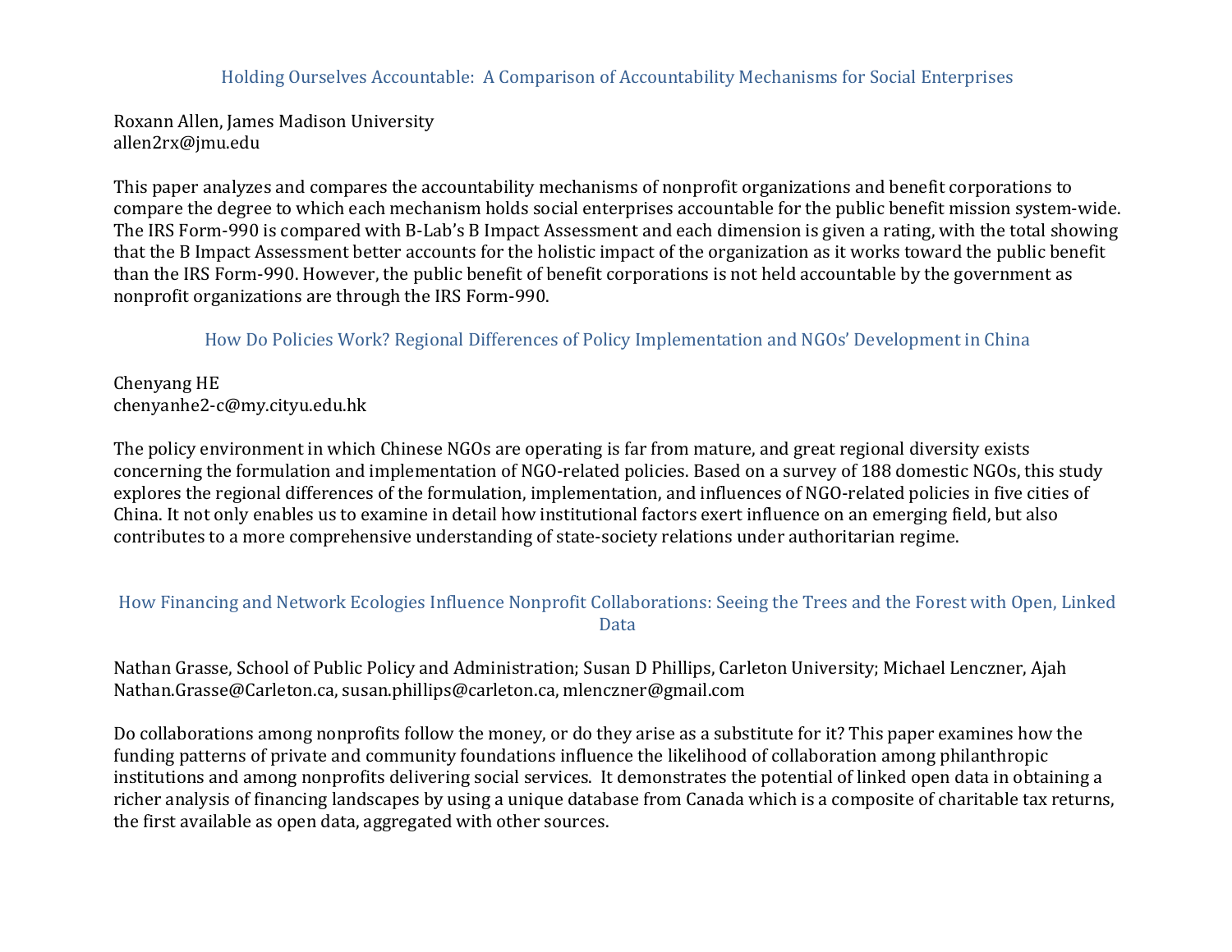## Holding Ourselves Accountable: A Comparison of Accountability Mechanisms for Social Enterprises

Roxann Allen, James Madison University
allen2rx@jmu.edu

This paper analyzes and compares the accountability mechanisms of nonprofit organizations and benefit corporations to compare the degree to which each mechanism holds social enterprises accountable for the public benefit mission system-wide. The IRS Form-990 is compared with B-Lab's B Impact Assessment and each dimension is given a rating, with the total showing that the B Impact Assessment better accounts for the holistic impact of the organization as it works toward the public benefit than the IRS Form-990. However, the public benefit of benefit corporations is not held accountable by the government as nonprofit organizations are through the IRS Form-990.

## How Do Policies Work? Regional Differences of Policy Implementation and NGOs' Development in China

Chenyang HE
chenyanhe2-c@my.cityu.edu.hk

The policy environment in which Chinese NGOs are operating is far from mature, and great regional diversity exists concerning the formulation and implementation of NGO-related policies. Based on a survey of 188 domestic NGOs, this study explores the regional differences of the formulation, implementation, and influences of NGO-related policies in five cities of China. It not only enables us to examine in detail how institutional factors exert influence on an emerging field, but also contributes to a more comprehensive understanding of state-society relations under authoritarian regime.

## How Financing and Network Ecologies Influence Nonprofit Collaborations: Seeing the Trees and the Forest with Open, Linked Data

Nathan Grasse, School of Public Policy and Administration; Susan D Phillips, Carleton University; Michael Lenczner, Ajah
Nathan.Grasse@Carleton.ca, susan.phillips@carleton.ca, mlenczner@gmail.com

Do collaborations among nonprofits follow the money, or do they arise as a substitute for it? This paper examines how the funding patterns of private and community foundations influence the likelihood of collaboration among philanthropic institutions and among nonprofits delivering social services. It demonstrates the potential of linked open data in obtaining a richer analysis of financing landscapes by using a unique database from Canada which is a composite of charitable tax returns, the first available as open data, aggregated with other sources.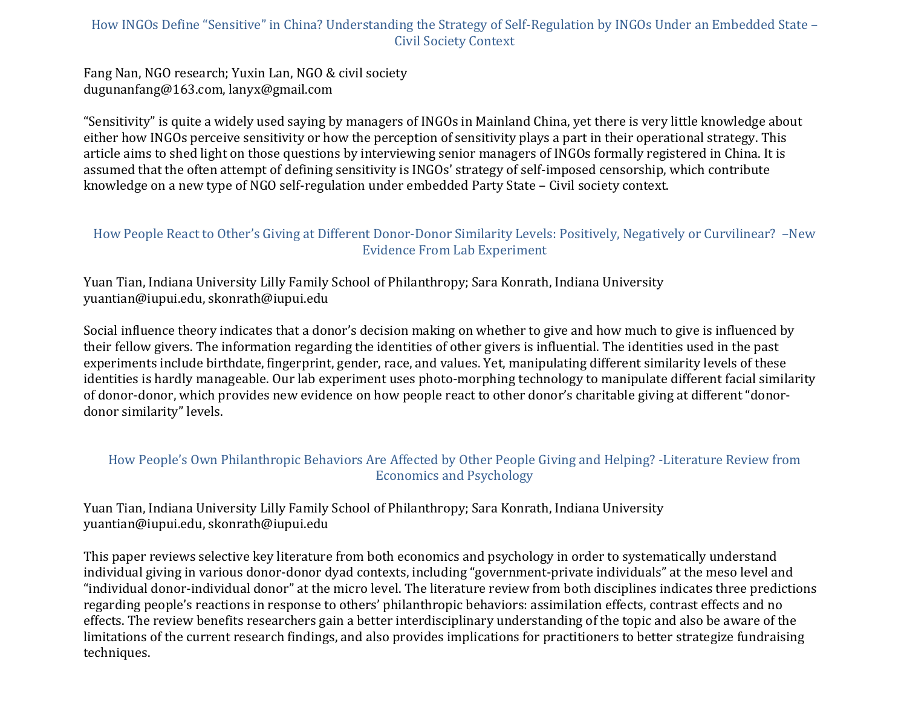## How INGOs Define "Sensitive" in China? Understanding the Strategy of Self-Regulation by INGOs Under an Embedded State – Civil Society Context

Fang Nan, NGO research; Yuxin Lan, NGO & civil society
dugunanfang@163.com, lanyx@gmail.com

"Sensitivity" is quite a widely used saying by managers of INGOs in Mainland China, yet there is very little knowledge about either how INGOs perceive sensitivity or how the perception of sensitivity plays a part in their operational strategy. This article aims to shed light on those questions by interviewing senior managers of INGOs formally registered in China. It is assumed that the often attempt of defining sensitivity is INGOs' strategy of self-imposed censorship, which contribute knowledge on a new type of NGO self-regulation under embedded Party State – Civil society context.

## How People React to Other's Giving at Different Donor-Donor Similarity Levels: Positively, Negatively or Curvilinear? –New Evidence From Lab Experiment

Yuan Tian, Indiana University Lilly Family School of Philanthropy; Sara Konrath, Indiana University
yuantian@iupui.edu, skonrath@iupui.edu

Social influence theory indicates that a donor's decision making on whether to give and how much to give is influenced by their fellow givers. The information regarding the identities of other givers is influential. The identities used in the past experiments include birthdate, fingerprint, gender, race, and values. Yet, manipulating different similarity levels of these identities is hardly manageable. Our lab experiment uses photo-morphing technology to manipulate different facial similarity of donor-donor, which provides new evidence on how people react to other donor's charitable giving at different "donor-donor similarity" levels.

## How People's Own Philanthropic Behaviors Are Affected by Other People Giving and Helping? -Literature Review from Economics and Psychology

Yuan Tian, Indiana University Lilly Family School of Philanthropy; Sara Konrath, Indiana University
yuantian@iupui.edu, skonrath@iupui.edu

This paper reviews selective key literature from both economics and psychology in order to systematically understand individual giving in various donor-donor dyad contexts, including "government-private individuals" at the meso level and "individual donor-individual donor" at the micro level. The literature review from both disciplines indicates three predictions regarding people's reactions in response to others' philanthropic behaviors: assimilation effects, contrast effects and no effects. The review benefits researchers gain a better interdisciplinary understanding of the topic and also be aware of the limitations of the current research findings, and also provides implications for practitioners to better strategize fundraising techniques.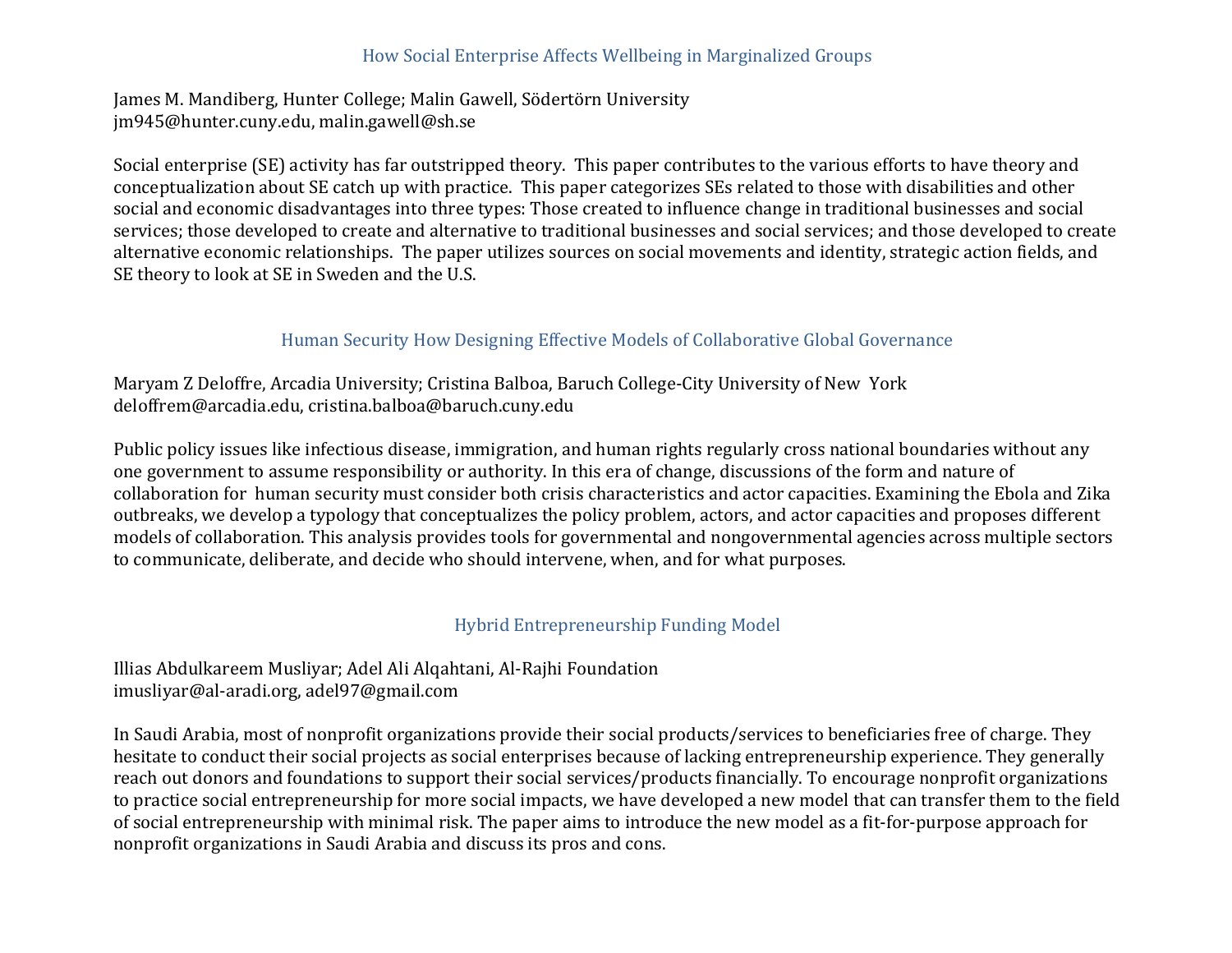## How Social Enterprise Affects Wellbeing in Marginalized Groups

James M. Mandiberg, Hunter College; Malin Gawell, Södertörn University
jm945@hunter.cuny.edu, malin.gawell@sh.se

Social enterprise (SE) activity has far outstripped theory. This paper contributes to the various efforts to have theory and conceptualization about SE catch up with practice. This paper categorizes SEs related to those with disabilities and other social and economic disadvantages into three types: Those created to influence change in traditional businesses and social services; those developed to create and alternative to traditional businesses and social services; and those developed to create alternative economic relationships. The paper utilizes sources on social movements and identity, strategic action fields, and SE theory to look at SE in Sweden and the U.S.

## Human Security How Designing Effective Models of Collaborative Global Governance

Maryam Z Deloffre, Arcadia University; Cristina Balboa, Baruch College-City University of New York
deloffrem@arcadia.edu, cristina.balboa@baruch.cuny.edu

Public policy issues like infectious disease, immigration, and human rights regularly cross national boundaries without any one government to assume responsibility or authority. In this era of change, discussions of the form and nature of collaboration for human security must consider both crisis characteristics and actor capacities. Examining the Ebola and Zika outbreaks, we develop a typology that conceptualizes the policy problem, actors, and actor capacities and proposes different models of collaboration. This analysis provides tools for governmental and nongovernmental agencies across multiple sectors to communicate, deliberate, and decide who should intervene, when, and for what purposes.

## Hybrid Entrepreneurship Funding Model

Illias Abdulkareem Musliyar; Adel Ali Alqahtani, Al-Rajhi Foundation
imusliyar@al-aradi.org, adel97@gmail.com

In Saudi Arabia, most of nonprofit organizations provide their social products/services to beneficiaries free of charge. They hesitate to conduct their social projects as social enterprises because of lacking entrepreneurship experience. They generally reach out donors and foundations to support their social services/products financially. To encourage nonprofit organizations to practice social entrepreneurship for more social impacts, we have developed a new model that can transfer them to the field of social entrepreneurship with minimal risk. The paper aims to introduce the new model as a fit-for-purpose approach for nonprofit organizations in Saudi Arabia and discuss its pros and cons.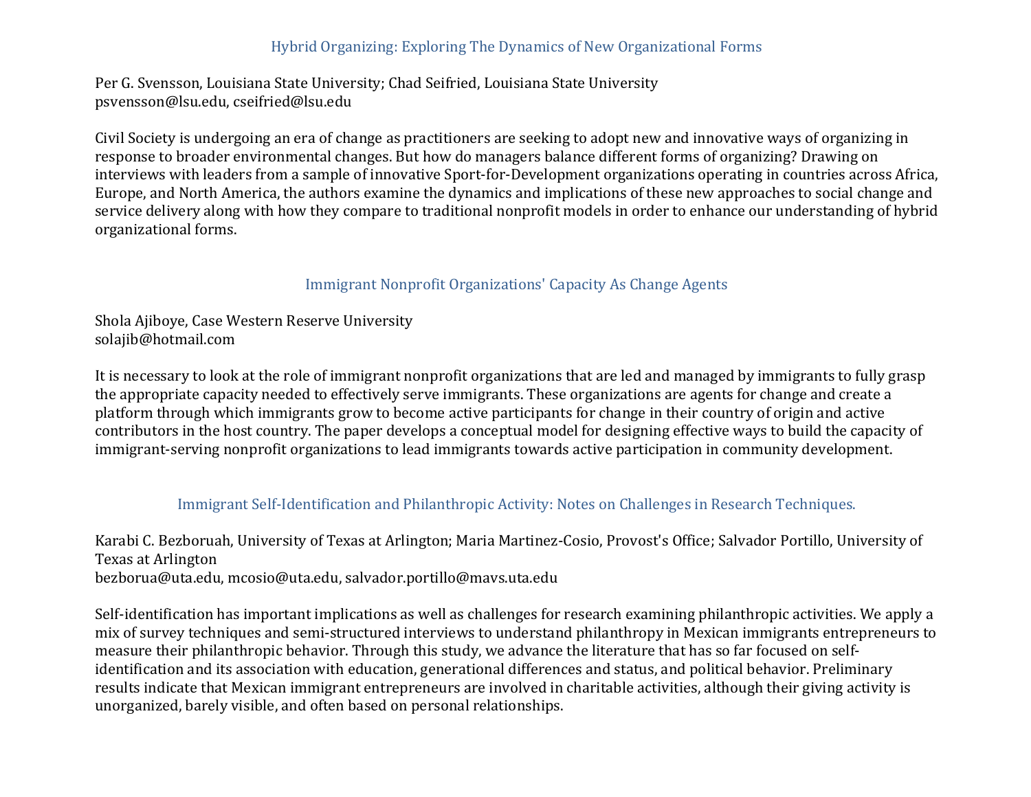### Hybrid Organizing: Exploring The Dynamics of New Organizational Forms

Per G. Svensson, Louisiana State University; Chad Seifried, Louisiana State University
psvensson@lsu.edu, cseifried@lsu.edu

Civil Society is undergoing an era of change as practitioners are seeking to adopt new and innovative ways of organizing in response to broader environmental changes. But how do managers balance different forms of organizing? Drawing on interviews with leaders from a sample of innovative Sport-for-Development organizations operating in countries across Africa, Europe, and North America, the authors examine the dynamics and implications of these new approaches to social change and service delivery along with how they compare to traditional nonprofit models in order to enhance our understanding of hybrid organizational forms.

### Immigrant Nonprofit Organizations' Capacity As Change Agents

Shola Ajiboye, Case Western Reserve University
solajib@hotmail.com

It is necessary to look at the role of immigrant nonprofit organizations that are led and managed by immigrants to fully grasp the appropriate capacity needed to effectively serve immigrants. These organizations are agents for change and create a platform through which immigrants grow to become active participants for change in their country of origin and active contributors in the host country. The paper develops a conceptual model for designing effective ways to build the capacity of immigrant-serving nonprofit organizations to lead immigrants towards active participation in community development.

### Immigrant Self-Identification and Philanthropic Activity: Notes on Challenges in Research Techniques.

Karabi C. Bezboruah, University of Texas at Arlington; Maria Martinez-Cosio, Provost's Office; Salvador Portillo, University of Texas at Arlington
bezborua@uta.edu, mcosio@uta.edu, salvador.portillo@mavs.uta.edu

Self-identification has important implications as well as challenges for research examining philanthropic activities. We apply a mix of survey techniques and semi-structured interviews to understand philanthropy in Mexican immigrants entrepreneurs to measure their philanthropic behavior. Through this study, we advance the literature that has so far focused on self-identification and its association with education, generational differences and status, and political behavior. Preliminary results indicate that Mexican immigrant entrepreneurs are involved in charitable activities, although their giving activity is unorganized, barely visible, and often based on personal relationships.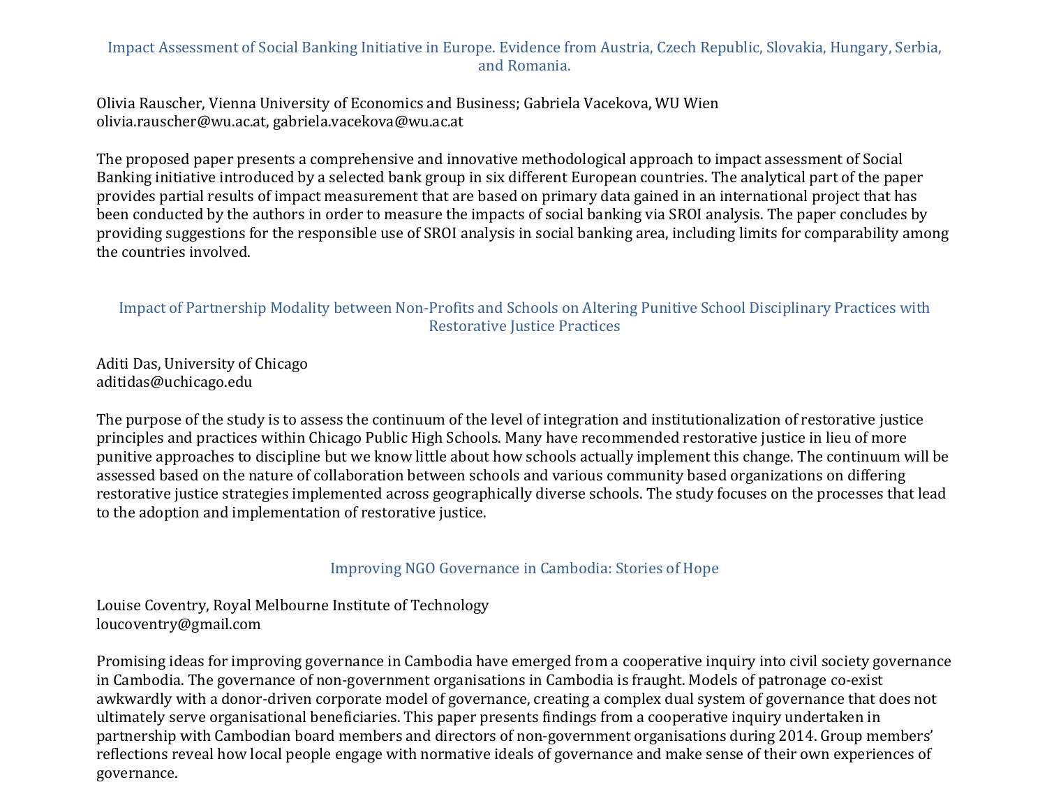### Impact Assessment of Social Banking Initiative in Europe. Evidence from Austria, Czech Republic, Slovakia, Hungary, Serbia, and Romania.

Olivia Rauscher, Vienna University of Economics and Business; Gabriela Vacekova, WU Wien
olivia.rauscher@wu.ac.at, gabriela.vacekova@wu.ac.at

The proposed paper presents a comprehensive and innovative methodological approach to impact assessment of Social Banking initiative introduced by a selected bank group in six different European countries. The analytical part of the paper provides partial results of impact measurement that are based on primary data gained in an international project that has been conducted by the authors in order to measure the impacts of social banking via SROI analysis. The paper concludes by providing suggestions for the responsible use of SROI analysis in social banking area, including limits for comparability among the countries involved.

### Impact of Partnership Modality between Non-Profits and Schools on Altering Punitive School Disciplinary Practices with Restorative Justice Practices

Aditi Das, University of Chicago
aditidas@uchicago.edu

The purpose of the study is to assess the continuum of the level of integration and institutionalization of restorative justice principles and practices within Chicago Public High Schools. Many have recommended restorative justice in lieu of more punitive approaches to discipline but we know little about how schools actually implement this change. The continuum will be assessed based on the nature of collaboration between schools and various community based organizations on differing restorative justice strategies implemented across geographically diverse schools. The study focuses on the processes that lead to the adoption and implementation of restorative justice.

### Improving NGO Governance in Cambodia: Stories of Hope

Louise Coventry, Royal Melbourne Institute of Technology
loucoventry@gmail.com

Promising ideas for improving governance in Cambodia have emerged from a cooperative inquiry into civil society governance in Cambodia. The governance of non-government organisations in Cambodia is fraught. Models of patronage co-exist awkwardly with a donor-driven corporate model of governance, creating a complex dual system of governance that does not ultimately serve organisational beneficiaries. This paper presents findings from a cooperative inquiry undertaken in partnership with Cambodian board members and directors of non-government organisations during 2014. Group members' reflections reveal how local people engage with normative ideals of governance and make sense of their own experiences of governance.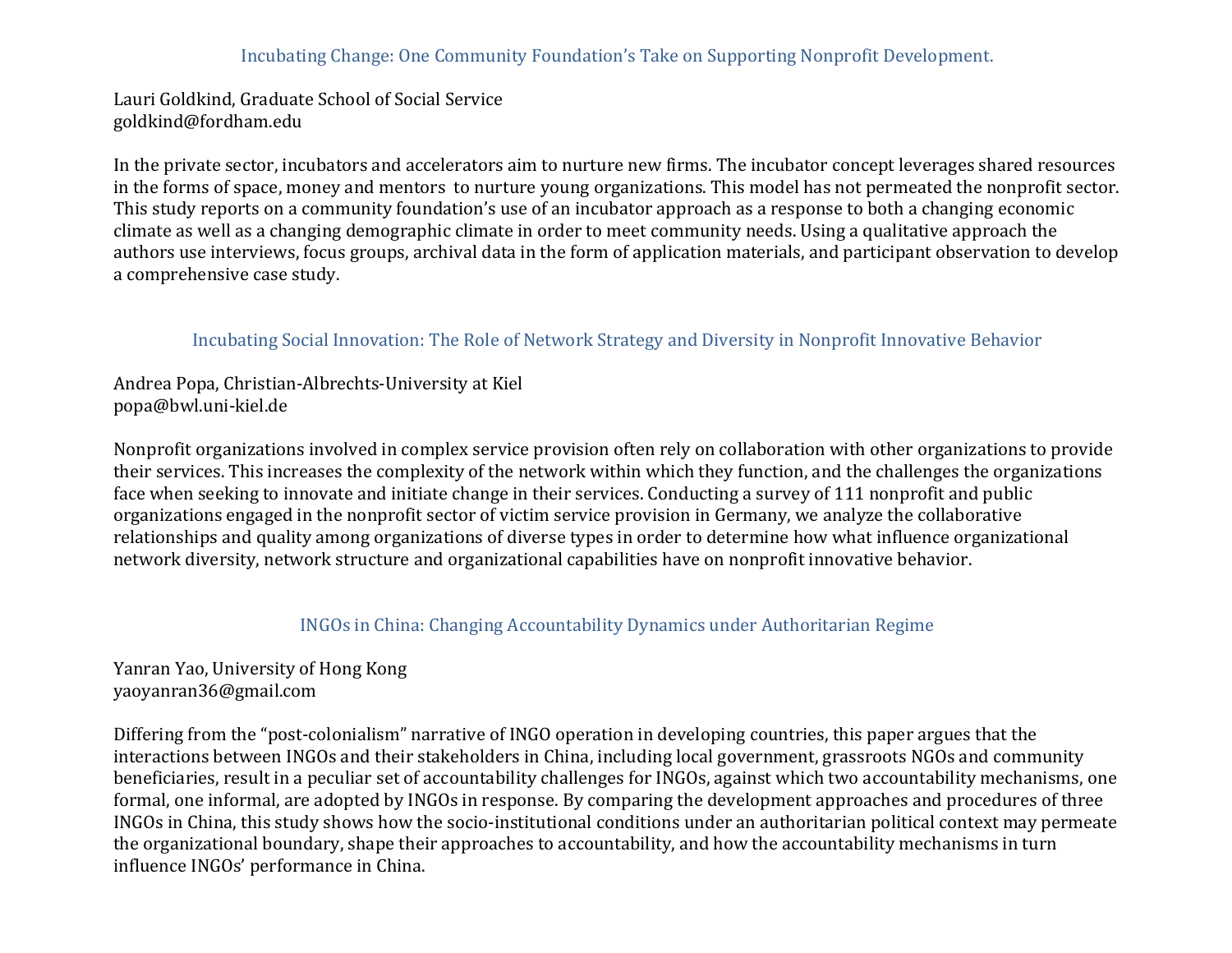## Incubating Change: One Community Foundation's Take on Supporting Nonprofit Development.

Lauri Goldkind, Graduate School of Social Service
goldkind@fordham.edu

In the private sector, incubators and accelerators aim to nurture new firms. The incubator concept leverages shared resources in the forms of space, money and mentors to nurture young organizations. This model has not permeated the nonprofit sector. This study reports on a community foundation's use of an incubator approach as a response to both a changing economic climate as well as a changing demographic climate in order to meet community needs. Using a qualitative approach the authors use interviews, focus groups, archival data in the form of application materials, and participant observation to develop a comprehensive case study.

## Incubating Social Innovation: The Role of Network Strategy and Diversity in Nonprofit Innovative Behavior

Andrea Popa, Christian-Albrechts-University at Kiel
popa@bwl.uni-kiel.de

Nonprofit organizations involved in complex service provision often rely on collaboration with other organizations to provide their services. This increases the complexity of the network within which they function, and the challenges the organizations face when seeking to innovate and initiate change in their services. Conducting a survey of 111 nonprofit and public organizations engaged in the nonprofit sector of victim service provision in Germany, we analyze the collaborative relationships and quality among organizations of diverse types in order to determine how what influence organizational network diversity, network structure and organizational capabilities have on nonprofit innovative behavior.

## INGOs in China: Changing Accountability Dynamics under Authoritarian Regime

Yanran Yao, University of Hong Kong
yaoyanran36@gmail.com

Differing from the "post-colonialism" narrative of INGO operation in developing countries, this paper argues that the interactions between INGOs and their stakeholders in China, including local government, grassroots NGOs and community beneficiaries, result in a peculiar set of accountability challenges for INGOs, against which two accountability mechanisms, one formal, one informal, are adopted by INGOs in response. By comparing the development approaches and procedures of three INGOs in China, this study shows how the socio-institutional conditions under an authoritarian political context may permeate the organizational boundary, shape their approaches to accountability, and how the accountability mechanisms in turn influence INGOs' performance in China.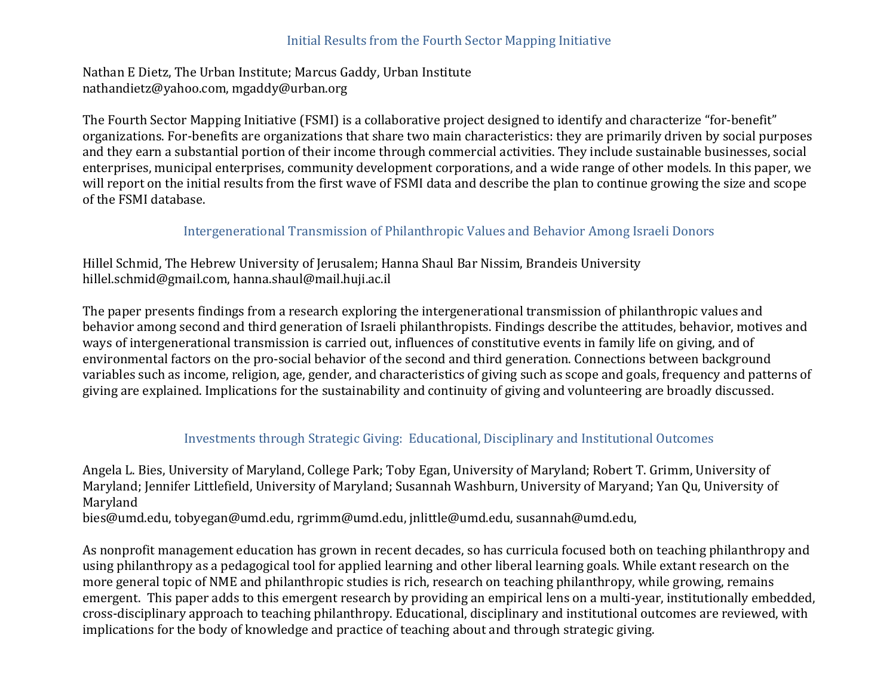## Initial Results from the Fourth Sector Mapping Initiative

Nathan E Dietz, The Urban Institute; Marcus Gaddy, Urban Institute
nathandietz@yahoo.com, mgaddy@urban.org

The Fourth Sector Mapping Initiative (FSMI) is a collaborative project designed to identify and characterize "for-benefit" organizations. For-benefits are organizations that share two main characteristics: they are primarily driven by social purposes and they earn a substantial portion of their income through commercial activities. They include sustainable businesses, social enterprises, municipal enterprises, community development corporations, and a wide range of other models. In this paper, we will report on the initial results from the first wave of FSMI data and describe the plan to continue growing the size and scope of the FSMI database.

## Intergenerational Transmission of Philanthropic Values and Behavior Among Israeli Donors

Hillel Schmid, The Hebrew University of Jerusalem; Hanna Shaul Bar Nissim, Brandeis University
hillel.schmid@gmail.com, hanna.shaul@mail.huji.ac.il

The paper presents findings from a research exploring the intergenerational transmission of philanthropic values and behavior among second and third generation of Israeli philanthropists. Findings describe the attitudes, behavior, motives and ways of intergenerational transmission is carried out, influences of constitutive events in family life on giving, and of environmental factors on the pro-social behavior of the second and third generation. Connections between background variables such as income, religion, age, gender, and characteristics of giving such as scope and goals, frequency and patterns of giving are explained. Implications for the sustainability and continuity of giving and volunteering are broadly discussed.

## Investments through Strategic Giving: Educational, Disciplinary and Institutional Outcomes

Angela L. Bies, University of Maryland, College Park; Toby Egan, University of Maryland; Robert T. Grimm, University of Maryland; Jennifer Littlefield, University of Maryland; Susannah Washburn, University of Maryand; Yan Qu, University of Maryland
bies@umd.edu, tobyegan@umd.edu, rgrimm@umd.edu, jnlittle@umd.edu, susannah@umd.edu,

As nonprofit management education has grown in recent decades, so has curricula focused both on teaching philanthropy and using philanthropy as a pedagogical tool for applied learning and other liberal learning goals. While extant research on the more general topic of NME and philanthropic studies is rich, research on teaching philanthropy, while growing, remains emergent. This paper adds to this emergent research by providing an empirical lens on a multi-year, institutionally embedded, cross-disciplinary approach to teaching philanthropy. Educational, disciplinary and institutional outcomes are reviewed, with implications for the body of knowledge and practice of teaching about and through strategic giving.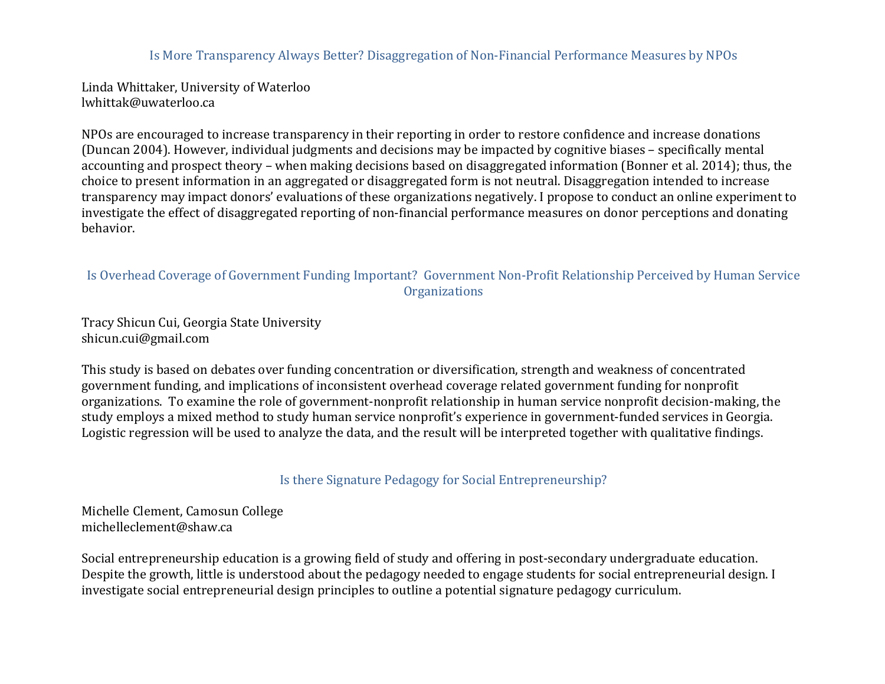## Is More Transparency Always Better? Disaggregation of Non-Financial Performance Measures by NPOs

Linda Whittaker, University of Waterloo
lwhittak@uwaterloo.ca

NPOs are encouraged to increase transparency in their reporting in order to restore confidence and increase donations (Duncan 2004). However, individual judgments and decisions may be impacted by cognitive biases – specifically mental accounting and prospect theory – when making decisions based on disaggregated information (Bonner et al. 2014); thus, the choice to present information in an aggregated or disaggregated form is not neutral. Disaggregation intended to increase transparency may impact donors' evaluations of these organizations negatively. I propose to conduct an online experiment to investigate the effect of disaggregated reporting of non-financial performance measures on donor perceptions and donating behavior.

## Is Overhead Coverage of Government Funding Important? Government Non-Profit Relationship Perceived by Human Service Organizations

Tracy Shicun Cui, Georgia State University
shicun.cui@gmail.com

This study is based on debates over funding concentration or diversification, strength and weakness of concentrated government funding, and implications of inconsistent overhead coverage related government funding for nonprofit organizations. To examine the role of government-nonprofit relationship in human service nonprofit decision-making, the study employs a mixed method to study human service nonprofit's experience in government-funded services in Georgia. Logistic regression will be used to analyze the data, and the result will be interpreted together with qualitative findings.

## Is there Signature Pedagogy for Social Entrepreneurship?

Michelle Clement, Camosun College
michelleclement@shaw.ca

Social entrepreneurship education is a growing field of study and offering in post-secondary undergraduate education. Despite the growth, little is understood about the pedagogy needed to engage students for social entrepreneurial design. I investigate social entrepreneurial design principles to outline a potential signature pedagogy curriculum.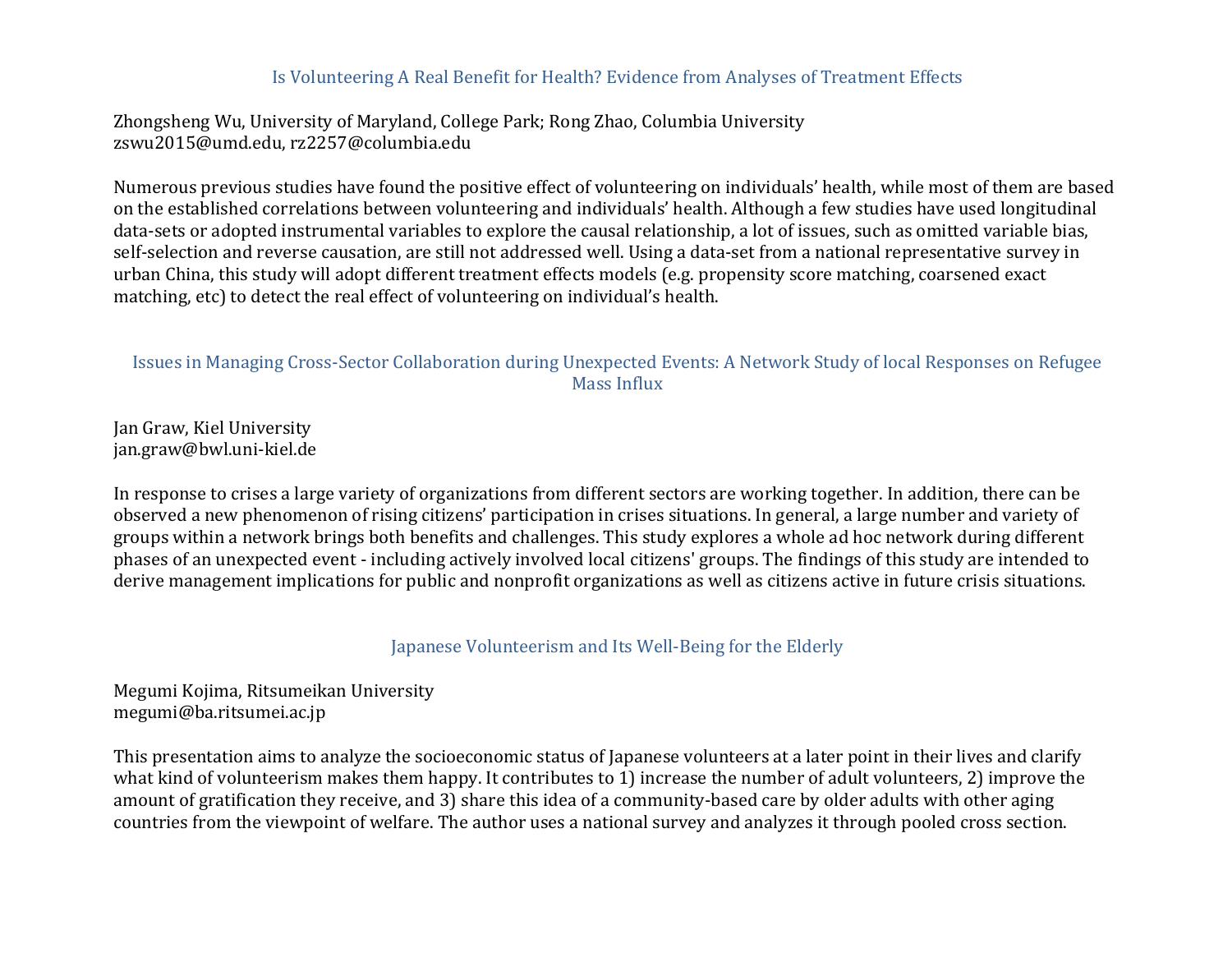## Is Volunteering A Real Benefit for Health? Evidence from Analyses of Treatment Effects

Zhongsheng Wu, University of Maryland, College Park; Rong Zhao, Columbia University
zswu2015@umd.edu, rz2257@columbia.edu

Numerous previous studies have found the positive effect of volunteering on individuals' health, while most of them are based on the established correlations between volunteering and individuals' health. Although a few studies have used longitudinal data-sets or adopted instrumental variables to explore the causal relationship, a lot of issues, such as omitted variable bias, self-selection and reverse causation, are still not addressed well. Using a data-set from a national representative survey in urban China, this study will adopt different treatment effects models (e.g. propensity score matching, coarsened exact matching, etc) to detect the real effect of volunteering on individual's health.

## Issues in Managing Cross-Sector Collaboration during Unexpected Events: A Network Study of local Responses on Refugee Mass Influx

Jan Graw, Kiel University
jan.graw@bwl.uni-kiel.de

In response to crises a large variety of organizations from different sectors are working together. In addition, there can be observed a new phenomenon of rising citizens' participation in crises situations. In general, a large number and variety of groups within a network brings both benefits and challenges. This study explores a whole ad hoc network during different phases of an unexpected event - including actively involved local citizens' groups. The findings of this study are intended to derive management implications for public and nonprofit organizations as well as citizens active in future crisis situations.

## Japanese Volunteerism and Its Well-Being for the Elderly

Megumi Kojima, Ritsumeikan University
megumi@ba.ritsumei.ac.jp

This presentation aims to analyze the socioeconomic status of Japanese volunteers at a later point in their lives and clarify what kind of volunteerism makes them happy. It contributes to 1) increase the number of adult volunteers, 2) improve the amount of gratification they receive, and 3) share this idea of a community-based care by older adults with other aging countries from the viewpoint of welfare. The author uses a national survey and analyzes it through pooled cross section.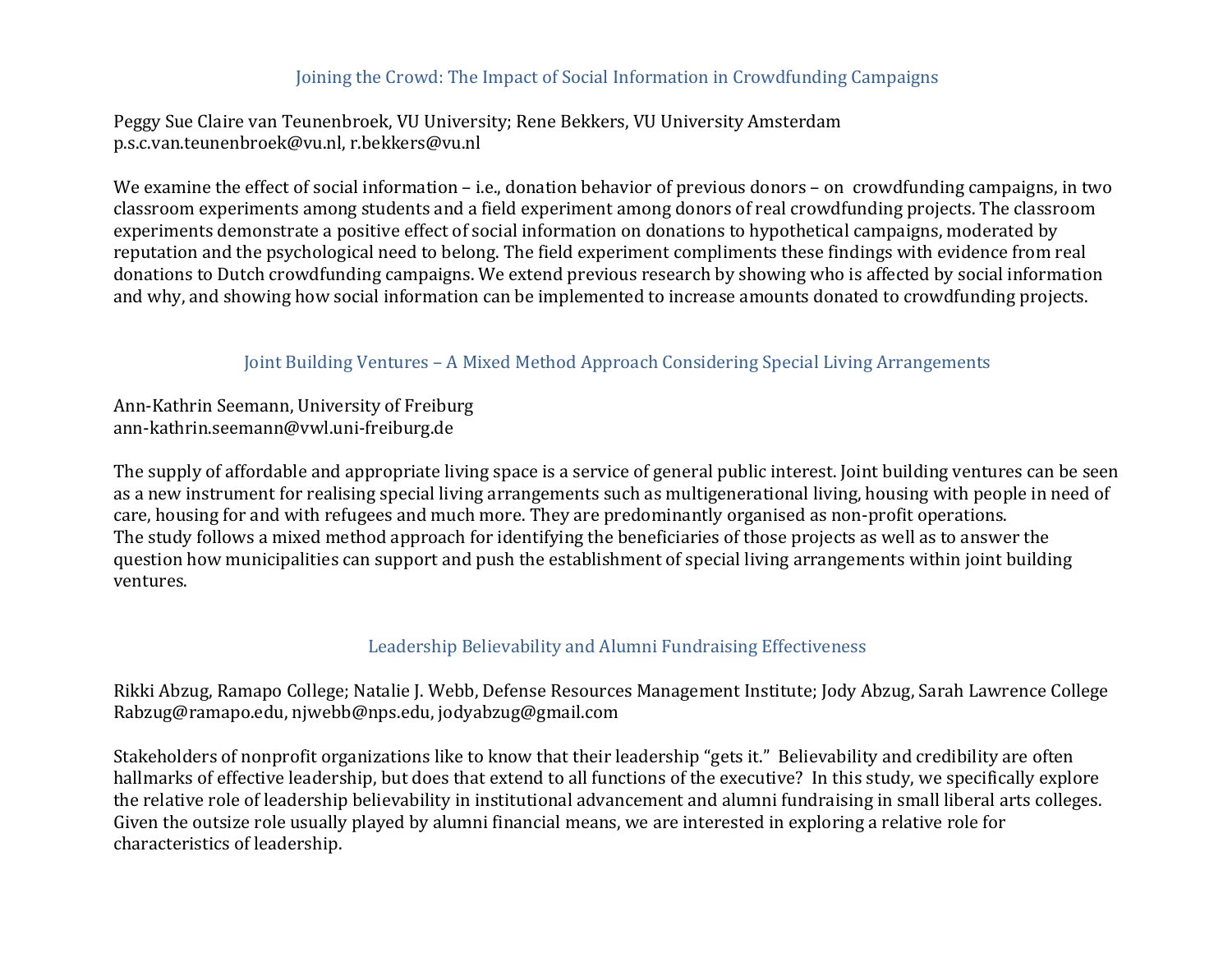## Joining the Crowd: The Impact of Social Information in Crowdfunding Campaigns

Peggy Sue Claire van Teunenbroek, VU University; Rene Bekkers, VU University Amsterdam
p.s.c.van.teunenbroek@vu.nl, r.bekkers@vu.nl

We examine the effect of social information – i.e., donation behavior of previous donors – on crowdfunding campaigns, in two classroom experiments among students and a field experiment among donors of real crowdfunding projects. The classroom experiments demonstrate a positive effect of social information on donations to hypothetical campaigns, moderated by reputation and the psychological need to belong. The field experiment compliments these findings with evidence from real donations to Dutch crowdfunding campaigns. We extend previous research by showing who is affected by social information and why, and showing how social information can be implemented to increase amounts donated to crowdfunding projects.

## Joint Building Ventures – A Mixed Method Approach Considering Special Living Arrangements

Ann-Kathrin Seemann, University of Freiburg
ann-kathrin.seemann@vwl.uni-freiburg.de

The supply of affordable and appropriate living space is a service of general public interest. Joint building ventures can be seen as a new instrument for realising special living arrangements such as multigenerational living, housing with people in need of care, housing for and with refugees and much more. They are predominantly organised as non-profit operations.
The study follows a mixed method approach for identifying the beneficiaries of those projects as well as to answer the question how municipalities can support and push the establishment of special living arrangements within joint building ventures.

## Leadership Believability and Alumni Fundraising Effectiveness

Rikki Abzug, Ramapo College; Natalie J. Webb, Defense Resources Management Institute; Jody Abzug, Sarah Lawrence College
Rabzug@ramapo.edu, njwebb@nps.edu, jodyabzug@gmail.com

Stakeholders of nonprofit organizations like to know that their leadership "gets it." Believability and credibility are often hallmarks of effective leadership, but does that extend to all functions of the executive? In this study, we specifically explore the relative role of leadership believability in institutional advancement and alumni fundraising in small liberal arts colleges. Given the outsize role usually played by alumni financial means, we are interested in exploring a relative role for characteristics of leadership.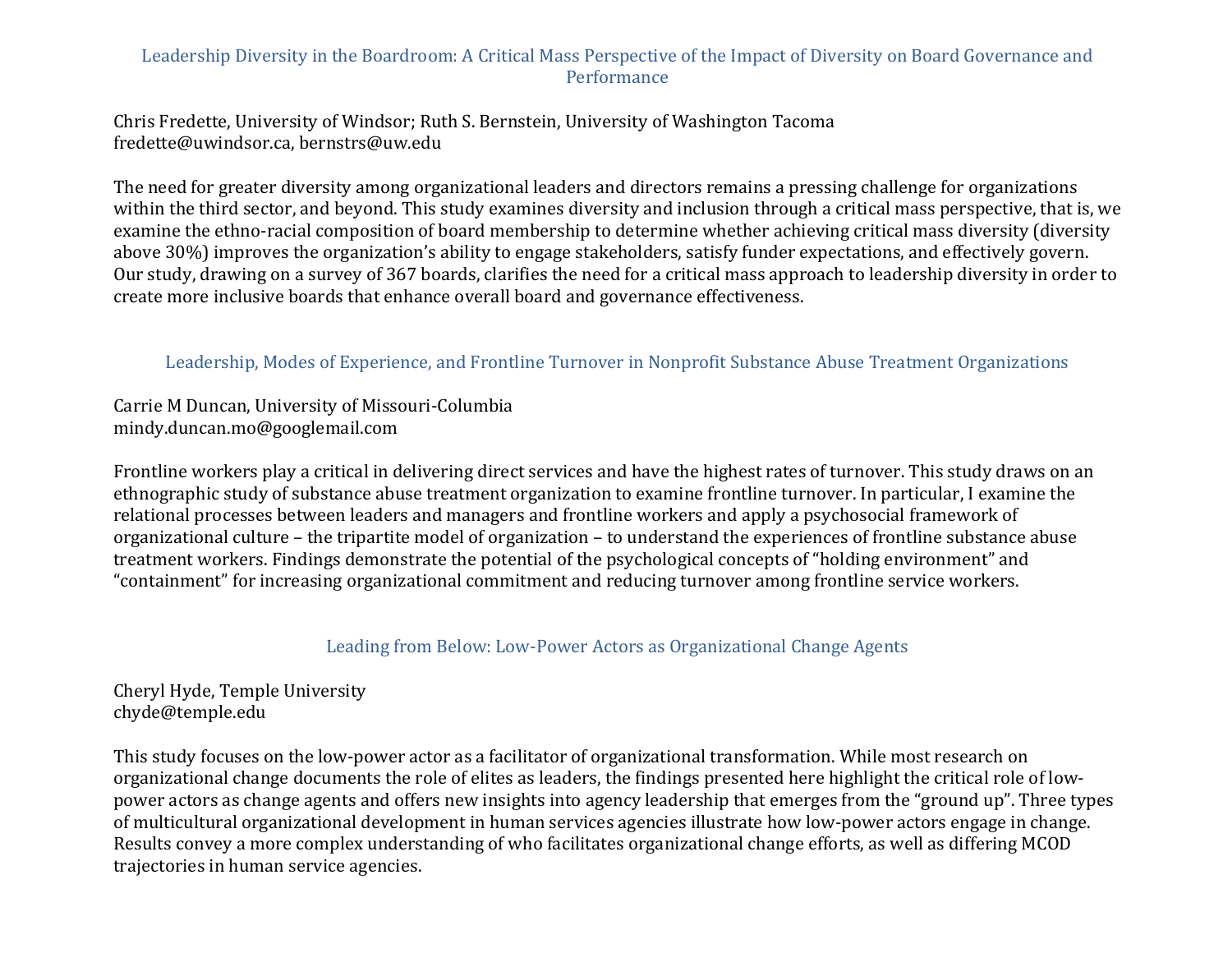### Leadership Diversity in the Boardroom: A Critical Mass Perspective of the Impact of Diversity on Board Governance and Performance

Chris Fredette, University of Windsor; Ruth S. Bernstein, University of Washington Tacoma
fredette@uwindsor.ca, bernstrs@uw.edu

The need for greater diversity among organizational leaders and directors remains a pressing challenge for organizations within the third sector, and beyond. This study examines diversity and inclusion through a critical mass perspective, that is, we examine the ethno-racial composition of board membership to determine whether achieving critical mass diversity (diversity above 30%) improves the organization's ability to engage stakeholders, satisfy funder expectations, and effectively govern. Our study, drawing on a survey of 367 boards, clarifies the need for a critical mass approach to leadership diversity in order to create more inclusive boards that enhance overall board and governance effectiveness.

### Leadership, Modes of Experience, and Frontline Turnover in Nonprofit Substance Abuse Treatment Organizations

Carrie M Duncan, University of Missouri-Columbia
mindy.duncan.mo@googlemail.com

Frontline workers play a critical in delivering direct services and have the highest rates of turnover. This study draws on an ethnographic study of substance abuse treatment organization to examine frontline turnover. In particular, I examine the relational processes between leaders and managers and frontline workers and apply a psychosocial framework of organizational culture – the tripartite model of organization – to understand the experiences of frontline substance abuse treatment workers. Findings demonstrate the potential of the psychological concepts of "holding environment" and "containment" for increasing organizational commitment and reducing turnover among frontline service workers.

### Leading from Below: Low-Power Actors as Organizational Change Agents

Cheryl Hyde, Temple University
chyde@temple.edu

This study focuses on the low-power actor as a facilitator of organizational transformation. While most research on organizational change documents the role of elites as leaders, the findings presented here highlight the critical role of low-power actors as change agents and offers new insights into agency leadership that emerges from the "ground up". Three types of multicultural organizational development in human services agencies illustrate how low-power actors engage in change. Results convey a more complex understanding of who facilitates organizational change efforts, as well as differing MCOD trajectories in human service agencies.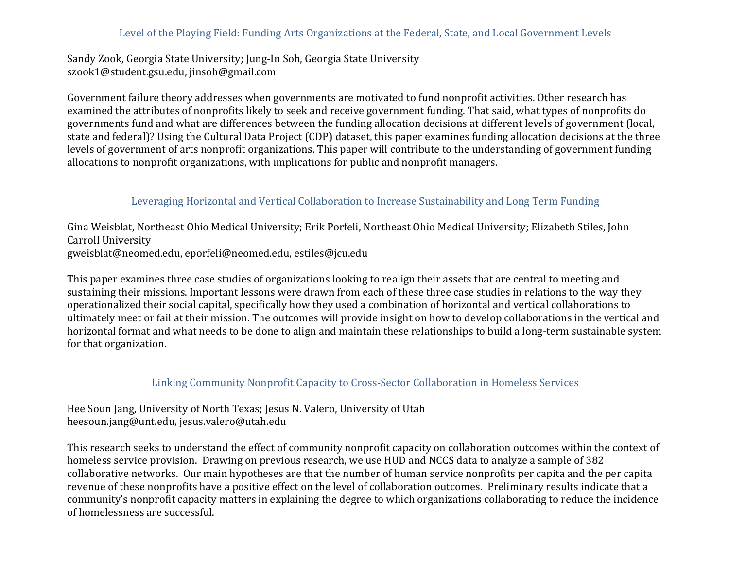### Level of the Playing Field: Funding Arts Organizations at the Federal, State, and Local Government Levels

Sandy Zook, Georgia State University; Jung-In Soh, Georgia State University
szook1@student.gsu.edu, jinsoh@gmail.com

Government failure theory addresses when governments are motivated to fund nonprofit activities. Other research has examined the attributes of nonprofits likely to seek and receive government funding. That said, what types of nonprofits do governments fund and what are differences between the funding allocation decisions at different levels of government (local, state and federal)? Using the Cultural Data Project (CDP) dataset, this paper examines funding allocation decisions at the three levels of government of arts nonprofit organizations. This paper will contribute to the understanding of government funding allocations to nonprofit organizations, with implications for public and nonprofit managers.

### Leveraging Horizontal and Vertical Collaboration to Increase Sustainability and Long Term Funding

Gina Weisblat, Northeast Ohio Medical University; Erik Porfeli, Northeast Ohio Medical University; Elizabeth Stiles, John Carroll University
gweisblat@neomed.edu, eporfeli@neomed.edu, estiles@jcu.edu

This paper examines three case studies of organizations looking to realign their assets that are central to meeting and sustaining their missions. Important lessons were drawn from each of these three case studies in relations to the way they operationalized their social capital, specifically how they used a combination of horizontal and vertical collaborations to ultimately meet or fail at their mission. The outcomes will provide insight on how to develop collaborations in the vertical and horizontal format and what needs to be done to align and maintain these relationships to build a long-term sustainable system for that organization.

### Linking Community Nonprofit Capacity to Cross-Sector Collaboration in Homeless Services

Hee Soun Jang, University of North Texas; Jesus N. Valero, University of Utah
heesoun.jang@unt.edu, jesus.valero@utah.edu

This research seeks to understand the effect of community nonprofit capacity on collaboration outcomes within the context of homeless service provision. Drawing on previous research, we use HUD and NCCS data to analyze a sample of 382 collaborative networks. Our main hypotheses are that the number of human service nonprofits per capita and the per capita revenue of these nonprofits have a positive effect on the level of collaboration outcomes. Preliminary results indicate that a community's nonprofit capacity matters in explaining the degree to which organizations collaborating to reduce the incidence of homelessness are successful.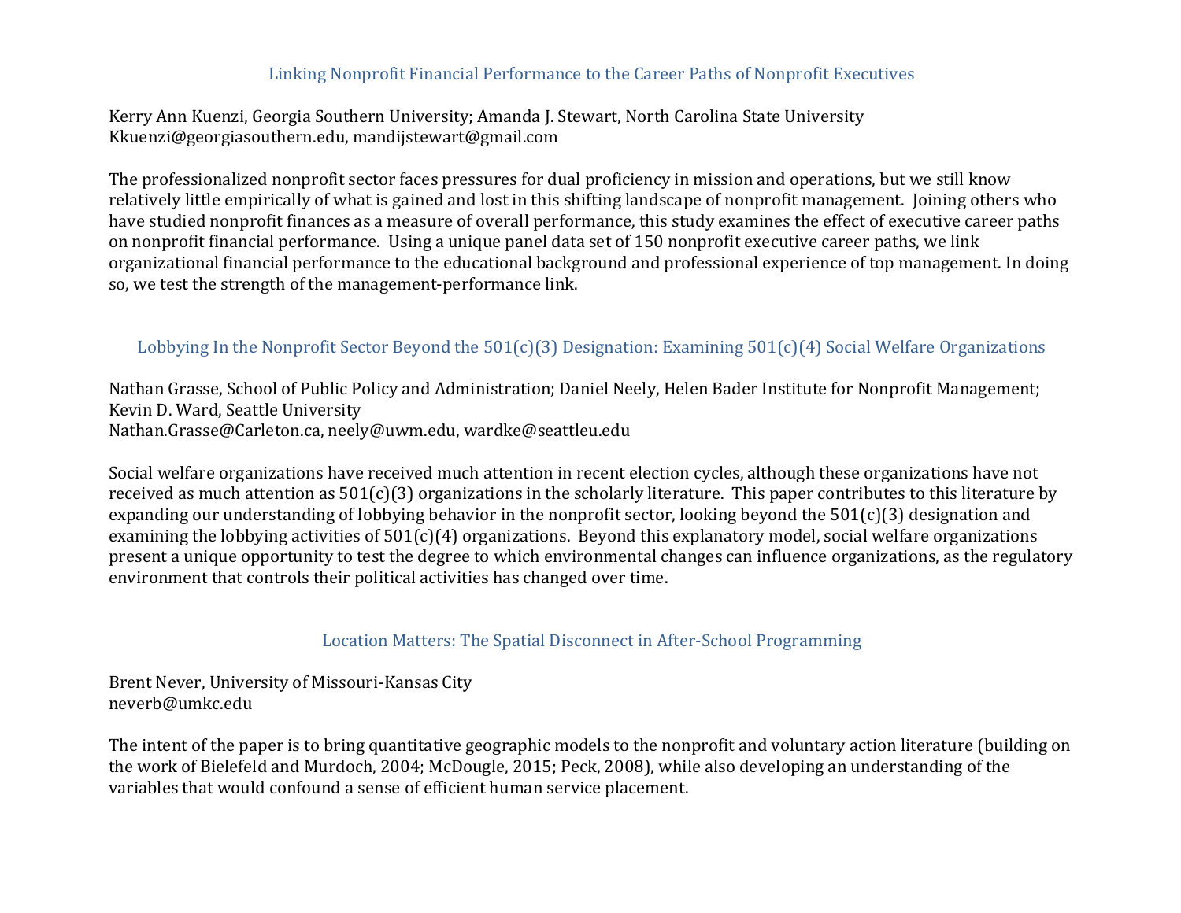## Linking Nonprofit Financial Performance to the Career Paths of Nonprofit Executives

Kerry Ann Kuenzi, Georgia Southern University; Amanda J. Stewart, North Carolina State University
Kkuenzi@georgiasouthern.edu, mandijstewart@gmail.com

The professionalized nonprofit sector faces pressures for dual proficiency in mission and operations, but we still know relatively little empirically of what is gained and lost in this shifting landscape of nonprofit management. Joining others who have studied nonprofit finances as a measure of overall performance, this study examines the effect of executive career paths on nonprofit financial performance. Using a unique panel data set of 150 nonprofit executive career paths, we link organizational financial performance to the educational background and professional experience of top management. In doing so, we test the strength of the management-performance link.

## Lobbying In the Nonprofit Sector Beyond the 501(c)(3) Designation: Examining 501(c)(4) Social Welfare Organizations

Nathan Grasse, School of Public Policy and Administration; Daniel Neely, Helen Bader Institute for Nonprofit Management; Kevin D. Ward, Seattle University
Nathan.Grasse@Carleton.ca, neely@uwm.edu, wardke@seattleu.edu

Social welfare organizations have received much attention in recent election cycles, although these organizations have not received as much attention as 501(c)(3) organizations in the scholarly literature. This paper contributes to this literature by expanding our understanding of lobbying behavior in the nonprofit sector, looking beyond the 501(c)(3) designation and examining the lobbying activities of 501(c)(4) organizations. Beyond this explanatory model, social welfare organizations present a unique opportunity to test the degree to which environmental changes can influence organizations, as the regulatory environment that controls their political activities has changed over time.

## Location Matters: The Spatial Disconnect in After-School Programming

Brent Never, University of Missouri-Kansas City
neverb@umkc.edu

The intent of the paper is to bring quantitative geographic models to the nonprofit and voluntary action literature (building on the work of Bielefeld and Murdoch, 2004; McDougle, 2015; Peck, 2008), while also developing an understanding of the variables that would confound a sense of efficient human service placement.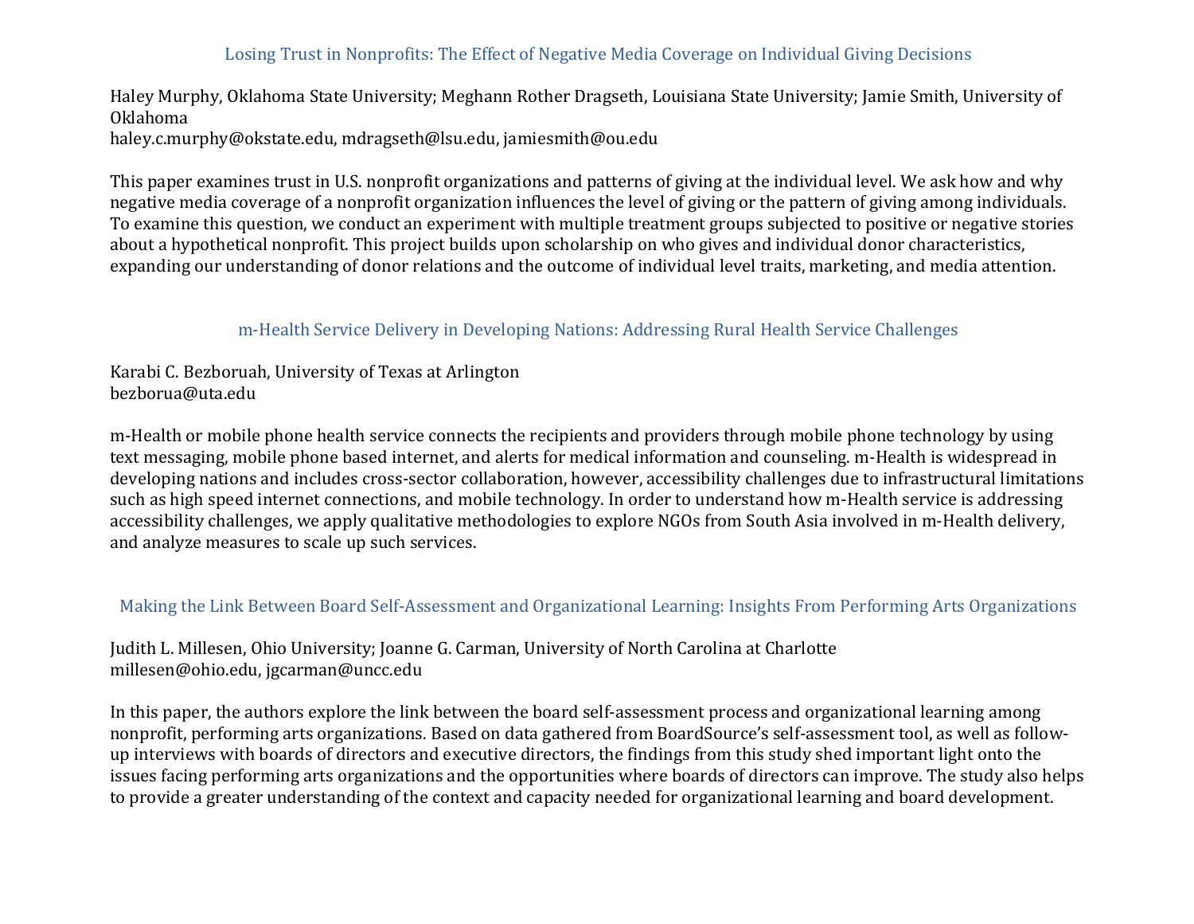## Losing Trust in Nonprofits: The Effect of Negative Media Coverage on Individual Giving Decisions

Haley Murphy, Oklahoma State University; Meghann Rother Dragseth, Louisiana State University; Jamie Smith, University of Oklahoma
haley.c.murphy@okstate.edu, mdragseth@lsu.edu, jamiesmith@ou.edu

This paper examines trust in U.S. nonprofit organizations and patterns of giving at the individual level. We ask how and why negative media coverage of a nonprofit organization influences the level of giving or the pattern of giving among individuals. To examine this question, we conduct an experiment with multiple treatment groups subjected to positive or negative stories about a hypothetical nonprofit. This project builds upon scholarship on who gives and individual donor characteristics, expanding our understanding of donor relations and the outcome of individual level traits, marketing, and media attention.

## m-Health Service Delivery in Developing Nations: Addressing Rural Health Service Challenges

Karabi C. Bezboruah, University of Texas at Arlington
bezborua@uta.edu

m-Health or mobile phone health service connects the recipients and providers through mobile phone technology by using text messaging, mobile phone based internet, and alerts for medical information and counseling. m-Health is widespread in developing nations and includes cross-sector collaboration, however, accessibility challenges due to infrastructural limitations such as high speed internet connections, and mobile technology. In order to understand how m-Health service is addressing accessibility challenges, we apply qualitative methodologies to explore NGOs from South Asia involved in m-Health delivery, and analyze measures to scale up such services.

## Making the Link Between Board Self-Assessment and Organizational Learning: Insights From Performing Arts Organizations

Judith L. Millesen, Ohio University; Joanne G. Carman, University of North Carolina at Charlotte
millesen@ohio.edu, jgcarman@uncc.edu

In this paper, the authors explore the link between the board self-assessment process and organizational learning among nonprofit, performing arts organizations. Based on data gathered from BoardSource's self-assessment tool, as well as follow-up interviews with boards of directors and executive directors, the findings from this study shed important light onto the issues facing performing arts organizations and the opportunities where boards of directors can improve. The study also helps to provide a greater understanding of the context and capacity needed for organizational learning and board development.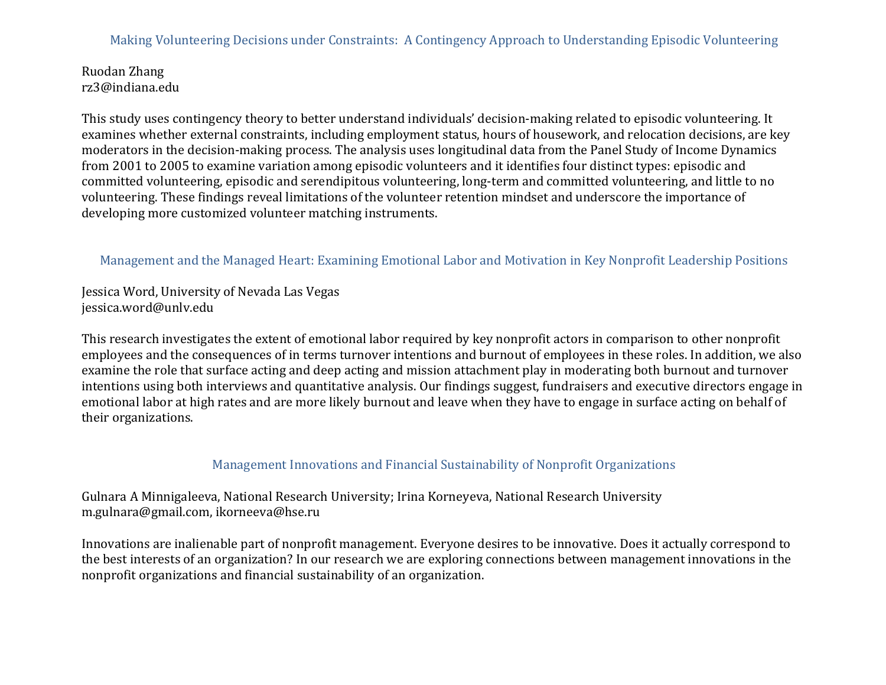## Making Volunteering Decisions under Constraints: A Contingency Approach to Understanding Episodic Volunteering

Ruodan Zhang
rz3@indiana.edu

This study uses contingency theory to better understand individuals' decision-making related to episodic volunteering. It examines whether external constraints, including employment status, hours of housework, and relocation decisions, are key moderators in the decision-making process. The analysis uses longitudinal data from the Panel Study of Income Dynamics from 2001 to 2005 to examine variation among episodic volunteers and it identifies four distinct types: episodic and committed volunteering, episodic and serendipitous volunteering, long-term and committed volunteering, and little to no volunteering. These findings reveal limitations of the volunteer retention mindset and underscore the importance of developing more customized volunteer matching instruments.

## Management and the Managed Heart: Examining Emotional Labor and Motivation in Key Nonprofit Leadership Positions

Jessica Word, University of Nevada Las Vegas
jessica.word@unlv.edu

This research investigates the extent of emotional labor required by key nonprofit actors in comparison to other nonprofit employees and the consequences of in terms turnover intentions and burnout of employees in these roles. In addition, we also examine the role that surface acting and deep acting and mission attachment play in moderating both burnout and turnover intentions using both interviews and quantitative analysis. Our findings suggest, fundraisers and executive directors engage in emotional labor at high rates and are more likely burnout and leave when they have to engage in surface acting on behalf of their organizations.

## Management Innovations and Financial Sustainability of Nonprofit Organizations

Gulnara A Minnigaleeva, National Research University; Irina Korneyeva, National Research University
m.gulnara@gmail.com, ikorneeva@hse.ru

Innovations are inalienable part of nonprofit management. Everyone desires to be innovative. Does it actually correspond to the best interests of an organization? In our research we are exploring connections between management innovations in the nonprofit organizations and financial sustainability of an organization.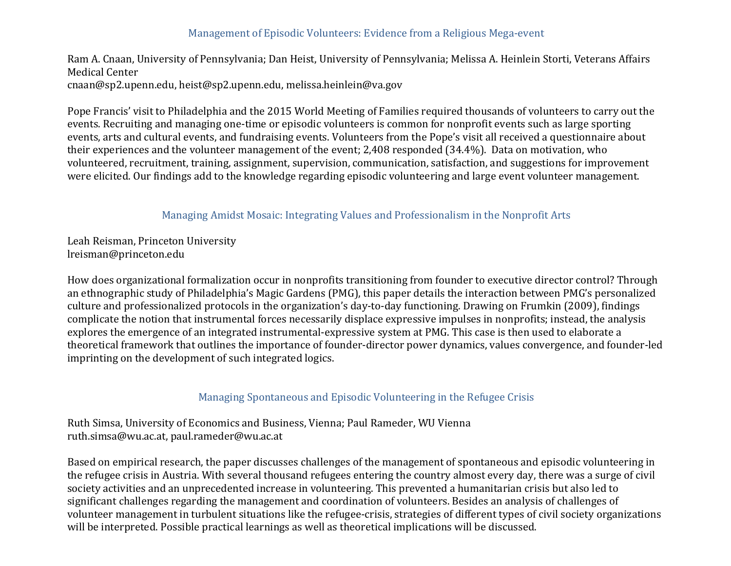## Management of Episodic Volunteers: Evidence from a Religious Mega-event

Ram A. Cnaan, University of Pennsylvania; Dan Heist, University of Pennsylvania; Melissa A. Heinlein Storti, Veterans Affairs Medical Center
cnaan@sp2.upenn.edu, heist@sp2.upenn.edu, melissa.heinlein@va.gov

Pope Francis' visit to Philadelphia and the 2015 World Meeting of Families required thousands of volunteers to carry out the events. Recruiting and managing one-time or episodic volunteers is common for nonprofit events such as large sporting events, arts and cultural events, and fundraising events. Volunteers from the Pope's visit all received a questionnaire about their experiences and the volunteer management of the event; 2,408 responded (34.4%). Data on motivation, who volunteered, recruitment, training, assignment, supervision, communication, satisfaction, and suggestions for improvement were elicited. Our findings add to the knowledge regarding episodic volunteering and large event volunteer management.

## Managing Amidst Mosaic: Integrating Values and Professionalism in the Nonprofit Arts

Leah Reisman, Princeton University
lreisman@princeton.edu

How does organizational formalization occur in nonprofits transitioning from founder to executive director control? Through an ethnographic study of Philadelphia's Magic Gardens (PMG), this paper details the interaction between PMG's personalized culture and professionalized protocols in the organization's day-to-day functioning. Drawing on Frumkin (2009), findings complicate the notion that instrumental forces necessarily displace expressive impulses in nonprofits; instead, the analysis explores the emergence of an integrated instrumental-expressive system at PMG. This case is then used to elaborate a theoretical framework that outlines the importance of founder-director power dynamics, values convergence, and founder-led imprinting on the development of such integrated logics.

## Managing Spontaneous and Episodic Volunteering in the Refugee Crisis

Ruth Simsa, University of Economics and Business, Vienna; Paul Rameder, WU Vienna
ruth.simsa@wu.ac.at, paul.rameder@wu.ac.at

Based on empirical research, the paper discusses challenges of the management of spontaneous and episodic volunteering in the refugee crisis in Austria. With several thousand refugees entering the country almost every day, there was a surge of civil society activities and an unprecedented increase in volunteering. This prevented a humanitarian crisis but also led to significant challenges regarding the management and coordination of volunteers. Besides an analysis of challenges of volunteer management in turbulent situations like the refugee-crisis, strategies of different types of civil society organizations will be interpreted. Possible practical learnings as well as theoretical implications will be discussed.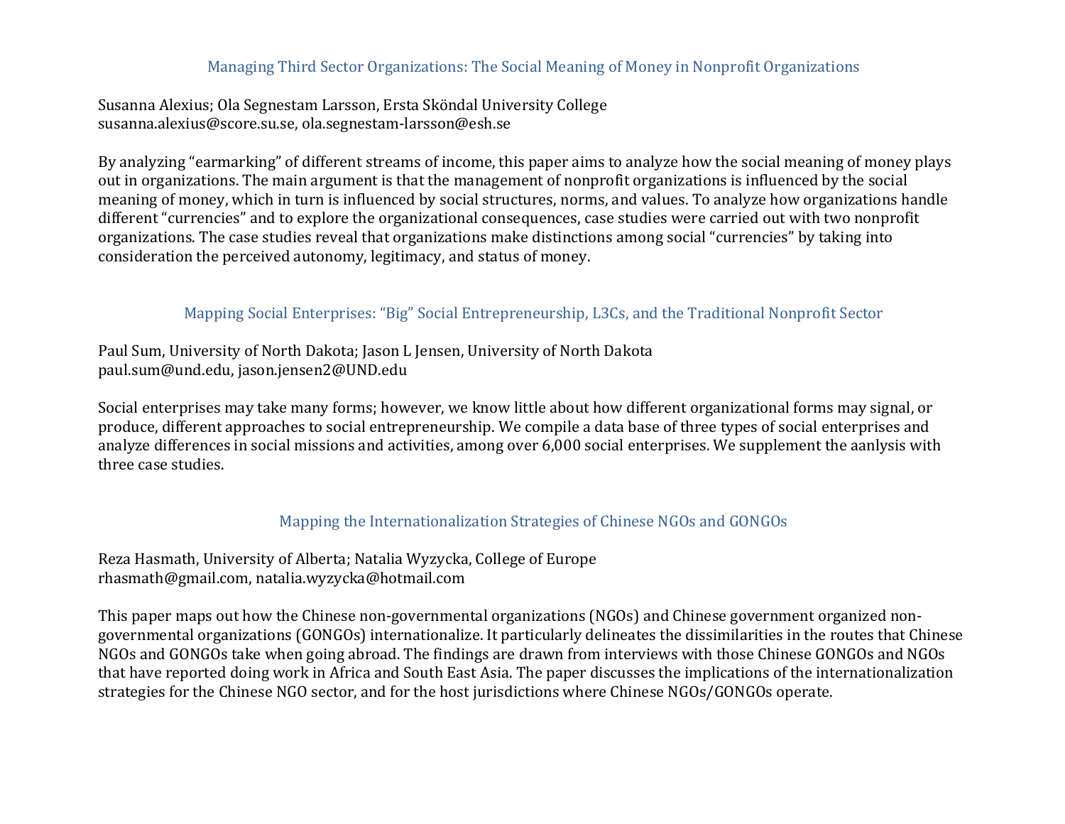## Managing Third Sector Organizations: The Social Meaning of Money in Nonprofit Organizations

Susanna Alexius; Ola Segnestam Larsson, Ersta Sköndal University College
susanna.alexius@score.su.se, ola.segnestam-larsson@esh.se

By analyzing "earmarking" of different streams of income, this paper aims to analyze how the social meaning of money plays out in organizations. The main argument is that the management of nonprofit organizations is influenced by the social meaning of money, which in turn is influenced by social structures, norms, and values. To analyze how organizations handle different "currencies" and to explore the organizational consequences, case studies were carried out with two nonprofit organizations. The case studies reveal that organizations make distinctions among social "currencies" by taking into consideration the perceived autonomy, legitimacy, and status of money.

## Mapping Social Enterprises: "Big" Social Entrepreneurship, L3Cs, and the Traditional Nonprofit Sector

Paul Sum, University of North Dakota; Jason L Jensen, University of North Dakota
paul.sum@und.edu, jason.jensen2@UND.edu

Social enterprises may take many forms; however, we know little about how different organizational forms may signal, or produce, different approaches to social entrepreneurship. We compile a data base of three types of social enterprises and analyze differences in social missions and activities, among over 6,000 social enterprises. We supplement the aanlysis with three case studies.

## Mapping the Internationalization Strategies of Chinese NGOs and GONGOs

Reza Hasmath, University of Alberta; Natalia Wyzycka, College of Europe
rhasmath@gmail.com, natalia.wyzycka@hotmail.com

This paper maps out how the Chinese non-governmental organizations (NGOs) and Chinese government organized non-governmental organizations (GONGOs) internationalize. It particularly delineates the dissimilarities in the routes that Chinese NGOs and GONGOs take when going abroad. The findings are drawn from interviews with those Chinese GONGOs and NGOs that have reported doing work in Africa and South East Asia. The paper discusses the implications of the internationalization strategies for the Chinese NGO sector, and for the host jurisdictions where Chinese NGOs/GONGOs operate.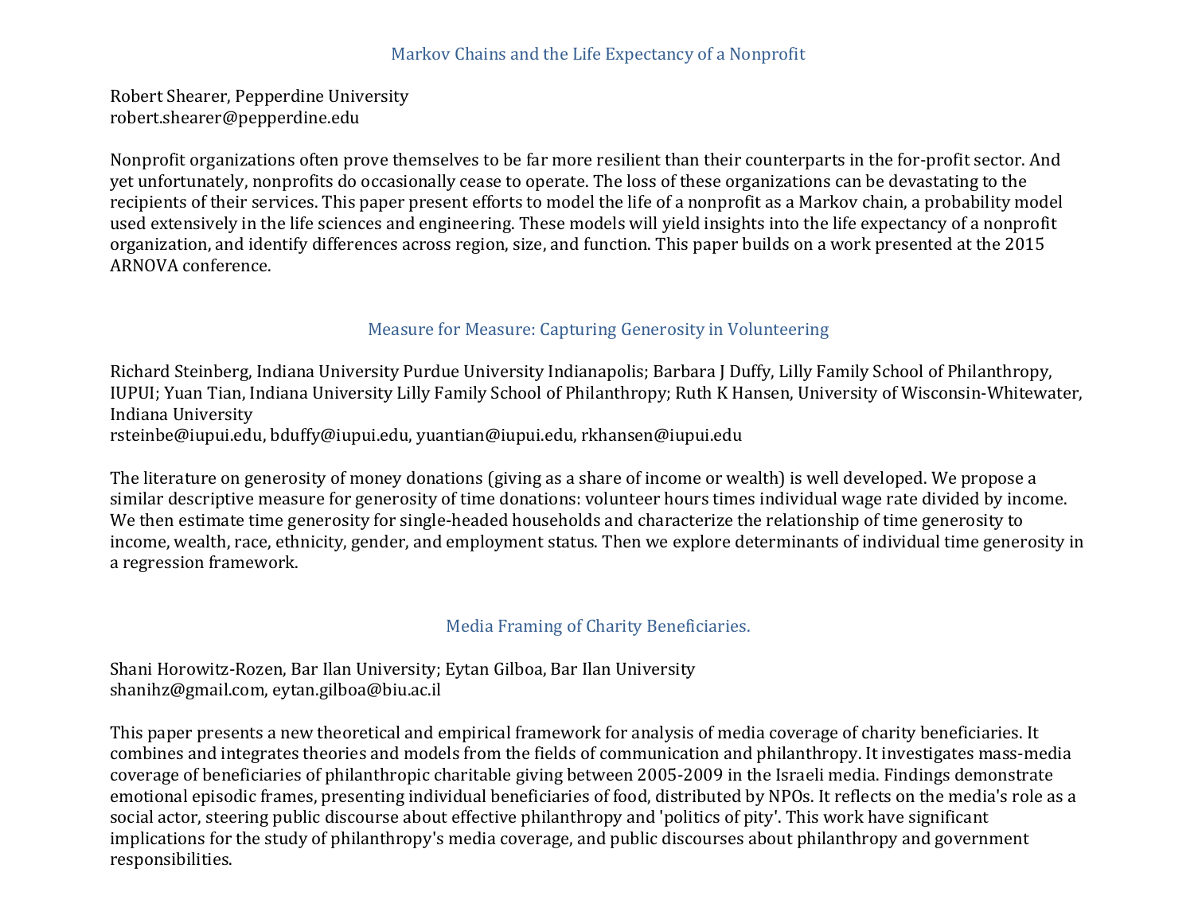## Markov Chains and the Life Expectancy of a Nonprofit

Robert Shearer, Pepperdine University
robert.shearer@pepperdine.edu

Nonprofit organizations often prove themselves to be far more resilient than their counterparts in the for-profit sector. And yet unfortunately, nonprofits do occasionally cease to operate. The loss of these organizations can be devastating to the recipients of their services. This paper present efforts to model the life of a nonprofit as a Markov chain, a probability model used extensively in the life sciences and engineering. These models will yield insights into the life expectancy of a nonprofit organization, and identify differences across region, size, and function. This paper builds on a work presented at the 2015 ARNOVA conference.

## Measure for Measure: Capturing Generosity in Volunteering

Richard Steinberg, Indiana University Purdue University Indianapolis; Barbara J Duffy, Lilly Family School of Philanthropy, IUPUI; Yuan Tian, Indiana University Lilly Family School of Philanthropy; Ruth K Hansen, University of Wisconsin-Whitewater, Indiana University
rsteinbe@iupui.edu, bduffy@iupui.edu, yuantian@iupui.edu, rkhansen@iupui.edu

The literature on generosity of money donations (giving as a share of income or wealth) is well developed. We propose a similar descriptive measure for generosity of time donations: volunteer hours times individual wage rate divided by income. We then estimate time generosity for single-headed households and characterize the relationship of time generosity to income, wealth, race, ethnicity, gender, and employment status. Then we explore determinants of individual time generosity in a regression framework.

## Media Framing of Charity Beneficiaries.

Shani Horowitz-Rozen, Bar Ilan University; Eytan Gilboa, Bar Ilan University
shanihz@gmail.com, eytan.gilboa@biu.ac.il

This paper presents a new theoretical and empirical framework for analysis of media coverage of charity beneficiaries. It combines and integrates theories and models from the fields of communication and philanthropy. It investigates mass-media coverage of beneficiaries of philanthropic charitable giving between 2005-2009 in the Israeli media. Findings demonstrate emotional episodic frames, presenting individual beneficiaries of food, distributed by NPOs. It reflects on the media's role as a social actor, steering public discourse about effective philanthropy and 'politics of pity'. This work have significant implications for the study of philanthropy's media coverage, and public discourses about philanthropy and government responsibilities.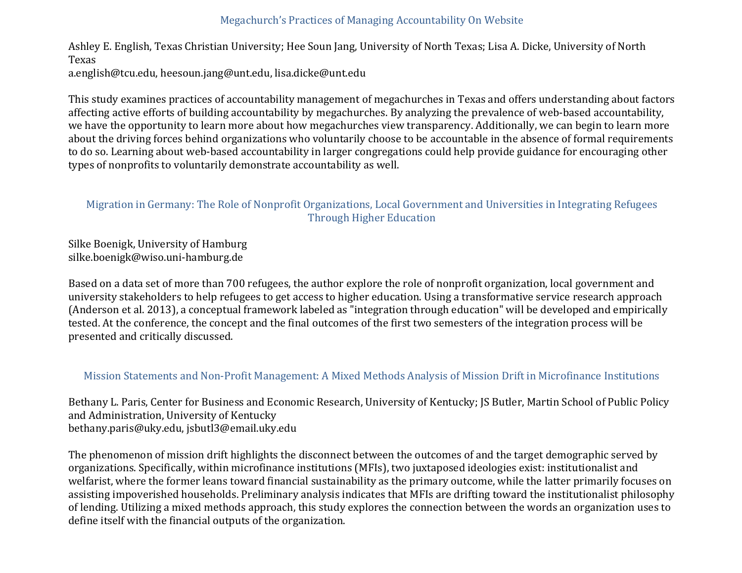## Megachurch's Practices of Managing Accountability On Website

Ashley E. English, Texas Christian University; Hee Soun Jang, University of North Texas; Lisa A. Dicke, University of North Texas
a.english@tcu.edu, heesoun.jang@unt.edu, lisa.dicke@unt.edu

This study examines practices of accountability management of megachurches in Texas and offers understanding about factors affecting active efforts of building accountability by megachurches. By analyzing the prevalence of web-based accountability, we have the opportunity to learn more about how megachurches view transparency. Additionally, we can begin to learn more about the driving forces behind organizations who voluntarily choose to be accountable in the absence of formal requirements to do so. Learning about web-based accountability in larger congregations could help provide guidance for encouraging other types of nonprofits to voluntarily demonstrate accountability as well.

## Migration in Germany: The Role of Nonprofit Organizations, Local Government and Universities in Integrating Refugees Through Higher Education

Silke Boenigk, University of Hamburg
silke.boenigk@wiso.uni-hamburg.de

Based on a data set of more than 700 refugees, the author explore the role of nonprofit organization, local government and university stakeholders to help refugees to get access to higher education. Using a transformative service research approach (Anderson et al. 2013), a conceptual framework labeled as "integration through education" will be developed and empirically tested. At the conference, the concept and the final outcomes of the first two semesters of the integration process will be presented and critically discussed.

## Mission Statements and Non-Profit Management: A Mixed Methods Analysis of Mission Drift in Microfinance Institutions

Bethany L. Paris, Center for Business and Economic Research, University of Kentucky; JS Butler, Martin School of Public Policy and Administration, University of Kentucky
bethany.paris@uky.edu, jsbutl3@email.uky.edu

The phenomenon of mission drift highlights the disconnect between the outcomes of and the target demographic served by organizations. Specifically, within microfinance institutions (MFIs), two juxtaposed ideologies exist: institutionalist and welfarist, where the former leans toward financial sustainability as the primary outcome, while the latter primarily focuses on assisting impoverished households. Preliminary analysis indicates that MFIs are drifting toward the institutionalist philosophy of lending. Utilizing a mixed methods approach, this study explores the connection between the words an organization uses to define itself with the financial outputs of the organization.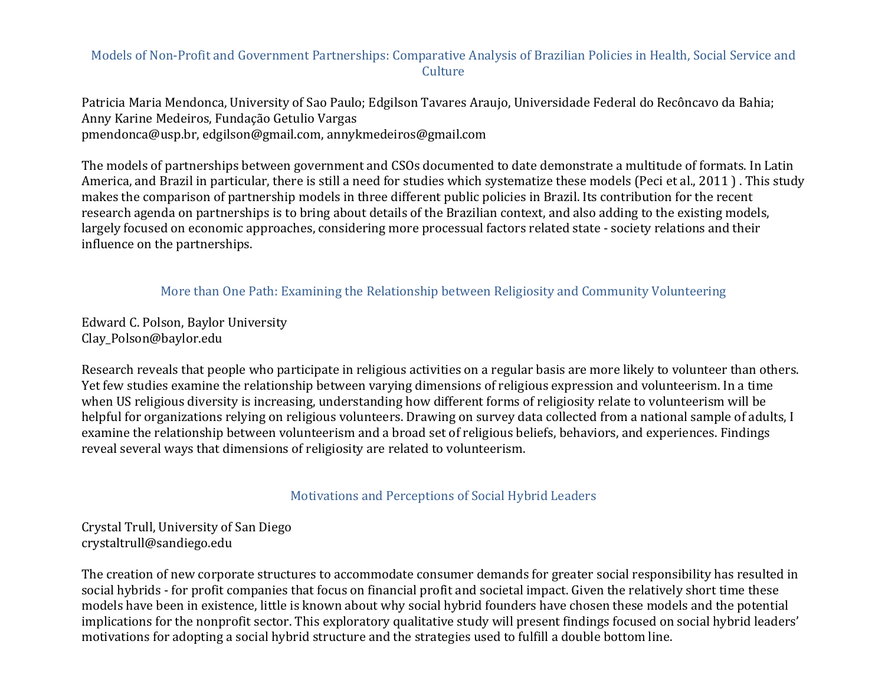## Models of Non-Profit and Government Partnerships: Comparative Analysis of Brazilian Policies in Health, Social Service and Culture

Patricia Maria Mendonca, University of Sao Paulo; Edgilson Tavares Araujo, Universidade Federal do Recôncavo da Bahia; Anny Karine Medeiros, Fundação Getulio Vargas
pmendonca@usp.br, edgilson@gmail.com, annykmedeiros@gmail.com

The models of partnerships between government and CSOs documented to date demonstrate a multitude of formats. In Latin America, and Brazil in particular, there is still a need for studies which systematize these models (Peci et al., 2011 ) . This study makes the comparison of partnership models in three different public policies in Brazil. Its contribution for the recent research agenda on partnerships is to bring about details of the Brazilian context, and also adding to the existing models, largely focused on economic approaches, considering more processual factors related state - society relations and their influence on the partnerships.

## More than One Path: Examining the Relationship between Religiosity and Community Volunteering

Edward C. Polson, Baylor University
Clay_Polson@baylor.edu

Research reveals that people who participate in religious activities on a regular basis are more likely to volunteer than others. Yet few studies examine the relationship between varying dimensions of religious expression and volunteerism. In a time when US religious diversity is increasing, understanding how different forms of religiosity relate to volunteerism will be helpful for organizations relying on religious volunteers. Drawing on survey data collected from a national sample of adults, I examine the relationship between volunteerism and a broad set of religious beliefs, behaviors, and experiences. Findings reveal several ways that dimensions of religiosity are related to volunteerism.

## Motivations and Perceptions of Social Hybrid Leaders

Crystal Trull, University of San Diego
crystaltrull@sandiego.edu

The creation of new corporate structures to accommodate consumer demands for greater social responsibility has resulted in social hybrids - for profit companies that focus on financial profit and societal impact. Given the relatively short time these models have been in existence, little is known about why social hybrid founders have chosen these models and the potential implications for the nonprofit sector. This exploratory qualitative study will present findings focused on social hybrid leaders' motivations for adopting a social hybrid structure and the strategies used to fulfill a double bottom line.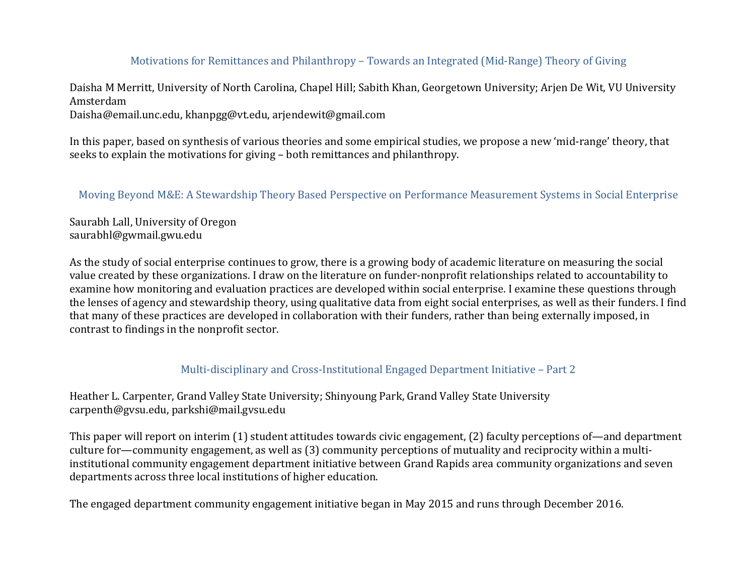## Motivations for Remittances and Philanthropy – Towards an Integrated (Mid-Range) Theory of Giving

Daisha M Merritt, University of North Carolina, Chapel Hill; Sabith Khan, Georgetown University; Arjen De Wit, VU University Amsterdam
Daisha@email.unc.edu, khanpgg@vt.edu, arjendewit@gmail.com

In this paper, based on synthesis of various theories and some empirical studies, we propose a new 'mid-range' theory, that seeks to explain the motivations for giving – both remittances and philanthropy.

## Moving Beyond M&E: A Stewardship Theory Based Perspective on Performance Measurement Systems in Social Enterprise

Saurabh Lall, University of Oregon
saurabhl@gwmail.gwu.edu

As the study of social enterprise continues to grow, there is a growing body of academic literature on measuring the social value created by these organizations. I draw on the literature on funder-nonprofit relationships related to accountability to examine how monitoring and evaluation practices are developed within social enterprise. I examine these questions through the lenses of agency and stewardship theory, using qualitative data from eight social enterprises, as well as their funders. I find that many of these practices are developed in collaboration with their funders, rather than being externally imposed, in contrast to findings in the nonprofit sector.

## Multi-disciplinary and Cross-Institutional Engaged Department Initiative – Part 2

Heather L. Carpenter, Grand Valley State University; Shinyoung Park, Grand Valley State University
carpenth@gvsu.edu, parkshi@mail.gvsu.edu

This paper will report on interim (1) student attitudes towards civic engagement, (2) faculty perceptions of—and department culture for—community engagement, as well as (3) community perceptions of mutuality and reciprocity within a multi-institutional community engagement department initiative between Grand Rapids area community organizations and seven departments across three local institutions of higher education.

The engaged department community engagement initiative began in May 2015 and runs through December 2016.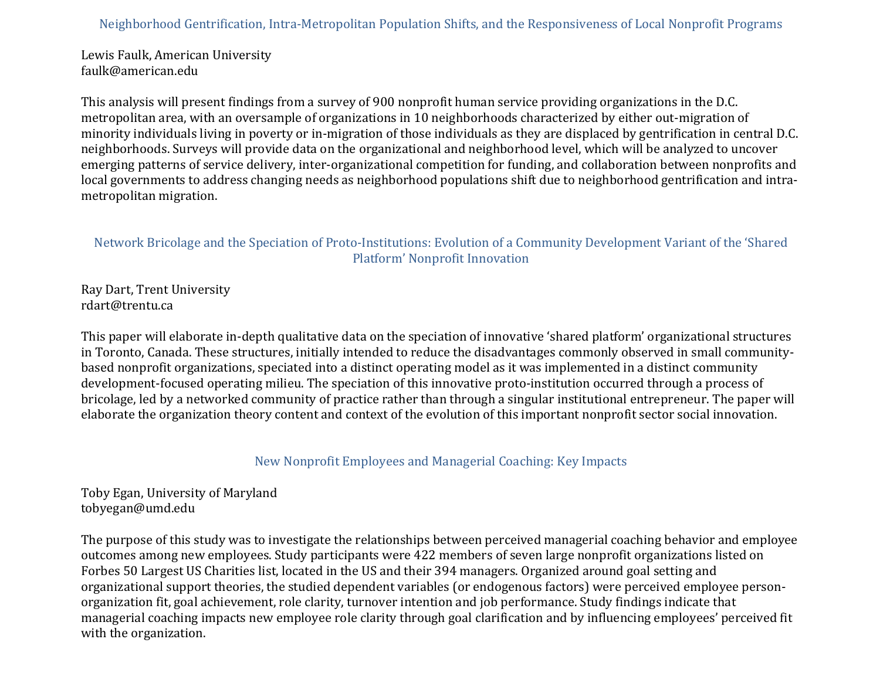## Neighborhood Gentrification, Intra-Metropolitan Population Shifts, and the Responsiveness of Local Nonprofit Programs

Lewis Faulk, American University
faulk@american.edu

This analysis will present findings from a survey of 900 nonprofit human service providing organizations in the D.C. metropolitan area, with an oversample of organizations in 10 neighborhoods characterized by either out-migration of minority individuals living in poverty or in-migration of those individuals as they are displaced by gentrification in central D.C. neighborhoods. Surveys will provide data on the organizational and neighborhood level, which will be analyzed to uncover emerging patterns of service delivery, inter-organizational competition for funding, and collaboration between nonprofits and local governments to address changing needs as neighborhood populations shift due to neighborhood gentrification and intra-metropolitan migration.

## Network Bricolage and the Speciation of Proto-Institutions: Evolution of a Community Development Variant of the 'Shared Platform' Nonprofit Innovation

Ray Dart, Trent University
rdart@trentu.ca

This paper will elaborate in-depth qualitative data on the speciation of innovative 'shared platform' organizational structures in Toronto, Canada. These structures, initially intended to reduce the disadvantages commonly observed in small community-based nonprofit organizations, speciated into a distinct operating model as it was implemented in a distinct community development-focused operating milieu. The speciation of this innovative proto-institution occurred through a process of bricolage, led by a networked community of practice rather than through a singular institutional entrepreneur. The paper will elaborate the organization theory content and context of the evolution of this important nonprofit sector social innovation.

## New Nonprofit Employees and Managerial Coaching: Key Impacts

Toby Egan, University of Maryland
tobyegan@umd.edu

The purpose of this study was to investigate the relationships between perceived managerial coaching behavior and employee outcomes among new employees. Study participants were 422 members of seven large nonprofit organizations listed on Forbes 50 Largest US Charities list, located in the US and their 394 managers. Organized around goal setting and organizational support theories, the studied dependent variables (or endogenous factors) were perceived employee person-organization fit, goal achievement, role clarity, turnover intention and job performance. Study findings indicate that managerial coaching impacts new employee role clarity through goal clarification and by influencing employees' perceived fit with the organization.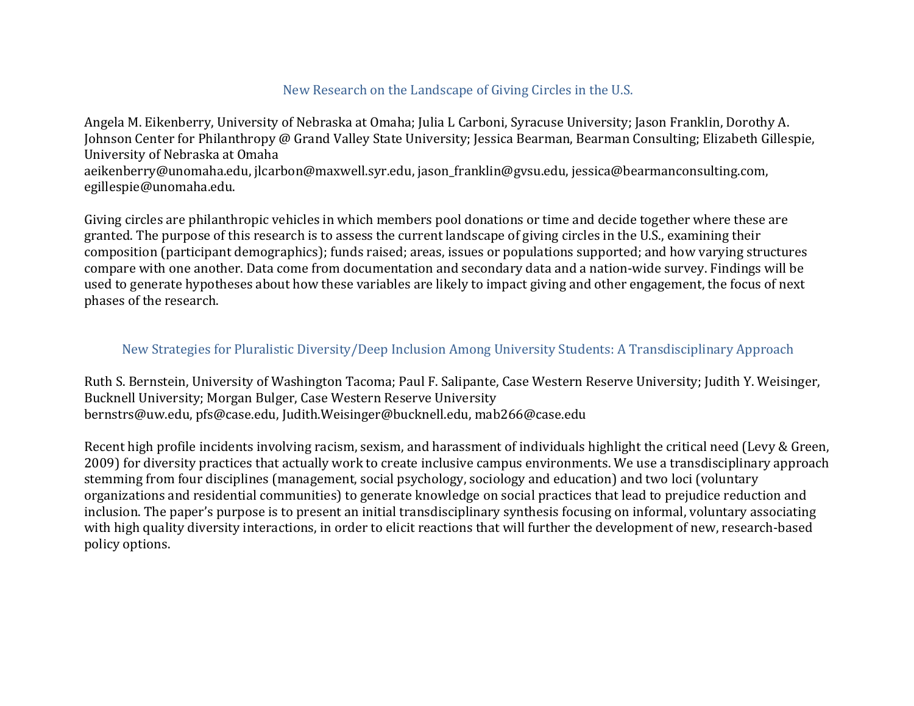## New Research on the Landscape of Giving Circles in the U.S.

Angela M. Eikenberry, University of Nebraska at Omaha; Julia L Carboni, Syracuse University; Jason Franklin, Dorothy A. Johnson Center for Philanthropy @ Grand Valley State University; Jessica Bearman, Bearman Consulting; Elizabeth Gillespie, University of Nebraska at Omaha
aeikenberry@unomaha.edu, jlcarbon@maxwell.syr.edu, jason_franklin@gvsu.edu, jessica@bearmanconsulting.com, egillespie@unomaha.edu.

Giving circles are philanthropic vehicles in which members pool donations or time and decide together where these are granted. The purpose of this research is to assess the current landscape of giving circles in the U.S., examining their composition (participant demographics); funds raised; areas, issues or populations supported; and how varying structures compare with one another. Data come from documentation and secondary data and a nation-wide survey. Findings will be used to generate hypotheses about how these variables are likely to impact giving and other engagement, the focus of next phases of the research.

## New Strategies for Pluralistic Diversity/Deep Inclusion Among University Students: A Transdisciplinary Approach

Ruth S. Bernstein, University of Washington Tacoma; Paul F. Salipante, Case Western Reserve University; Judith Y. Weisinger, Bucknell University; Morgan Bulger, Case Western Reserve University
bernstrs@uw.edu, pfs@case.edu, Judith.Weisinger@bucknell.edu, mab266@case.edu

Recent high profile incidents involving racism, sexism, and harassment of individuals highlight the critical need (Levy & Green, 2009) for diversity practices that actually work to create inclusive campus environments. We use a transdisciplinary approach stemming from four disciplines (management, social psychology, sociology and education) and two loci (voluntary organizations and residential communities) to generate knowledge on social practices that lead to prejudice reduction and inclusion. The paper's purpose is to present an initial transdisciplinary synthesis focusing on informal, voluntary associating with high quality diversity interactions, in order to elicit reactions that will further the development of new, research-based policy options.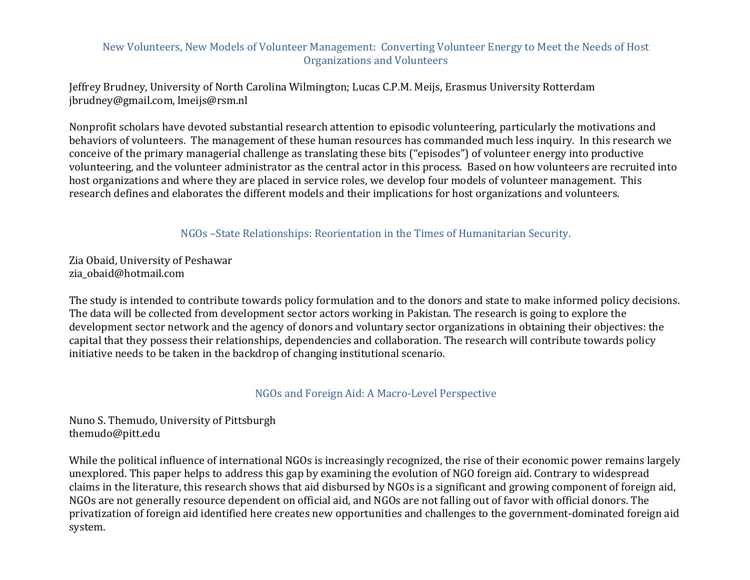## New Volunteers, New Models of Volunteer Management: Converting Volunteer Energy to Meet the Needs of Host Organizations and Volunteers

Jeffrey Brudney, University of North Carolina Wilmington; Lucas C.P.M. Meijs, Erasmus University Rotterdam
jbrudney@gmail.com, lmeijs@rsm.nl

Nonprofit scholars have devoted substantial research attention to episodic volunteering, particularly the motivations and behaviors of volunteers. The management of these human resources has commanded much less inquiry. In this research we conceive of the primary managerial challenge as translating these bits ("episodes") of volunteer energy into productive volunteering, and the volunteer administrator as the central actor in this process. Based on how volunteers are recruited into host organizations and where they are placed in service roles, we develop four models of volunteer management. This research defines and elaborates the different models and their implications for host organizations and volunteers.

## NGOs –State Relationships: Reorientation in the Times of Humanitarian Security.

Zia Obaid, University of Peshawar
zia_obaid@hotmail.com

The study is intended to contribute towards policy formulation and to the donors and state to make informed policy decisions. The data will be collected from development sector actors working in Pakistan. The research is going to explore the development sector network and the agency of donors and voluntary sector organizations in obtaining their objectives: the capital that they possess their relationships, dependencies and collaboration. The research will contribute towards policy initiative needs to be taken in the backdrop of changing institutional scenario.

## NGOs and Foreign Aid: A Macro-Level Perspective

Nuno S. Themudo, University of Pittsburgh
themudo@pitt.edu

While the political influence of international NGOs is increasingly recognized, the rise of their economic power remains largely unexplored. This paper helps to address this gap by examining the evolution of NGO foreign aid. Contrary to widespread claims in the literature, this research shows that aid disbursed by NGOs is a significant and growing component of foreign aid, NGOs are not generally resource dependent on official aid, and NGOs are not falling out of favor with official donors. The privatization of foreign aid identified here creates new opportunities and challenges to the government-dominated foreign aid system.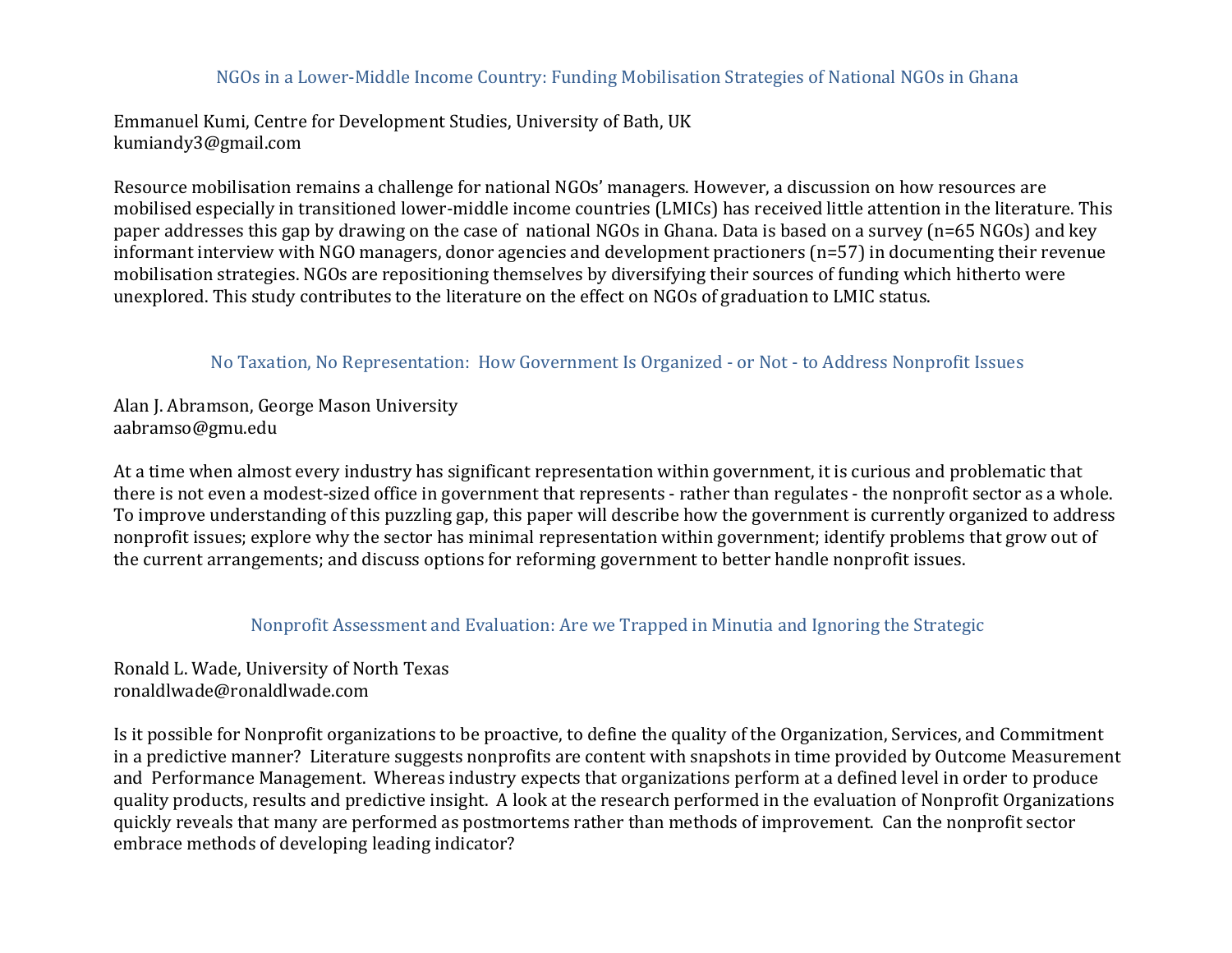## NGOs in a Lower-Middle Income Country: Funding Mobilisation Strategies of National NGOs in Ghana

Emmanuel Kumi, Centre for Development Studies, University of Bath, UK
kumiandy3@gmail.com

Resource mobilisation remains a challenge for national NGOs' managers. However, a discussion on how resources are mobilised especially in transitioned lower-middle income countries (LMICs) has received little attention in the literature. This paper addresses this gap by drawing on the case of national NGOs in Ghana. Data is based on a survey (n=65 NGOs) and key informant interview with NGO managers, donor agencies and development practioners (n=57) in documenting their revenue mobilisation strategies. NGOs are repositioning themselves by diversifying their sources of funding which hitherto were unexplored. This study contributes to the literature on the effect on NGOs of graduation to LMIC status.

## No Taxation, No Representation: How Government Is Organized - or Not - to Address Nonprofit Issues

Alan J. Abramson, George Mason University
aabramso@gmu.edu

At a time when almost every industry has significant representation within government, it is curious and problematic that there is not even a modest-sized office in government that represents - rather than regulates - the nonprofit sector as a whole. To improve understanding of this puzzling gap, this paper will describe how the government is currently organized to address nonprofit issues; explore why the sector has minimal representation within government; identify problems that grow out of the current arrangements; and discuss options for reforming government to better handle nonprofit issues.

## Nonprofit Assessment and Evaluation: Are we Trapped in Minutia and Ignoring the Strategic

Ronald L. Wade, University of North Texas
ronaldlwade@ronaldlwade.com

Is it possible for Nonprofit organizations to be proactive, to define the quality of the Organization, Services, and Commitment in a predictive manner? Literature suggests nonprofits are content with snapshots in time provided by Outcome Measurement and Performance Management. Whereas industry expects that organizations perform at a defined level in order to produce quality products, results and predictive insight. A look at the research performed in the evaluation of Nonprofit Organizations quickly reveals that many are performed as postmortems rather than methods of improvement. Can the nonprofit sector embrace methods of developing leading indicator?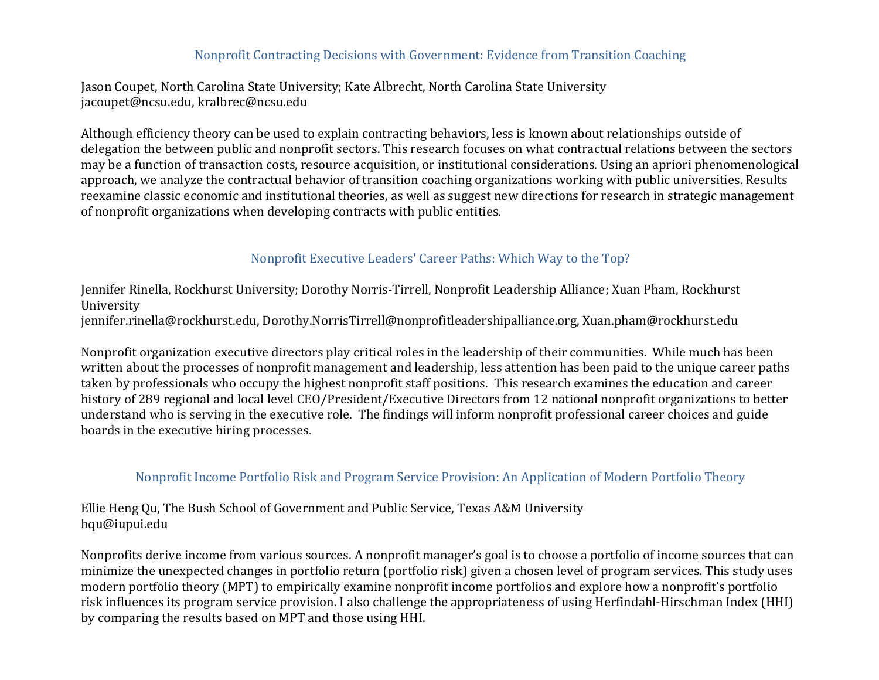## Nonprofit Contracting Decisions with Government: Evidence from Transition Coaching

Jason Coupet, North Carolina State University; Kate Albrecht, North Carolina State University
jacoupet@ncsu.edu, kralbrec@ncsu.edu

Although efficiency theory can be used to explain contracting behaviors, less is known about relationships outside of delegation the between public and nonprofit sectors. This research focuses on what contractual relations between the sectors may be a function of transaction costs, resource acquisition, or institutional considerations. Using an apriori phenomenological approach, we analyze the contractual behavior of transition coaching organizations working with public universities. Results reexamine classic economic and institutional theories, as well as suggest new directions for research in strategic management of nonprofit organizations when developing contracts with public entities.

## Nonprofit Executive Leaders' Career Paths: Which Way to the Top?

Jennifer Rinella, Rockhurst University; Dorothy Norris-Tirrell, Nonprofit Leadership Alliance; Xuan Pham, Rockhurst University
jennifer.rinella@rockhurst.edu, Dorothy.NorrisTirrell@nonprofitleadershipalliance.org, Xuan.pham@rockhurst.edu

Nonprofit organization executive directors play critical roles in the leadership of their communities. While much has been written about the processes of nonprofit management and leadership, less attention has been paid to the unique career paths taken by professionals who occupy the highest nonprofit staff positions. This research examines the education and career history of 289 regional and local level CEO/President/Executive Directors from 12 national nonprofit organizations to better understand who is serving in the executive role. The findings will inform nonprofit professional career choices and guide boards in the executive hiring processes.

## Nonprofit Income Portfolio Risk and Program Service Provision: An Application of Modern Portfolio Theory

Ellie Heng Qu, The Bush School of Government and Public Service, Texas A&M University
hqu@iupui.edu

Nonprofits derive income from various sources. A nonprofit manager's goal is to choose a portfolio of income sources that can minimize the unexpected changes in portfolio return (portfolio risk) given a chosen level of program services. This study uses modern portfolio theory (MPT) to empirically examine nonprofit income portfolios and explore how a nonprofit's portfolio risk influences its program service provision. I also challenge the appropriateness of using Herfindahl-Hirschman Index (HHI) by comparing the results based on MPT and those using HHI.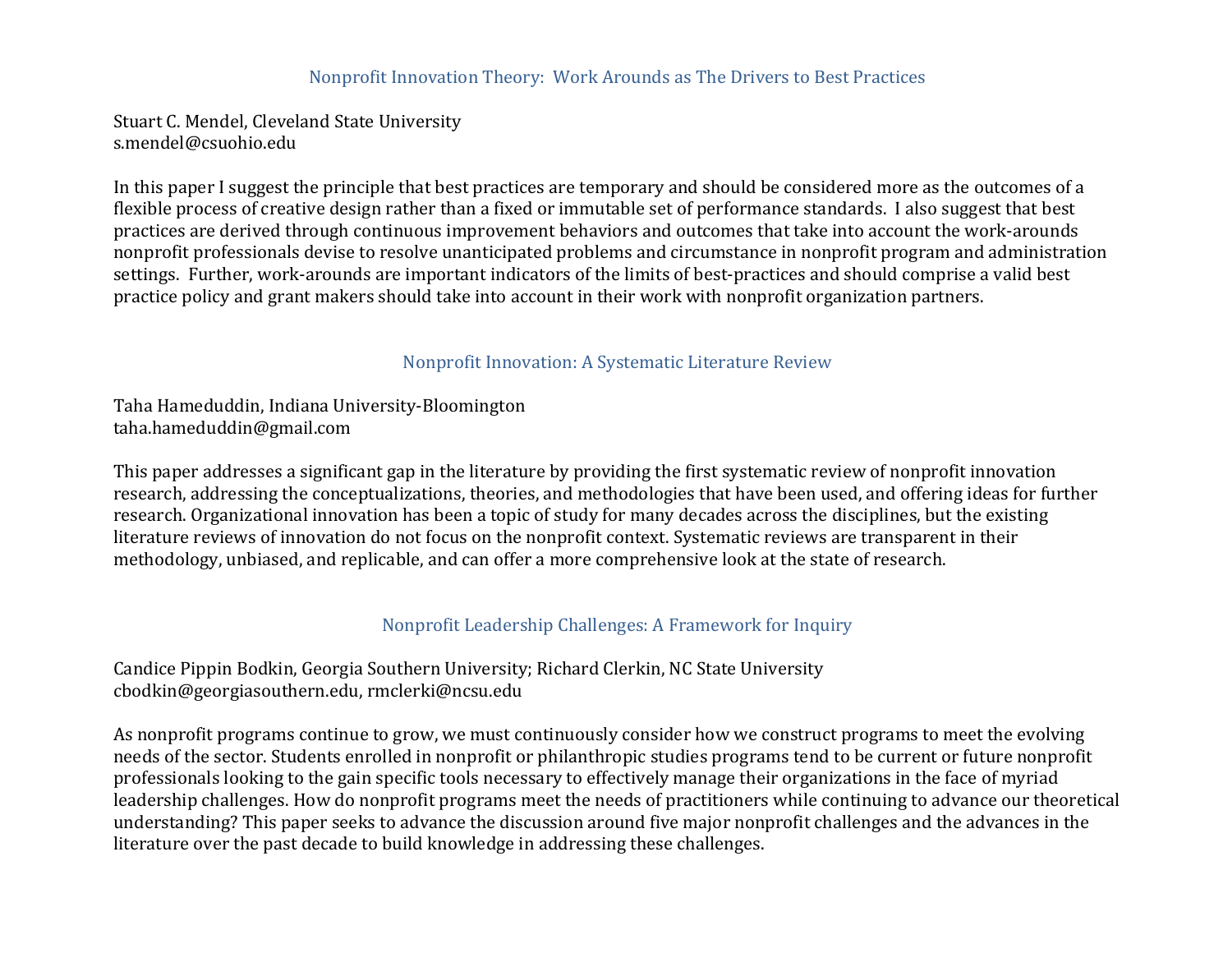## Nonprofit Innovation Theory: Work Arounds as The Drivers to Best Practices

Stuart C. Mendel, Cleveland State University
s.mendel@csuohio.edu

In this paper I suggest the principle that best practices are temporary and should be considered more as the outcomes of a flexible process of creative design rather than a fixed or immutable set of performance standards. I also suggest that best practices are derived through continuous improvement behaviors and outcomes that take into account the work-arounds nonprofit professionals devise to resolve unanticipated problems and circumstance in nonprofit program and administration settings. Further, work-arounds are important indicators of the limits of best-practices and should comprise a valid best practice policy and grant makers should take into account in their work with nonprofit organization partners.

## Nonprofit Innovation: A Systematic Literature Review

Taha Hameduddin, Indiana University-Bloomington
taha.hameduddin@gmail.com

This paper addresses a significant gap in the literature by providing the first systematic review of nonprofit innovation research, addressing the conceptualizations, theories, and methodologies that have been used, and offering ideas for further research. Organizational innovation has been a topic of study for many decades across the disciplines, but the existing literature reviews of innovation do not focus on the nonprofit context. Systematic reviews are transparent in their methodology, unbiased, and replicable, and can offer a more comprehensive look at the state of research.

## Nonprofit Leadership Challenges: A Framework for Inquiry

Candice Pippin Bodkin, Georgia Southern University; Richard Clerkin, NC State University
cbodkin@georgiasouthern.edu, rmclerki@ncsu.edu

As nonprofit programs continue to grow, we must continuously consider how we construct programs to meet the evolving needs of the sector. Students enrolled in nonprofit or philanthropic studies programs tend to be current or future nonprofit professionals looking to the gain specific tools necessary to effectively manage their organizations in the face of myriad leadership challenges. How do nonprofit programs meet the needs of practitioners while continuing to advance our theoretical understanding? This paper seeks to advance the discussion around five major nonprofit challenges and the advances in the literature over the past decade to build knowledge in addressing these challenges.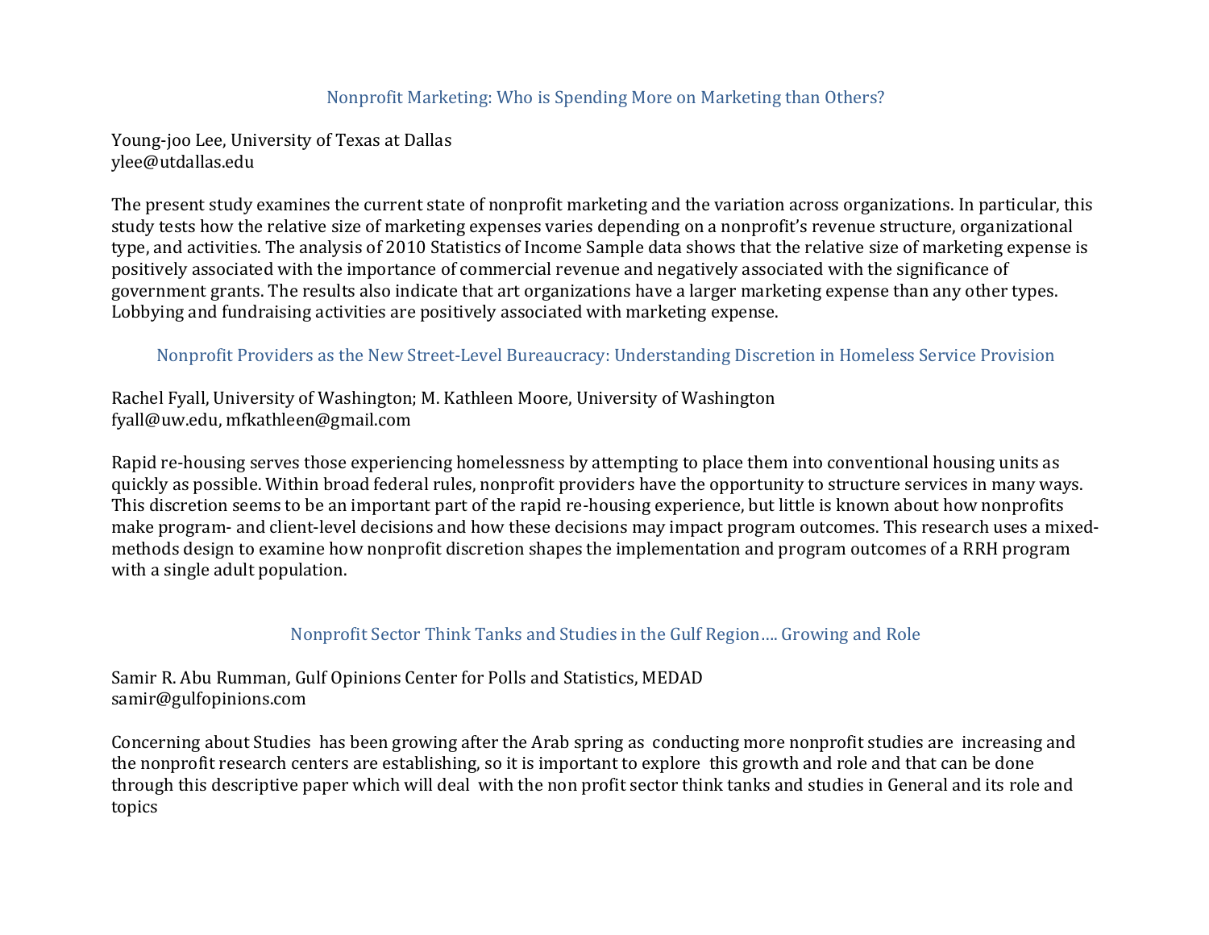## Nonprofit Marketing: Who is Spending More on Marketing than Others?

Young-joo Lee, University of Texas at Dallas
ylee@utdallas.edu

The present study examines the current state of nonprofit marketing and the variation across organizations. In particular, this study tests how the relative size of marketing expenses varies depending on a nonprofit's revenue structure, organizational type, and activities. The analysis of 2010 Statistics of Income Sample data shows that the relative size of marketing expense is positively associated with the importance of commercial revenue and negatively associated with the significance of government grants. The results also indicate that art organizations have a larger marketing expense than any other types. Lobbying and fundraising activities are positively associated with marketing expense.

## Nonprofit Providers as the New Street-Level Bureaucracy: Understanding Discretion in Homeless Service Provision

Rachel Fyall, University of Washington; M. Kathleen Moore, University of Washington
fyall@uw.edu, mfkathleen@gmail.com

Rapid re-housing serves those experiencing homelessness by attempting to place them into conventional housing units as quickly as possible. Within broad federal rules, nonprofit providers have the opportunity to structure services in many ways. This discretion seems to be an important part of the rapid re-housing experience, but little is known about how nonprofits make program- and client-level decisions and how these decisions may impact program outcomes. This research uses a mixed-methods design to examine how nonprofit discretion shapes the implementation and program outcomes of a RRH program with a single adult population.

## Nonprofit Sector Think Tanks and Studies in the Gulf Region…. Growing and Role

Samir R. Abu Rumman, Gulf Opinions Center for Polls and Statistics, MEDAD
samir@gulfopinions.com

Concerning about Studies has been growing after the Arab spring as conducting more nonprofit studies are increasing and the nonprofit research centers are establishing, so it is important to explore this growth and role and that can be done through this descriptive paper which will deal with the non profit sector think tanks and studies in General and its role and topics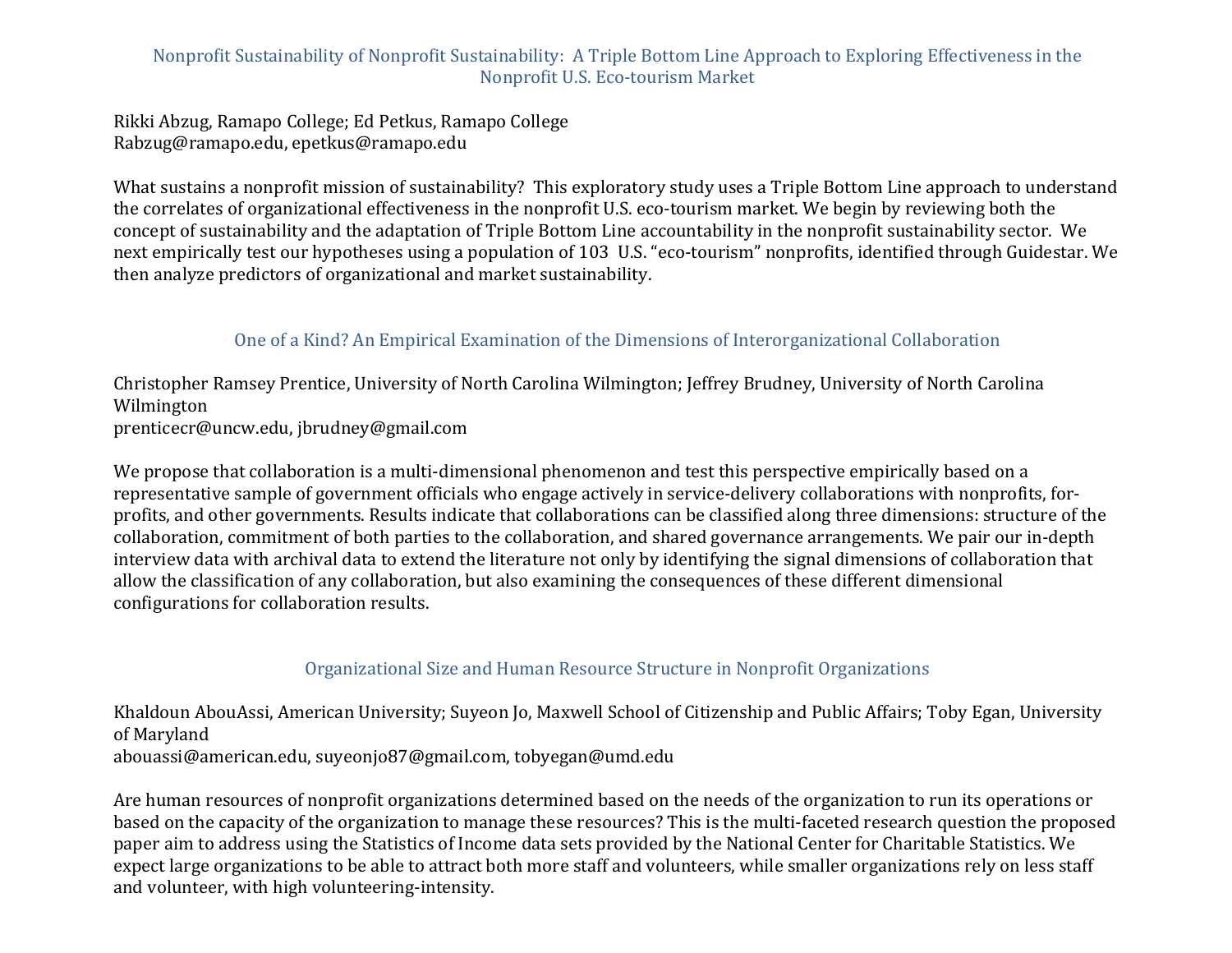## Nonprofit Sustainability of Nonprofit Sustainability: A Triple Bottom Line Approach to Exploring Effectiveness in the Nonprofit U.S. Eco-tourism Market

Rikki Abzug, Ramapo College; Ed Petkus, Ramapo College
Rabzug@ramapo.edu, epetkus@ramapo.edu

What sustains a nonprofit mission of sustainability? This exploratory study uses a Triple Bottom Line approach to understand the correlates of organizational effectiveness in the nonprofit U.S. eco-tourism market. We begin by reviewing both the concept of sustainability and the adaptation of Triple Bottom Line accountability in the nonprofit sustainability sector. We next empirically test our hypotheses using a population of 103 U.S. "eco-tourism" nonprofits, identified through Guidestar. We then analyze predictors of organizational and market sustainability.

## One of a Kind? An Empirical Examination of the Dimensions of Interorganizational Collaboration

Christopher Ramsey Prentice, University of North Carolina Wilmington; Jeffrey Brudney, University of North Carolina Wilmington
prenticecr@uncw.edu, jbrudney@gmail.com

We propose that collaboration is a multi-dimensional phenomenon and test this perspective empirically based on a representative sample of government officials who engage actively in service-delivery collaborations with nonprofits, for-profits, and other governments. Results indicate that collaborations can be classified along three dimensions: structure of the collaboration, commitment of both parties to the collaboration, and shared governance arrangements. We pair our in-depth interview data with archival data to extend the literature not only by identifying the signal dimensions of collaboration that allow the classification of any collaboration, but also examining the consequences of these different dimensional configurations for collaboration results.

## Organizational Size and Human Resource Structure in Nonprofit Organizations

Khaldoun AbouAssi, American University; Suyeon Jo, Maxwell School of Citizenship and Public Affairs; Toby Egan, University of Maryland
abouassi@american.edu, suyeonjo87@gmail.com, tobyegan@umd.edu

Are human resources of nonprofit organizations determined based on the needs of the organization to run its operations or based on the capacity of the organization to manage these resources? This is the multi-faceted research question the proposed paper aim to address using the Statistics of Income data sets provided by the National Center for Charitable Statistics. We expect large organizations to be able to attract both more staff and volunteers, while smaller organizations rely on less staff and volunteer, with high volunteering-intensity.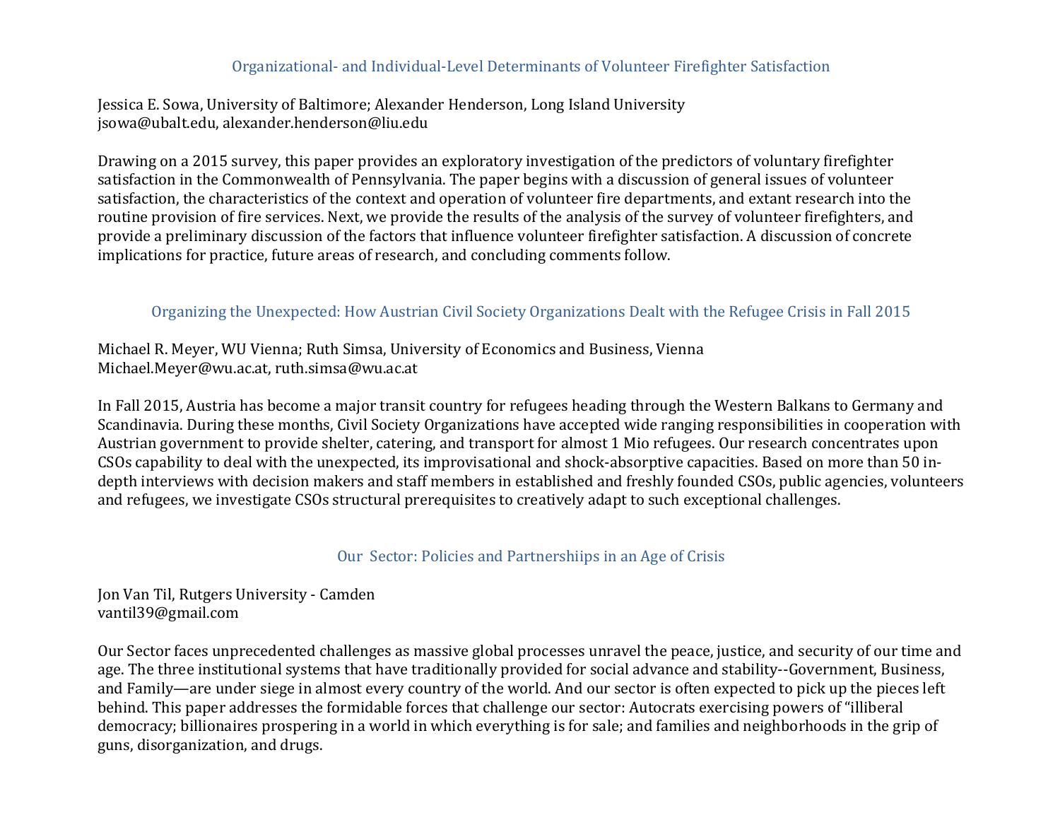## Organizational- and Individual-Level Determinants of Volunteer Firefighter Satisfaction

Jessica E. Sowa, University of Baltimore; Alexander Henderson, Long Island University
jsowa@ubalt.edu, alexander.henderson@liu.edu

Drawing on a 2015 survey, this paper provides an exploratory investigation of the predictors of voluntary firefighter satisfaction in the Commonwealth of Pennsylvania. The paper begins with a discussion of general issues of volunteer satisfaction, the characteristics of the context and operation of volunteer fire departments, and extant research into the routine provision of fire services. Next, we provide the results of the analysis of the survey of volunteer firefighters, and provide a preliminary discussion of the factors that influence volunteer firefighter satisfaction. A discussion of concrete implications for practice, future areas of research, and concluding comments follow.

## Organizing the Unexpected: How Austrian Civil Society Organizations Dealt with the Refugee Crisis in Fall 2015

Michael R. Meyer, WU Vienna; Ruth Simsa, University of Economics and Business, Vienna
Michael.Meyer@wu.ac.at, ruth.simsa@wu.ac.at

In Fall 2015, Austria has become a major transit country for refugees heading through the Western Balkans to Germany and Scandinavia. During these months, Civil Society Organizations have accepted wide ranging responsibilities in cooperation with Austrian government to provide shelter, catering, and transport for almost 1 Mio refugees. Our research concentrates upon CSOs capability to deal with the unexpected, its improvisational and shock-absorptive capacities. Based on more than 50 in-depth interviews with decision makers and staff members in established and freshly founded CSOs, public agencies, volunteers and refugees, we investigate CSOs structural prerequisites to creatively adapt to such exceptional challenges.

## Our Sector: Policies and Partnershiips in an Age of Crisis

Jon Van Til, Rutgers University - Camden
vantil39@gmail.com

Our Sector faces unprecedented challenges as massive global processes unravel the peace, justice, and security of our time and age. The three institutional systems that have traditionally provided for social advance and stability--Government, Business, and Family—are under siege in almost every country of the world. And our sector is often expected to pick up the pieces left behind. This paper addresses the formidable forces that challenge our sector: Autocrats exercising powers of "illiberal democracy; billionaires prospering in a world in which everything is for sale; and families and neighborhoods in the grip of guns, disorganization, and drugs.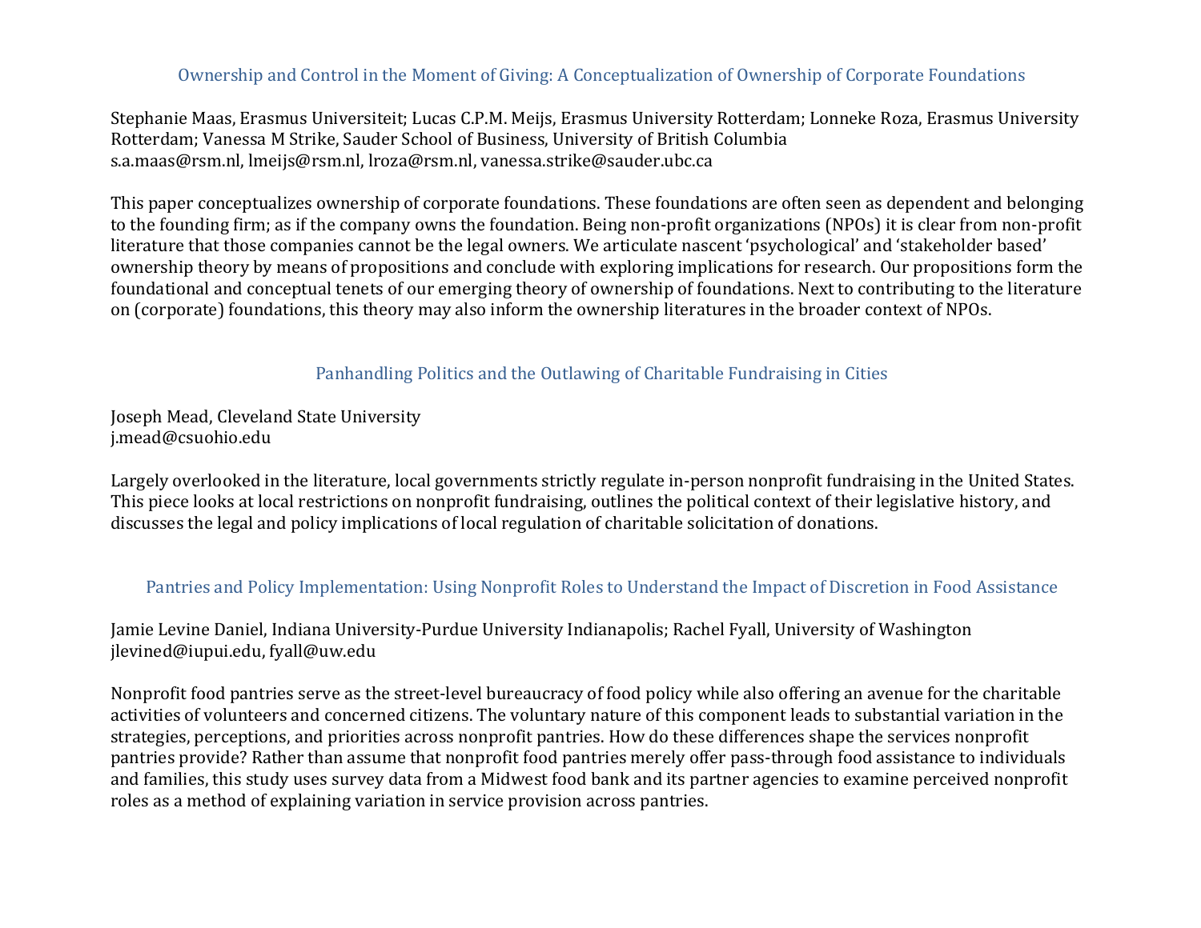## Ownership and Control in the Moment of Giving: A Conceptualization of Ownership of Corporate Foundations

Stephanie Maas, Erasmus Universiteit; Lucas C.P.M. Meijs, Erasmus University Rotterdam; Lonneke Roza, Erasmus University Rotterdam; Vanessa M Strike, Sauder School of Business, University of British Columbia
s.a.maas@rsm.nl, lmeijs@rsm.nl, lroza@rsm.nl, vanessa.strike@sauder.ubc.ca

This paper conceptualizes ownership of corporate foundations. These foundations are often seen as dependent and belonging to the founding firm; as if the company owns the foundation. Being non-profit organizations (NPOs) it is clear from non-profit literature that those companies cannot be the legal owners. We articulate nascent 'psychological' and 'stakeholder based' ownership theory by means of propositions and conclude with exploring implications for research. Our propositions form the foundational and conceptual tenets of our emerging theory of ownership of foundations. Next to contributing to the literature on (corporate) foundations, this theory may also inform the ownership literatures in the broader context of NPOs.

## Panhandling Politics and the Outlawing of Charitable Fundraising in Cities

Joseph Mead, Cleveland State University
j.mead@csuohio.edu

Largely overlooked in the literature, local governments strictly regulate in-person nonprofit fundraising in the United States. This piece looks at local restrictions on nonprofit fundraising, outlines the political context of their legislative history, and discusses the legal and policy implications of local regulation of charitable solicitation of donations.

## Pantries and Policy Implementation: Using Nonprofit Roles to Understand the Impact of Discretion in Food Assistance

Jamie Levine Daniel, Indiana University-Purdue University Indianapolis; Rachel Fyall, University of Washington
jlevined@iupui.edu, fyall@uw.edu

Nonprofit food pantries serve as the street-level bureaucracy of food policy while also offering an avenue for the charitable activities of volunteers and concerned citizens. The voluntary nature of this component leads to substantial variation in the strategies, perceptions, and priorities across nonprofit pantries. How do these differences shape the services nonprofit pantries provide? Rather than assume that nonprofit food pantries merely offer pass-through food assistance to individuals and families, this study uses survey data from a Midwest food bank and its partner agencies to examine perceived nonprofit roles as a method of explaining variation in service provision across pantries.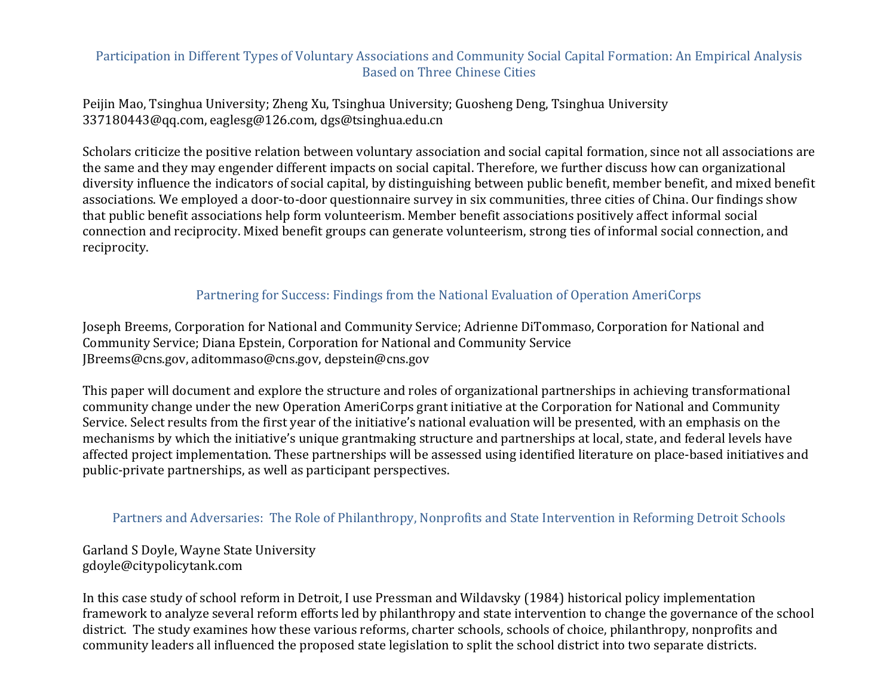## Participation in Different Types of Voluntary Associations and Community Social Capital Formation: An Empirical Analysis Based on Three Chinese Cities

Peijin Mao, Tsinghua University; Zheng Xu, Tsinghua University; Guosheng Deng, Tsinghua University
337180443@qq.com, eaglesg@126.com, dgs@tsinghua.edu.cn

Scholars criticize the positive relation between voluntary association and social capital formation, since not all associations are the same and they may engender different impacts on social capital. Therefore, we further discuss how can organizational diversity influence the indicators of social capital, by distinguishing between public benefit, member benefit, and mixed benefit associations. We employed a door-to-door questionnaire survey in six communities, three cities of China. Our findings show that public benefit associations help form volunteerism. Member benefit associations positively affect informal social connection and reciprocity. Mixed benefit groups can generate volunteerism, strong ties of informal social connection, and reciprocity.

## Partnering for Success: Findings from the National Evaluation of Operation AmeriCorps

Joseph Breems, Corporation for National and Community Service; Adrienne DiTommaso, Corporation for National and Community Service; Diana Epstein, Corporation for National and Community Service
JBreems@cns.gov, aditommaso@cns.gov, depstein@cns.gov

This paper will document and explore the structure and roles of organizational partnerships in achieving transformational community change under the new Operation AmeriCorps grant initiative at the Corporation for National and Community Service. Select results from the first year of the initiative's national evaluation will be presented, with an emphasis on the mechanisms by which the initiative's unique grantmaking structure and partnerships at local, state, and federal levels have affected project implementation. These partnerships will be assessed using identified literature on place-based initiatives and public-private partnerships, as well as participant perspectives.

## Partners and Adversaries: The Role of Philanthropy, Nonprofits and State Intervention in Reforming Detroit Schools

Garland S Doyle, Wayne State University
gdoyle@citypolicytank.com

In this case study of school reform in Detroit, I use Pressman and Wildavsky (1984) historical policy implementation framework to analyze several reform efforts led by philanthropy and state intervention to change the governance of the school district. The study examines how these various reforms, charter schools, schools of choice, philanthropy, nonprofits and community leaders all influenced the proposed state legislation to split the school district into two separate districts.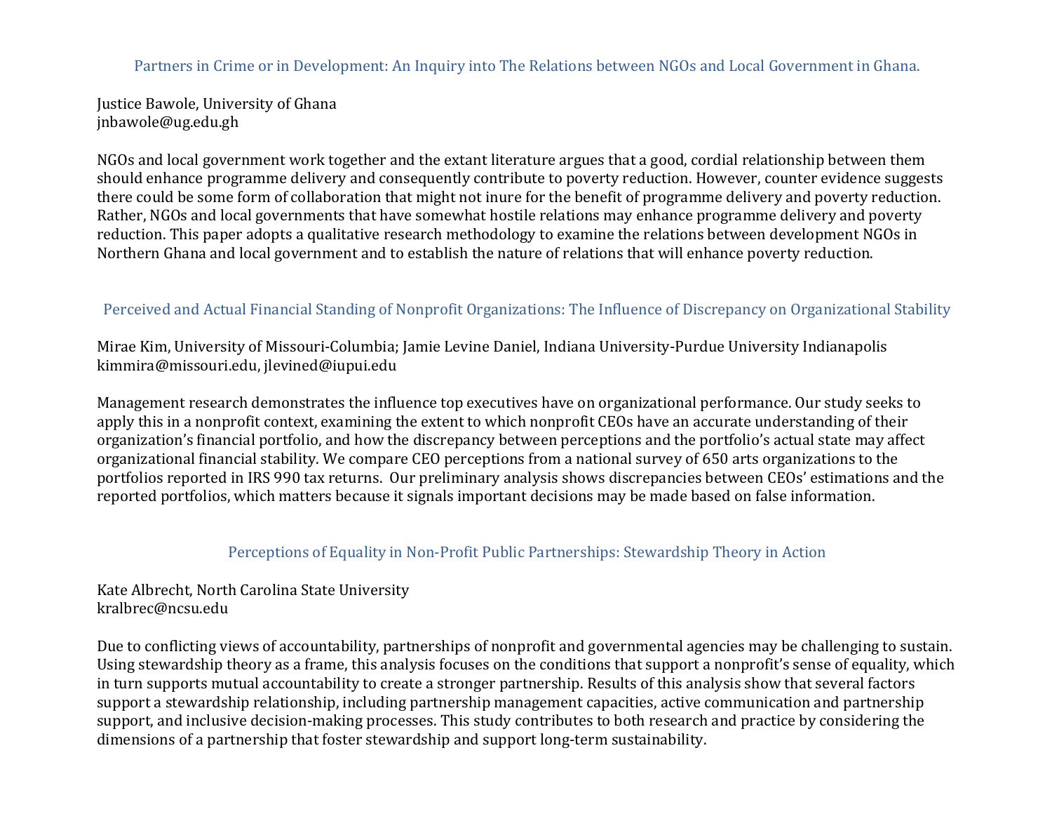## Partners in Crime or in Development: An Inquiry into The Relations between NGOs and Local Government in Ghana.

Justice Bawole, University of Ghana
jnbawole@ug.edu.gh

NGOs and local government work together and the extant literature argues that a good, cordial relationship between them should enhance programme delivery and consequently contribute to poverty reduction. However, counter evidence suggests there could be some form of collaboration that might not inure for the benefit of programme delivery and poverty reduction. Rather, NGOs and local governments that have somewhat hostile relations may enhance programme delivery and poverty reduction. This paper adopts a qualitative research methodology to examine the relations between development NGOs in Northern Ghana and local government and to establish the nature of relations that will enhance poverty reduction.

## Perceived and Actual Financial Standing of Nonprofit Organizations: The Influence of Discrepancy on Organizational Stability

Mirae Kim, University of Missouri-Columbia; Jamie Levine Daniel, Indiana University-Purdue University Indianapolis
kimmira@missouri.edu, jlevined@iupui.edu

Management research demonstrates the influence top executives have on organizational performance. Our study seeks to apply this in a nonprofit context, examining the extent to which nonprofit CEOs have an accurate understanding of their organization's financial portfolio, and how the discrepancy between perceptions and the portfolio's actual state may affect organizational financial stability. We compare CEO perceptions from a national survey of 650 arts organizations to the portfolios reported in IRS 990 tax returns. Our preliminary analysis shows discrepancies between CEOs' estimations and the reported portfolios, which matters because it signals important decisions may be made based on false information.

## Perceptions of Equality in Non-Profit Public Partnerships: Stewardship Theory in Action

Kate Albrecht, North Carolina State University
kralbrec@ncsu.edu

Due to conflicting views of accountability, partnerships of nonprofit and governmental agencies may be challenging to sustain. Using stewardship theory as a frame, this analysis focuses on the conditions that support a nonprofit's sense of equality, which in turn supports mutual accountability to create a stronger partnership. Results of this analysis show that several factors support a stewardship relationship, including partnership management capacities, active communication and partnership support, and inclusive decision-making processes. This study contributes to both research and practice by considering the dimensions of a partnership that foster stewardship and support long-term sustainability.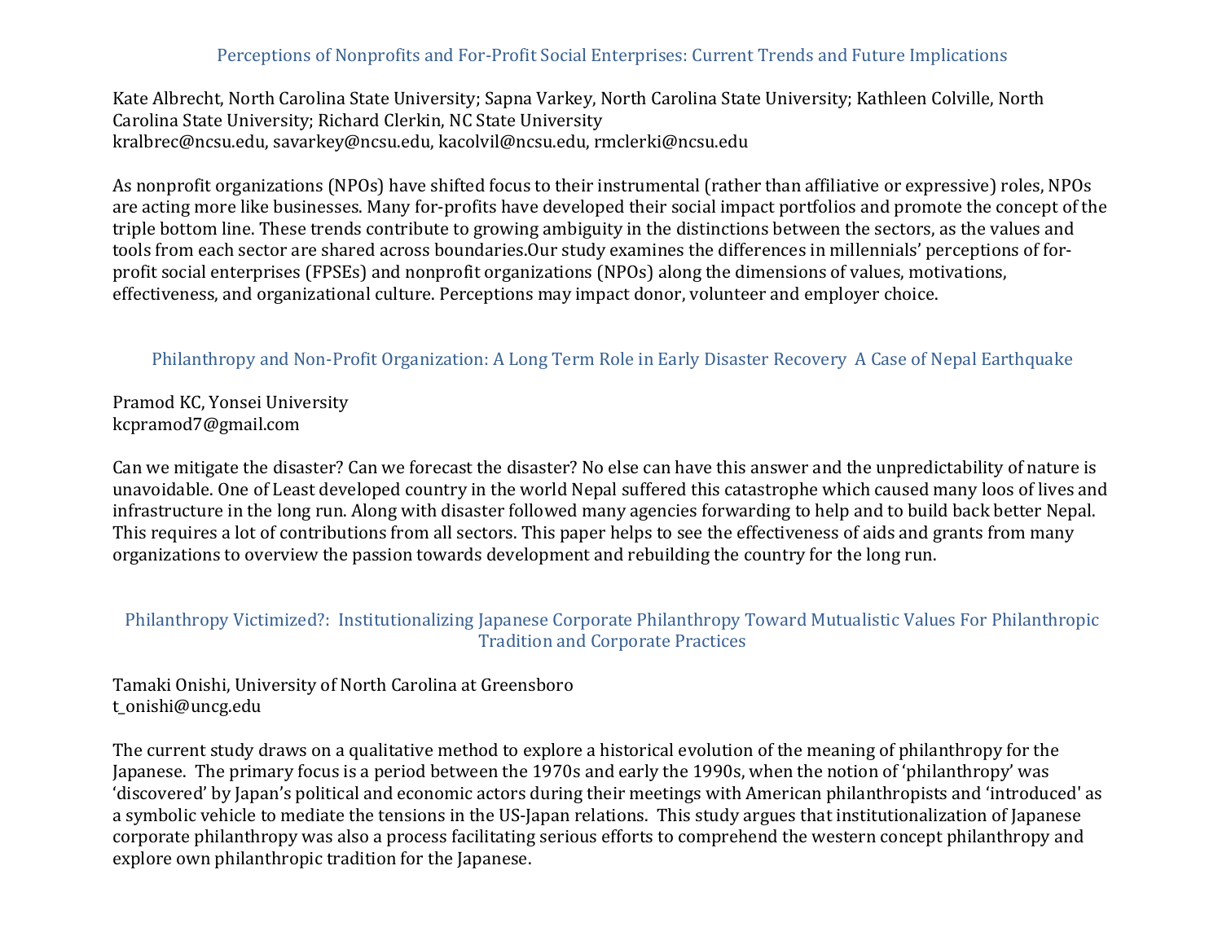## Perceptions of Nonprofits and For-Profit Social Enterprises: Current Trends and Future Implications

Kate Albrecht, North Carolina State University; Sapna Varkey, North Carolina State University; Kathleen Colville, North Carolina State University; Richard Clerkin, NC State University
kralbrec@ncsu.edu, savarkey@ncsu.edu, kacolvil@ncsu.edu, rmclerki@ncsu.edu

As nonprofit organizations (NPOs) have shifted focus to their instrumental (rather than affiliative or expressive) roles, NPOs are acting more like businesses. Many for-profits have developed their social impact portfolios and promote the concept of the triple bottom line. These trends contribute to growing ambiguity in the distinctions between the sectors, as the values and tools from each sector are shared across boundaries.Our study examines the differences in millennials' perceptions of for-profit social enterprises (FPSEs) and nonprofit organizations (NPOs) along the dimensions of values, motivations, effectiveness, and organizational culture. Perceptions may impact donor, volunteer and employer choice.

## Philanthropy and Non-Profit Organization: A Long Term Role in Early Disaster Recovery A Case of Nepal Earthquake

Pramod KC, Yonsei University
kcpramod7@gmail.com

Can we mitigate the disaster? Can we forecast the disaster? No else can have this answer and the unpredictability of nature is unavoidable. One of Least developed country in the world Nepal suffered this catastrophe which caused many loos of lives and infrastructure in the long run. Along with disaster followed many agencies forwarding to help and to build back better Nepal. This requires a lot of contributions from all sectors. This paper helps to see the effectiveness of aids and grants from many organizations to overview the passion towards development and rebuilding the country for the long run.

## Philanthropy Victimized?: Institutionalizing Japanese Corporate Philanthropy Toward Mutualistic Values For Philanthropic Tradition and Corporate Practices

Tamaki Onishi, University of North Carolina at Greensboro
t_onishi@uncg.edu

The current study draws on a qualitative method to explore a historical evolution of the meaning of philanthropy for the Japanese. The primary focus is a period between the 1970s and early the 1990s, when the notion of 'philanthropy' was 'discovered' by Japan's political and economic actors during their meetings with American philanthropists and 'introduced' as a symbolic vehicle to mediate the tensions in the US-Japan relations. This study argues that institutionalization of Japanese corporate philanthropy was also a process facilitating serious efforts to comprehend the western concept philanthropy and explore own philanthropic tradition for the Japanese.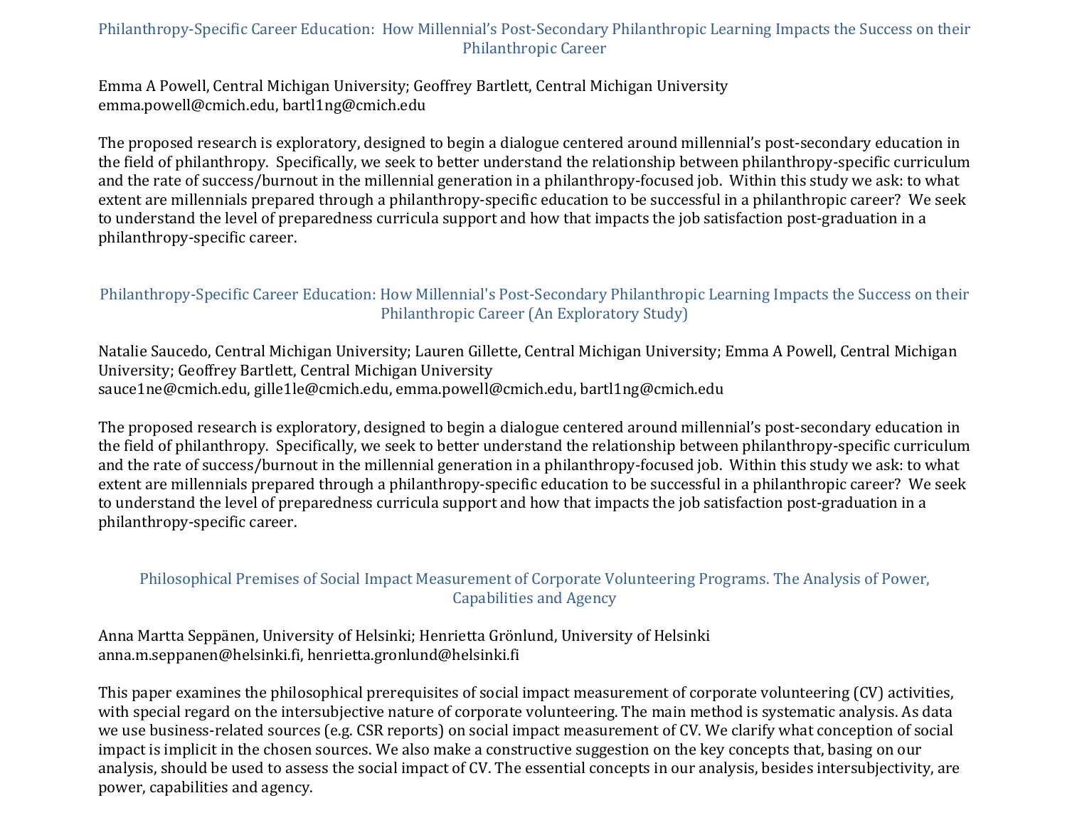## Philanthropy-Specific Career Education: How Millennial's Post-Secondary Philanthropic Learning Impacts the Success on their Philanthropic Career

Emma A Powell, Central Michigan University; Geoffrey Bartlett, Central Michigan University
emma.powell@cmich.edu, bartl1ng@cmich.edu

The proposed research is exploratory, designed to begin a dialogue centered around millennial's post-secondary education in the field of philanthropy. Specifically, we seek to better understand the relationship between philanthropy-specific curriculum and the rate of success/burnout in the millennial generation in a philanthropy-focused job. Within this study we ask: to what extent are millennials prepared through a philanthropy-specific education to be successful in a philanthropic career? We seek to understand the level of preparedness curricula support and how that impacts the job satisfaction post-graduation in a philanthropy-specific career.

## Philanthropy-Specific Career Education: How Millennial's Post-Secondary Philanthropic Learning Impacts the Success on their Philanthropic Career (An Exploratory Study)

Natalie Saucedo, Central Michigan University; Lauren Gillette, Central Michigan University; Emma A Powell, Central Michigan University; Geoffrey Bartlett, Central Michigan University
sauce1ne@cmich.edu, gille1le@cmich.edu, emma.powell@cmich.edu, bartl1ng@cmich.edu

The proposed research is exploratory, designed to begin a dialogue centered around millennial's post-secondary education in the field of philanthropy. Specifically, we seek to better understand the relationship between philanthropy-specific curriculum and the rate of success/burnout in the millennial generation in a philanthropy-focused job. Within this study we ask: to what extent are millennials prepared through a philanthropy-specific education to be successful in a philanthropic career? We seek to understand the level of preparedness curricula support and how that impacts the job satisfaction post-graduation in a philanthropy-specific career.

## Philosophical Premises of Social Impact Measurement of Corporate Volunteering Programs. The Analysis of Power, Capabilities and Agency

Anna Martta Seppänen, University of Helsinki; Henrietta Grönlund, University of Helsinki
anna.m.seppanen@helsinki.fi, henrietta.gronlund@helsinki.fi

This paper examines the philosophical prerequisites of social impact measurement of corporate volunteering (CV) activities, with special regard on the intersubjective nature of corporate volunteering. The main method is systematic analysis. As data we use business-related sources (e.g. CSR reports) on social impact measurement of CV. We clarify what conception of social impact is implicit in the chosen sources. We also make a constructive suggestion on the key concepts that, basing on our analysis, should be used to assess the social impact of CV. The essential concepts in our analysis, besides intersubjectivity, are power, capabilities and agency.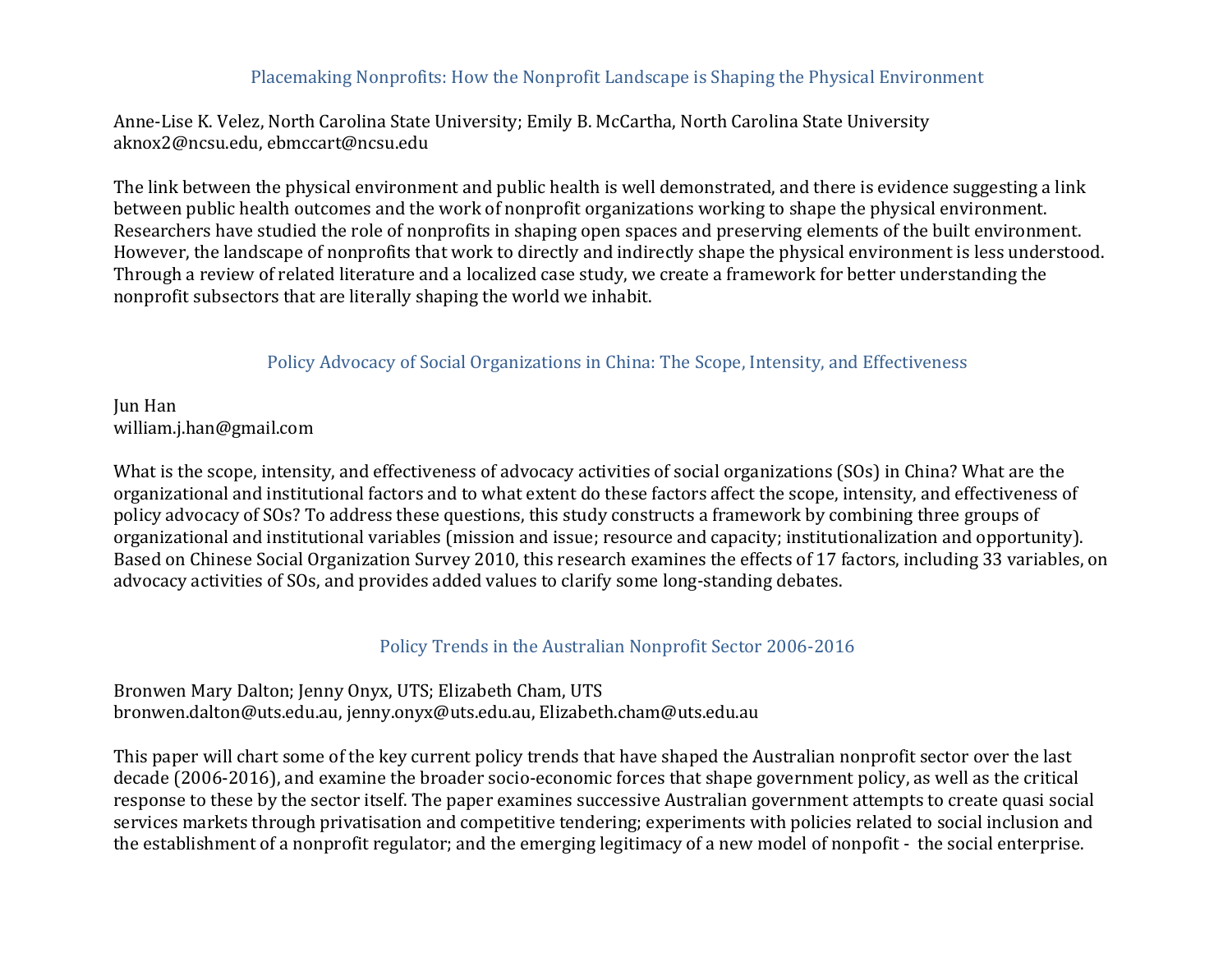## Placemaking Nonprofits: How the Nonprofit Landscape is Shaping the Physical Environment

Anne-Lise K. Velez, North Carolina State University; Emily B. McCartha, North Carolina State University
aknox2@ncsu.edu, ebmccart@ncsu.edu

The link between the physical environment and public health is well demonstrated, and there is evidence suggesting a link between public health outcomes and the work of nonprofit organizations working to shape the physical environment. Researchers have studied the role of nonprofits in shaping open spaces and preserving elements of the built environment. However, the landscape of nonprofits that work to directly and indirectly shape the physical environment is less understood. Through a review of related literature and a localized case study, we create a framework for better understanding the nonprofit subsectors that are literally shaping the world we inhabit.

## Policy Advocacy of Social Organizations in China: The Scope, Intensity, and Effectiveness

Jun Han
william.j.han@gmail.com

What is the scope, intensity, and effectiveness of advocacy activities of social organizations (SOs) in China? What are the organizational and institutional factors and to what extent do these factors affect the scope, intensity, and effectiveness of policy advocacy of SOs? To address these questions, this study constructs a framework by combining three groups of organizational and institutional variables (mission and issue; resource and capacity; institutionalization and opportunity). Based on Chinese Social Organization Survey 2010, this research examines the effects of 17 factors, including 33 variables, on advocacy activities of SOs, and provides added values to clarify some long-standing debates.

## Policy Trends in the Australian Nonprofit Sector 2006-2016

Bronwen Mary Dalton; Jenny Onyx, UTS; Elizabeth Cham, UTS
bronwen.dalton@uts.edu.au, jenny.onyx@uts.edu.au, Elizabeth.cham@uts.edu.au

This paper will chart some of the key current policy trends that have shaped the Australian nonprofit sector over the last decade (2006-2016), and examine the broader socio-economic forces that shape government policy, as well as the critical response to these by the sector itself. The paper examines successive Australian government attempts to create quasi social services markets through privatisation and competitive tendering; experiments with policies related to social inclusion and the establishment of a nonprofit regulator; and the emerging legitimacy of a new model of nonpofit - the social enterprise.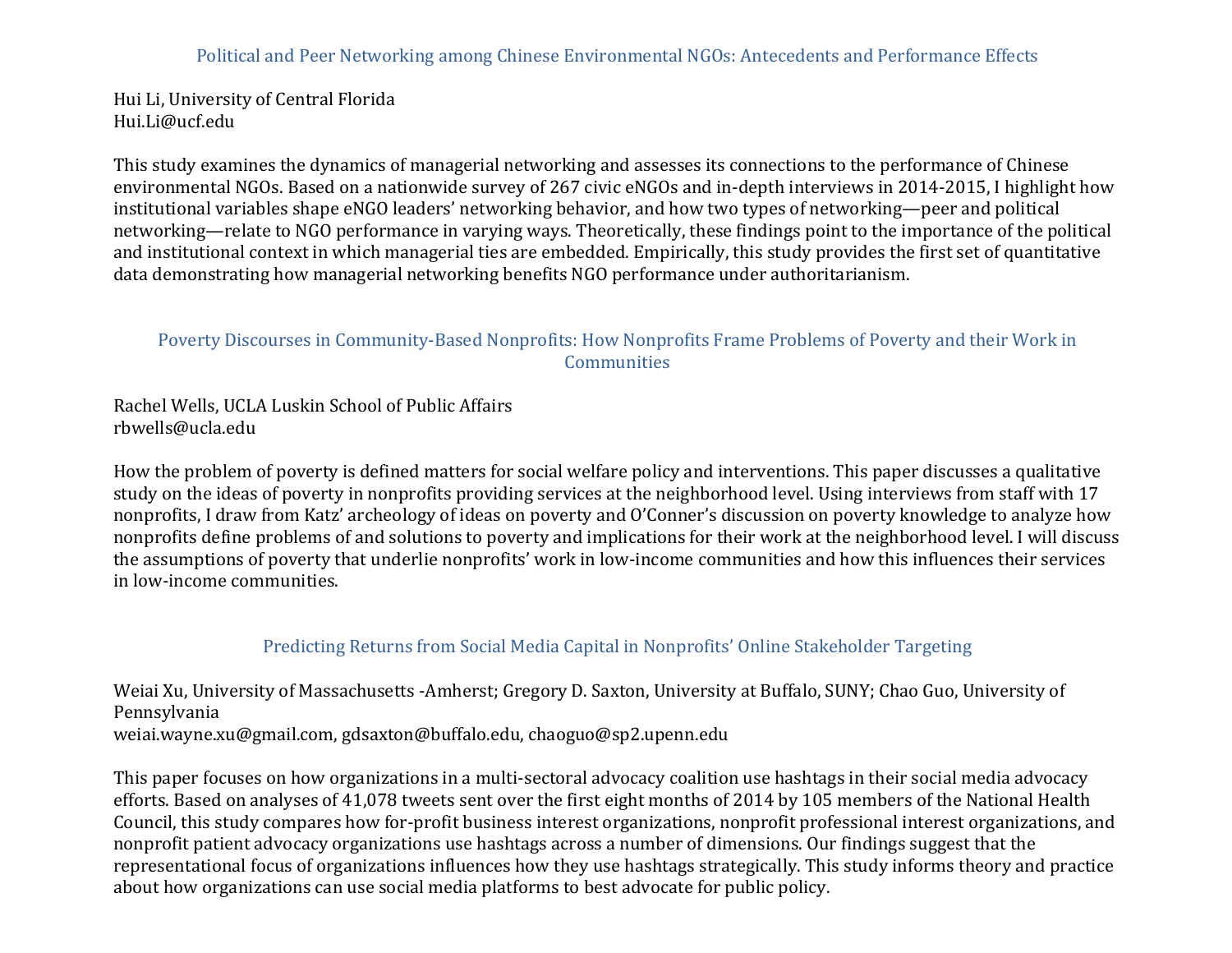### Political and Peer Networking among Chinese Environmental NGOs: Antecedents and Performance Effects

Hui Li, University of Central Florida
Hui.Li@ucf.edu

This study examines the dynamics of managerial networking and assesses its connections to the performance of Chinese environmental NGOs. Based on a nationwide survey of 267 civic eNGOs and in-depth interviews in 2014-2015, I highlight how institutional variables shape eNGO leaders' networking behavior, and how two types of networking—peer and political networking—relate to NGO performance in varying ways. Theoretically, these findings point to the importance of the political and institutional context in which managerial ties are embedded. Empirically, this study provides the first set of quantitative data demonstrating how managerial networking benefits NGO performance under authoritarianism.

### Poverty Discourses in Community-Based Nonprofits: How Nonprofits Frame Problems of Poverty and their Work in Communities

Rachel Wells, UCLA Luskin School of Public Affairs
rbwells@ucla.edu

How the problem of poverty is defined matters for social welfare policy and interventions. This paper discusses a qualitative study on the ideas of poverty in nonprofits providing services at the neighborhood level. Using interviews from staff with 17 nonprofits, I draw from Katz' archeology of ideas on poverty and O'Conner's discussion on poverty knowledge to analyze how nonprofits define problems of and solutions to poverty and implications for their work at the neighborhood level. I will discuss the assumptions of poverty that underlie nonprofits' work in low-income communities and how this influences their services in low-income communities.

### Predicting Returns from Social Media Capital in Nonprofits' Online Stakeholder Targeting

Weiai Xu, University of Massachusetts -Amherst; Gregory D. Saxton, University at Buffalo, SUNY; Chao Guo, University of Pennsylvania
weiai.wayne.xu@gmail.com, gdsaxton@buffalo.edu, chaoguo@sp2.upenn.edu

This paper focuses on how organizations in a multi-sectoral advocacy coalition use hashtags in their social media advocacy efforts. Based on analyses of 41,078 tweets sent over the first eight months of 2014 by 105 members of the National Health Council, this study compares how for-profit business interest organizations, nonprofit professional interest organizations, and nonprofit patient advocacy organizations use hashtags across a number of dimensions. Our findings suggest that the representational focus of organizations influences how they use hashtags strategically. This study informs theory and practice about how organizations can use social media platforms to best advocate for public policy.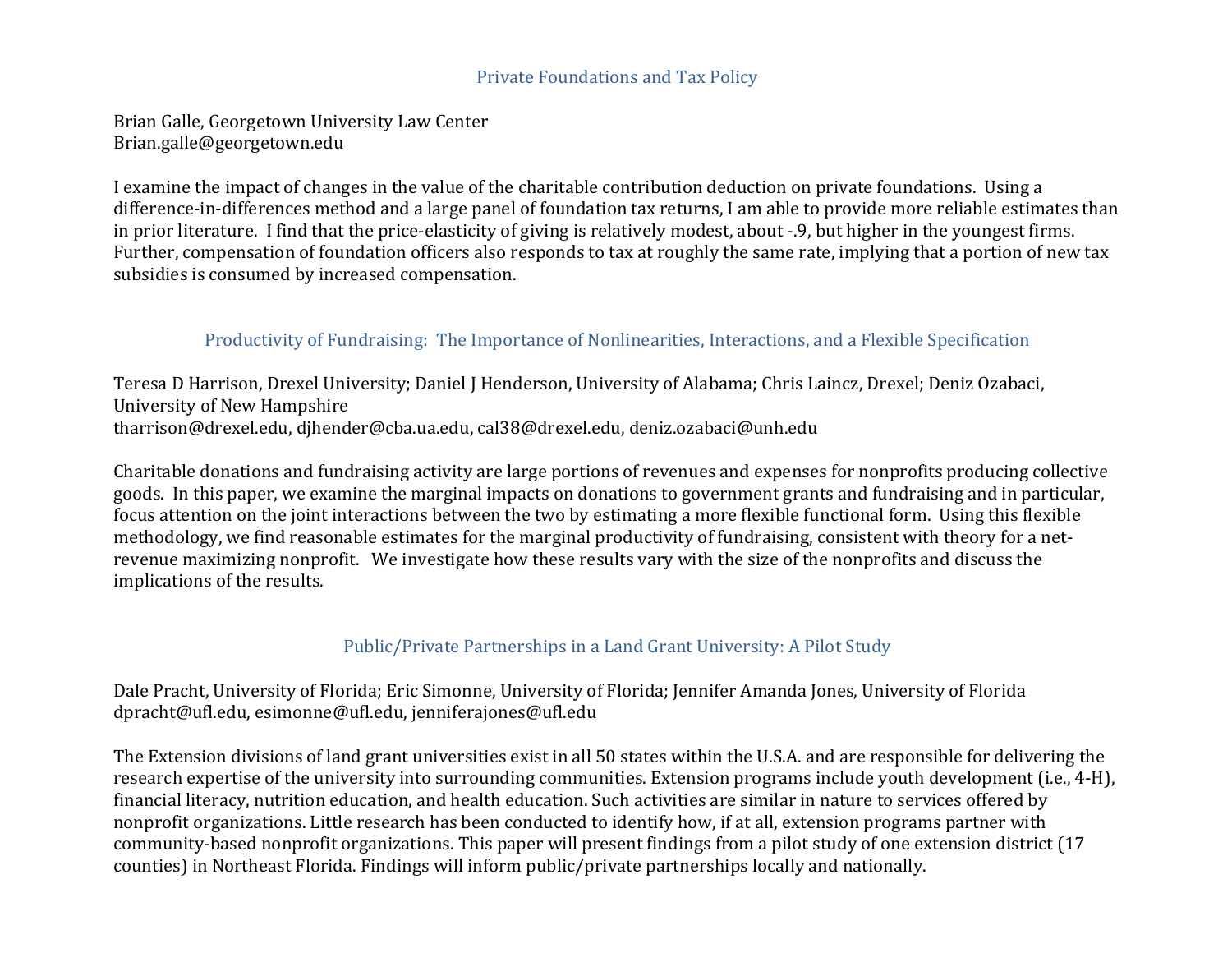## Private Foundations and Tax Policy

Brian Galle, Georgetown University Law Center
Brian.galle@georgetown.edu

I examine the impact of changes in the value of the charitable contribution deduction on private foundations. Using a difference-in-differences method and a large panel of foundation tax returns, I am able to provide more reliable estimates than in prior literature. I find that the price-elasticity of giving is relatively modest, about -.9, but higher in the youngest firms. Further, compensation of foundation officers also responds to tax at roughly the same rate, implying that a portion of new tax subsidies is consumed by increased compensation.

## Productivity of Fundraising: The Importance of Nonlinearities, Interactions, and a Flexible Specification

Teresa D Harrison, Drexel University; Daniel J Henderson, University of Alabama; Chris Laincz, Drexel; Deniz Ozabaci, University of New Hampshire
tharrison@drexel.edu, djhender@cba.ua.edu, cal38@drexel.edu, deniz.ozabaci@unh.edu

Charitable donations and fundraising activity are large portions of revenues and expenses for nonprofits producing collective goods. In this paper, we examine the marginal impacts on donations to government grants and fundraising and in particular, focus attention on the joint interactions between the two by estimating a more flexible functional form. Using this flexible methodology, we find reasonable estimates for the marginal productivity of fundraising, consistent with theory for a net-revenue maximizing nonprofit. We investigate how these results vary with the size of the nonprofits and discuss the implications of the results.

## Public/Private Partnerships in a Land Grant University: A Pilot Study

Dale Pracht, University of Florida; Eric Simonne, University of Florida; Jennifer Amanda Jones, University of Florida
dpracht@ufl.edu, esimonne@ufl.edu, jenniferajones@ufl.edu

The Extension divisions of land grant universities exist in all 50 states within the U.S.A. and are responsible for delivering the research expertise of the university into surrounding communities. Extension programs include youth development (i.e., 4-H), financial literacy, nutrition education, and health education. Such activities are similar in nature to services offered by nonprofit organizations. Little research has been conducted to identify how, if at all, extension programs partner with community-based nonprofit organizations. This paper will present findings from a pilot study of one extension district (17 counties) in Northeast Florida. Findings will inform public/private partnerships locally and nationally.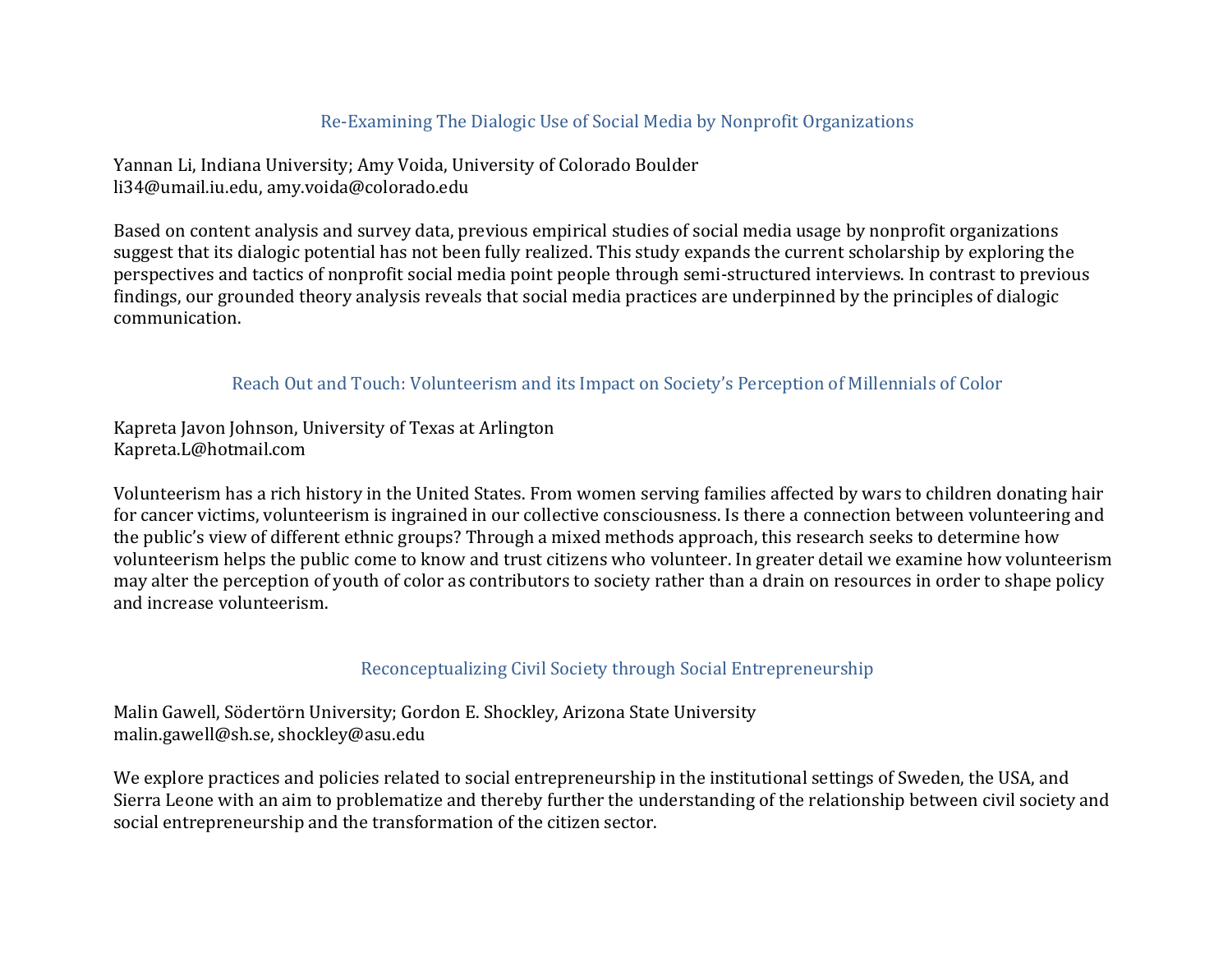## Re-Examining The Dialogic Use of Social Media by Nonprofit Organizations

Yannan Li, Indiana University; Amy Voida, University of Colorado Boulder
li34@umail.iu.edu, amy.voida@colorado.edu

Based on content analysis and survey data, previous empirical studies of social media usage by nonprofit organizations suggest that its dialogic potential has not been fully realized. This study expands the current scholarship by exploring the perspectives and tactics of nonprofit social media point people through semi-structured interviews. In contrast to previous findings, our grounded theory analysis reveals that social media practices are underpinned by the principles of dialogic communication.

## Reach Out and Touch: Volunteerism and its Impact on Society's Perception of Millennials of Color

Kapreta Javon Johnson, University of Texas at Arlington
Kapreta.L@hotmail.com

Volunteerism has a rich history in the United States. From women serving families affected by wars to children donating hair for cancer victims, volunteerism is ingrained in our collective consciousness. Is there a connection between volunteering and the public's view of different ethnic groups? Through a mixed methods approach, this research seeks to determine how volunteerism helps the public come to know and trust citizens who volunteer. In greater detail we examine how volunteerism may alter the perception of youth of color as contributors to society rather than a drain on resources in order to shape policy and increase volunteerism.

## Reconceptualizing Civil Society through Social Entrepreneurship

Malin Gawell, Södertörn University; Gordon E. Shockley, Arizona State University
malin.gawell@sh.se, shockley@asu.edu

We explore practices and policies related to social entrepreneurship in the institutional settings of Sweden, the USA, and Sierra Leone with an aim to problematize and thereby further the understanding of the relationship between civil society and social entrepreneurship and the transformation of the citizen sector.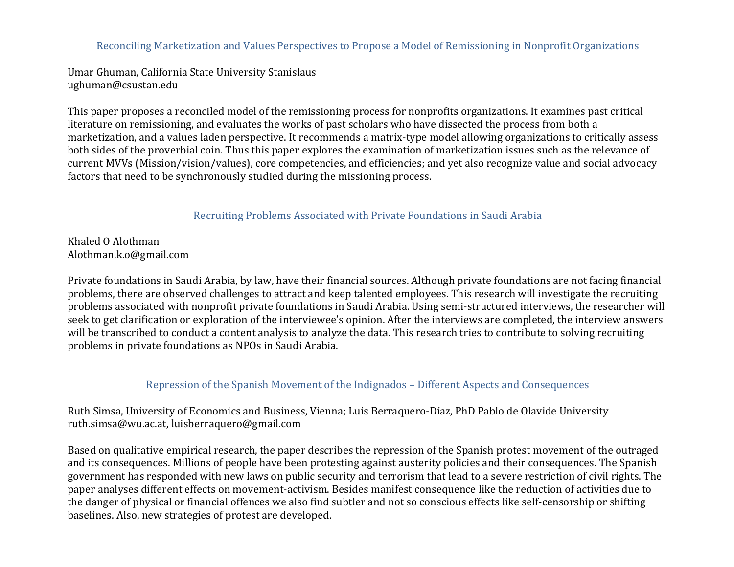## Reconciling Marketization and Values Perspectives to Propose a Model of Remissioning in Nonprofit Organizations

Umar Ghuman, California State University Stanislaus
ughuman@csustan.edu

This paper proposes a reconciled model of the remissioning process for nonprofits organizations. It examines past critical literature on remissioning, and evaluates the works of past scholars who have dissected the process from both a marketization, and a values laden perspective. It recommends a matrix-type model allowing organizations to critically assess both sides of the proverbial coin. Thus this paper explores the examination of marketization issues such as the relevance of current MVVs (Mission/vision/values), core competencies, and efficiencies; and yet also recognize value and social advocacy factors that need to be synchronously studied during the missioning process.

## Recruiting Problems Associated with Private Foundations in Saudi Arabia

Khaled O Alothman
Alothman.k.o@gmail.com

Private foundations in Saudi Arabia, by law, have their financial sources. Although private foundations are not facing financial problems, there are observed challenges to attract and keep talented employees. This research will investigate the recruiting problems associated with nonprofit private foundations in Saudi Arabia. Using semi-structured interviews, the researcher will seek to get clarification or exploration of the interviewee's opinion. After the interviews are completed, the interview answers will be transcribed to conduct a content analysis to analyze the data. This research tries to contribute to solving recruiting problems in private foundations as NPOs in Saudi Arabia.

## Repression of the Spanish Movement of the Indignados – Different Aspects and Consequences

Ruth Simsa, University of Economics and Business, Vienna; Luis Berraquero-Díaz, PhD Pablo de Olavide University
ruth.simsa@wu.ac.at, luisberraquero@gmail.com

Based on qualitative empirical research, the paper describes the repression of the Spanish protest movement of the outraged and its consequences. Millions of people have been protesting against austerity policies and their consequences. The Spanish government has responded with new laws on public security and terrorism that lead to a severe restriction of civil rights. The paper analyses different effects on movement-activism. Besides manifest consequence like the reduction of activities due to the danger of physical or financial offences we also find subtler and not so conscious effects like self-censorship or shifting baselines. Also, new strategies of protest are developed.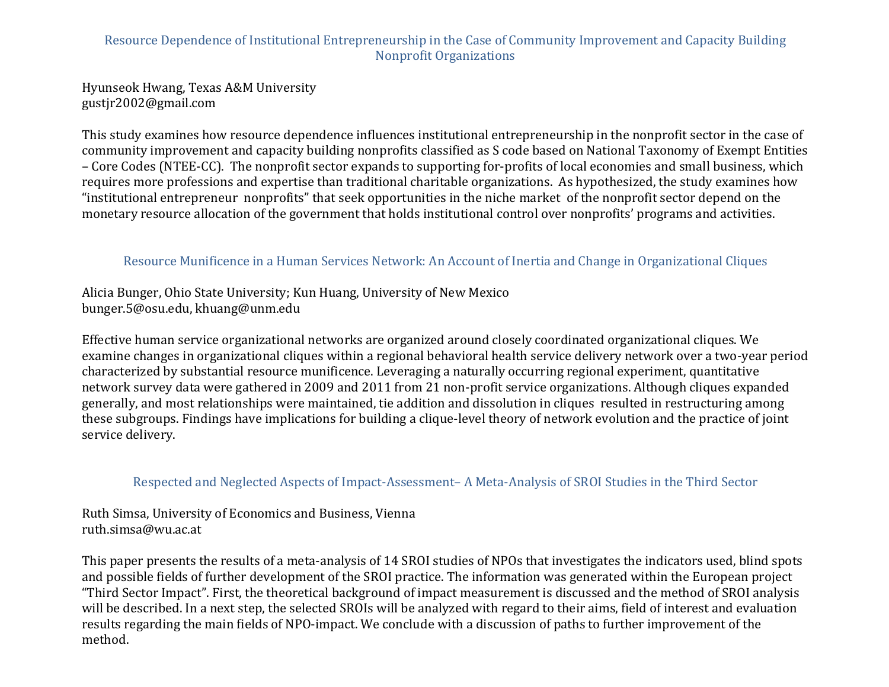## Resource Dependence of Institutional Entrepreneurship in the Case of Community Improvement and Capacity Building Nonprofit Organizations

Hyunseok Hwang, Texas A&M University
gustjr2002@gmail.com

This study examines how resource dependence influences institutional entrepreneurship in the nonprofit sector in the case of community improvement and capacity building nonprofits classified as S code based on National Taxonomy of Exempt Entities – Core Codes (NTEE-CC). The nonprofit sector expands to supporting for-profits of local economies and small business, which requires more professions and expertise than traditional charitable organizations. As hypothesized, the study examines how "institutional entrepreneur nonprofits" that seek opportunities in the niche market of the nonprofit sector depend on the monetary resource allocation of the government that holds institutional control over nonprofits' programs and activities.

## Resource Munificence in a Human Services Network: An Account of Inertia and Change in Organizational Cliques

Alicia Bunger, Ohio State University; Kun Huang, University of New Mexico
bunger.5@osu.edu, khuang@unm.edu

Effective human service organizational networks are organized around closely coordinated organizational cliques. We examine changes in organizational cliques within a regional behavioral health service delivery network over a two-year period characterized by substantial resource munificence. Leveraging a naturally occurring regional experiment, quantitative network survey data were gathered in 2009 and 2011 from 21 non-profit service organizations. Although cliques expanded generally, and most relationships were maintained, tie addition and dissolution in cliques resulted in restructuring among these subgroups. Findings have implications for building a clique-level theory of network evolution and the practice of joint service delivery.

## Respected and Neglected Aspects of Impact-Assessment– A Meta-Analysis of SROI Studies in the Third Sector

Ruth Simsa, University of Economics and Business, Vienna
ruth.simsa@wu.ac.at

This paper presents the results of a meta-analysis of 14 SROI studies of NPOs that investigates the indicators used, blind spots and possible fields of further development of the SROI practice. The information was generated within the European project "Third Sector Impact". First, the theoretical background of impact measurement is discussed and the method of SROI analysis will be described. In a next step, the selected SROIs will be analyzed with regard to their aims, field of interest and evaluation results regarding the main fields of NPO-impact. We conclude with a discussion of paths to further improvement of the method.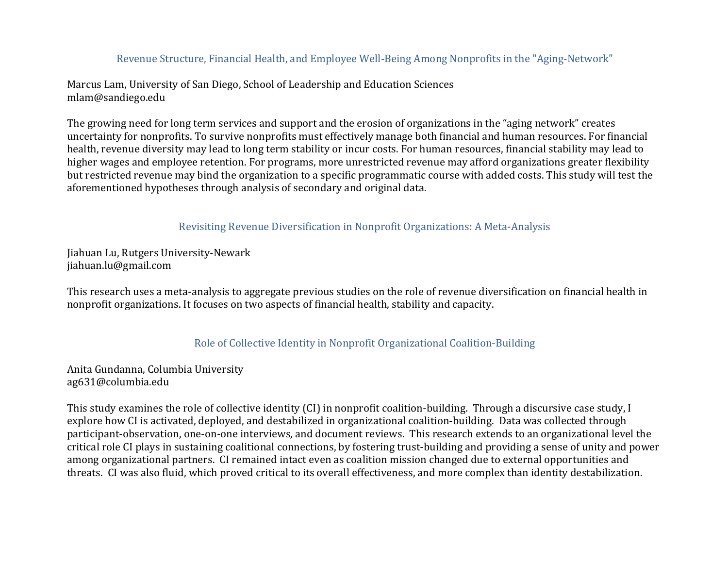## Revenue Structure, Financial Health, and Employee Well-Being Among Nonprofits in the "Aging-Network"

Marcus Lam, University of San Diego, School of Leadership and Education Sciences
mlam@sandiego.edu

The growing need for long term services and support and the erosion of organizations in the "aging network" creates uncertainty for nonprofits. To survive nonprofits must effectively manage both financial and human resources. For financial health, revenue diversity may lead to long term stability or incur costs. For human resources, financial stability may lead to higher wages and employee retention. For programs, more unrestricted revenue may afford organizations greater flexibility but restricted revenue may bind the organization to a specific programmatic course with added costs. This study will test the aforementioned hypotheses through analysis of secondary and original data.

## Revisiting Revenue Diversification in Nonprofit Organizations: A Meta-Analysis

Jiahuan Lu, Rutgers University-Newark
jiahuan.lu@gmail.com

This research uses a meta-analysis to aggregate previous studies on the role of revenue diversification on financial health in nonprofit organizations. It focuses on two aspects of financial health, stability and capacity.

## Role of Collective Identity in Nonprofit Organizational Coalition-Building

Anita Gundanna, Columbia University
ag631@columbia.edu

This study examines the role of collective identity (CI) in nonprofit coalition-building. Through a discursive case study, I explore how CI is activated, deployed, and destabilized in organizational coalition-building. Data was collected through participant-observation, one-on-one interviews, and document reviews. This research extends to an organizational level the critical role CI plays in sustaining coalitional connections, by fostering trust-building and providing a sense of unity and power among organizational partners. CI remained intact even as coalition mission changed due to external opportunities and threats. CI was also fluid, which proved critical to its overall effectiveness, and more complex than identity destabilization.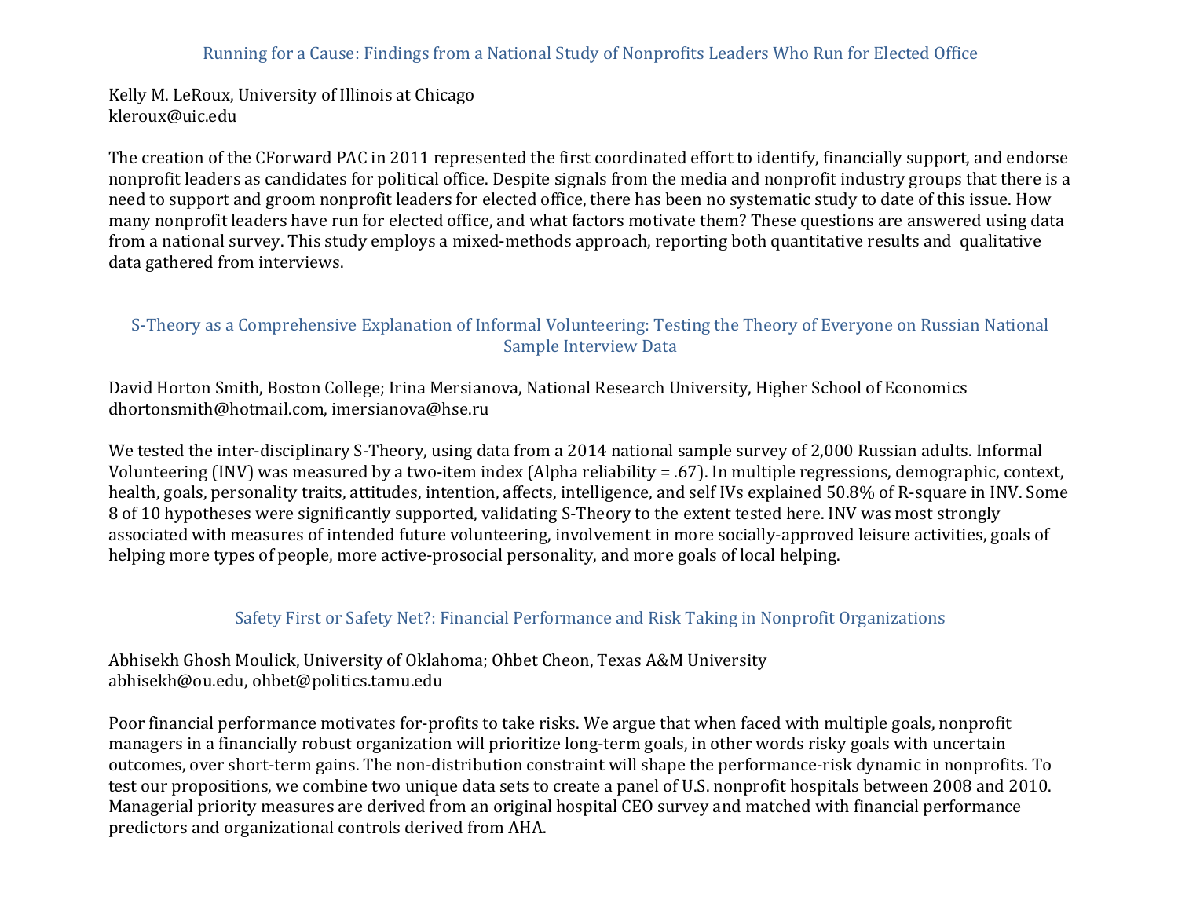## Running for a Cause: Findings from a National Study of Nonprofits Leaders Who Run for Elected Office

Kelly M. LeRoux, University of Illinois at Chicago
kleroux@uic.edu

The creation of the CForward PAC in 2011 represented the first coordinated effort to identify, financially support, and endorse nonprofit leaders as candidates for political office. Despite signals from the media and nonprofit industry groups that there is a need to support and groom nonprofit leaders for elected office, there has been no systematic study to date of this issue. How many nonprofit leaders have run for elected office, and what factors motivate them? These questions are answered using data from a national survey. This study employs a mixed-methods approach, reporting both quantitative results and qualitative data gathered from interviews.

## S-Theory as a Comprehensive Explanation of Informal Volunteering: Testing the Theory of Everyone on Russian National Sample Interview Data

David Horton Smith, Boston College; Irina Mersianova, National Research University, Higher School of Economics
dhortonsmith@hotmail.com, imersianova@hse.ru

We tested the inter-disciplinary S-Theory, using data from a 2014 national sample survey of 2,000 Russian adults. Informal Volunteering (INV) was measured by a two-item index (Alpha reliability = .67). In multiple regressions, demographic, context, health, goals, personality traits, attitudes, intention, affects, intelligence, and self IVs explained 50.8% of R-square in INV. Some 8 of 10 hypotheses were significantly supported, validating S-Theory to the extent tested here. INV was most strongly associated with measures of intended future volunteering, involvement in more socially-approved leisure activities, goals of helping more types of people, more active-prosocial personality, and more goals of local helping.

## Safety First or Safety Net?: Financial Performance and Risk Taking in Nonprofit Organizations

Abhisekh Ghosh Moulick, University of Oklahoma; Ohbet Cheon, Texas A&M University
abhisekh@ou.edu, ohbet@politics.tamu.edu

Poor financial performance motivates for-profits to take risks. We argue that when faced with multiple goals, nonprofit managers in a financially robust organization will prioritize long-term goals, in other words risky goals with uncertain outcomes, over short-term gains. The non-distribution constraint will shape the performance-risk dynamic in nonprofits. To test our propositions, we combine two unique data sets to create a panel of U.S. nonprofit hospitals between 2008 and 2010. Managerial priority measures are derived from an original hospital CEO survey and matched with financial performance predictors and organizational controls derived from AHA.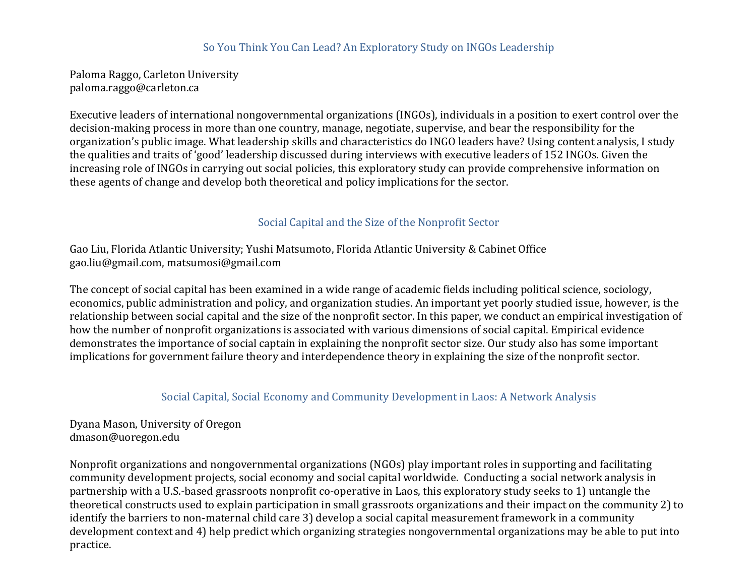## So You Think You Can Lead? An Exploratory Study on INGOs Leadership

Paloma Raggo, Carleton University
paloma.raggo@carleton.ca

Executive leaders of international nongovernmental organizations (INGOs), individuals in a position to exert control over the decision-making process in more than one country, manage, negotiate, supervise, and bear the responsibility for the organization's public image. What leadership skills and characteristics do INGO leaders have? Using content analysis, I study the qualities and traits of 'good' leadership discussed during interviews with executive leaders of 152 INGOs. Given the increasing role of INGOs in carrying out social policies, this exploratory study can provide comprehensive information on these agents of change and develop both theoretical and policy implications for the sector.

## Social Capital and the Size of the Nonprofit Sector

Gao Liu, Florida Atlantic University; Yushi Matsumoto, Florida Atlantic University & Cabinet Office
gao.liu@gmail.com, matsumosi@gmail.com

The concept of social capital has been examined in a wide range of academic fields including political science, sociology, economics, public administration and policy, and organization studies. An important yet poorly studied issue, however, is the relationship between social capital and the size of the nonprofit sector. In this paper, we conduct an empirical investigation of how the number of nonprofit organizations is associated with various dimensions of social capital. Empirical evidence demonstrates the importance of social captain in explaining the nonprofit sector size. Our study also has some important implications for government failure theory and interdependence theory in explaining the size of the nonprofit sector.

## Social Capital, Social Economy and Community Development in Laos: A Network Analysis

Dyana Mason, University of Oregon
dmason@uoregon.edu

Nonprofit organizations and nongovernmental organizations (NGOs) play important roles in supporting and facilitating community development projects, social economy and social capital worldwide. Conducting a social network analysis in partnership with a U.S.-based grassroots nonprofit co-operative in Laos, this exploratory study seeks to 1) untangle the theoretical constructs used to explain participation in small grassroots organizations and their impact on the community 2) to identify the barriers to non-maternal child care 3) develop a social capital measurement framework in a community development context and 4) help predict which organizing strategies nongovernmental organizations may be able to put into practice.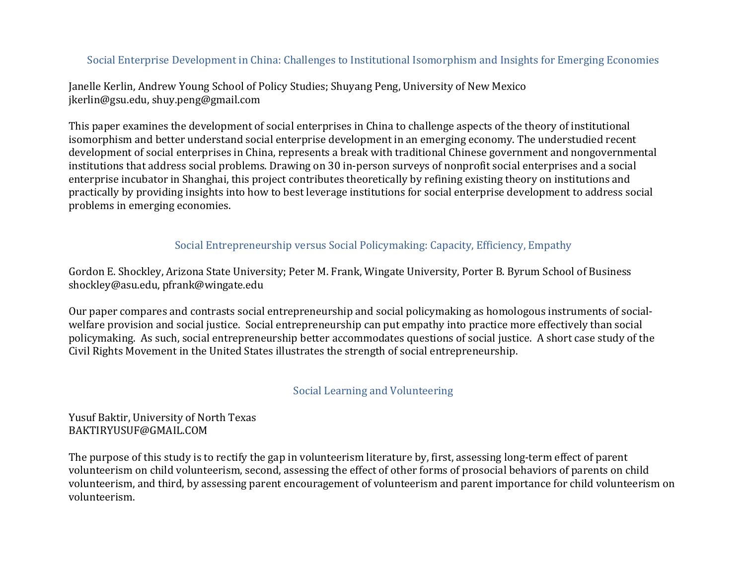## Social Enterprise Development in China: Challenges to Institutional Isomorphism and Insights for Emerging Economies

Janelle Kerlin, Andrew Young School of Policy Studies; Shuyang Peng, University of New Mexico
jkerlin@gsu.edu, shuy.peng@gmail.com

This paper examines the development of social enterprises in China to challenge aspects of the theory of institutional isomorphism and better understand social enterprise development in an emerging economy. The understudied recent development of social enterprises in China, represents a break with traditional Chinese government and nongovernmental institutions that address social problems. Drawing on 30 in-person surveys of nonprofit social enterprises and a social enterprise incubator in Shanghai, this project contributes theoretically by refining existing theory on institutions and practically by providing insights into how to best leverage institutions for social enterprise development to address social problems in emerging economies.

## Social Entrepreneurship versus Social Policymaking: Capacity, Efficiency, Empathy

Gordon E. Shockley, Arizona State University; Peter M. Frank, Wingate University, Porter B. Byrum School of Business
shockley@asu.edu, pfrank@wingate.edu

Our paper compares and contrasts social entrepreneurship and social policymaking as homologous instruments of social-welfare provision and social justice. Social entrepreneurship can put empathy into practice more effectively than social policymaking. As such, social entrepreneurship better accommodates questions of social justice. A short case study of the Civil Rights Movement in the United States illustrates the strength of social entrepreneurship.

## Social Learning and Volunteering

Yusuf Baktir, University of North Texas
BAKTIRYUSUF@GMAIL.COM

The purpose of this study is to rectify the gap in volunteerism literature by, first, assessing long-term effect of parent volunteerism on child volunteerism, second, assessing the effect of other forms of prosocial behaviors of parents on child volunteerism, and third, by assessing parent encouragement of volunteerism and parent importance for child volunteerism on volunteerism.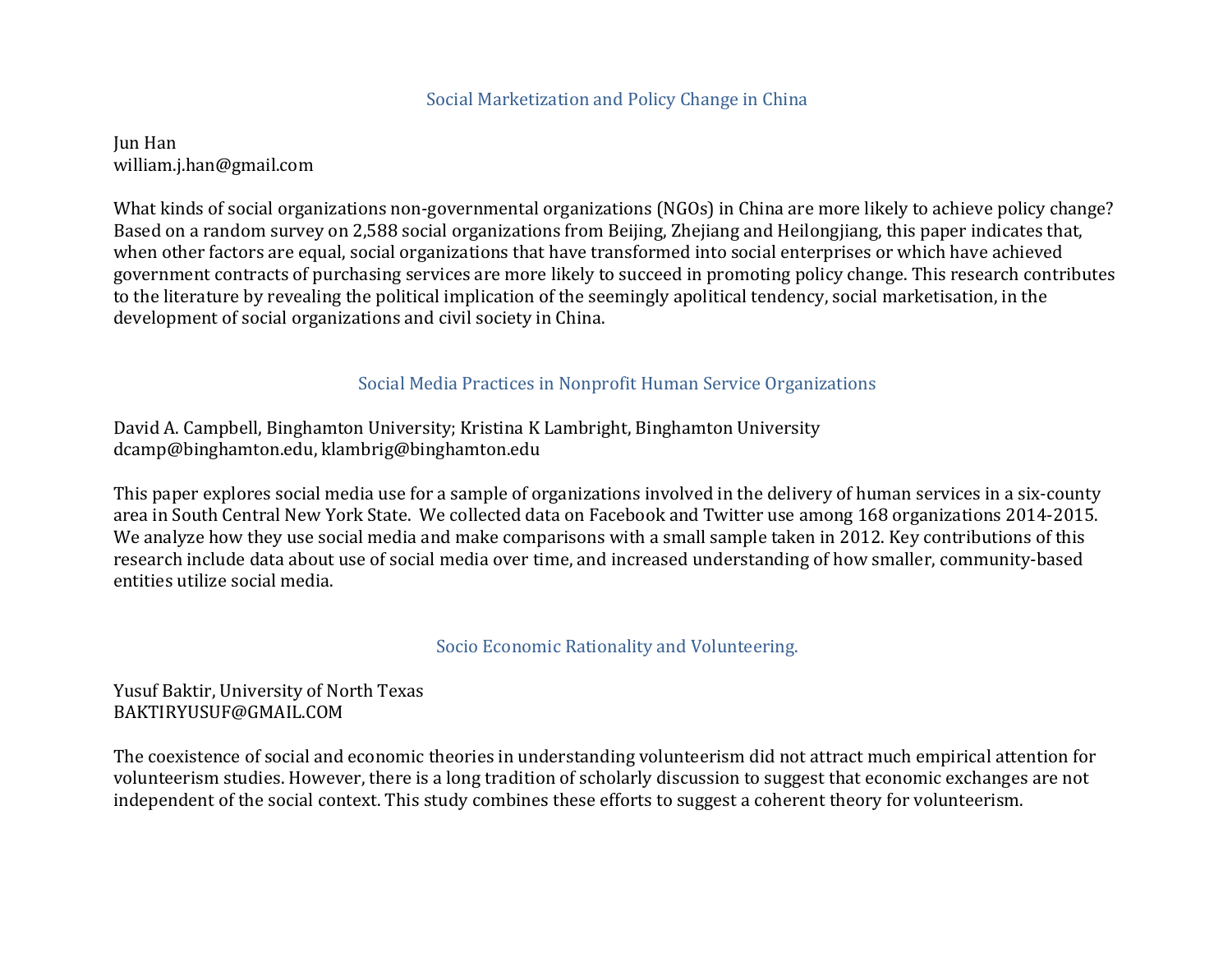## Social Marketization and Policy Change in China

Jun Han
william.j.han@gmail.com

What kinds of social organizations non-governmental organizations (NGOs) in China are more likely to achieve policy change? Based on a random survey on 2,588 social organizations from Beijing, Zhejiang and Heilongjiang, this paper indicates that, when other factors are equal, social organizations that have transformed into social enterprises or which have achieved government contracts of purchasing services are more likely to succeed in promoting policy change. This research contributes to the literature by revealing the political implication of the seemingly apolitical tendency, social marketisation, in the development of social organizations and civil society in China.

## Social Media Practices in Nonprofit Human Service Organizations

David A. Campbell, Binghamton University; Kristina K Lambright, Binghamton University
dcamp@binghamton.edu, klambrig@binghamton.edu

This paper explores social media use for a sample of organizations involved in the delivery of human services in a six-county area in South Central New York State. We collected data on Facebook and Twitter use among 168 organizations 2014-2015. We analyze how they use social media and make comparisons with a small sample taken in 2012. Key contributions of this research include data about use of social media over time, and increased understanding of how smaller, community-based entities utilize social media.

## Socio Economic Rationality and Volunteering.

Yusuf Baktir, University of North Texas
BAKTIRYUSUF@GMAIL.COM

The coexistence of social and economic theories in understanding volunteerism did not attract much empirical attention for volunteerism studies. However, there is a long tradition of scholarly discussion to suggest that economic exchanges are not independent of the social context. This study combines these efforts to suggest a coherent theory for volunteerism.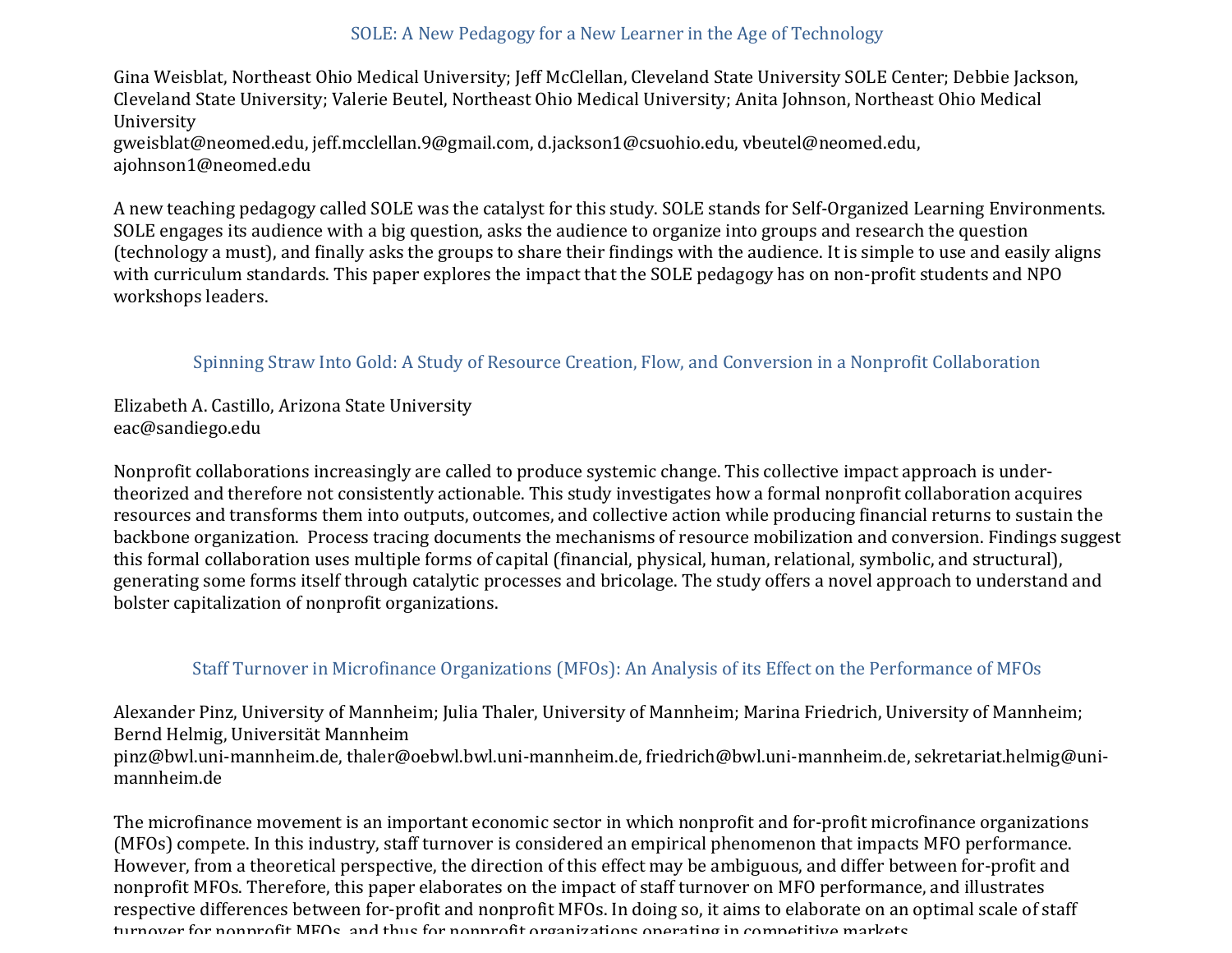## SOLE: A New Pedagogy for a New Learner in the Age of Technology

Gina Weisblat, Northeast Ohio Medical University; Jeff McClellan, Cleveland State University SOLE Center; Debbie Jackson, Cleveland State University; Valerie Beutel, Northeast Ohio Medical University; Anita Johnson, Northeast Ohio Medical University
gweisblat@neomed.edu, jeff.mcclellan.9@gmail.com, d.jackson1@csuohio.edu, vbeutel@neomed.edu, ajohnson1@neomed.edu

A new teaching pedagogy called SOLE was the catalyst for this study. SOLE stands for Self-Organized Learning Environments. SOLE engages its audience with a big question, asks the audience to organize into groups and research the question (technology a must), and finally asks the groups to share their findings with the audience. It is simple to use and easily aligns with curriculum standards. This paper explores the impact that the SOLE pedagogy has on non-profit students and NPO workshops leaders.

## Spinning Straw Into Gold: A Study of Resource Creation, Flow, and Conversion in a Nonprofit Collaboration

Elizabeth A. Castillo, Arizona State University
eac@sandiego.edu

Nonprofit collaborations increasingly are called to produce systemic change. This collective impact approach is under-theorized and therefore not consistently actionable. This study investigates how a formal nonprofit collaboration acquires resources and transforms them into outputs, outcomes, and collective action while producing financial returns to sustain the backbone organization. Process tracing documents the mechanisms of resource mobilization and conversion. Findings suggest this formal collaboration uses multiple forms of capital (financial, physical, human, relational, symbolic, and structural), generating some forms itself through catalytic processes and bricolage. The study offers a novel approach to understand and bolster capitalization of nonprofit organizations.

## Staff Turnover in Microfinance Organizations (MFOs): An Analysis of its Effect on the Performance of MFOs

Alexander Pinz, University of Mannheim; Julia Thaler, University of Mannheim; Marina Friedrich, University of Mannheim; Bernd Helmig, Universität Mannheim
pinz@bwl.uni-mannheim.de, thaler@oebwl.bwl.uni-mannheim.de, friedrich@bwl.uni-mannheim.de, sekretariat.helmig@uni-mannheim.de

The microfinance movement is an important economic sector in which nonprofit and for-profit microfinance organizations (MFOs) compete. In this industry, staff turnover is considered an empirical phenomenon that impacts MFO performance. However, from a theoretical perspective, the direction of this effect may be ambiguous, and differ between for-profit and nonprofit MFOs. Therefore, this paper elaborates on the impact of staff turnover on MFO performance, and illustrates respective differences between for-profit and nonprofit MFOs. In doing so, it aims to elaborate on an optimal scale of staff turnover for nonprofit MFOs, and thus for nonprofit organizations operating in competitive markets.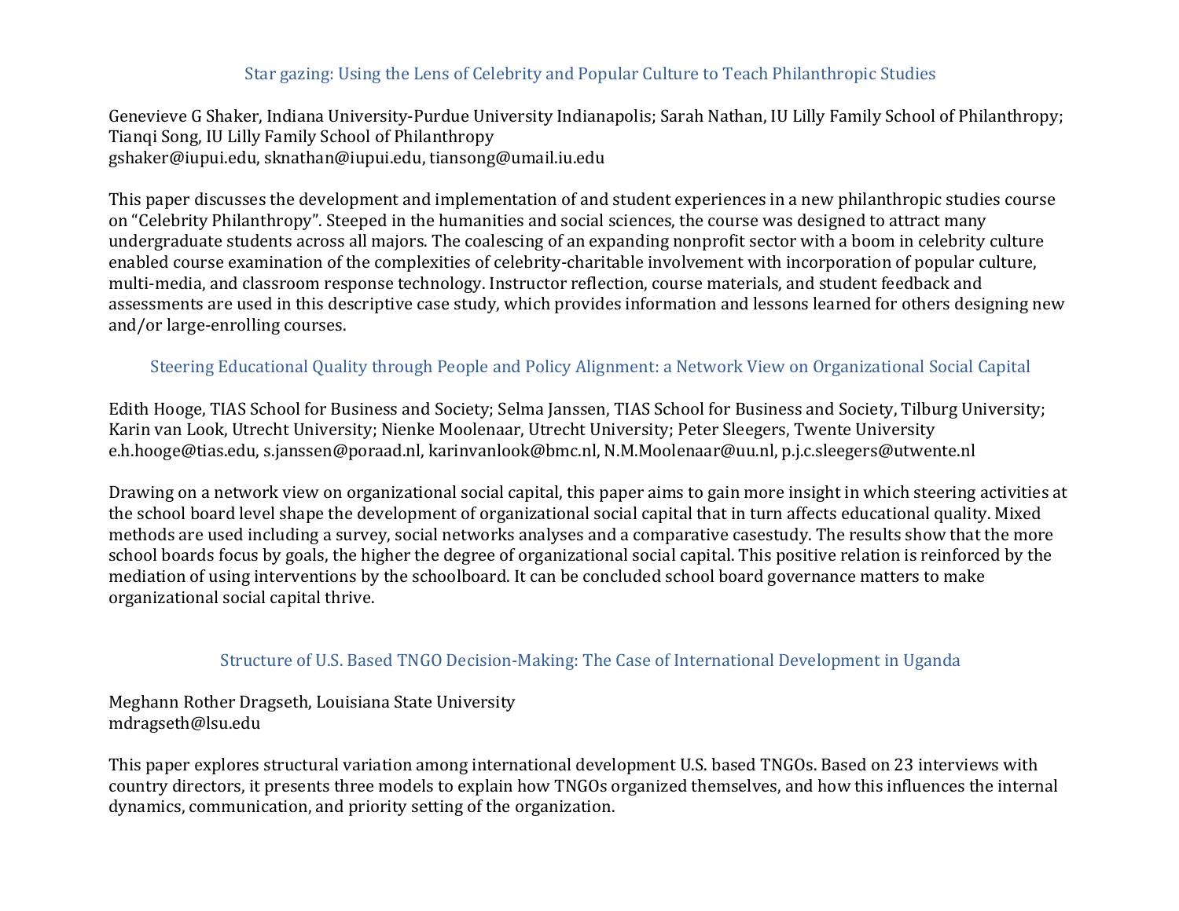## Star gazing: Using the Lens of Celebrity and Popular Culture to Teach Philanthropic Studies

Genevieve G Shaker, Indiana University-Purdue University Indianapolis; Sarah Nathan, IU Lilly Family School of Philanthropy; Tianqi Song, IU Lilly Family School of Philanthropy
gshaker@iupui.edu, sknathan@iupui.edu, tiansong@umail.iu.edu

This paper discusses the development and implementation of and student experiences in a new philanthropic studies course on "Celebrity Philanthropy". Steeped in the humanities and social sciences, the course was designed to attract many undergraduate students across all majors. The coalescing of an expanding nonprofit sector with a boom in celebrity culture enabled course examination of the complexities of celebrity-charitable involvement with incorporation of popular culture, multi-media, and classroom response technology. Instructor reflection, course materials, and student feedback and assessments are used in this descriptive case study, which provides information and lessons learned for others designing new and/or large-enrolling courses.

## Steering Educational Quality through People and Policy Alignment: a Network View on Organizational Social Capital

Edith Hooge, TIAS School for Business and Society; Selma Janssen, TIAS School for Business and Society, Tilburg University; Karin van Look, Utrecht University; Nienke Moolenaar, Utrecht University; Peter Sleegers, Twente University
e.h.hooge@tias.edu, s.janssen@poraad.nl, karinvanlook@bmc.nl, N.M.Moolenaar@uu.nl, p.j.c.sleegers@utwente.nl

Drawing on a network view on organizational social capital, this paper aims to gain more insight in which steering activities at the school board level shape the development of organizational social capital that in turn affects educational quality. Mixed methods are used including a survey, social networks analyses and a comparative casestudy. The results show that the more school boards focus by goals, the higher the degree of organizational social capital. This positive relation is reinforced by the mediation of using interventions by the schoolboard. It can be concluded school board governance matters to make organizational social capital thrive.

## Structure of U.S. Based TNGO Decision-Making: The Case of International Development in Uganda

Meghann Rother Dragseth, Louisiana State University
mdragseth@lsu.edu

This paper explores structural variation among international development U.S. based TNGOs. Based on 23 interviews with country directors, it presents three models to explain how TNGOs organized themselves, and how this influences the internal dynamics, communication, and priority setting of the organization.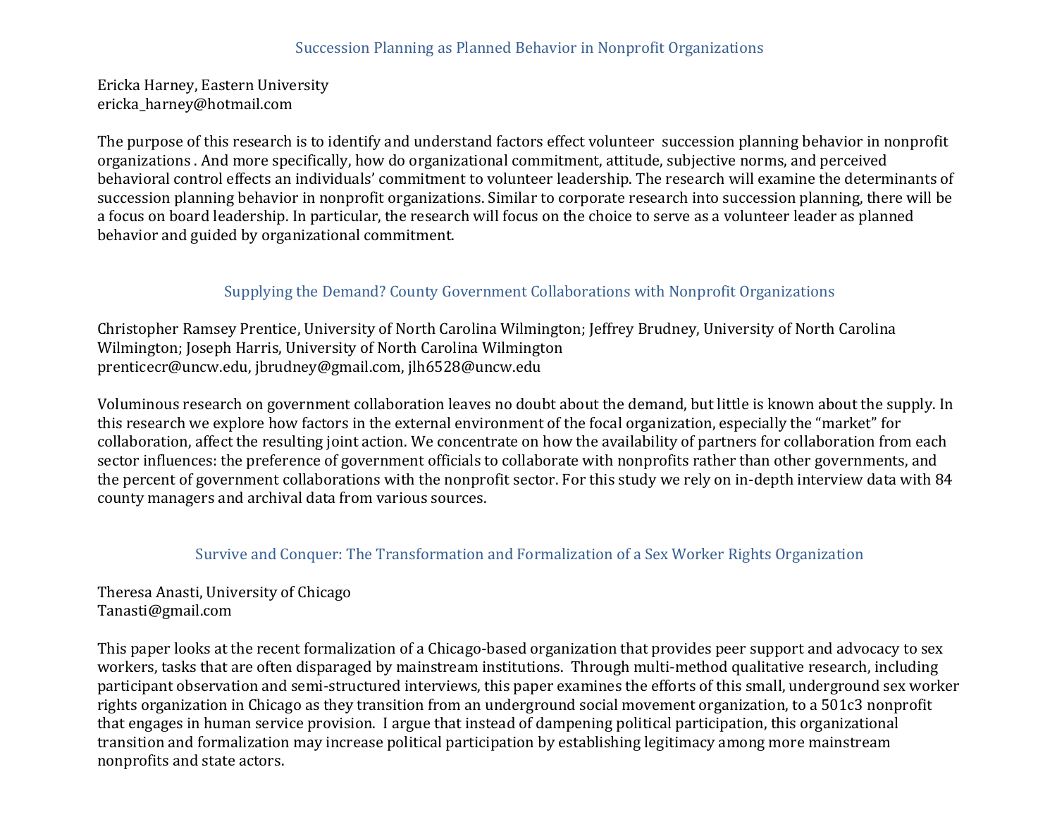## Succession Planning as Planned Behavior in Nonprofit Organizations

Ericka Harney, Eastern University
ericka_harney@hotmail.com

The purpose of this research is to identify and understand factors effect volunteer succession planning behavior in nonprofit organizations . And more specifically, how do organizational commitment, attitude, subjective norms, and perceived behavioral control effects an individuals' commitment to volunteer leadership. The research will examine the determinants of succession planning behavior in nonprofit organizations. Similar to corporate research into succession planning, there will be a focus on board leadership. In particular, the research will focus on the choice to serve as a volunteer leader as planned behavior and guided by organizational commitment.

## Supplying the Demand? County Government Collaborations with Nonprofit Organizations

Christopher Ramsey Prentice, University of North Carolina Wilmington; Jeffrey Brudney, University of North Carolina Wilmington; Joseph Harris, University of North Carolina Wilmington
prenticecr@uncw.edu, jbrudney@gmail.com, jlh6528@uncw.edu

Voluminous research on government collaboration leaves no doubt about the demand, but little is known about the supply. In this research we explore how factors in the external environment of the focal organization, especially the "market" for collaboration, affect the resulting joint action. We concentrate on how the availability of partners for collaboration from each sector influences: the preference of government officials to collaborate with nonprofits rather than other governments, and the percent of government collaborations with the nonprofit sector. For this study we rely on in-depth interview data with 84 county managers and archival data from various sources.

## Survive and Conquer: The Transformation and Formalization of a Sex Worker Rights Organization

Theresa Anasti, University of Chicago
Tanasti@gmail.com

This paper looks at the recent formalization of a Chicago-based organization that provides peer support and advocacy to sex workers, tasks that are often disparaged by mainstream institutions. Through multi-method qualitative research, including participant observation and semi-structured interviews, this paper examines the efforts of this small, underground sex worker rights organization in Chicago as they transition from an underground social movement organization, to a 501c3 nonprofit that engages in human service provision. I argue that instead of dampening political participation, this organizational transition and formalization may increase political participation by establishing legitimacy among more mainstream nonprofits and state actors.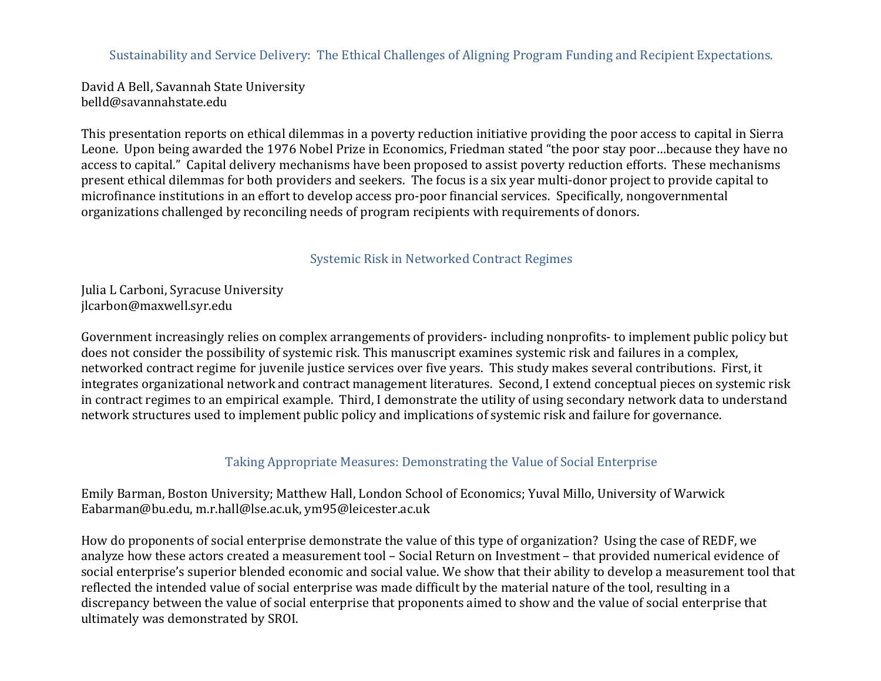## Sustainability and Service Delivery: The Ethical Challenges of Aligning Program Funding and Recipient Expectations.

David A Bell, Savannah State University
belld@savannahstate.edu

This presentation reports on ethical dilemmas in a poverty reduction initiative providing the poor access to capital in Sierra Leone. Upon being awarded the 1976 Nobel Prize in Economics, Friedman stated "the poor stay poor…because they have no access to capital." Capital delivery mechanisms have been proposed to assist poverty reduction efforts. These mechanisms present ethical dilemmas for both providers and seekers. The focus is a six year multi-donor project to provide capital to microfinance institutions in an effort to develop access pro-poor financial services. Specifically, nongovernmental organizations challenged by reconciling needs of program recipients with requirements of donors.

## Systemic Risk in Networked Contract Regimes

Julia L Carboni, Syracuse University
jlcarbon@maxwell.syr.edu

Government increasingly relies on complex arrangements of providers- including nonprofits- to implement public policy but does not consider the possibility of systemic risk. This manuscript examines systemic risk and failures in a complex, networked contract regime for juvenile justice services over five years. This study makes several contributions. First, it integrates organizational network and contract management literatures. Second, I extend conceptual pieces on systemic risk in contract regimes to an empirical example. Third, I demonstrate the utility of using secondary network data to understand network structures used to implement public policy and implications of systemic risk and failure for governance.

## Taking Appropriate Measures: Demonstrating the Value of Social Enterprise

Emily Barman, Boston University; Matthew Hall, London School of Economics; Yuval Millo, University of Warwick
Eabarman@bu.edu, m.r.hall@lse.ac.uk, ym95@leicester.ac.uk

How do proponents of social enterprise demonstrate the value of this type of organization? Using the case of REDF, we analyze how these actors created a measurement tool – Social Return on Investment – that provided numerical evidence of social enterprise's superior blended economic and social value. We show that their ability to develop a measurement tool that reflected the intended value of social enterprise was made difficult by the material nature of the tool, resulting in a discrepancy between the value of social enterprise that proponents aimed to show and the value of social enterprise that ultimately was demonstrated by SROI.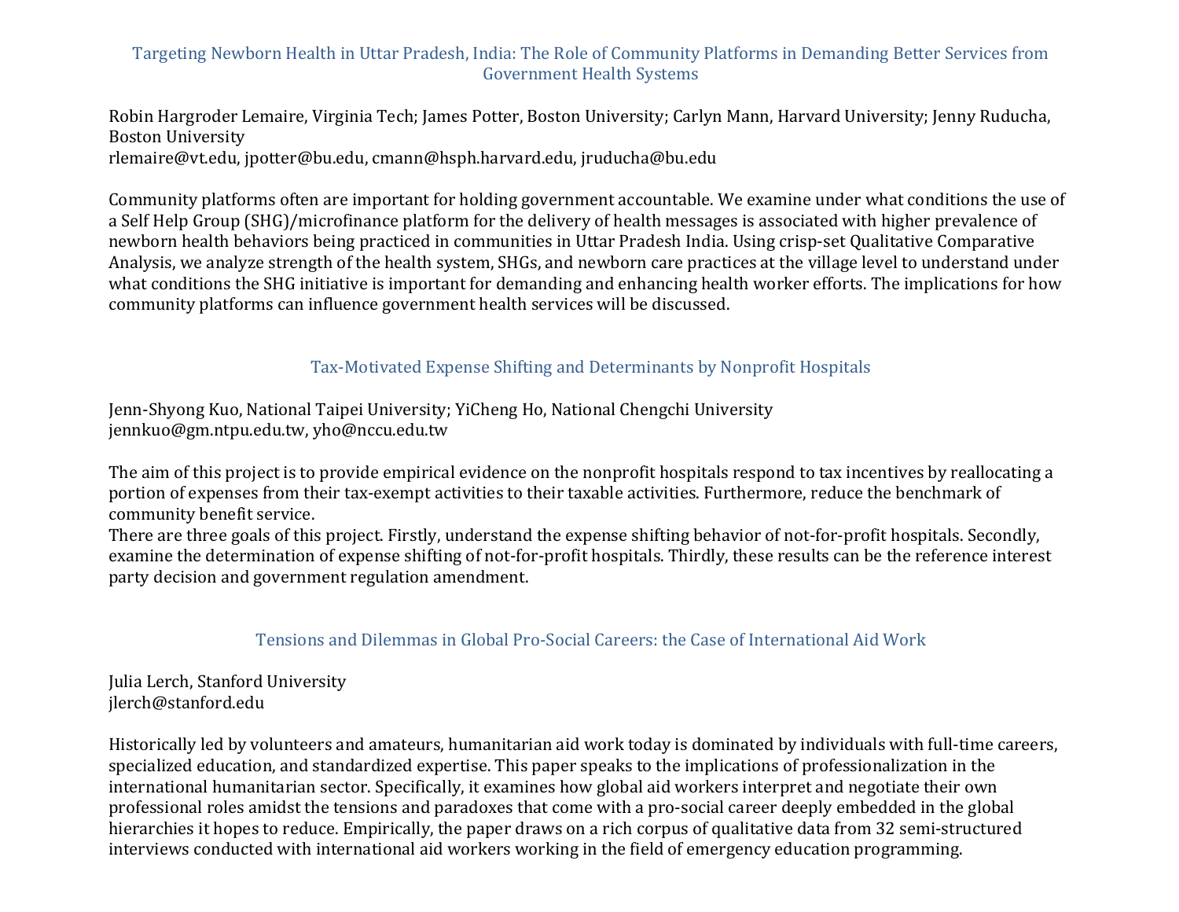## Targeting Newborn Health in Uttar Pradesh, India: The Role of Community Platforms in Demanding Better Services from Government Health Systems

Robin Hargroder Lemaire, Virginia Tech; James Potter, Boston University; Carlyn Mann, Harvard University; Jenny Ruducha, Boston University
rlemaire@vt.edu, jpotter@bu.edu, cmann@hsph.harvard.edu, jruducha@bu.edu

Community platforms often are important for holding government accountable. We examine under what conditions the use of a Self Help Group (SHG)/microfinance platform for the delivery of health messages is associated with higher prevalence of newborn health behaviors being practiced in communities in Uttar Pradesh India. Using crisp-set Qualitative Comparative Analysis, we analyze strength of the health system, SHGs, and newborn care practices at the village level to understand under what conditions the SHG initiative is important for demanding and enhancing health worker efforts. The implications for how community platforms can influence government health services will be discussed.

## Tax-Motivated Expense Shifting and Determinants by Nonprofit Hospitals

Jenn-Shyong Kuo, National Taipei University; YiCheng Ho, National Chengchi University
jennkuo@gm.ntpu.edu.tw, yho@nccu.edu.tw

The aim of this project is to provide empirical evidence on the nonprofit hospitals respond to tax incentives by reallocating a portion of expenses from their tax-exempt activities to their taxable activities. Furthermore, reduce the benchmark of community benefit service.
There are three goals of this project. Firstly, understand the expense shifting behavior of not-for-profit hospitals. Secondly, examine the determination of expense shifting of not-for-profit hospitals. Thirdly, these results can be the reference interest party decision and government regulation amendment.

## Tensions and Dilemmas in Global Pro-Social Careers: the Case of International Aid Work

Julia Lerch, Stanford University
jlerch@stanford.edu

Historically led by volunteers and amateurs, humanitarian aid work today is dominated by individuals with full-time careers, specialized education, and standardized expertise. This paper speaks to the implications of professionalization in the international humanitarian sector. Specifically, it examines how global aid workers interpret and negotiate their own professional roles amidst the tensions and paradoxes that come with a pro-social career deeply embedded in the global hierarchies it hopes to reduce. Empirically, the paper draws on a rich corpus of qualitative data from 32 semi-structured interviews conducted with international aid workers working in the field of emergency education programming.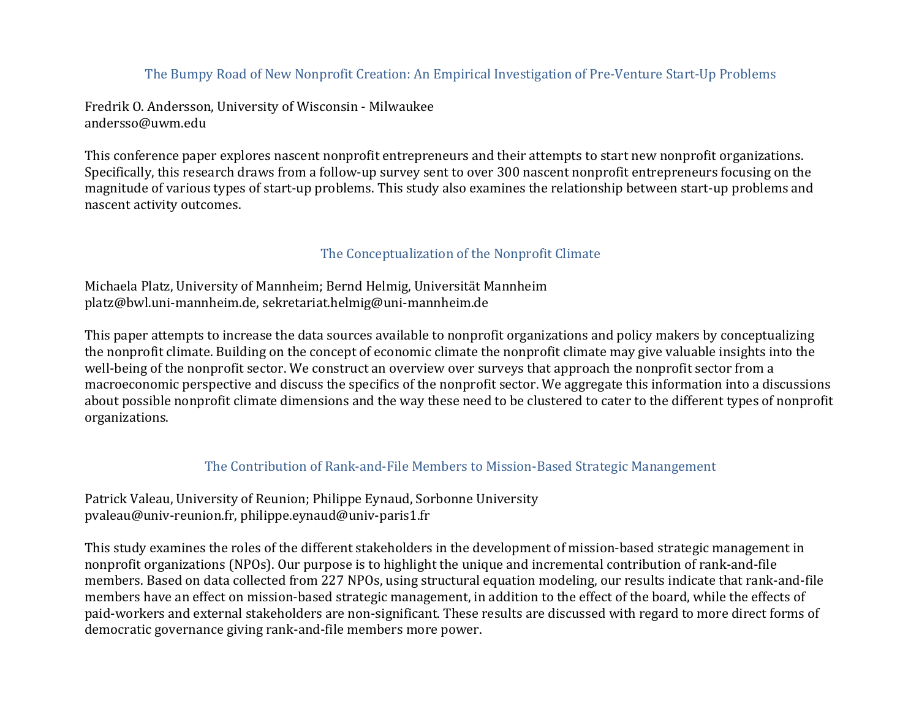## The Bumpy Road of New Nonprofit Creation: An Empirical Investigation of Pre-Venture Start-Up Problems

Fredrik O. Andersson, University of Wisconsin - Milwaukee
andersso@uwm.edu

This conference paper explores nascent nonprofit entrepreneurs and their attempts to start new nonprofit organizations. Specifically, this research draws from a follow-up survey sent to over 300 nascent nonprofit entrepreneurs focusing on the magnitude of various types of start-up problems. This study also examines the relationship between start-up problems and nascent activity outcomes.

## The Conceptualization of the Nonprofit Climate

Michaela Platz, University of Mannheim; Bernd Helmig, Universität Mannheim
platz@bwl.uni-mannheim.de, sekretariat.helmig@uni-mannheim.de

This paper attempts to increase the data sources available to nonprofit organizations and policy makers by conceptualizing the nonprofit climate. Building on the concept of economic climate the nonprofit climate may give valuable insights into the well-being of the nonprofit sector. We construct an overview over surveys that approach the nonprofit sector from a macroeconomic perspective and discuss the specifics of the nonprofit sector. We aggregate this information into a discussions about possible nonprofit climate dimensions and the way these need to be clustered to cater to the different types of nonprofit organizations.

## The Contribution of Rank-and-File Members to Mission-Based Strategic Manangement

Patrick Valeau, University of Reunion; Philippe Eynaud, Sorbonne University
pvaleau@univ-reunion.fr, philippe.eynaud@univ-paris1.fr

This study examines the roles of the different stakeholders in the development of mission-based strategic management in nonprofit organizations (NPOs). Our purpose is to highlight the unique and incremental contribution of rank-and-file members. Based on data collected from 227 NPOs, using structural equation modeling, our results indicate that rank-and-file members have an effect on mission-based strategic management, in addition to the effect of the board, while the effects of paid-workers and external stakeholders are non-significant. These results are discussed with regard to more direct forms of democratic governance giving rank-and-file members more power.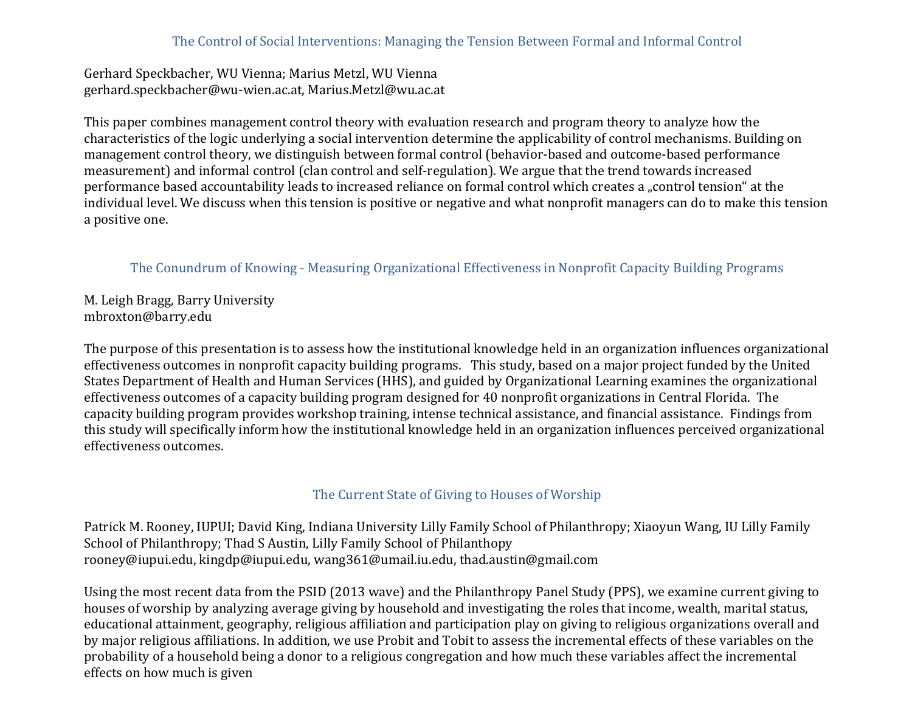## The Control of Social Interventions: Managing the Tension Between Formal and Informal Control

Gerhard Speckbacher, WU Vienna; Marius Metzl, WU Vienna
gerhard.speckbacher@wu-wien.ac.at, Marius.Metzl@wu.ac.at

This paper combines management control theory with evaluation research and program theory to analyze how the characteristics of the logic underlying a social intervention determine the applicability of control mechanisms. Building on management control theory, we distinguish between formal control (behavior-based and outcome-based performance measurement) and informal control (clan control and self-regulation). We argue that the trend towards increased performance based accountability leads to increased reliance on formal control which creates a „control tension" at the individual level. We discuss when this tension is positive or negative and what nonprofit managers can do to make this tension a positive one.

## The Conundrum of Knowing - Measuring Organizational Effectiveness in Nonprofit Capacity Building Programs

M. Leigh Bragg, Barry University
mbroxton@barry.edu

The purpose of this presentation is to assess how the institutional knowledge held in an organization influences organizational effectiveness outcomes in nonprofit capacity building programs. This study, based on a major project funded by the United States Department of Health and Human Services (HHS), and guided by Organizational Learning examines the organizational effectiveness outcomes of a capacity building program designed for 40 nonprofit organizations in Central Florida. The capacity building program provides workshop training, intense technical assistance, and financial assistance. Findings from this study will specifically inform how the institutional knowledge held in an organization influences perceived organizational effectiveness outcomes.

## The Current State of Giving to Houses of Worship

Patrick M. Rooney, IUPUI; David King, Indiana University Lilly Family School of Philanthropy; Xiaoyun Wang, IU Lilly Family School of Philanthropy; Thad S Austin, Lilly Family School of Philanthopy
rooney@iupui.edu, kingdp@iupui.edu, wang361@umail.iu.edu, thad.austin@gmail.com

Using the most recent data from the PSID (2013 wave) and the Philanthropy Panel Study (PPS), we examine current giving to houses of worship by analyzing average giving by household and investigating the roles that income, wealth, marital status, educational attainment, geography, religious affiliation and participation play on giving to religious organizations overall and by major religious affiliations. In addition, we use Probit and Tobit to assess the incremental effects of these variables on the probability of a household being a donor to a religious congregation and how much these variables affect the incremental effects on how much is given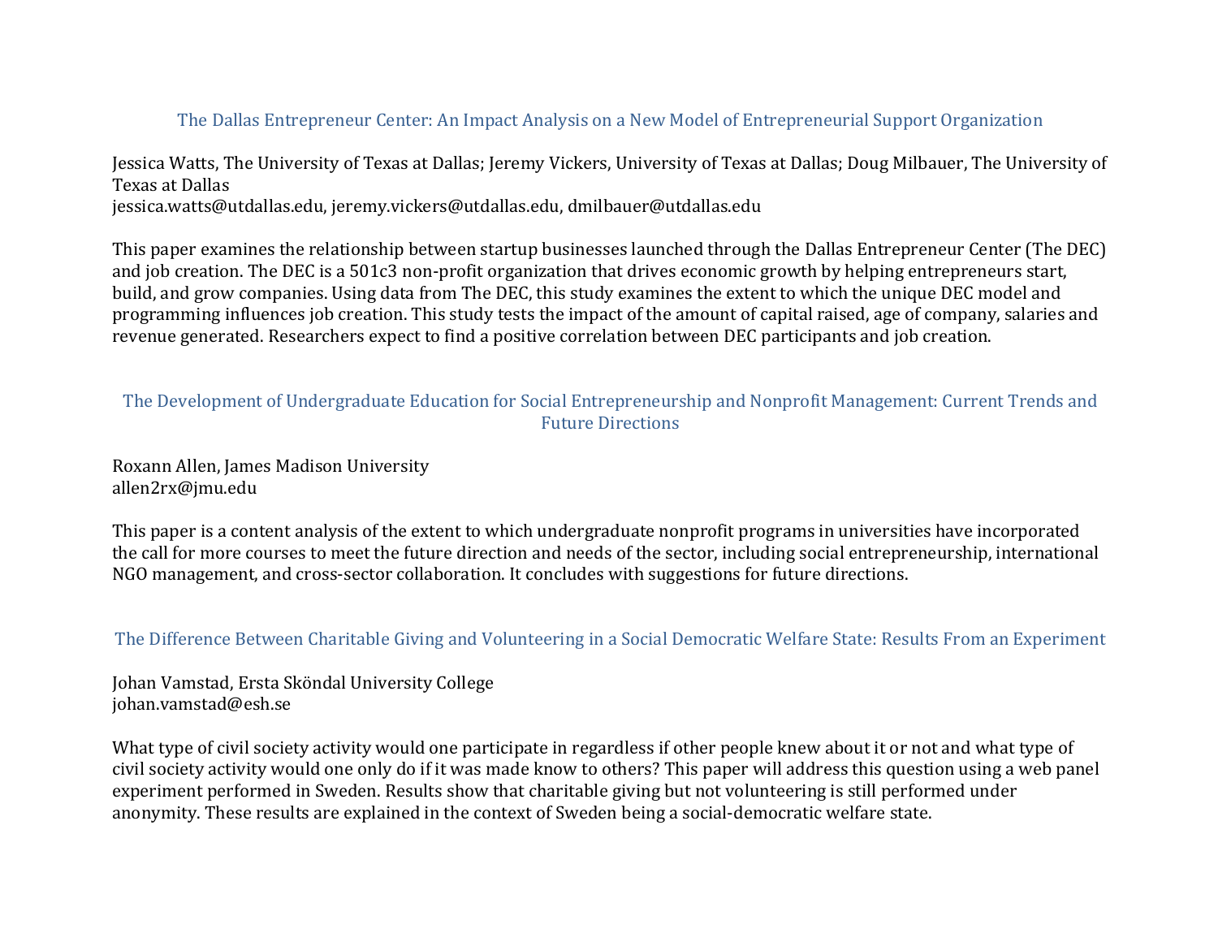## The Dallas Entrepreneur Center: An Impact Analysis on a New Model of Entrepreneurial Support Organization

Jessica Watts, The University of Texas at Dallas; Jeremy Vickers, University of Texas at Dallas; Doug Milbauer, The University of Texas at Dallas
jessica.watts@utdallas.edu, jeremy.vickers@utdallas.edu, dmilbauer@utdallas.edu

This paper examines the relationship between startup businesses launched through the Dallas Entrepreneur Center (The DEC) and job creation. The DEC is a 501c3 non-profit organization that drives economic growth by helping entrepreneurs start, build, and grow companies. Using data from The DEC, this study examines the extent to which the unique DEC model and programming influences job creation. This study tests the impact of the amount of capital raised, age of company, salaries and revenue generated. Researchers expect to find a positive correlation between DEC participants and job creation.

## The Development of Undergraduate Education for Social Entrepreneurship and Nonprofit Management: Current Trends and Future Directions

Roxann Allen, James Madison University
allen2rx@jmu.edu

This paper is a content analysis of the extent to which undergraduate nonprofit programs in universities have incorporated the call for more courses to meet the future direction and needs of the sector, including social entrepreneurship, international NGO management, and cross-sector collaboration. It concludes with suggestions for future directions.

## The Difference Between Charitable Giving and Volunteering in a Social Democratic Welfare State: Results From an Experiment

Johan Vamstad, Ersta Sköndal University College
johan.vamstad@esh.se

What type of civil society activity would one participate in regardless if other people knew about it or not and what type of civil society activity would one only do if it was made know to others? This paper will address this question using a web panel experiment performed in Sweden. Results show that charitable giving but not volunteering is still performed under anonymity. These results are explained in the context of Sweden being a social-democratic welfare state.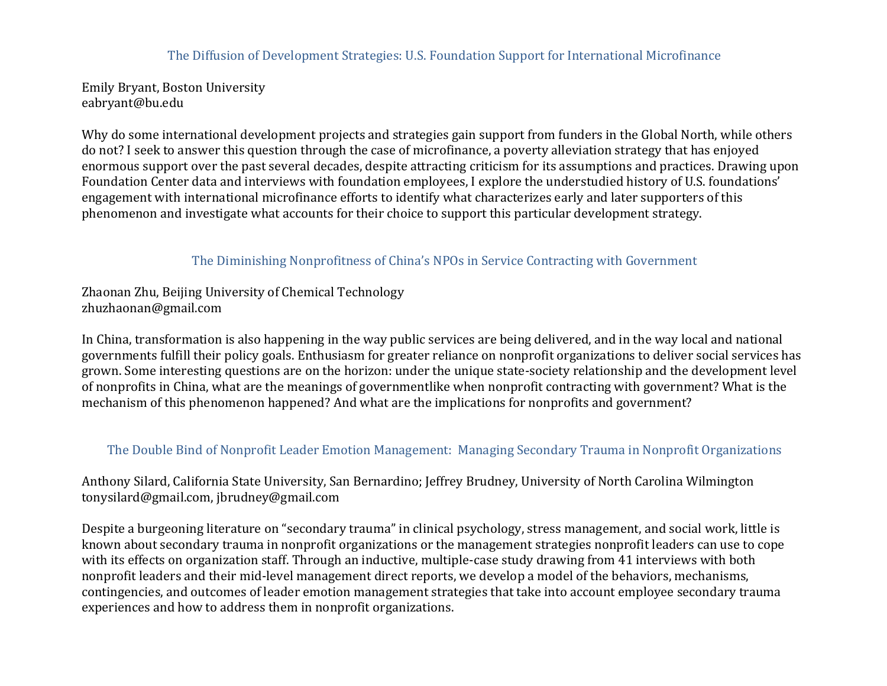## The Diffusion of Development Strategies: U.S. Foundation Support for International Microfinance

Emily Bryant, Boston University
eabryant@bu.edu

Why do some international development projects and strategies gain support from funders in the Global North, while others do not? I seek to answer this question through the case of microfinance, a poverty alleviation strategy that has enjoyed enormous support over the past several decades, despite attracting criticism for its assumptions and practices. Drawing upon Foundation Center data and interviews with foundation employees, I explore the understudied history of U.S. foundations' engagement with international microfinance efforts to identify what characterizes early and later supporters of this phenomenon and investigate what accounts for their choice to support this particular development strategy.

## The Diminishing Nonprofitness of China's NPOs in Service Contracting with Government

Zhaonan Zhu, Beijing University of Chemical Technology
zhuzhaonan@gmail.com

In China, transformation is also happening in the way public services are being delivered, and in the way local and national governments fulfill their policy goals. Enthusiasm for greater reliance on nonprofit organizations to deliver social services has grown. Some interesting questions are on the horizon: under the unique state-society relationship and the development level of nonprofits in China, what are the meanings of governmentlike when nonprofit contracting with government? What is the mechanism of this phenomenon happened? And what are the implications for nonprofits and government?

## The Double Bind of Nonprofit Leader Emotion Management: Managing Secondary Trauma in Nonprofit Organizations

Anthony Silard, California State University, San Bernardino; Jeffrey Brudney, University of North Carolina Wilmington
tonysilard@gmail.com, jbrudney@gmail.com

Despite a burgeoning literature on "secondary trauma" in clinical psychology, stress management, and social work, little is known about secondary trauma in nonprofit organizations or the management strategies nonprofit leaders can use to cope with its effects on organization staff. Through an inductive, multiple-case study drawing from 41 interviews with both nonprofit leaders and their mid-level management direct reports, we develop a model of the behaviors, mechanisms, contingencies, and outcomes of leader emotion management strategies that take into account employee secondary trauma experiences and how to address them in nonprofit organizations.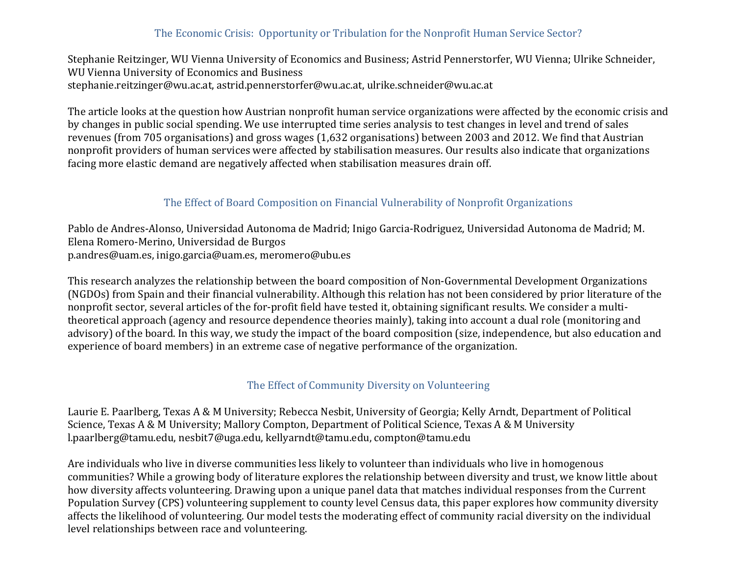## The Economic Crisis: Opportunity or Tribulation for the Nonprofit Human Service Sector?

Stephanie Reitzinger, WU Vienna University of Economics and Business; Astrid Pennerstorfer, WU Vienna; Ulrike Schneider, WU Vienna University of Economics and Business
stephanie.reitzinger@wu.ac.at, astrid.pennerstorfer@wu.ac.at, ulrike.schneider@wu.ac.at

The article looks at the question how Austrian nonprofit human service organizations were affected by the economic crisis and by changes in public social spending. We use interrupted time series analysis to test changes in level and trend of sales revenues (from 705 organisations) and gross wages (1,632 organisations) between 2003 and 2012. We find that Austrian nonprofit providers of human services were affected by stabilisation measures. Our results also indicate that organizations facing more elastic demand are negatively affected when stabilisation measures drain off.

## The Effect of Board Composition on Financial Vulnerability of Nonprofit Organizations

Pablo de Andres-Alonso, Universidad Autonoma de Madrid; Inigo Garcia-Rodriguez, Universidad Autonoma de Madrid; M. Elena Romero-Merino, Universidad de Burgos
p.andres@uam.es, inigo.garcia@uam.es, meromero@ubu.es

This research analyzes the relationship between the board composition of Non-Governmental Development Organizations (NGDOs) from Spain and their financial vulnerability. Although this relation has not been considered by prior literature of the nonprofit sector, several articles of the for-profit field have tested it, obtaining significant results. We consider a multi-theoretical approach (agency and resource dependence theories mainly), taking into account a dual role (monitoring and advisory) of the board. In this way, we study the impact of the board composition (size, independence, but also education and experience of board members) in an extreme case of negative performance of the organization.

## The Effect of Community Diversity on Volunteering

Laurie E. Paarlberg, Texas A & M University; Rebecca Nesbit, University of Georgia; Kelly Arndt, Department of Political Science, Texas A & M University; Mallory Compton, Department of Political Science, Texas A & M University
l.paarlberg@tamu.edu, nesbit7@uga.edu, kellyarndt@tamu.edu, compton@tamu.edu

Are individuals who live in diverse communities less likely to volunteer than individuals who live in homogenous communities? While a growing body of literature explores the relationship between diversity and trust, we know little about how diversity affects volunteering. Drawing upon a unique panel data that matches individual responses from the Current Population Survey (CPS) volunteering supplement to county level Census data, this paper explores how community diversity affects the likelihood of volunteering. Our model tests the moderating effect of community racial diversity on the individual level relationships between race and volunteering.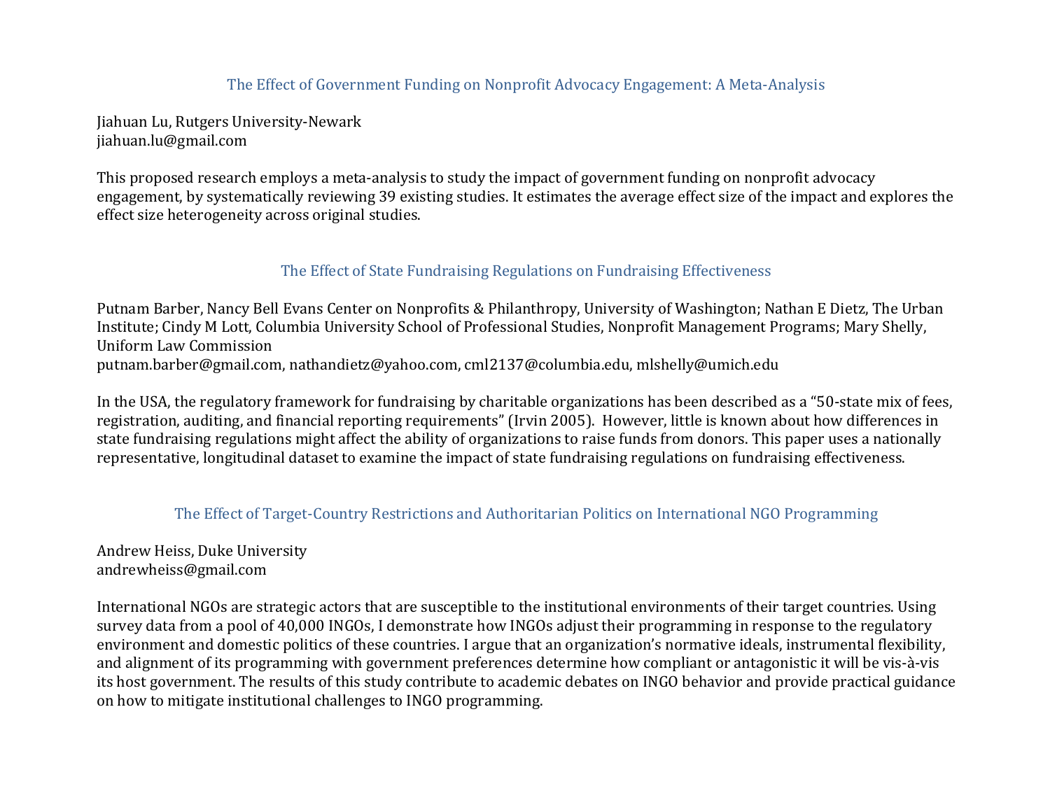## The Effect of Government Funding on Nonprofit Advocacy Engagement: A Meta-Analysis

Jiahuan Lu, Rutgers University-Newark
jiahuan.lu@gmail.com

This proposed research employs a meta-analysis to study the impact of government funding on nonprofit advocacy engagement, by systematically reviewing 39 existing studies. It estimates the average effect size of the impact and explores the effect size heterogeneity across original studies.

## The Effect of State Fundraising Regulations on Fundraising Effectiveness

Putnam Barber, Nancy Bell Evans Center on Nonprofits & Philanthropy, University of Washington; Nathan E Dietz, The Urban Institute; Cindy M Lott, Columbia University School of Professional Studies, Nonprofit Management Programs; Mary Shelly, Uniform Law Commission
putnam.barber@gmail.com, nathandietz@yahoo.com, cml2137@columbia.edu, mlshelly@umich.edu

In the USA, the regulatory framework for fundraising by charitable organizations has been described as a "50-state mix of fees, registration, auditing, and financial reporting requirements" (Irvin 2005). However, little is known about how differences in state fundraising regulations might affect the ability of organizations to raise funds from donors. This paper uses a nationally representative, longitudinal dataset to examine the impact of state fundraising regulations on fundraising effectiveness.

## The Effect of Target-Country Restrictions and Authoritarian Politics on International NGO Programming

Andrew Heiss, Duke University
andrewheiss@gmail.com

International NGOs are strategic actors that are susceptible to the institutional environments of their target countries. Using survey data from a pool of 40,000 INGOs, I demonstrate how INGOs adjust their programming in response to the regulatory environment and domestic politics of these countries. I argue that an organization's normative ideals, instrumental flexibility, and alignment of its programming with government preferences determine how compliant or antagonistic it will be vis-à-vis its host government. The results of this study contribute to academic debates on INGO behavior and provide practical guidance on how to mitigate institutional challenges to INGO programming.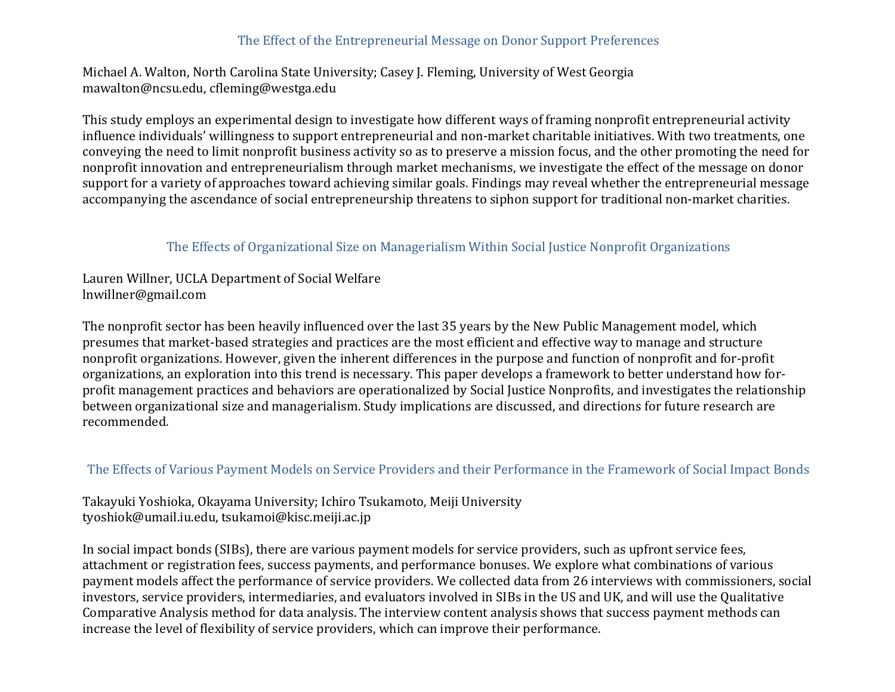## The Effect of the Entrepreneurial Message on Donor Support Preferences

Michael A. Walton, North Carolina State University; Casey J. Fleming, University of West Georgia
mawalton@ncsu.edu, cfleming@westga.edu

This study employs an experimental design to investigate how different ways of framing nonprofit entrepreneurial activity influence individuals' willingness to support entrepreneurial and non-market charitable initiatives. With two treatments, one conveying the need to limit nonprofit business activity so as to preserve a mission focus, and the other promoting the need for nonprofit innovation and entrepreneurialism through market mechanisms, we investigate the effect of the message on donor support for a variety of approaches toward achieving similar goals. Findings may reveal whether the entrepreneurial message accompanying the ascendance of social entrepreneurship threatens to siphon support for traditional non-market charities.

## The Effects of Organizational Size on Managerialism Within Social Justice Nonprofit Organizations

Lauren Willner, UCLA Department of Social Welfare
lnwillner@gmail.com

The nonprofit sector has been heavily influenced over the last 35 years by the New Public Management model, which presumes that market-based strategies and practices are the most efficient and effective way to manage and structure nonprofit organizations. However, given the inherent differences in the purpose and function of nonprofit and for-profit organizations, an exploration into this trend is necessary. This paper develops a framework to better understand how for-profit management practices and behaviors are operationalized by Social Justice Nonprofits, and investigates the relationship between organizational size and managerialism. Study implications are discussed, and directions for future research are recommended.

## The Effects of Various Payment Models on Service Providers and their Performance in the Framework of Social Impact Bonds

Takayuki Yoshioka, Okayama University; Ichiro Tsukamoto, Meiji University
tyoshiok@umail.iu.edu, tsukamoi@kisc.meiji.ac.jp

In social impact bonds (SIBs), there are various payment models for service providers, such as upfront service fees, attachment or registration fees, success payments, and performance bonuses. We explore what combinations of various payment models affect the performance of service providers. We collected data from 26 interviews with commissioners, social investors, service providers, intermediaries, and evaluators involved in SIBs in the US and UK, and will use the Qualitative Comparative Analysis method for data analysis. The interview content analysis shows that success payment methods can increase the level of flexibility of service providers, which can improve their performance.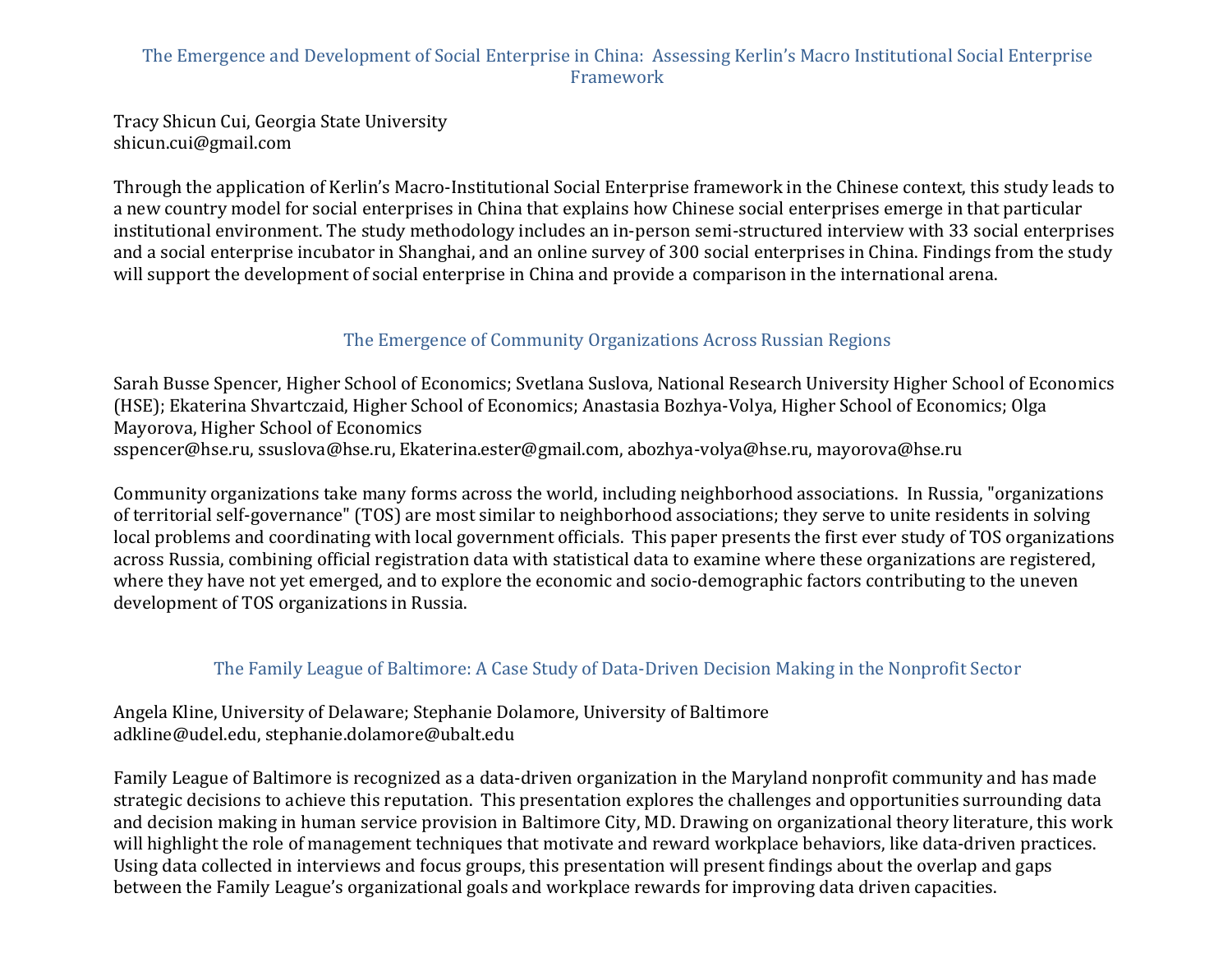## The Emergence and Development of Social Enterprise in China: Assessing Kerlin's Macro Institutional Social Enterprise Framework

Tracy Shicun Cui, Georgia State University
shicun.cui@gmail.com

Through the application of Kerlin's Macro-Institutional Social Enterprise framework in the Chinese context, this study leads to a new country model for social enterprises in China that explains how Chinese social enterprises emerge in that particular institutional environment. The study methodology includes an in-person semi-structured interview with 33 social enterprises and a social enterprise incubator in Shanghai, and an online survey of 300 social enterprises in China. Findings from the study will support the development of social enterprise in China and provide a comparison in the international arena.

## The Emergence of Community Organizations Across Russian Regions

Sarah Busse Spencer, Higher School of Economics; Svetlana Suslova, National Research University Higher School of Economics (HSE); Ekaterina Shvartczaid, Higher School of Economics; Anastasia Bozhya-Volya, Higher School of Economics; Olga Mayorova, Higher School of Economics
sspencer@hse.ru, ssuslova@hse.ru, Ekaterina.ester@gmail.com, abozhya-volya@hse.ru, mayorova@hse.ru

Community organizations take many forms across the world, including neighborhood associations. In Russia, "organizations of territorial self-governance" (TOS) are most similar to neighborhood associations; they serve to unite residents in solving local problems and coordinating with local government officials. This paper presents the first ever study of TOS organizations across Russia, combining official registration data with statistical data to examine where these organizations are registered, where they have not yet emerged, and to explore the economic and socio-demographic factors contributing to the uneven development of TOS organizations in Russia.

## The Family League of Baltimore: A Case Study of Data-Driven Decision Making in the Nonprofit Sector

Angela Kline, University of Delaware; Stephanie Dolamore, University of Baltimore
adkline@udel.edu, stephanie.dolamore@ubalt.edu

Family League of Baltimore is recognized as a data-driven organization in the Maryland nonprofit community and has made strategic decisions to achieve this reputation. This presentation explores the challenges and opportunities surrounding data and decision making in human service provision in Baltimore City, MD. Drawing on organizational theory literature, this work will highlight the role of management techniques that motivate and reward workplace behaviors, like data-driven practices. Using data collected in interviews and focus groups, this presentation will present findings about the overlap and gaps between the Family League's organizational goals and workplace rewards for improving data driven capacities.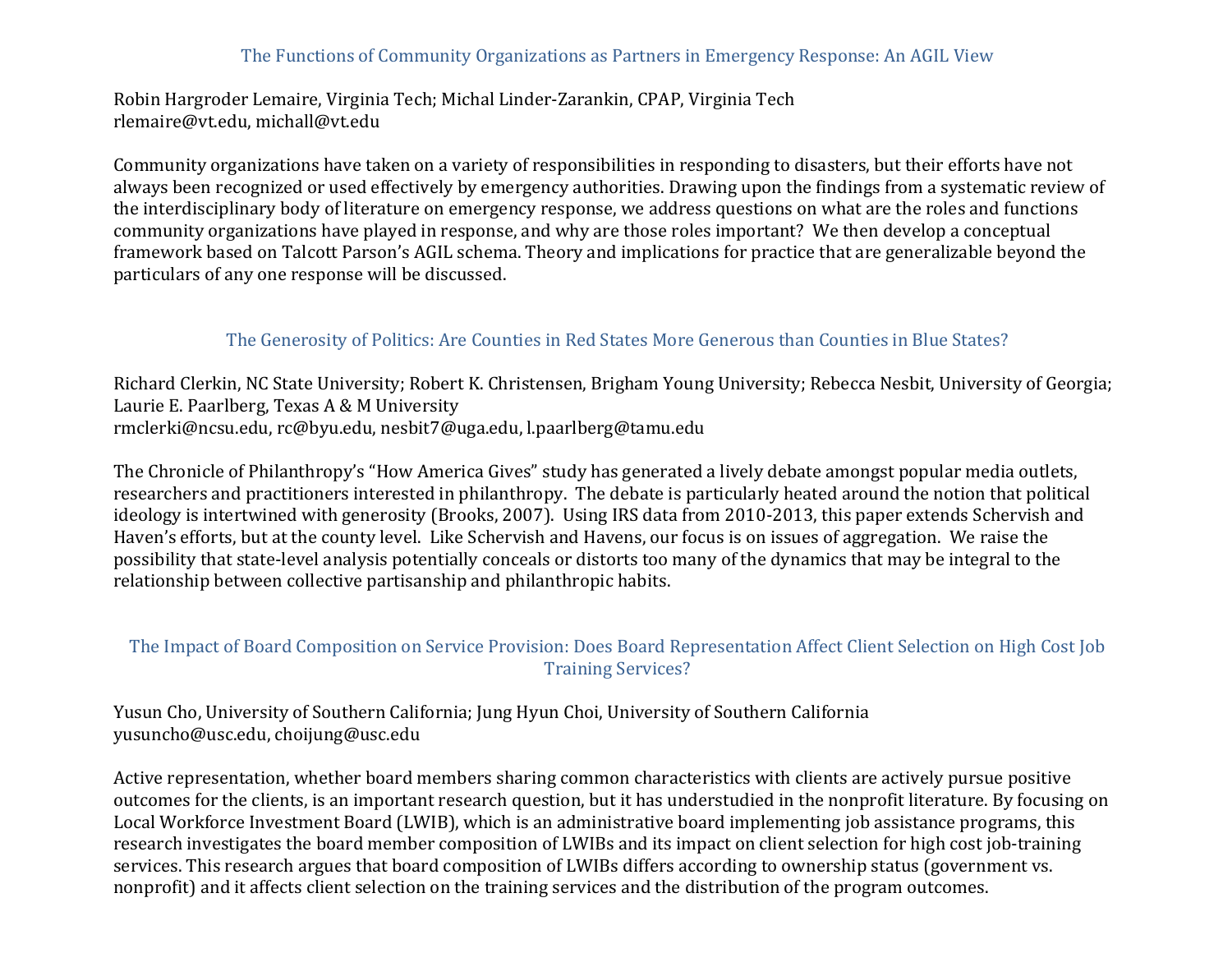### The Functions of Community Organizations as Partners in Emergency Response: An AGIL View

Robin Hargroder Lemaire, Virginia Tech; Michal Linder-Zarankin, CPAP, Virginia Tech
rlemaire@vt.edu, michall@vt.edu

Community organizations have taken on a variety of responsibilities in responding to disasters, but their efforts have not always been recognized or used effectively by emergency authorities. Drawing upon the findings from a systematic review of the interdisciplinary body of literature on emergency response, we address questions on what are the roles and functions community organizations have played in response, and why are those roles important? We then develop a conceptual framework based on Talcott Parson's AGIL schema. Theory and implications for practice that are generalizable beyond the particulars of any one response will be discussed.

### The Generosity of Politics: Are Counties in Red States More Generous than Counties in Blue States?

Richard Clerkin, NC State University; Robert K. Christensen, Brigham Young University; Rebecca Nesbit, University of Georgia; Laurie E. Paarlberg, Texas A & M University
rmclerki@ncsu.edu, rc@byu.edu, nesbit7@uga.edu, l.paarlberg@tamu.edu

The Chronicle of Philanthropy's "How America Gives" study has generated a lively debate amongst popular media outlets, researchers and practitioners interested in philanthropy. The debate is particularly heated around the notion that political ideology is intertwined with generosity (Brooks, 2007). Using IRS data from 2010-2013, this paper extends Schervish and Haven's efforts, but at the county level. Like Schervish and Havens, our focus is on issues of aggregation. We raise the possibility that state-level analysis potentially conceals or distorts too many of the dynamics that may be integral to the relationship between collective partisanship and philanthropic habits.

### The Impact of Board Composition on Service Provision: Does Board Representation Affect Client Selection on High Cost Job Training Services?

Yusun Cho, University of Southern California; Jung Hyun Choi, University of Southern California
yusuncho@usc.edu, choijung@usc.edu

Active representation, whether board members sharing common characteristics with clients are actively pursue positive outcomes for the clients, is an important research question, but it has understudied in the nonprofit literature. By focusing on Local Workforce Investment Board (LWIB), which is an administrative board implementing job assistance programs, this research investigates the board member composition of LWIBs and its impact on client selection for high cost job-training services. This research argues that board composition of LWIBs differs according to ownership status (government vs. nonprofit) and it affects client selection on the training services and the distribution of the program outcomes.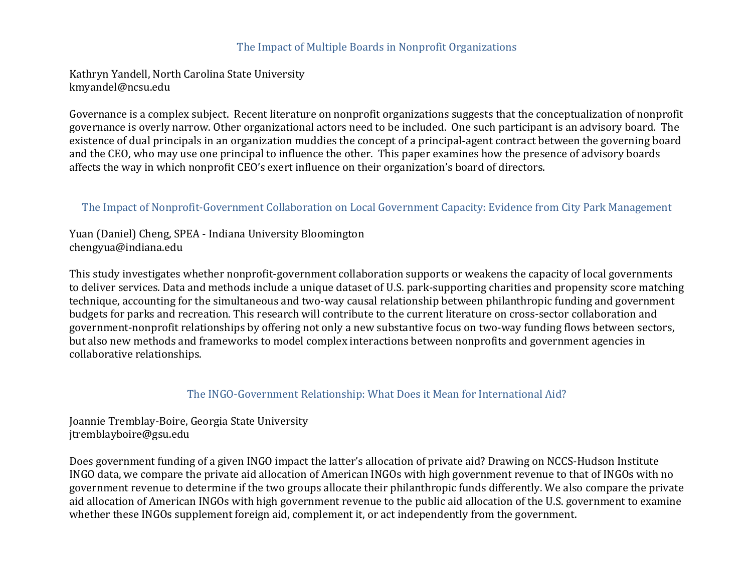## The Impact of Multiple Boards in Nonprofit Organizations

Kathryn Yandell, North Carolina State University
kmyandel@ncsu.edu

Governance is a complex subject. Recent literature on nonprofit organizations suggests that the conceptualization of nonprofit governance is overly narrow. Other organizational actors need to be included. One such participant is an advisory board. The existence of dual principals in an organization muddies the concept of a principal-agent contract between the governing board and the CEO, who may use one principal to influence the other. This paper examines how the presence of advisory boards affects the way in which nonprofit CEO's exert influence on their organization's board of directors.

## The Impact of Nonprofit-Government Collaboration on Local Government Capacity: Evidence from City Park Management

Yuan (Daniel) Cheng, SPEA - Indiana University Bloomington
chengyua@indiana.edu

This study investigates whether nonprofit-government collaboration supports or weakens the capacity of local governments to deliver services. Data and methods include a unique dataset of U.S. park-supporting charities and propensity score matching technique, accounting for the simultaneous and two-way causal relationship between philanthropic funding and government budgets for parks and recreation. This research will contribute to the current literature on cross-sector collaboration and government-nonprofit relationships by offering not only a new substantive focus on two-way funding flows between sectors, but also new methods and frameworks to model complex interactions between nonprofits and government agencies in collaborative relationships.

## The INGO-Government Relationship: What Does it Mean for International Aid?

Joannie Tremblay-Boire, Georgia State University
jtremblayboire@gsu.edu

Does government funding of a given INGO impact the latter's allocation of private aid? Drawing on NCCS-Hudson Institute INGO data, we compare the private aid allocation of American INGOs with high government revenue to that of INGOs with no government revenue to determine if the two groups allocate their philanthropic funds differently. We also compare the private aid allocation of American INGOs with high government revenue to the public aid allocation of the U.S. government to examine whether these INGOs supplement foreign aid, complement it, or act independently from the government.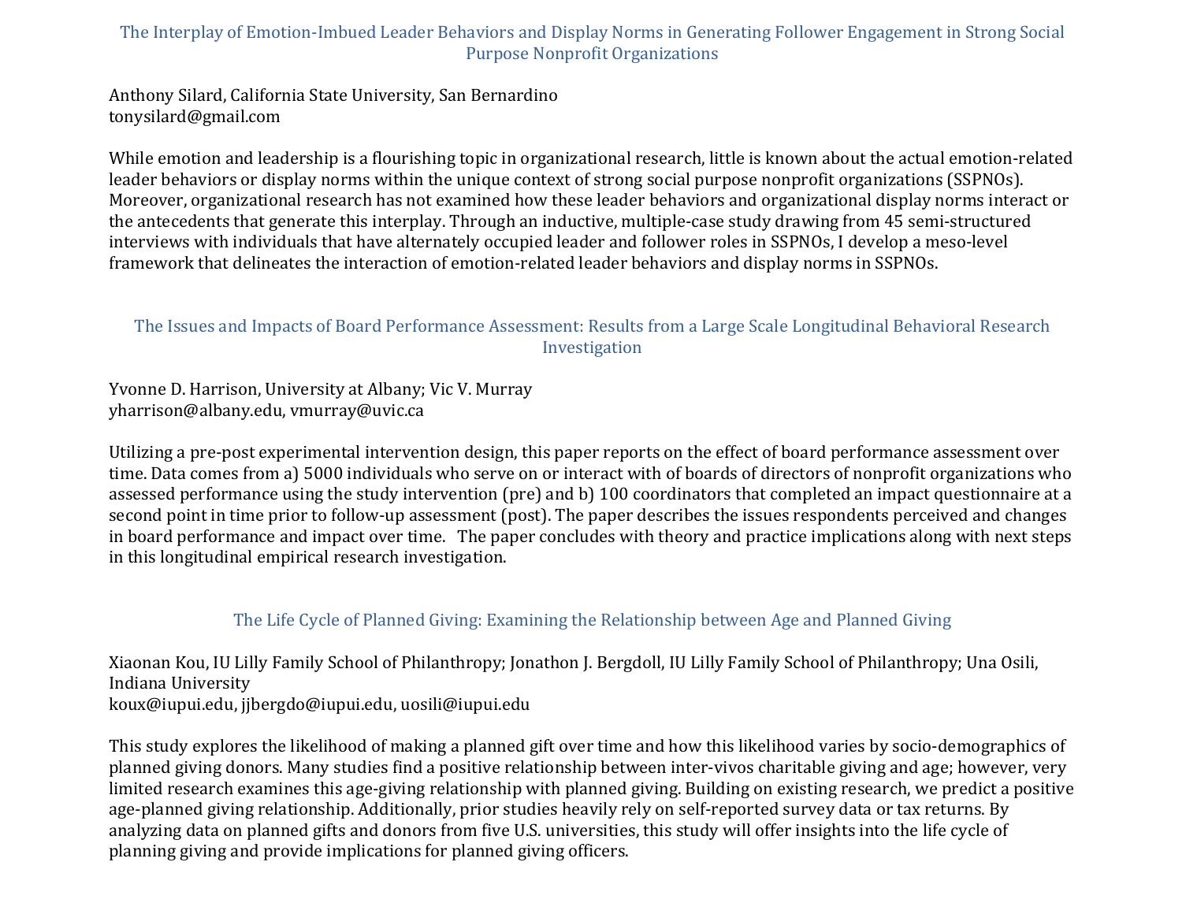### The Interplay of Emotion-Imbued Leader Behaviors and Display Norms in Generating Follower Engagement in Strong Social Purpose Nonprofit Organizations

Anthony Silard, California State University, San Bernardino
tonysilard@gmail.com

While emotion and leadership is a flourishing topic in organizational research, little is known about the actual emotion-related leader behaviors or display norms within the unique context of strong social purpose nonprofit organizations (SSPNOs). Moreover, organizational research has not examined how these leader behaviors and organizational display norms interact or the antecedents that generate this interplay. Through an inductive, multiple-case study drawing from 45 semi-structured interviews with individuals that have alternately occupied leader and follower roles in SSPNOs, I develop a meso-level framework that delineates the interaction of emotion-related leader behaviors and display norms in SSPNOs.

### The Issues and Impacts of Board Performance Assessment: Results from a Large Scale Longitudinal Behavioral Research Investigation

Yvonne D. Harrison, University at Albany; Vic V. Murray
yharrison@albany.edu, vmurray@uvic.ca

Utilizing a pre-post experimental intervention design, this paper reports on the effect of board performance assessment over time. Data comes from a) 5000 individuals who serve on or interact with of boards of directors of nonprofit organizations who assessed performance using the study intervention (pre) and b) 100 coordinators that completed an impact questionnaire at a second point in time prior to follow-up assessment (post). The paper describes the issues respondents perceived and changes in board performance and impact over time. The paper concludes with theory and practice implications along with next steps in this longitudinal empirical research investigation.

### The Life Cycle of Planned Giving: Examining the Relationship between Age and Planned Giving

Xiaonan Kou, IU Lilly Family School of Philanthropy; Jonathon J. Bergdoll, IU Lilly Family School of Philanthropy; Una Osili, Indiana University
koux@iupui.edu, jjbergdo@iupui.edu, uosili@iupui.edu

This study explores the likelihood of making a planned gift over time and how this likelihood varies by socio-demographics of planned giving donors. Many studies find a positive relationship between inter-vivos charitable giving and age; however, very limited research examines this age-giving relationship with planned giving. Building on existing research, we predict a positive age-planned giving relationship. Additionally, prior studies heavily rely on self-reported survey data or tax returns. By analyzing data on planned gifts and donors from five U.S. universities, this study will offer insights into the life cycle of planning giving and provide implications for planned giving officers.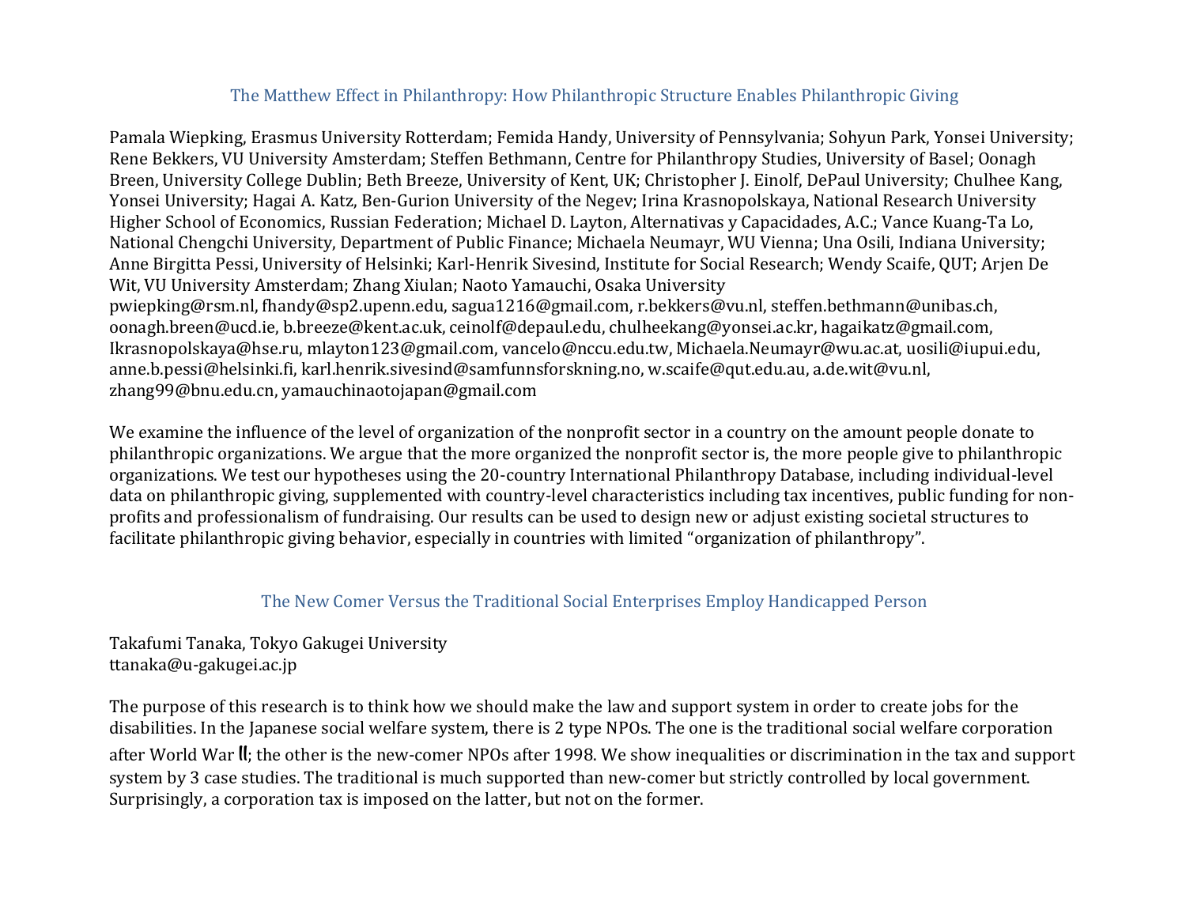## The Matthew Effect in Philanthropy: How Philanthropic Structure Enables Philanthropic Giving

Pamala Wiepking, Erasmus University Rotterdam; Femida Handy, University of Pennsylvania; Sohyun Park, Yonsei University; Rene Bekkers, VU University Amsterdam; Steffen Bethmann, Centre for Philanthropy Studies, University of Basel; Oonagh Breen, University College Dublin; Beth Breeze, University of Kent, UK; Christopher J. Einolf, DePaul University; Chulhee Kang, Yonsei University; Hagai A. Katz, Ben-Gurion University of the Negev; Irina Krasnopolskaya, National Research University Higher School of Economics, Russian Federation; Michael D. Layton, Alternativas y Capacidades, A.C.; Vance Kuang-Ta Lo, National Chengchi University, Department of Public Finance; Michaela Neumayr, WU Vienna; Una Osili, Indiana University; Anne Birgitta Pessi, University of Helsinki; Karl-Henrik Sivesind, Institute for Social Research; Wendy Scaife, QUT; Arjen De Wit, VU University Amsterdam; Zhang Xiulan; Naoto Yamauchi, Osaka University
pwiepking@rsm.nl, fhandy@sp2.upenn.edu, sagua1216@gmail.com, r.bekkers@vu.nl, steffen.bethmann@unibas.ch, oonagh.breen@ucd.ie, b.breeze@kent.ac.uk, ceinolf@depaul.edu, chulheekang@yonsei.ac.kr, hagaikatz@gmail.com, Ikrasnopolskaya@hse.ru, mlayton123@gmail.com, vancelo@nccu.edu.tw, Michaela.Neumayr@wu.ac.at, uosili@iupui.edu, anne.b.pessi@helsinki.fi, karl.henrik.sivesind@samfunnsforskning.no, w.scaife@qut.edu.au, a.de.wit@vu.nl, zhang99@bnu.edu.cn, yamauchinaotojapan@gmail.com

We examine the influence of the level of organization of the nonprofit sector in a country on the amount people donate to philanthropic organizations. We argue that the more organized the nonprofit sector is, the more people give to philanthropic organizations. We test our hypotheses using the 20-country International Philanthropy Database, including individual-level data on philanthropic giving, supplemented with country-level characteristics including tax incentives, public funding for non-profits and professionalism of fundraising. Our results can be used to design new or adjust existing societal structures to facilitate philanthropic giving behavior, especially in countries with limited "organization of philanthropy".

## The New Comer Versus the Traditional Social Enterprises Employ Handicapped Person

Takafumi Tanaka, Tokyo Gakugei University
ttanaka@u-gakugei.ac.jp

The purpose of this research is to think how we should make the law and support system in order to create jobs for the disabilities. In the Japanese social welfare system, there is 2 type NPOs. The one is the traditional social welfare corporation after World War Ⅱ; the other is the new-comer NPOs after 1998. We show inequalities or discrimination in the tax and support system by 3 case studies. The traditional is much supported than new-comer but strictly controlled by local government. Surprisingly, a corporation tax is imposed on the latter, but not on the former.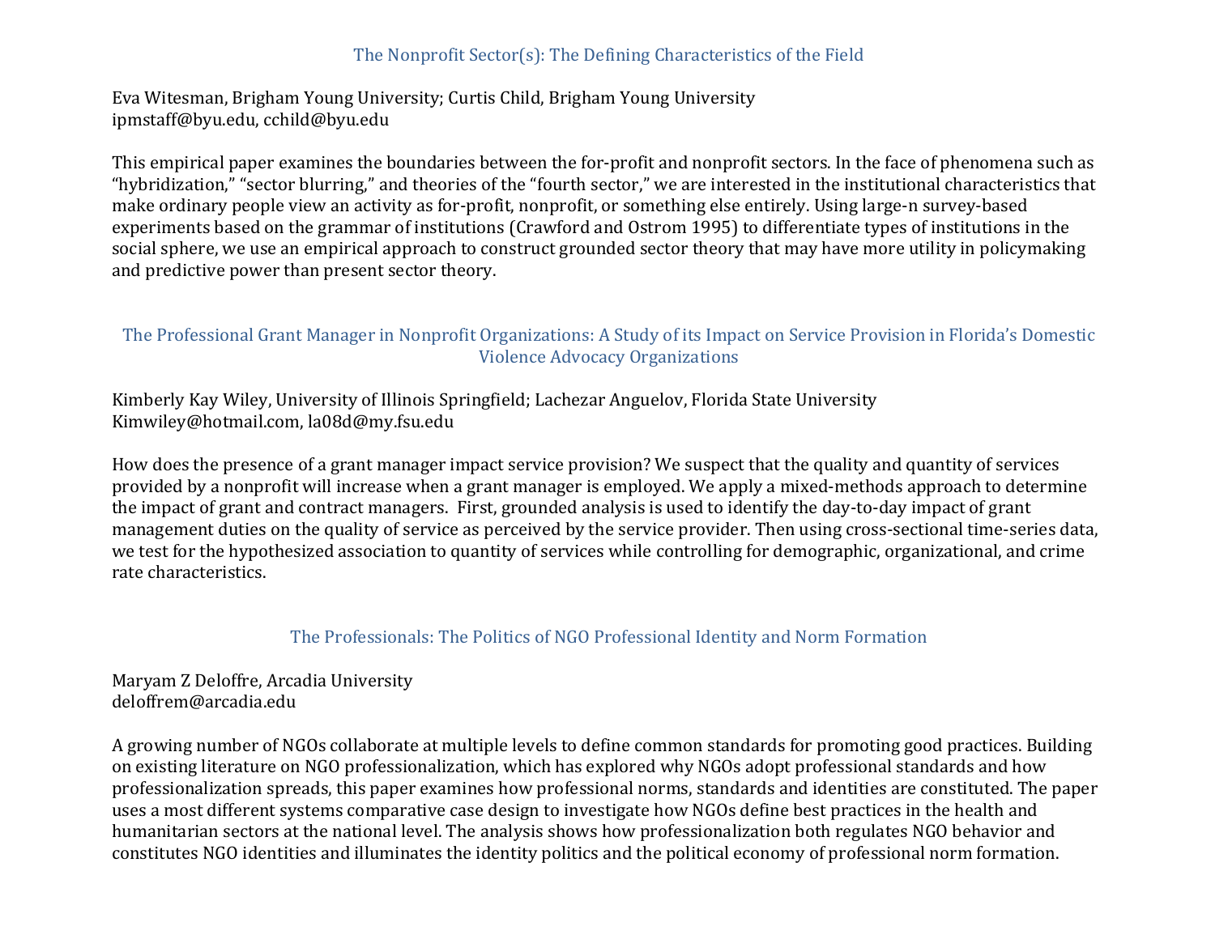## The Nonprofit Sector(s): The Defining Characteristics of the Field

Eva Witesman, Brigham Young University; Curtis Child, Brigham Young University
ipmstaff@byu.edu, cchild@byu.edu

This empirical paper examines the boundaries between the for-profit and nonprofit sectors. In the face of phenomena such as "hybridization," "sector blurring," and theories of the "fourth sector," we are interested in the institutional characteristics that make ordinary people view an activity as for-profit, nonprofit, or something else entirely. Using large-n survey-based experiments based on the grammar of institutions (Crawford and Ostrom 1995) to differentiate types of institutions in the social sphere, we use an empirical approach to construct grounded sector theory that may have more utility in policymaking and predictive power than present sector theory.

## The Professional Grant Manager in Nonprofit Organizations: A Study of its Impact on Service Provision in Florida's Domestic Violence Advocacy Organizations

Kimberly Kay Wiley, University of Illinois Springfield; Lachezar Anguelov, Florida State University
Kimwiley@hotmail.com, la08d@my.fsu.edu

How does the presence of a grant manager impact service provision? We suspect that the quality and quantity of services provided by a nonprofit will increase when a grant manager is employed. We apply a mixed-methods approach to determine the impact of grant and contract managers. First, grounded analysis is used to identify the day-to-day impact of grant management duties on the quality of service as perceived by the service provider. Then using cross-sectional time-series data, we test for the hypothesized association to quantity of services while controlling for demographic, organizational, and crime rate characteristics.

## The Professionals: The Politics of NGO Professional Identity and Norm Formation

Maryam Z Deloffre, Arcadia University
deloffrem@arcadia.edu

A growing number of NGOs collaborate at multiple levels to define common standards for promoting good practices. Building on existing literature on NGO professionalization, which has explored why NGOs adopt professional standards and how professionalization spreads, this paper examines how professional norms, standards and identities are constituted. The paper uses a most different systems comparative case design to investigate how NGOs define best practices in the health and humanitarian sectors at the national level. The analysis shows how professionalization both regulates NGO behavior and constitutes NGO identities and illuminates the identity politics and the political economy of professional norm formation.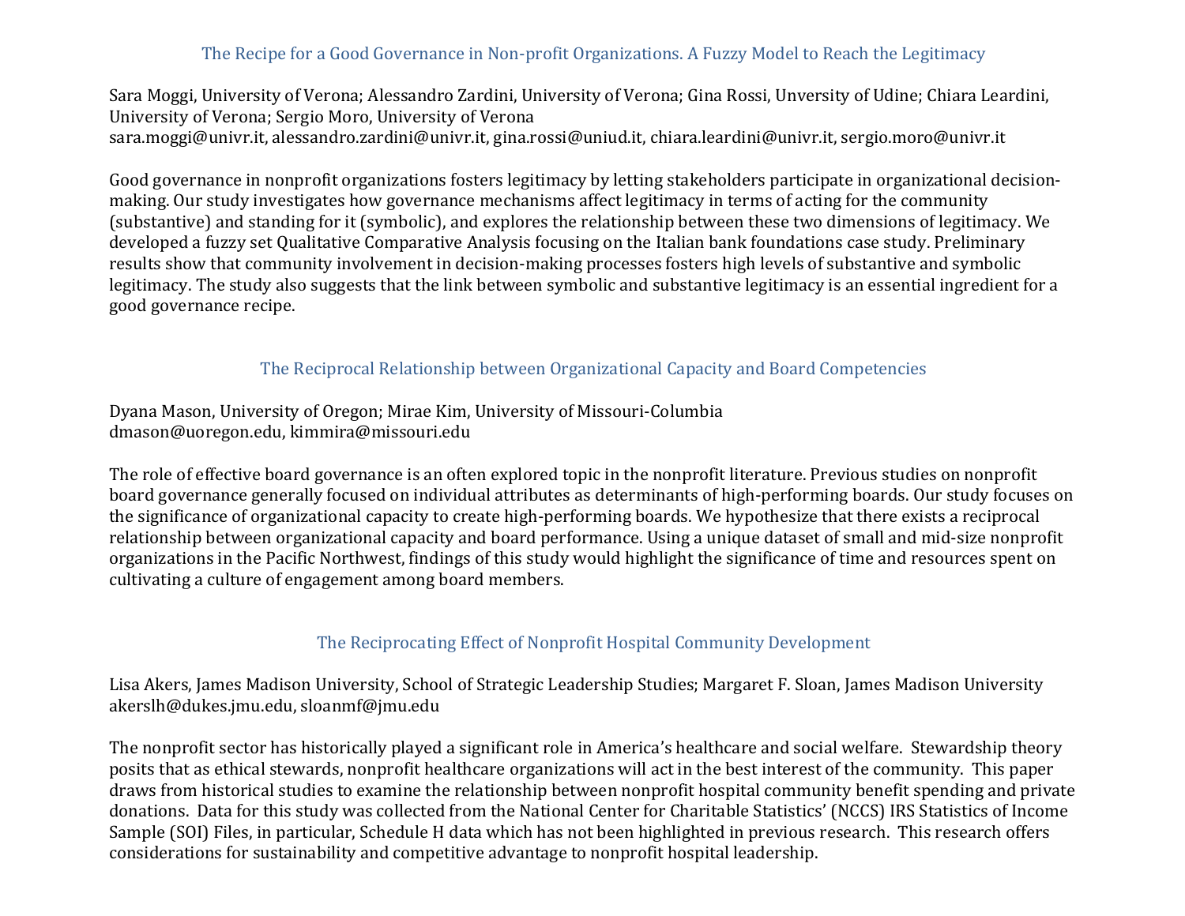## The Recipe for a Good Governance in Non-profit Organizations. A Fuzzy Model to Reach the Legitimacy

Sara Moggi, University of Verona; Alessandro Zardini, University of Verona; Gina Rossi, Unversity of Udine; Chiara Leardini, University of Verona; Sergio Moro, University of Verona
sara.moggi@univr.it, alessandro.zardini@univr.it, gina.rossi@uniud.it, chiara.leardini@univr.it, sergio.moro@univr.it

Good governance in nonprofit organizations fosters legitimacy by letting stakeholders participate in organizational decision-making. Our study investigates how governance mechanisms affect legitimacy in terms of acting for the community (substantive) and standing for it (symbolic), and explores the relationship between these two dimensions of legitimacy. We developed a fuzzy set Qualitative Comparative Analysis focusing on the Italian bank foundations case study. Preliminary results show that community involvement in decision-making processes fosters high levels of substantive and symbolic legitimacy. The study also suggests that the link between symbolic and substantive legitimacy is an essential ingredient for a good governance recipe.

## The Reciprocal Relationship between Organizational Capacity and Board Competencies

Dyana Mason, University of Oregon; Mirae Kim, University of Missouri-Columbia
dmason@uoregon.edu, kimmira@missouri.edu

The role of effective board governance is an often explored topic in the nonprofit literature. Previous studies on nonprofit board governance generally focused on individual attributes as determinants of high-performing boards. Our study focuses on the significance of organizational capacity to create high-performing boards. We hypothesize that there exists a reciprocal relationship between organizational capacity and board performance. Using a unique dataset of small and mid-size nonprofit organizations in the Pacific Northwest, findings of this study would highlight the significance of time and resources spent on cultivating a culture of engagement among board members.

## The Reciprocating Effect of Nonprofit Hospital Community Development

Lisa Akers, James Madison University, School of Strategic Leadership Studies; Margaret F. Sloan, James Madison University
akerslh@dukes.jmu.edu, sloanmf@jmu.edu

The nonprofit sector has historically played a significant role in America's healthcare and social welfare. Stewardship theory posits that as ethical stewards, nonprofit healthcare organizations will act in the best interest of the community. This paper draws from historical studies to examine the relationship between nonprofit hospital community benefit spending and private donations. Data for this study was collected from the National Center for Charitable Statistics' (NCCS) IRS Statistics of Income Sample (SOI) Files, in particular, Schedule H data which has not been highlighted in previous research. This research offers considerations for sustainability and competitive advantage to nonprofit hospital leadership.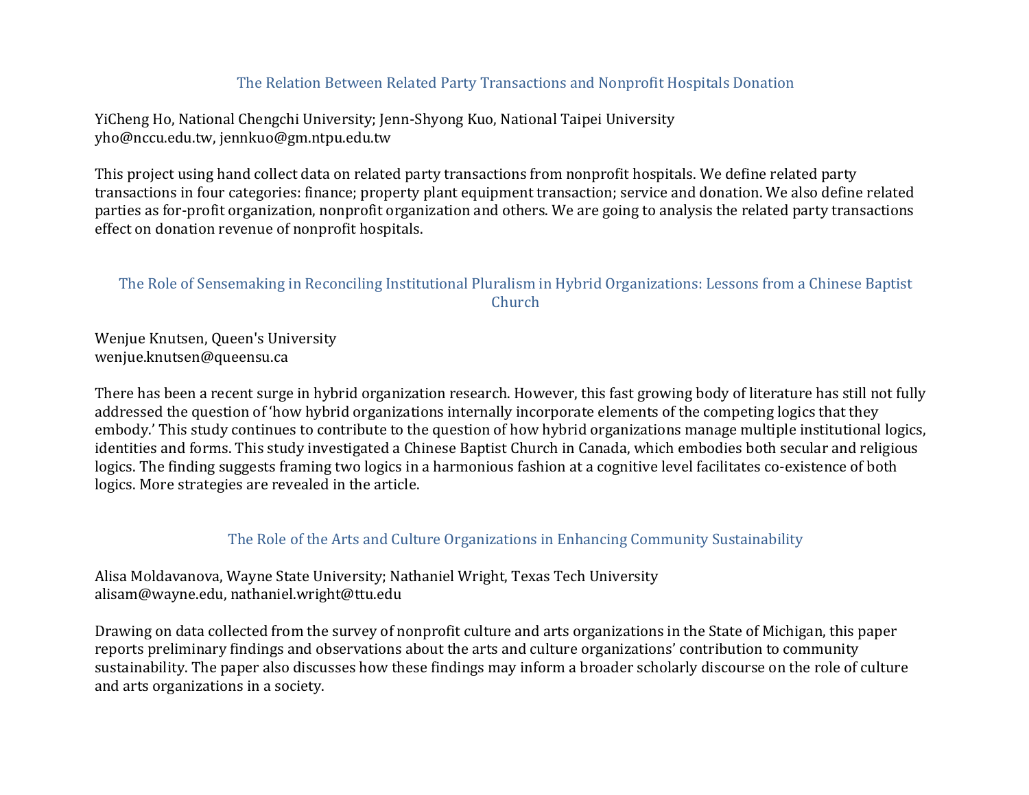## The Relation Between Related Party Transactions and Nonprofit Hospitals Donation

YiCheng Ho, National Chengchi University; Jenn-Shyong Kuo, National Taipei University
yho@nccu.edu.tw, jennkuo@gm.ntpu.edu.tw

This project using hand collect data on related party transactions from nonprofit hospitals. We define related party transactions in four categories: finance; property plant equipment transaction; service and donation. We also define related parties as for-profit organization, nonprofit organization and others. We are going to analysis the related party transactions effect on donation revenue of nonprofit hospitals.

## The Role of Sensemaking in Reconciling Institutional Pluralism in Hybrid Organizations: Lessons from a Chinese Baptist Church

Wenjue Knutsen, Queen's University
wenjue.knutsen@queensu.ca

There has been a recent surge in hybrid organization research. However, this fast growing body of literature has still not fully addressed the question of 'how hybrid organizations internally incorporate elements of the competing logics that they embody.' This study continues to contribute to the question of how hybrid organizations manage multiple institutional logics, identities and forms. This study investigated a Chinese Baptist Church in Canada, which embodies both secular and religious logics. The finding suggests framing two logics in a harmonious fashion at a cognitive level facilitates co-existence of both logics. More strategies are revealed in the article.

## The Role of the Arts and Culture Organizations in Enhancing Community Sustainability

Alisa Moldavanova, Wayne State University; Nathaniel Wright, Texas Tech University
alisam@wayne.edu, nathaniel.wright@ttu.edu

Drawing on data collected from the survey of nonprofit culture and arts organizations in the State of Michigan, this paper reports preliminary findings and observations about the arts and culture organizations' contribution to community sustainability. The paper also discusses how these findings may inform a broader scholarly discourse on the role of culture and arts organizations in a society.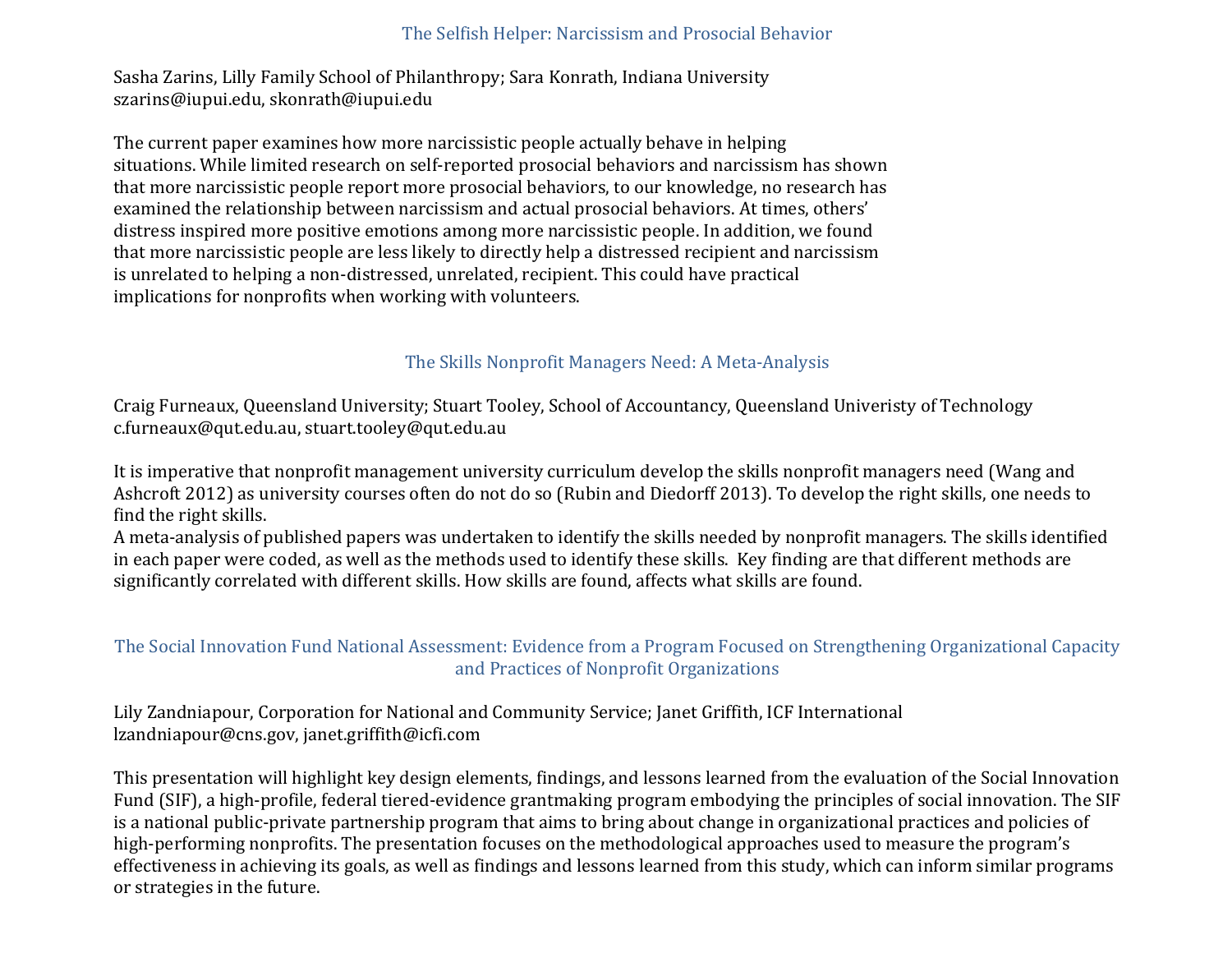## The Selfish Helper: Narcissism and Prosocial Behavior

Sasha Zarins, Lilly Family School of Philanthropy; Sara Konrath, Indiana University
szarins@iupui.edu, skonrath@iupui.edu

The current paper examines how more narcissistic people actually behave in helping situations. While limited research on self-reported prosocial behaviors and narcissism has shown that more narcissistic people report more prosocial behaviors, to our knowledge, no research has examined the relationship between narcissism and actual prosocial behaviors. At times, others' distress inspired more positive emotions among more narcissistic people. In addition, we found that more narcissistic people are less likely to directly help a distressed recipient and narcissism is unrelated to helping a non-distressed, unrelated, recipient. This could have practical implications for nonprofits when working with volunteers.

## The Skills Nonprofit Managers Need: A Meta-Analysis

Craig Furneaux, Queensland University; Stuart Tooley, School of Accountancy, Queensland Univeristy of Technology
c.furneaux@qut.edu.au, stuart.tooley@qut.edu.au

It is imperative that nonprofit management university curriculum develop the skills nonprofit managers need (Wang and Ashcroft 2012) as university courses often do not do so (Rubin and Diedorff 2013). To develop the right skills, one needs to find the right skills.

A meta-analysis of published papers was undertaken to identify the skills needed by nonprofit managers. The skills identified in each paper were coded, as well as the methods used to identify these skills. Key finding are that different methods are significantly correlated with different skills. How skills are found, affects what skills are found.

## The Social Innovation Fund National Assessment: Evidence from a Program Focused on Strengthening Organizational Capacity and Practices of Nonprofit Organizations

Lily Zandniapour, Corporation for National and Community Service; Janet Griffith, ICF International
lzandniapour@cns.gov, janet.griffith@icfi.com

This presentation will highlight key design elements, findings, and lessons learned from the evaluation of the Social Innovation Fund (SIF), a high-profile, federal tiered-evidence grantmaking program embodying the principles of social innovation. The SIF is a national public-private partnership program that aims to bring about change in organizational practices and policies of high-performing nonprofits. The presentation focuses on the methodological approaches used to measure the program's effectiveness in achieving its goals, as well as findings and lessons learned from this study, which can inform similar programs or strategies in the future.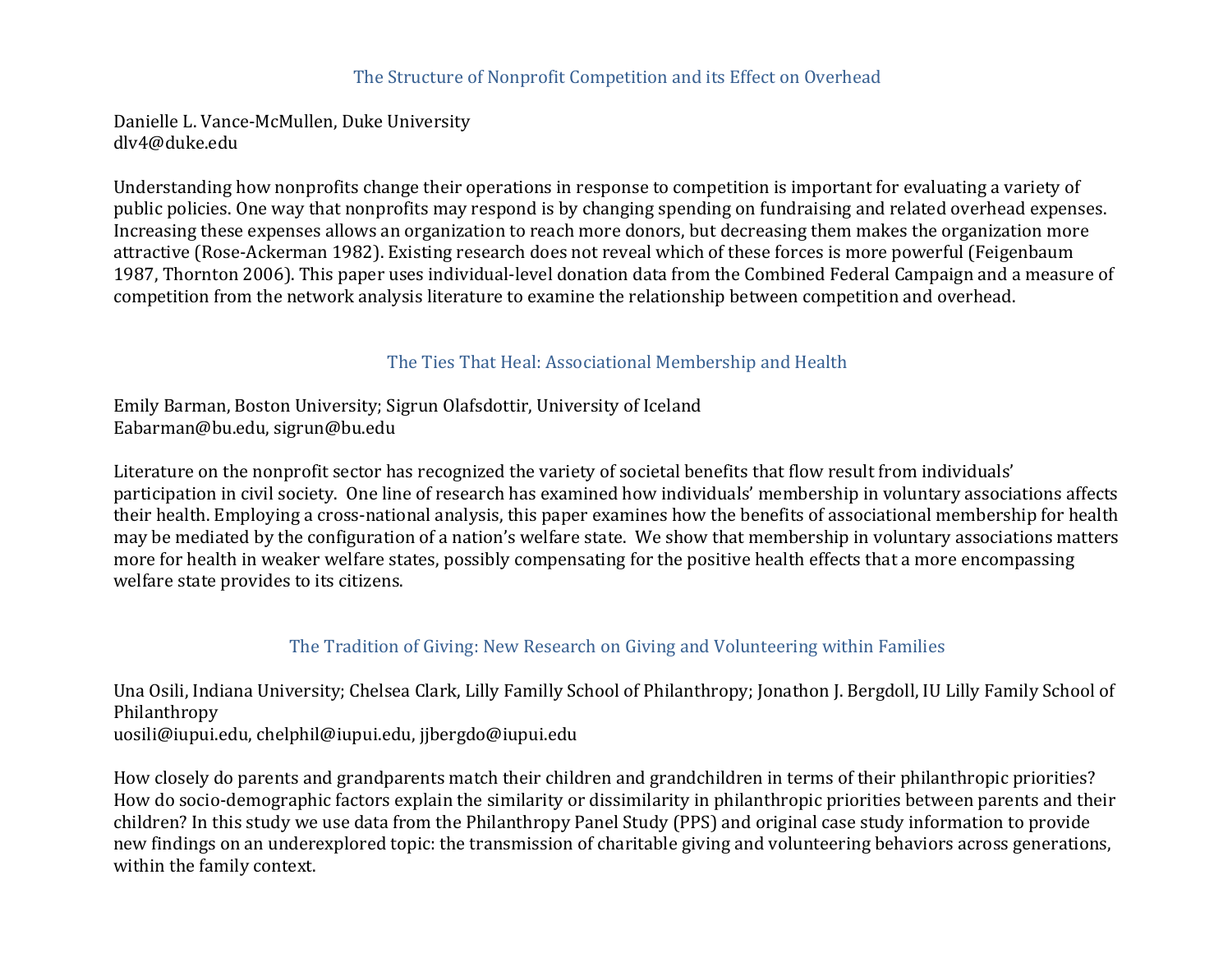## The Structure of Nonprofit Competition and its Effect on Overhead

Danielle L. Vance-McMullen, Duke University
dlv4@duke.edu

Understanding how nonprofits change their operations in response to competition is important for evaluating a variety of public policies. One way that nonprofits may respond is by changing spending on fundraising and related overhead expenses. Increasing these expenses allows an organization to reach more donors, but decreasing them makes the organization more attractive (Rose-Ackerman 1982). Existing research does not reveal which of these forces is more powerful (Feigenbaum 1987, Thornton 2006). This paper uses individual-level donation data from the Combined Federal Campaign and a measure of competition from the network analysis literature to examine the relationship between competition and overhead.

## The Ties That Heal: Associational Membership and Health

Emily Barman, Boston University; Sigrun Olafsdottir, University of Iceland
Eabarman@bu.edu, sigrun@bu.edu

Literature on the nonprofit sector has recognized the variety of societal benefits that flow result from individuals' participation in civil society. One line of research has examined how individuals' membership in voluntary associations affects their health. Employing a cross-national analysis, this paper examines how the benefits of associational membership for health may be mediated by the configuration of a nation's welfare state. We show that membership in voluntary associations matters more for health in weaker welfare states, possibly compensating for the positive health effects that a more encompassing welfare state provides to its citizens.

## The Tradition of Giving: New Research on Giving and Volunteering within Families

Una Osili, Indiana University; Chelsea Clark, Lilly Familly School of Philanthropy; Jonathon J. Bergdoll, IU Lilly Family School of Philanthropy
uosili@iupui.edu, chelphil@iupui.edu, jjbergdo@iupui.edu

How closely do parents and grandparents match their children and grandchildren in terms of their philanthropic priorities? How do socio-demographic factors explain the similarity or dissimilarity in philanthropic priorities between parents and their children? In this study we use data from the Philanthropy Panel Study (PPS) and original case study information to provide new findings on an underexplored topic: the transmission of charitable giving and volunteering behaviors across generations, within the family context.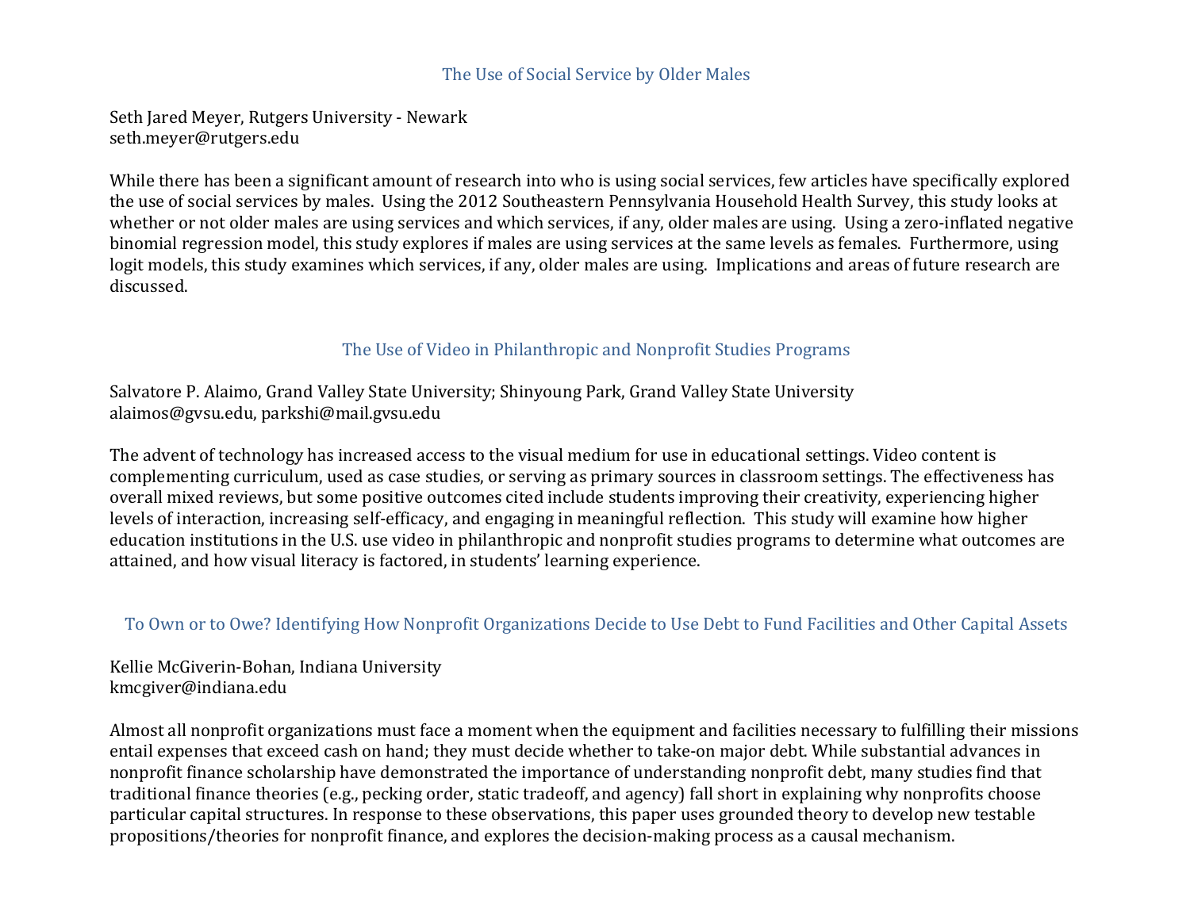## The Use of Social Service by Older Males

Seth Jared Meyer, Rutgers University - Newark
seth.meyer@rutgers.edu

While there has been a significant amount of research into who is using social services, few articles have specifically explored the use of social services by males. Using the 2012 Southeastern Pennsylvania Household Health Survey, this study looks at whether or not older males are using services and which services, if any, older males are using. Using a zero-inflated negative binomial regression model, this study explores if males are using services at the same levels as females. Furthermore, using logit models, this study examines which services, if any, older males are using. Implications and areas of future research are discussed.

## The Use of Video in Philanthropic and Nonprofit Studies Programs

Salvatore P. Alaimo, Grand Valley State University; Shinyoung Park, Grand Valley State University
alaimos@gvsu.edu, parkshi@mail.gvsu.edu

The advent of technology has increased access to the visual medium for use in educational settings. Video content is complementing curriculum, used as case studies, or serving as primary sources in classroom settings. The effectiveness has overall mixed reviews, but some positive outcomes cited include students improving their creativity, experiencing higher levels of interaction, increasing self-efficacy, and engaging in meaningful reflection. This study will examine how higher education institutions in the U.S. use video in philanthropic and nonprofit studies programs to determine what outcomes are attained, and how visual literacy is factored, in students' learning experience.

## To Own or to Owe? Identifying How Nonprofit Organizations Decide to Use Debt to Fund Facilities and Other Capital Assets

Kellie McGiverin-Bohan, Indiana University
kmcgiver@indiana.edu

Almost all nonprofit organizations must face a moment when the equipment and facilities necessary to fulfilling their missions entail expenses that exceed cash on hand; they must decide whether to take-on major debt. While substantial advances in nonprofit finance scholarship have demonstrated the importance of understanding nonprofit debt, many studies find that traditional finance theories (e.g., pecking order, static tradeoff, and agency) fall short in explaining why nonprofits choose particular capital structures. In response to these observations, this paper uses grounded theory to develop new testable propositions/theories for nonprofit finance, and explores the decision-making process as a causal mechanism.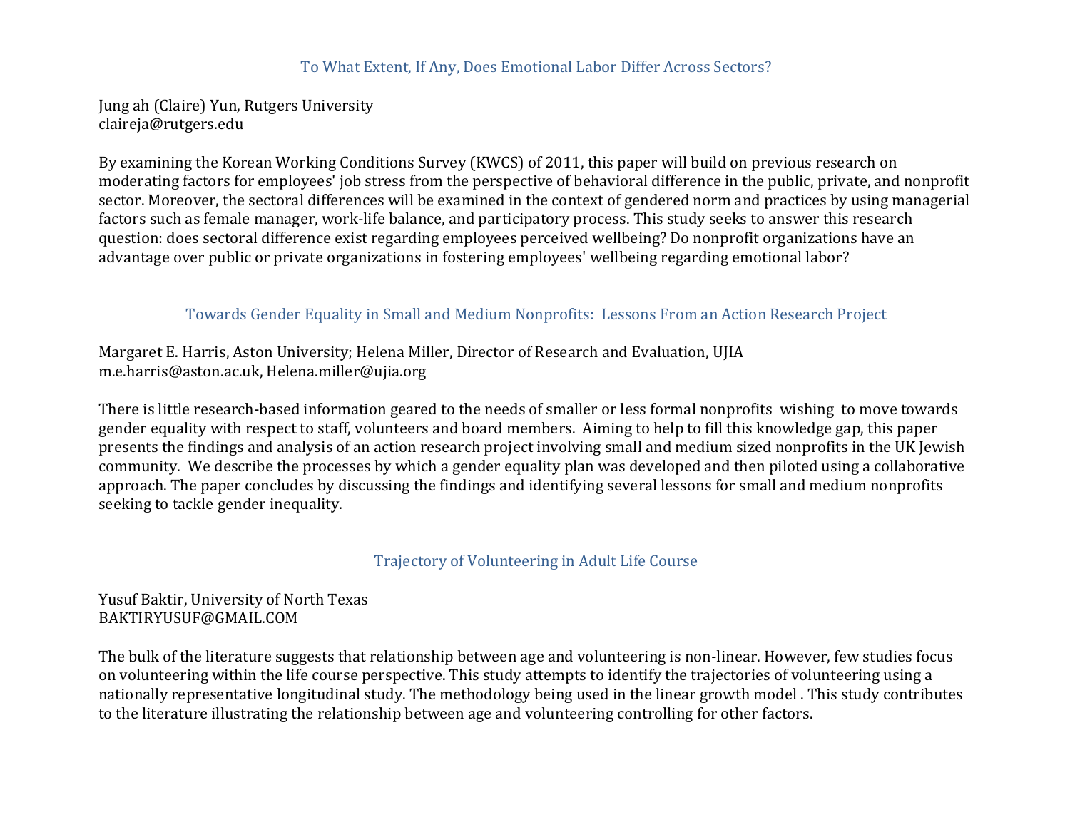## To What Extent, If Any, Does Emotional Labor Differ Across Sectors?

Jung ah (Claire) Yun, Rutgers University
claireja@rutgers.edu

By examining the Korean Working Conditions Survey (KWCS) of 2011, this paper will build on previous research on moderating factors for employees' job stress from the perspective of behavioral difference in the public, private, and nonprofit sector. Moreover, the sectoral differences will be examined in the context of gendered norm and practices by using managerial factors such as female manager, work-life balance, and participatory process. This study seeks to answer this research question: does sectoral difference exist regarding employees perceived wellbeing? Do nonprofit organizations have an advantage over public or private organizations in fostering employees' wellbeing regarding emotional labor?

## Towards Gender Equality in Small and Medium Nonprofits: Lessons From an Action Research Project

Margaret E. Harris, Aston University; Helena Miller, Director of Research and Evaluation, UJIA
m.e.harris@aston.ac.uk, Helena.miller@ujia.org

There is little research-based information geared to the needs of smaller or less formal nonprofits wishing to move towards gender equality with respect to staff, volunteers and board members. Aiming to help to fill this knowledge gap, this paper presents the findings and analysis of an action research project involving small and medium sized nonprofits in the UK Jewish community. We describe the processes by which a gender equality plan was developed and then piloted using a collaborative approach. The paper concludes by discussing the findings and identifying several lessons for small and medium nonprofits seeking to tackle gender inequality.

## Trajectory of Volunteering in Adult Life Course

Yusuf Baktir, University of North Texas
BAKTIRYUSUF@GMAIL.COM

The bulk of the literature suggests that relationship between age and volunteering is non-linear. However, few studies focus on volunteering within the life course perspective. This study attempts to identify the trajectories of volunteering using a nationally representative longitudinal study. The methodology being used in the linear growth model . This study contributes to the literature illustrating the relationship between age and volunteering controlling for other factors.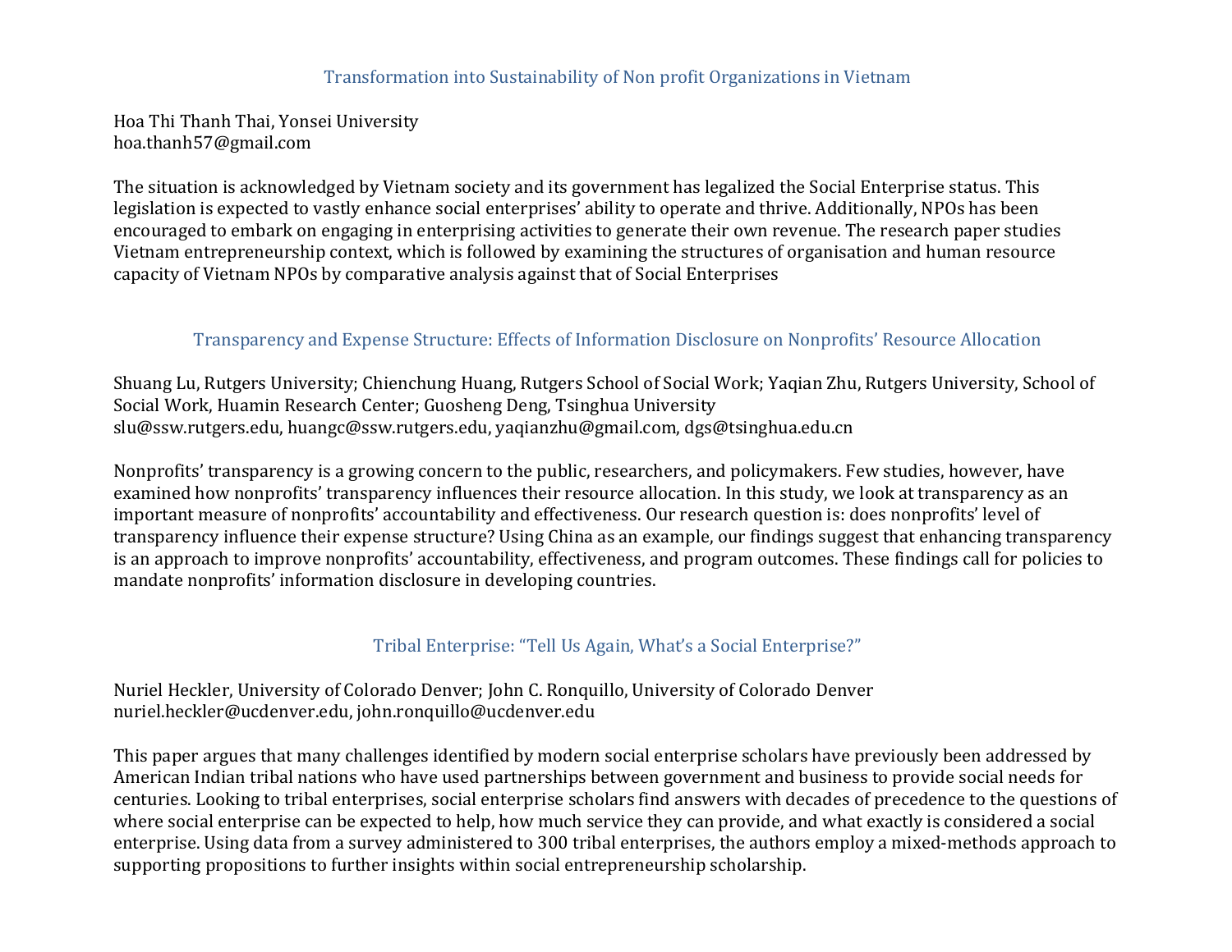## Transformation into Sustainability of Non profit Organizations in Vietnam

Hoa Thi Thanh Thai, Yonsei University
hoa.thanh57@gmail.com

The situation is acknowledged by Vietnam society and its government has legalized the Social Enterprise status. This legislation is expected to vastly enhance social enterprises' ability to operate and thrive. Additionally, NPOs has been encouraged to embark on engaging in enterprising activities to generate their own revenue. The research paper studies Vietnam entrepreneurship context, which is followed by examining the structures of organisation and human resource capacity of Vietnam NPOs by comparative analysis against that of Social Enterprises

## Transparency and Expense Structure: Effects of Information Disclosure on Nonprofits' Resource Allocation

Shuang Lu, Rutgers University; Chienchung Huang, Rutgers School of Social Work; Yaqian Zhu, Rutgers University, School of Social Work, Huamin Research Center; Guosheng Deng, Tsinghua University
slu@ssw.rutgers.edu, huangc@ssw.rutgers.edu, yaqianzhu@gmail.com, dgs@tsinghua.edu.cn

Nonprofits' transparency is a growing concern to the public, researchers, and policymakers. Few studies, however, have examined how nonprofits' transparency influences their resource allocation. In this study, we look at transparency as an important measure of nonprofits' accountability and effectiveness. Our research question is: does nonprofits' level of transparency influence their expense structure? Using China as an example, our findings suggest that enhancing transparency is an approach to improve nonprofits' accountability, effectiveness, and program outcomes. These findings call for policies to mandate nonprofits' information disclosure in developing countries.

## Tribal Enterprise: "Tell Us Again, What's a Social Enterprise?"

Nuriel Heckler, University of Colorado Denver; John C. Ronquillo, University of Colorado Denver
nuriel.heckler@ucdenver.edu, john.ronquillo@ucdenver.edu

This paper argues that many challenges identified by modern social enterprise scholars have previously been addressed by American Indian tribal nations who have used partnerships between government and business to provide social needs for centuries. Looking to tribal enterprises, social enterprise scholars find answers with decades of precedence to the questions of where social enterprise can be expected to help, how much service they can provide, and what exactly is considered a social enterprise. Using data from a survey administered to 300 tribal enterprises, the authors employ a mixed-methods approach to supporting propositions to further insights within social entrepreneurship scholarship.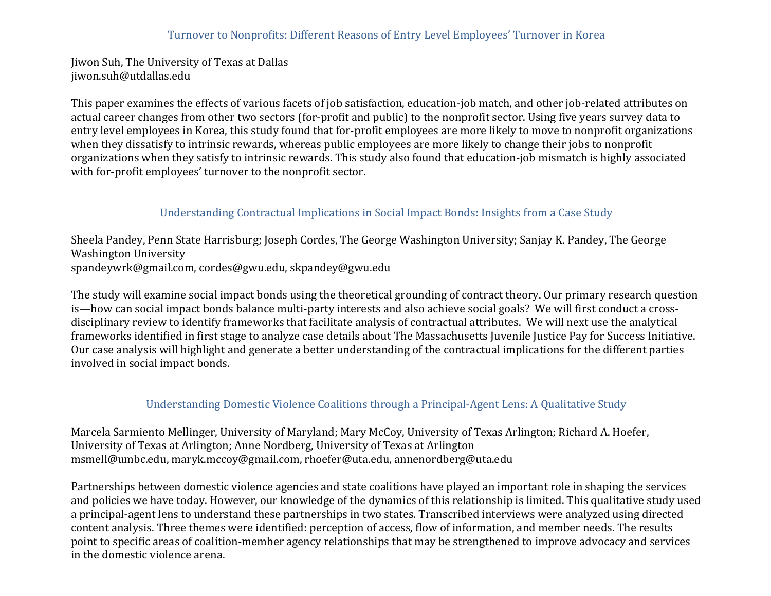### Turnover to Nonprofits: Different Reasons of Entry Level Employees' Turnover in Korea

Jiwon Suh, The University of Texas at Dallas
jiwon.suh@utdallas.edu

This paper examines the effects of various facets of job satisfaction, education-job match, and other job-related attributes on actual career changes from other two sectors (for-profit and public) to the nonprofit sector. Using five years survey data to entry level employees in Korea, this study found that for-profit employees are more likely to move to nonprofit organizations when they dissatisfy to intrinsic rewards, whereas public employees are more likely to change their jobs to nonprofit organizations when they satisfy to intrinsic rewards. This study also found that education-job mismatch is highly associated with for-profit employees' turnover to the nonprofit sector.

### Understanding Contractual Implications in Social Impact Bonds: Insights from a Case Study

Sheela Pandey, Penn State Harrisburg; Joseph Cordes, The George Washington University; Sanjay K. Pandey, The George Washington University
spandeywrk@gmail.com, cordes@gwu.edu, skpandey@gwu.edu

The study will examine social impact bonds using the theoretical grounding of contract theory. Our primary research question is—how can social impact bonds balance multi-party interests and also achieve social goals? We will first conduct a cross-disciplinary review to identify frameworks that facilitate analysis of contractual attributes. We will next use the analytical frameworks identified in first stage to analyze case details about The Massachusetts Juvenile Justice Pay for Success Initiative. Our case analysis will highlight and generate a better understanding of the contractual implications for the different parties involved in social impact bonds.

### Understanding Domestic Violence Coalitions through a Principal-Agent Lens: A Qualitative Study

Marcela Sarmiento Mellinger, University of Maryland; Mary McCoy, University of Texas Arlington; Richard A. Hoefer, University of Texas at Arlington; Anne Nordberg, University of Texas at Arlington
msmell@umbc.edu, maryk.mccoy@gmail.com, rhoefer@uta.edu, annenordberg@uta.edu

Partnerships between domestic violence agencies and state coalitions have played an important role in shaping the services and policies we have today. However, our knowledge of the dynamics of this relationship is limited. This qualitative study used a principal-agent lens to understand these partnerships in two states. Transcribed interviews were analyzed using directed content analysis. Three themes were identified: perception of access, flow of information, and member needs. The results point to specific areas of coalition-member agency relationships that may be strengthened to improve advocacy and services in the domestic violence arena.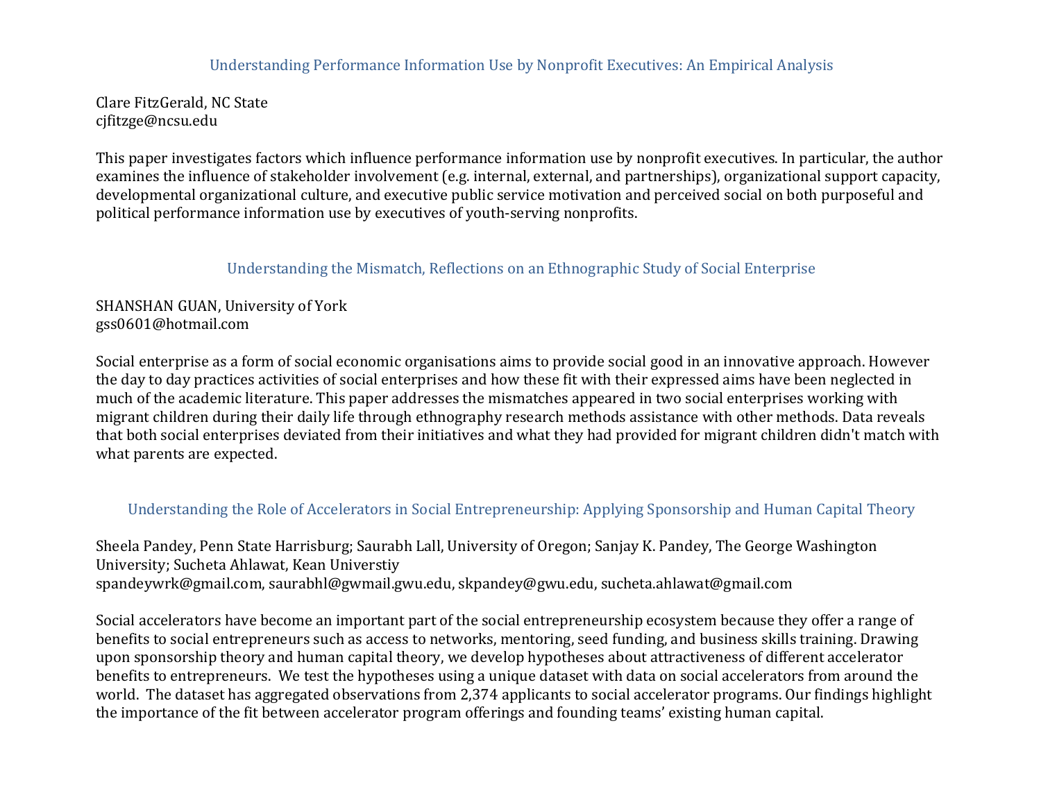## Understanding Performance Information Use by Nonprofit Executives: An Empirical Analysis

Clare FitzGerald, NC State
cjfitzge@ncsu.edu

This paper investigates factors which influence performance information use by nonprofit executives. In particular, the author examines the influence of stakeholder involvement (e.g. internal, external, and partnerships), organizational support capacity, developmental organizational culture, and executive public service motivation and perceived social on both purposeful and political performance information use by executives of youth-serving nonprofits.

## Understanding the Mismatch, Reflections on an Ethnographic Study of Social Enterprise

SHANSHAN GUAN, University of York
gss0601@hotmail.com

Social enterprise as a form of social economic organisations aims to provide social good in an innovative approach. However the day to day practices activities of social enterprises and how these fit with their expressed aims have been neglected in much of the academic literature. This paper addresses the mismatches appeared in two social enterprises working with migrant children during their daily life through ethnography research methods assistance with other methods. Data reveals that both social enterprises deviated from their initiatives and what they had provided for migrant children didn't match with what parents are expected.

## Understanding the Role of Accelerators in Social Entrepreneurship: Applying Sponsorship and Human Capital Theory

Sheela Pandey, Penn State Harrisburg; Saurabh Lall, University of Oregon; Sanjay K. Pandey, The George Washington University; Sucheta Ahlawat, Kean Universtiy
spandeywrk@gmail.com, saurabhl@gwmail.gwu.edu, skpandey@gwu.edu, sucheta.ahlawat@gmail.com

Social accelerators have become an important part of the social entrepreneurship ecosystem because they offer a range of benefits to social entrepreneurs such as access to networks, mentoring, seed funding, and business skills training. Drawing upon sponsorship theory and human capital theory, we develop hypotheses about attractiveness of different accelerator benefits to entrepreneurs. We test the hypotheses using a unique dataset with data on social accelerators from around the world. The dataset has aggregated observations from 2,374 applicants to social accelerator programs. Our findings highlight the importance of the fit between accelerator program offerings and founding teams' existing human capital.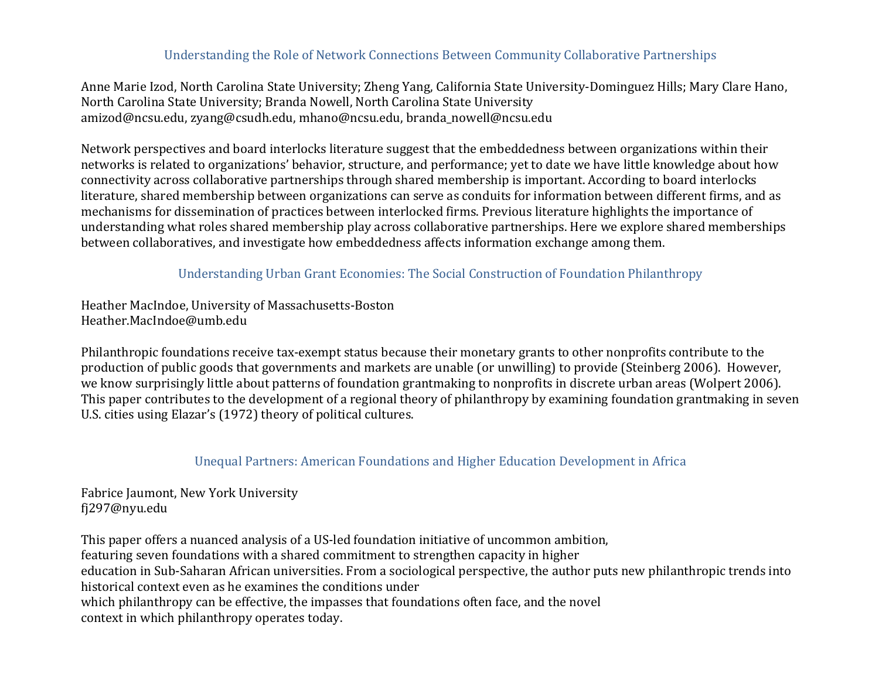## Understanding the Role of Network Connections Between Community Collaborative Partnerships

Anne Marie Izod, North Carolina State University; Zheng Yang, California State University-Dominguez Hills; Mary Clare Hano, North Carolina State University; Branda Nowell, North Carolina State University
amizod@ncsu.edu, zyang@csudh.edu, mhano@ncsu.edu, branda_nowell@ncsu.edu

Network perspectives and board interlocks literature suggest that the embeddedness between organizations within their networks is related to organizations' behavior, structure, and performance; yet to date we have little knowledge about how connectivity across collaborative partnerships through shared membership is important. According to board interlocks literature, shared membership between organizations can serve as conduits for information between different firms, and as mechanisms for dissemination of practices between interlocked firms. Previous literature highlights the importance of understanding what roles shared membership play across collaborative partnerships. Here we explore shared memberships between collaboratives, and investigate how embeddedness affects information exchange among them.

## Understanding Urban Grant Economies: The Social Construction of Foundation Philanthropy

Heather MacIndoe, University of Massachusetts-Boston
Heather.MacIndoe@umb.edu

Philanthropic foundations receive tax-exempt status because their monetary grants to other nonprofits contribute to the production of public goods that governments and markets are unable (or unwilling) to provide (Steinberg 2006). However, we know surprisingly little about patterns of foundation grantmaking to nonprofits in discrete urban areas (Wolpert 2006). This paper contributes to the development of a regional theory of philanthropy by examining foundation grantmaking in seven U.S. cities using Elazar's (1972) theory of political cultures.

## Unequal Partners: American Foundations and Higher Education Development in Africa

Fabrice Jaumont, New York University
fj297@nyu.edu

This paper offers a nuanced analysis of a US-led foundation initiative of uncommon ambition, featuring seven foundations with a shared commitment to strengthen capacity in higher education in Sub-Saharan African universities. From a sociological perspective, the author puts new philanthropic trends into historical context even as he examines the conditions under which philanthropy can be effective, the impasses that foundations often face, and the novel context in which philanthropy operates today.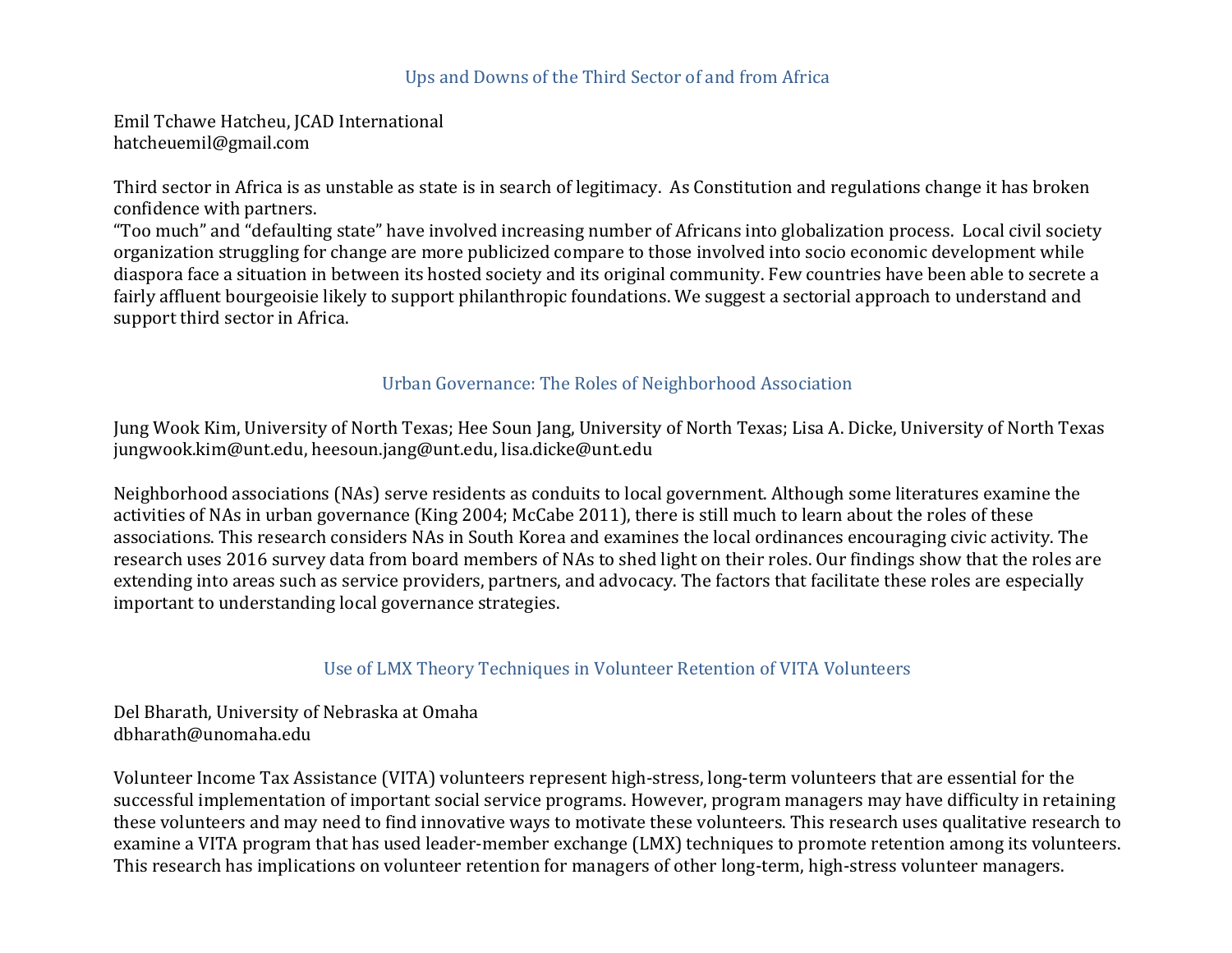## Ups and Downs of the Third Sector of and from Africa

Emil Tchawe Hatcheu, JCAD International
hatcheuemil@gmail.com

Third sector in Africa is as unstable as state is in search of legitimacy. As Constitution and regulations change it has broken confidence with partners.
"Too much" and "defaulting state" have involved increasing number of Africans into globalization process. Local civil society organization struggling for change are more publicized compare to those involved into socio economic development while diaspora face a situation in between its hosted society and its original community. Few countries have been able to secrete a fairly affluent bourgeoisie likely to support philanthropic foundations. We suggest a sectorial approach to understand and support third sector in Africa.

## Urban Governance: The Roles of Neighborhood Association

Jung Wook Kim, University of North Texas; Hee Soun Jang, University of North Texas; Lisa A. Dicke, University of North Texas
jungwook.kim@unt.edu, heesoun.jang@unt.edu, lisa.dicke@unt.edu

Neighborhood associations (NAs) serve residents as conduits to local government. Although some literatures examine the activities of NAs in urban governance (King 2004; McCabe 2011), there is still much to learn about the roles of these associations. This research considers NAs in South Korea and examines the local ordinances encouraging civic activity. The research uses 2016 survey data from board members of NAs to shed light on their roles. Our findings show that the roles are extending into areas such as service providers, partners, and advocacy. The factors that facilitate these roles are especially important to understanding local governance strategies.

## Use of LMX Theory Techniques in Volunteer Retention of VITA Volunteers

Del Bharath, University of Nebraska at Omaha
dbharath@unomaha.edu

Volunteer Income Tax Assistance (VITA) volunteers represent high-stress, long-term volunteers that are essential for the successful implementation of important social service programs. However, program managers may have difficulty in retaining these volunteers and may need to find innovative ways to motivate these volunteers. This research uses qualitative research to examine a VITA program that has used leader-member exchange (LMX) techniques to promote retention among its volunteers. This research has implications on volunteer retention for managers of other long-term, high-stress volunteer managers.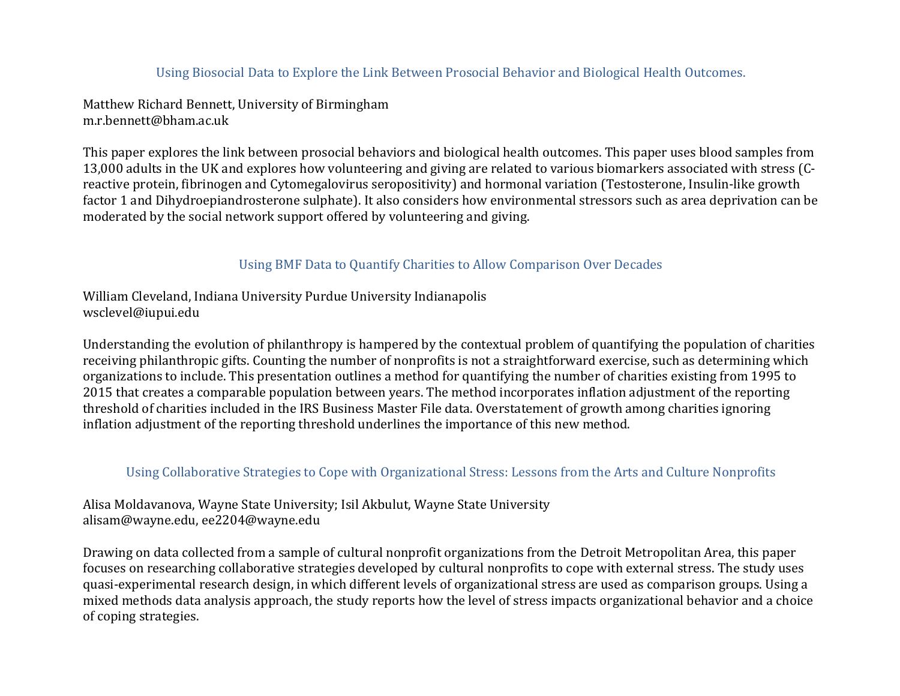## Using Biosocial Data to Explore the Link Between Prosocial Behavior and Biological Health Outcomes.

Matthew Richard Bennett, University of Birmingham
m.r.bennett@bham.ac.uk

This paper explores the link between prosocial behaviors and biological health outcomes. This paper uses blood samples from 13,000 adults in the UK and explores how volunteering and giving are related to various biomarkers associated with stress (C-reactive protein, fibrinogen and Cytomegalovirus seropositivity) and hormonal variation (Testosterone, Insulin-like growth factor 1 and Dihydroepiandrosterone sulphate). It also considers how environmental stressors such as area deprivation can be moderated by the social network support offered by volunteering and giving.

## Using BMF Data to Quantify Charities to Allow Comparison Over Decades

William Cleveland, Indiana University Purdue University Indianapolis
wsclevel@iupui.edu

Understanding the evolution of philanthropy is hampered by the contextual problem of quantifying the population of charities receiving philanthropic gifts. Counting the number of nonprofits is not a straightforward exercise, such as determining which organizations to include. This presentation outlines a method for quantifying the number of charities existing from 1995 to 2015 that creates a comparable population between years. The method incorporates inflation adjustment of the reporting threshold of charities included in the IRS Business Master File data. Overstatement of growth among charities ignoring inflation adjustment of the reporting threshold underlines the importance of this new method.

## Using Collaborative Strategies to Cope with Organizational Stress: Lessons from the Arts and Culture Nonprofits

Alisa Moldavanova, Wayne State University; Isil Akbulut, Wayne State University
alisam@wayne.edu, ee2204@wayne.edu

Drawing on data collected from a sample of cultural nonprofit organizations from the Detroit Metropolitan Area, this paper focuses on researching collaborative strategies developed by cultural nonprofits to cope with external stress. The study uses quasi-experimental research design, in which different levels of organizational stress are used as comparison groups. Using a mixed methods data analysis approach, the study reports how the level of stress impacts organizational behavior and a choice of coping strategies.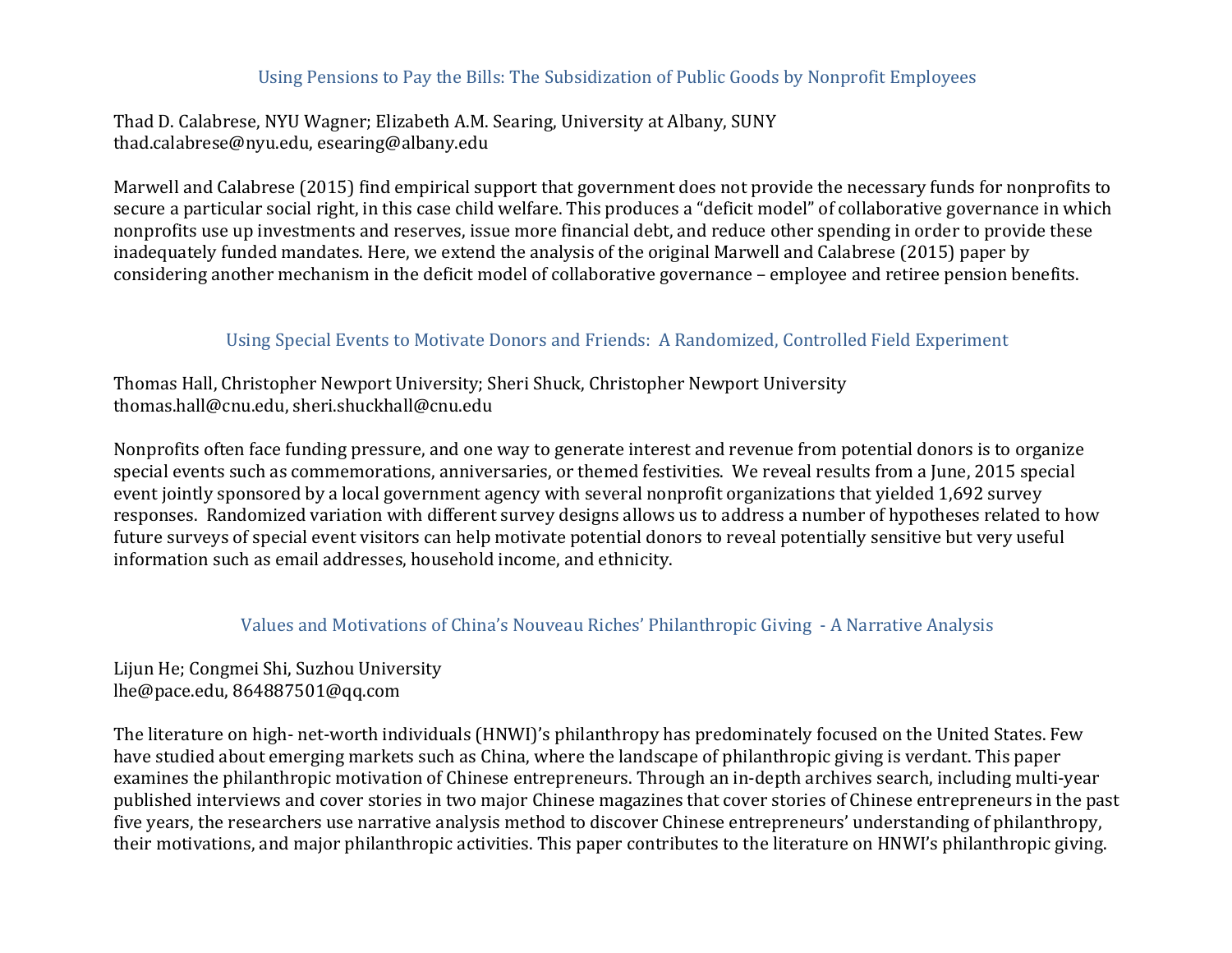### Using Pensions to Pay the Bills: The Subsidization of Public Goods by Nonprofit Employees

Thad D. Calabrese, NYU Wagner; Elizabeth A.M. Searing, University at Albany, SUNY
thad.calabrese@nyu.edu, esearing@albany.edu

Marwell and Calabrese (2015) find empirical support that government does not provide the necessary funds for nonprofits to secure a particular social right, in this case child welfare. This produces a "deficit model" of collaborative governance in which nonprofits use up investments and reserves, issue more financial debt, and reduce other spending in order to provide these inadequately funded mandates. Here, we extend the analysis of the original Marwell and Calabrese (2015) paper by considering another mechanism in the deficit model of collaborative governance – employee and retiree pension benefits.

### Using Special Events to Motivate Donors and Friends: A Randomized, Controlled Field Experiment

Thomas Hall, Christopher Newport University; Sheri Shuck, Christopher Newport University
thomas.hall@cnu.edu, sheri.shuckhall@cnu.edu

Nonprofits often face funding pressure, and one way to generate interest and revenue from potential donors is to organize special events such as commemorations, anniversaries, or themed festivities. We reveal results from a June, 2015 special event jointly sponsored by a local government agency with several nonprofit organizations that yielded 1,692 survey responses. Randomized variation with different survey designs allows us to address a number of hypotheses related to how future surveys of special event visitors can help motivate potential donors to reveal potentially sensitive but very useful information such as email addresses, household income, and ethnicity.

### Values and Motivations of China's Nouveau Riches' Philanthropic Giving - A Narrative Analysis

Lijun He; Congmei Shi, Suzhou University
lhe@pace.edu, 864887501@qq.com

The literature on high- net-worth individuals (HNWI)'s philanthropy has predominately focused on the United States. Few have studied about emerging markets such as China, where the landscape of philanthropic giving is verdant. This paper examines the philanthropic motivation of Chinese entrepreneurs. Through an in-depth archives search, including multi-year published interviews and cover stories in two major Chinese magazines that cover stories of Chinese entrepreneurs in the past five years, the researchers use narrative analysis method to discover Chinese entrepreneurs' understanding of philanthropy, their motivations, and major philanthropic activities. This paper contributes to the literature on HNWI's philanthropic giving.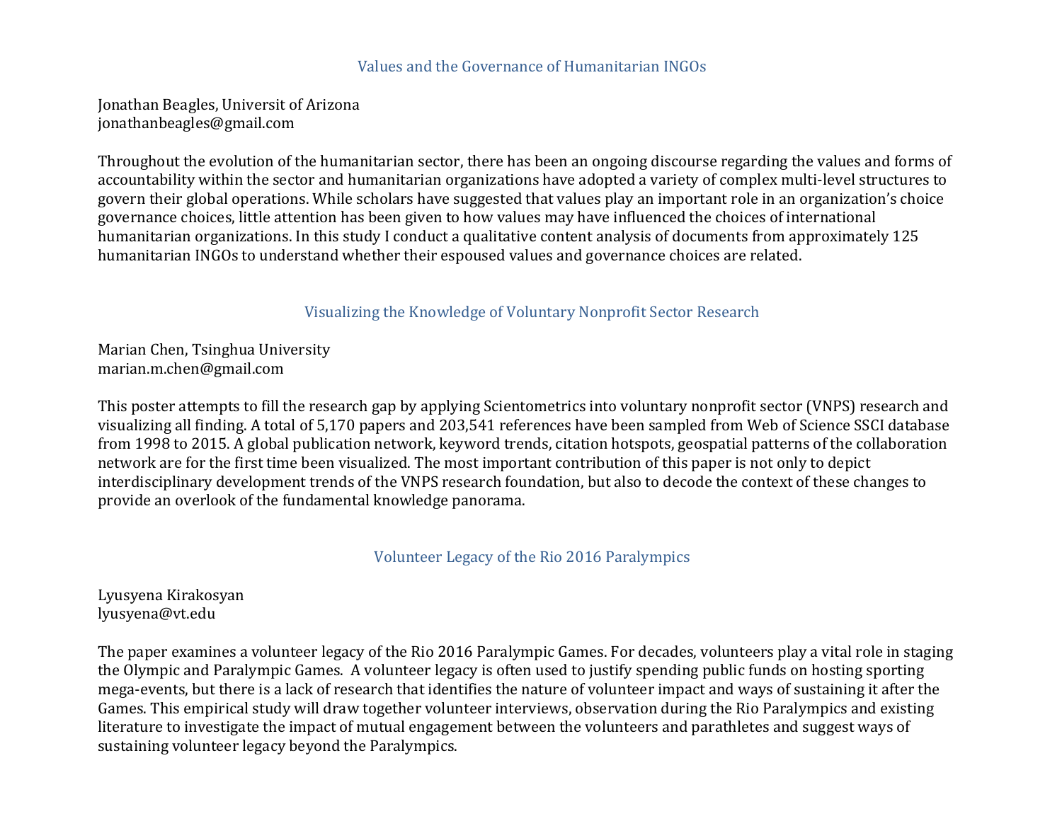## Values and the Governance of Humanitarian INGOs

Jonathan Beagles, Universit of Arizona
jonathanbeagles@gmail.com

Throughout the evolution of the humanitarian sector, there has been an ongoing discourse regarding the values and forms of accountability within the sector and humanitarian organizations have adopted a variety of complex multi-level structures to govern their global operations. While scholars have suggested that values play an important role in an organization's choice governance choices, little attention has been given to how values may have influenced the choices of international humanitarian organizations. In this study I conduct a qualitative content analysis of documents from approximately 125 humanitarian INGOs to understand whether their espoused values and governance choices are related.

## Visualizing the Knowledge of Voluntary Nonprofit Sector Research

Marian Chen, Tsinghua University
marian.m.chen@gmail.com

This poster attempts to fill the research gap by applying Scientometrics into voluntary nonprofit sector (VNPS) research and visualizing all finding. A total of 5,170 papers and 203,541 references have been sampled from Web of Science SSCI database from 1998 to 2015. A global publication network, keyword trends, citation hotspots, geospatial patterns of the collaboration network are for the first time been visualized. The most important contribution of this paper is not only to depict interdisciplinary development trends of the VNPS research foundation, but also to decode the context of these changes to provide an overlook of the fundamental knowledge panorama.

## Volunteer Legacy of the Rio 2016 Paralympics

Lyusyena Kirakosyan
lyusyena@vt.edu

The paper examines a volunteer legacy of the Rio 2016 Paralympic Games. For decades, volunteers play a vital role in staging the Olympic and Paralympic Games. A volunteer legacy is often used to justify spending public funds on hosting sporting mega-events, but there is a lack of research that identifies the nature of volunteer impact and ways of sustaining it after the Games. This empirical study will draw together volunteer interviews, observation during the Rio Paralympics and existing literature to investigate the impact of mutual engagement between the volunteers and parathletes and suggest ways of sustaining volunteer legacy beyond the Paralympics.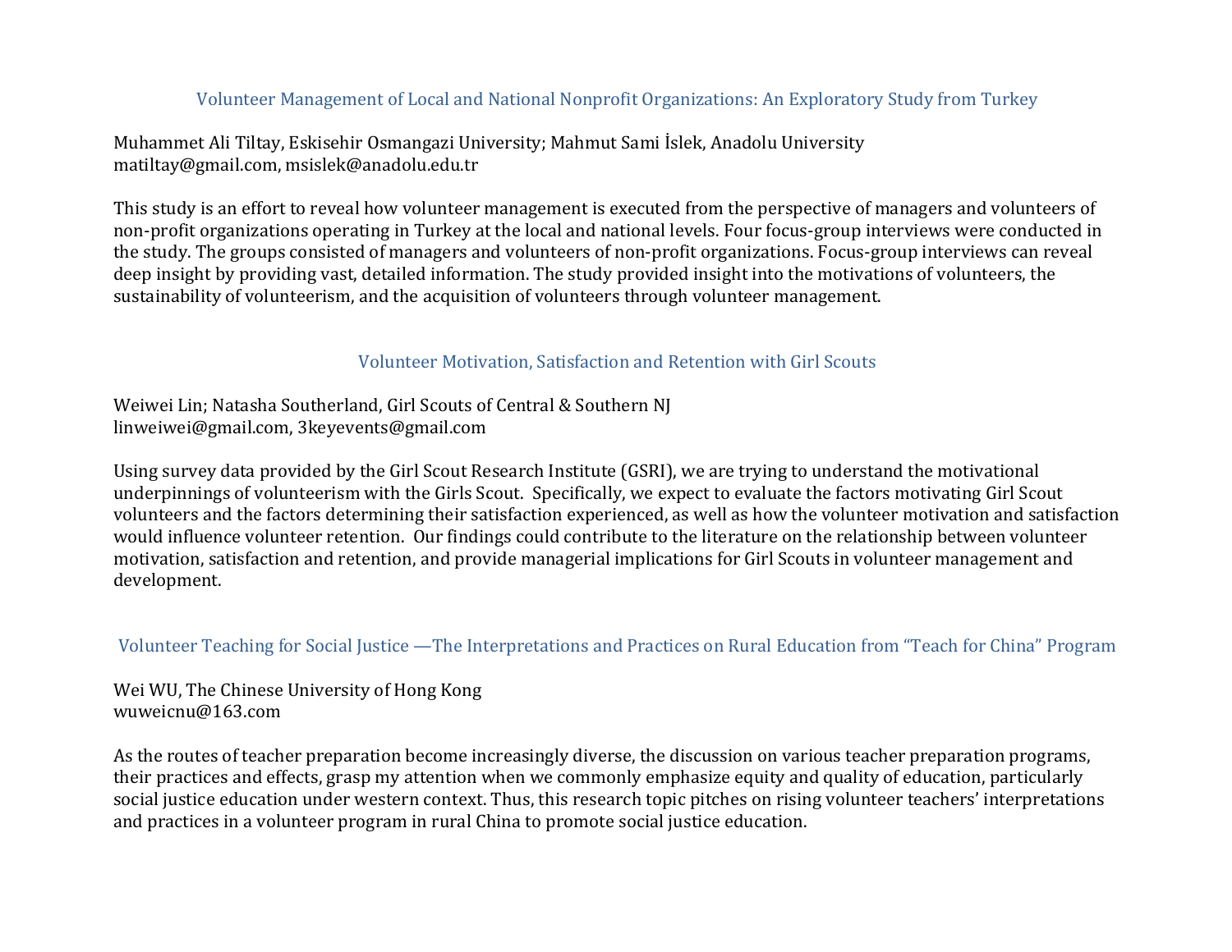## Volunteer Management of Local and National Nonprofit Organizations: An Exploratory Study from Turkey

Muhammet Ali Tiltay, Eskisehir Osmangazi University; Mahmut Sami İslek, Anadolu University
matiltay@gmail.com, msislek@anadolu.edu.tr

This study is an effort to reveal how volunteer management is executed from the perspective of managers and volunteers of non-profit organizations operating in Turkey at the local and national levels. Four focus-group interviews were conducted in the study. The groups consisted of managers and volunteers of non-profit organizations. Focus-group interviews can reveal deep insight by providing vast, detailed information. The study provided insight into the motivations of volunteers, the sustainability of volunteerism, and the acquisition of volunteers through volunteer management.

## Volunteer Motivation, Satisfaction and Retention with Girl Scouts

Weiwei Lin; Natasha Southerland, Girl Scouts of Central & Southern NJ
linweiwei@gmail.com, 3keyevents@gmail.com

Using survey data provided by the Girl Scout Research Institute (GSRI), we are trying to understand the motivational underpinnings of volunteerism with the Girls Scout. Specifically, we expect to evaluate the factors motivating Girl Scout volunteers and the factors determining their satisfaction experienced, as well as how the volunteer motivation and satisfaction would influence volunteer retention. Our findings could contribute to the literature on the relationship between volunteer motivation, satisfaction and retention, and provide managerial implications for Girl Scouts in volunteer management and development.

## Volunteer Teaching for Social Justice —The Interpretations and Practices on Rural Education from "Teach for China" Program

Wei WU, The Chinese University of Hong Kong
wuweicnu@163.com

As the routes of teacher preparation become increasingly diverse, the discussion on various teacher preparation programs, their practices and effects, grasp my attention when we commonly emphasize equity and quality of education, particularly social justice education under western context. Thus, this research topic pitches on rising volunteer teachers' interpretations and practices in a volunteer program in rural China to promote social justice education.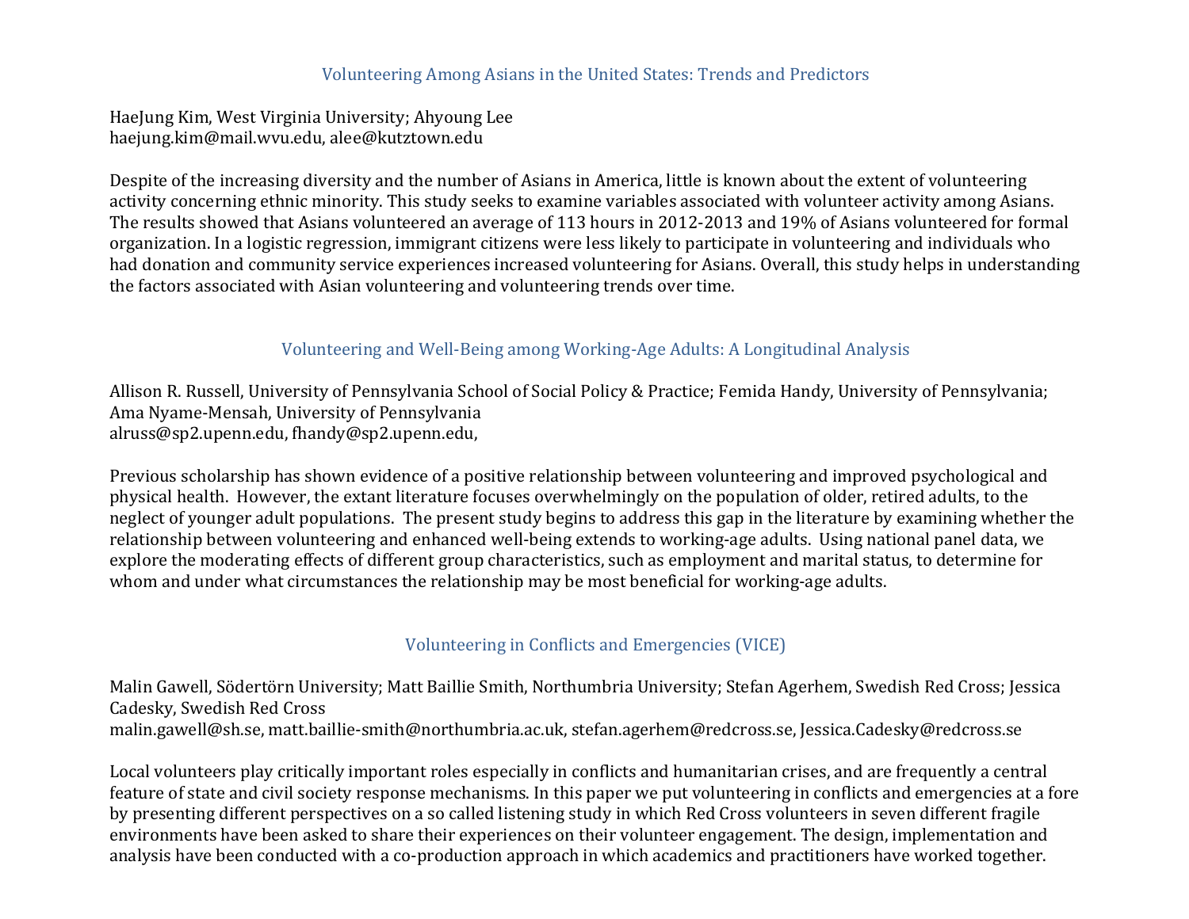## Volunteering Among Asians in the United States: Trends and Predictors

HaeJung Kim, West Virginia University; Ahyoung Lee
haejung.kim@mail.wvu.edu, alee@kutztown.edu

Despite of the increasing diversity and the number of Asians in America, little is known about the extent of volunteering activity concerning ethnic minority. This study seeks to examine variables associated with volunteer activity among Asians. The results showed that Asians volunteered an average of 113 hours in 2012-2013 and 19% of Asians volunteered for formal organization. In a logistic regression, immigrant citizens were less likely to participate in volunteering and individuals who had donation and community service experiences increased volunteering for Asians. Overall, this study helps in understanding the factors associated with Asian volunteering and volunteering trends over time.

## Volunteering and Well-Being among Working-Age Adults: A Longitudinal Analysis

Allison R. Russell, University of Pennsylvania School of Social Policy & Practice; Femida Handy, University of Pennsylvania; Ama Nyame-Mensah, University of Pennsylvania
alruss@sp2.upenn.edu, fhandy@sp2.upenn.edu,

Previous scholarship has shown evidence of a positive relationship between volunteering and improved psychological and physical health. However, the extant literature focuses overwhelmingly on the population of older, retired adults, to the neglect of younger adult populations. The present study begins to address this gap in the literature by examining whether the relationship between volunteering and enhanced well-being extends to working-age adults. Using national panel data, we explore the moderating effects of different group characteristics, such as employment and marital status, to determine for whom and under what circumstances the relationship may be most beneficial for working-age adults.

## Volunteering in Conflicts and Emergencies (VICE)

Malin Gawell, Södertörn University; Matt Baillie Smith, Northumbria University; Stefan Agerhem, Swedish Red Cross; Jessica Cadesky, Swedish Red Cross
malin.gawell@sh.se, matt.baillie-smith@northumbria.ac.uk, stefan.agerhem@redcross.se, Jessica.Cadesky@redcross.se

Local volunteers play critically important roles especially in conflicts and humanitarian crises, and are frequently a central feature of state and civil society response mechanisms. In this paper we put volunteering in conflicts and emergencies at a fore by presenting different perspectives on a so called listening study in which Red Cross volunteers in seven different fragile environments have been asked to share their experiences on their volunteer engagement. The design, implementation and analysis have been conducted with a co-production approach in which academics and practitioners have worked together.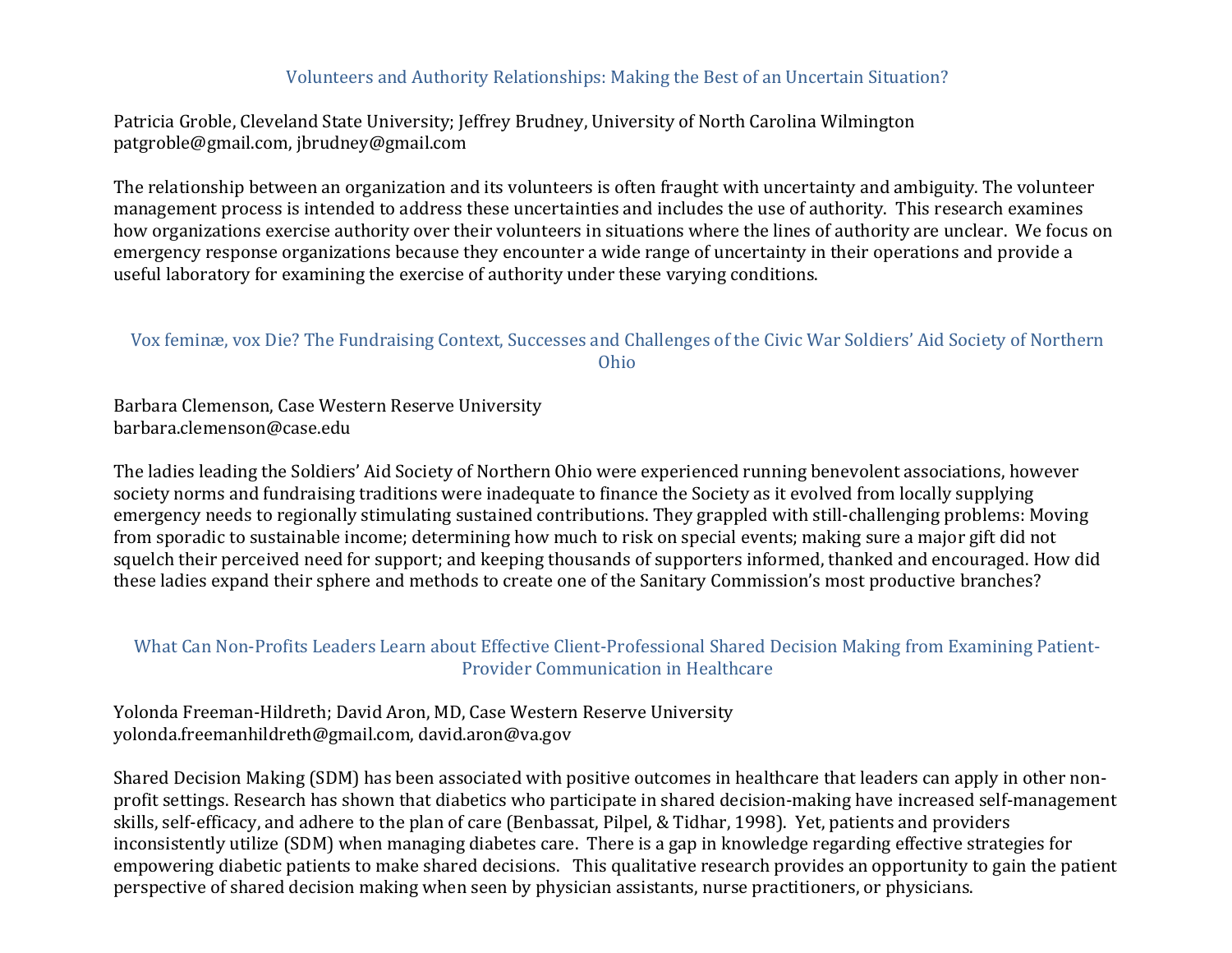### Volunteers and Authority Relationships: Making the Best of an Uncertain Situation?

Patricia Groble, Cleveland State University; Jeffrey Brudney, University of North Carolina Wilmington
patgroble@gmail.com, jbrudney@gmail.com

The relationship between an organization and its volunteers is often fraught with uncertainty and ambiguity. The volunteer management process is intended to address these uncertainties and includes the use of authority. This research examines how organizations exercise authority over their volunteers in situations where the lines of authority are unclear. We focus on emergency response organizations because they encounter a wide range of uncertainty in their operations and provide a useful laboratory for examining the exercise of authority under these varying conditions.

### Vox feminæ, vox Die? The Fundraising Context, Successes and Challenges of the Civic War Soldiers' Aid Society of Northern Ohio

Barbara Clemenson, Case Western Reserve University
barbara.clemenson@case.edu

The ladies leading the Soldiers' Aid Society of Northern Ohio were experienced running benevolent associations, however society norms and fundraising traditions were inadequate to finance the Society as it evolved from locally supplying emergency needs to regionally stimulating sustained contributions. They grappled with still-challenging problems: Moving from sporadic to sustainable income; determining how much to risk on special events; making sure a major gift did not squelch their perceived need for support; and keeping thousands of supporters informed, thanked and encouraged. How did these ladies expand their sphere and methods to create one of the Sanitary Commission's most productive branches?

### What Can Non-Profits Leaders Learn about Effective Client-Professional Shared Decision Making from Examining Patient-Provider Communication in Healthcare

Yolonda Freeman-Hildreth; David Aron, MD, Case Western Reserve University
yolonda.freemanhildreth@gmail.com, david.aron@va.gov

Shared Decision Making (SDM) has been associated with positive outcomes in healthcare that leaders can apply in other non-profit settings. Research has shown that diabetics who participate in shared decision-making have increased self-management skills, self-efficacy, and adhere to the plan of care (Benbassat, Pilpel, & Tidhar, 1998). Yet, patients and providers inconsistently utilize (SDM) when managing diabetes care. There is a gap in knowledge regarding effective strategies for empowering diabetic patients to make shared decisions. This qualitative research provides an opportunity to gain the patient perspective of shared decision making when seen by physician assistants, nurse practitioners, or physicians.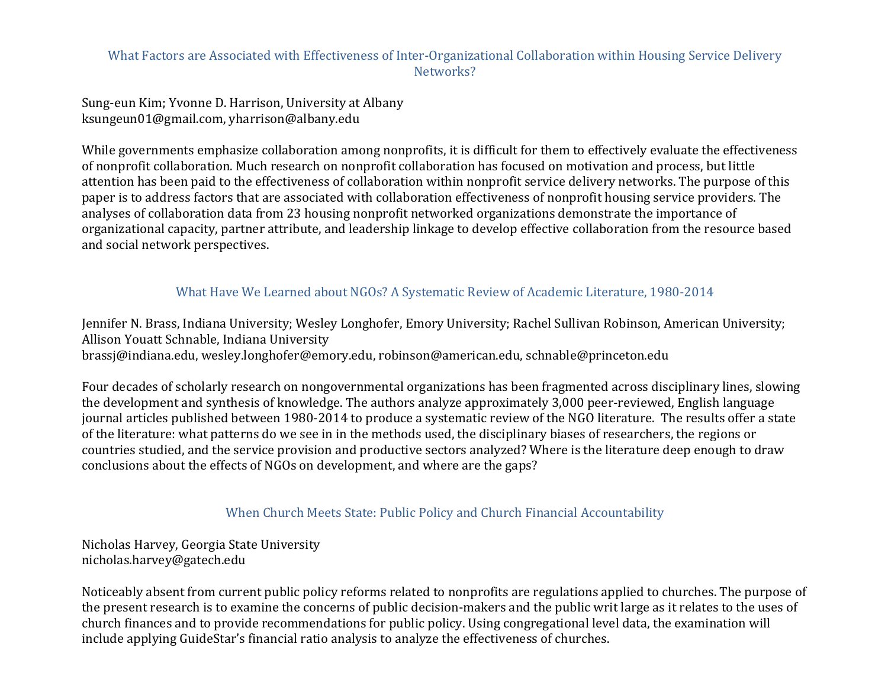## What Factors are Associated with Effectiveness of Inter-Organizational Collaboration within Housing Service Delivery Networks?

Sung-eun Kim; Yvonne D. Harrison, University at Albany
ksungeun01@gmail.com, yharrison@albany.edu

While governments emphasize collaboration among nonprofits, it is difficult for them to effectively evaluate the effectiveness of nonprofit collaboration. Much research on nonprofit collaboration has focused on motivation and process, but little attention has been paid to the effectiveness of collaboration within nonprofit service delivery networks. The purpose of this paper is to address factors that are associated with collaboration effectiveness of nonprofit housing service providers. The analyses of collaboration data from 23 housing nonprofit networked organizations demonstrate the importance of organizational capacity, partner attribute, and leadership linkage to develop effective collaboration from the resource based and social network perspectives.

## What Have We Learned about NGOs? A Systematic Review of Academic Literature, 1980-2014

Jennifer N. Brass, Indiana University; Wesley Longhofer, Emory University; Rachel Sullivan Robinson, American University; Allison Youatt Schnable, Indiana University
brassj@indiana.edu, wesley.longhofer@emory.edu, robinson@american.edu, schnable@princeton.edu

Four decades of scholarly research on nongovernmental organizations has been fragmented across disciplinary lines, slowing the development and synthesis of knowledge. The authors analyze approximately 3,000 peer-reviewed, English language journal articles published between 1980-2014 to produce a systematic review of the NGO literature. The results offer a state of the literature: what patterns do we see in in the methods used, the disciplinary biases of researchers, the regions or countries studied, and the service provision and productive sectors analyzed? Where is the literature deep enough to draw conclusions about the effects of NGOs on development, and where are the gaps?

## When Church Meets State: Public Policy and Church Financial Accountability

Nicholas Harvey, Georgia State University
nicholas.harvey@gatech.edu

Noticeably absent from current public policy reforms related to nonprofits are regulations applied to churches. The purpose of the present research is to examine the concerns of public decision-makers and the public writ large as it relates to the uses of church finances and to provide recommendations for public policy. Using congregational level data, the examination will include applying GuideStar's financial ratio analysis to analyze the effectiveness of churches.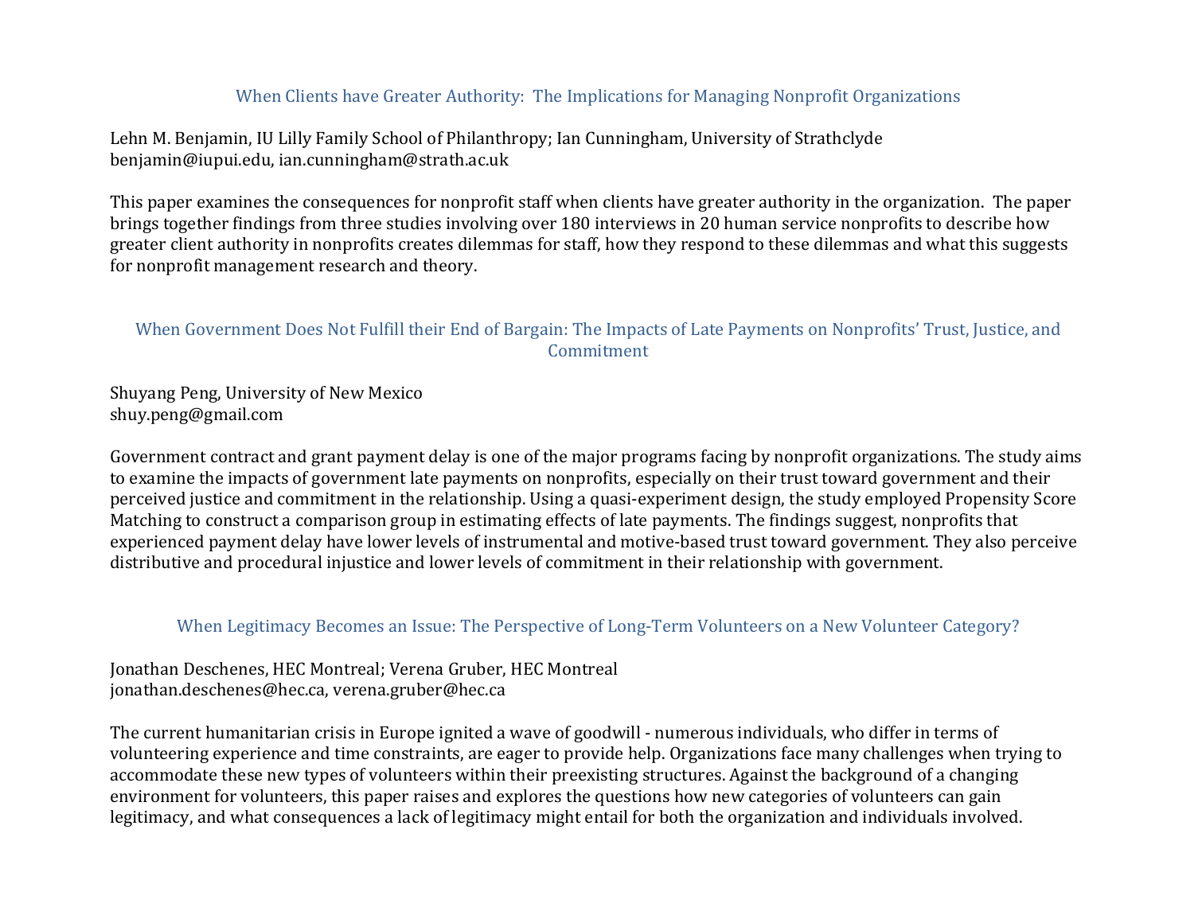## When Clients have Greater Authority: The Implications for Managing Nonprofit Organizations

Lehn M. Benjamin, IU Lilly Family School of Philanthropy; Ian Cunningham, University of Strathclyde
benjamin@iupui.edu, ian.cunningham@strath.ac.uk

This paper examines the consequences for nonprofit staff when clients have greater authority in the organization. The paper brings together findings from three studies involving over 180 interviews in 20 human service nonprofits to describe how greater client authority in nonprofits creates dilemmas for staff, how they respond to these dilemmas and what this suggests for nonprofit management research and theory.

## When Government Does Not Fulfill their End of Bargain: The Impacts of Late Payments on Nonprofits' Trust, Justice, and Commitment

Shuyang Peng, University of New Mexico
shuy.peng@gmail.com

Government contract and grant payment delay is one of the major programs facing by nonprofit organizations. The study aims to examine the impacts of government late payments on nonprofits, especially on their trust toward government and their perceived justice and commitment in the relationship. Using a quasi-experiment design, the study employed Propensity Score Matching to construct a comparison group in estimating effects of late payments. The findings suggest, nonprofits that experienced payment delay have lower levels of instrumental and motive-based trust toward government. They also perceive distributive and procedural injustice and lower levels of commitment in their relationship with government.

## When Legitimacy Becomes an Issue: The Perspective of Long-Term Volunteers on a New Volunteer Category?

Jonathan Deschenes, HEC Montreal; Verena Gruber, HEC Montreal
jonathan.deschenes@hec.ca, verena.gruber@hec.ca

The current humanitarian crisis in Europe ignited a wave of goodwill - numerous individuals, who differ in terms of volunteering experience and time constraints, are eager to provide help. Organizations face many challenges when trying to accommodate these new types of volunteers within their preexisting structures. Against the background of a changing environment for volunteers, this paper raises and explores the questions how new categories of volunteers can gain legitimacy, and what consequences a lack of legitimacy might entail for both the organization and individuals involved.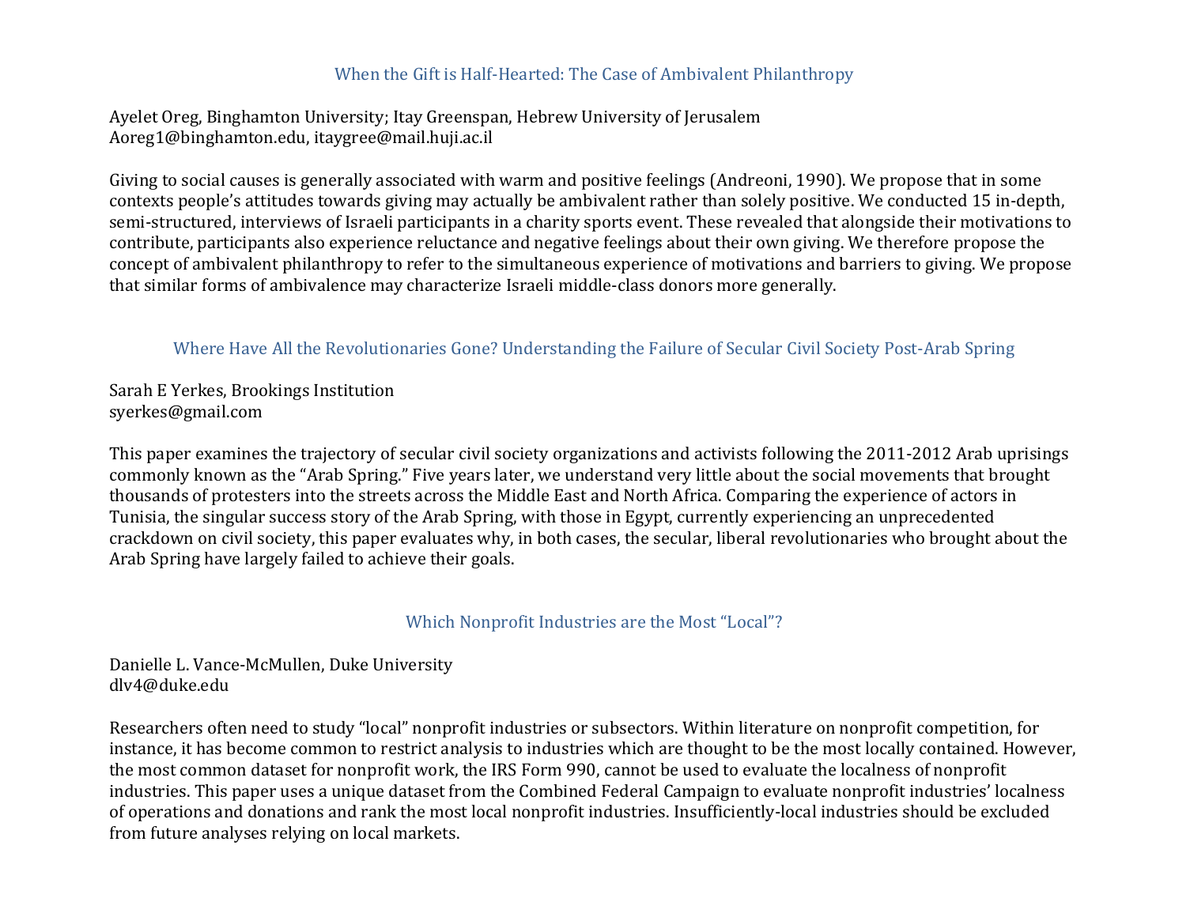## When the Gift is Half-Hearted: The Case of Ambivalent Philanthropy

Ayelet Oreg, Binghamton University; Itay Greenspan, Hebrew University of Jerusalem
Aoreg1@binghamton.edu, itaygree@mail.huji.ac.il

Giving to social causes is generally associated with warm and positive feelings (Andreoni, 1990). We propose that in some contexts people's attitudes towards giving may actually be ambivalent rather than solely positive. We conducted 15 in-depth, semi-structured, interviews of Israeli participants in a charity sports event. These revealed that alongside their motivations to contribute, participants also experience reluctance and negative feelings about their own giving. We therefore propose the concept of ambivalent philanthropy to refer to the simultaneous experience of motivations and barriers to giving. We propose that similar forms of ambivalence may characterize Israeli middle-class donors more generally.

## Where Have All the Revolutionaries Gone? Understanding the Failure of Secular Civil Society Post-Arab Spring

Sarah E Yerkes, Brookings Institution
syerkes@gmail.com

This paper examines the trajectory of secular civil society organizations and activists following the 2011-2012 Arab uprisings commonly known as the "Arab Spring." Five years later, we understand very little about the social movements that brought thousands of protesters into the streets across the Middle East and North Africa. Comparing the experience of actors in Tunisia, the singular success story of the Arab Spring, with those in Egypt, currently experiencing an unprecedented crackdown on civil society, this paper evaluates why, in both cases, the secular, liberal revolutionaries who brought about the Arab Spring have largely failed to achieve their goals.

## Which Nonprofit Industries are the Most "Local"?

Danielle L. Vance-McMullen, Duke University
dlv4@duke.edu

Researchers often need to study "local" nonprofit industries or subsectors. Within literature on nonprofit competition, for instance, it has become common to restrict analysis to industries which are thought to be the most locally contained. However, the most common dataset for nonprofit work, the IRS Form 990, cannot be used to evaluate the localness of nonprofit industries. This paper uses a unique dataset from the Combined Federal Campaign to evaluate nonprofit industries' localness of operations and donations and rank the most local nonprofit industries. Insufficiently-local industries should be excluded from future analyses relying on local markets.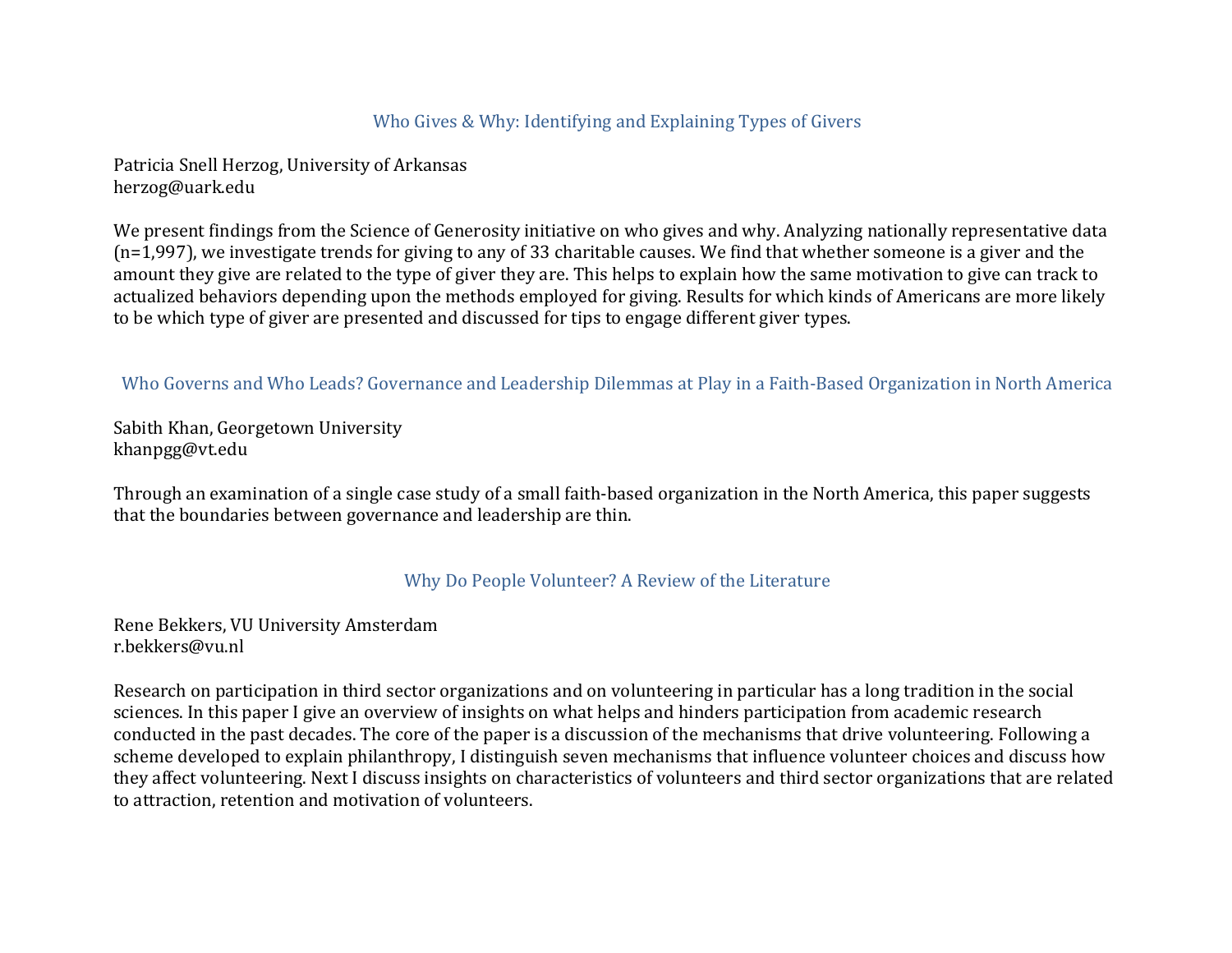## Who Gives & Why: Identifying and Explaining Types of Givers

Patricia Snell Herzog, University of Arkansas
herzog@uark.edu

We present findings from the Science of Generosity initiative on who gives and why. Analyzing nationally representative data (n=1,997), we investigate trends for giving to any of 33 charitable causes. We find that whether someone is a giver and the amount they give are related to the type of giver they are. This helps to explain how the same motivation to give can track to actualized behaviors depending upon the methods employed for giving. Results for which kinds of Americans are more likely to be which type of giver are presented and discussed for tips to engage different giver types.

## Who Governs and Who Leads? Governance and Leadership Dilemmas at Play in a Faith-Based Organization in North America

Sabith Khan, Georgetown University
khanpgg@vt.edu

Through an examination of a single case study of a small faith-based organization in the North America, this paper suggests that the boundaries between governance and leadership are thin.

## Why Do People Volunteer? A Review of the Literature

Rene Bekkers, VU University Amsterdam
r.bekkers@vu.nl

Research on participation in third sector organizations and on volunteering in particular has a long tradition in the social sciences. In this paper I give an overview of insights on what helps and hinders participation from academic research conducted in the past decades. The core of the paper is a discussion of the mechanisms that drive volunteering. Following a scheme developed to explain philanthropy, I distinguish seven mechanisms that influence volunteer choices and discuss how they affect volunteering. Next I discuss insights on characteristics of volunteers and third sector organizations that are related to attraction, retention and motivation of volunteers.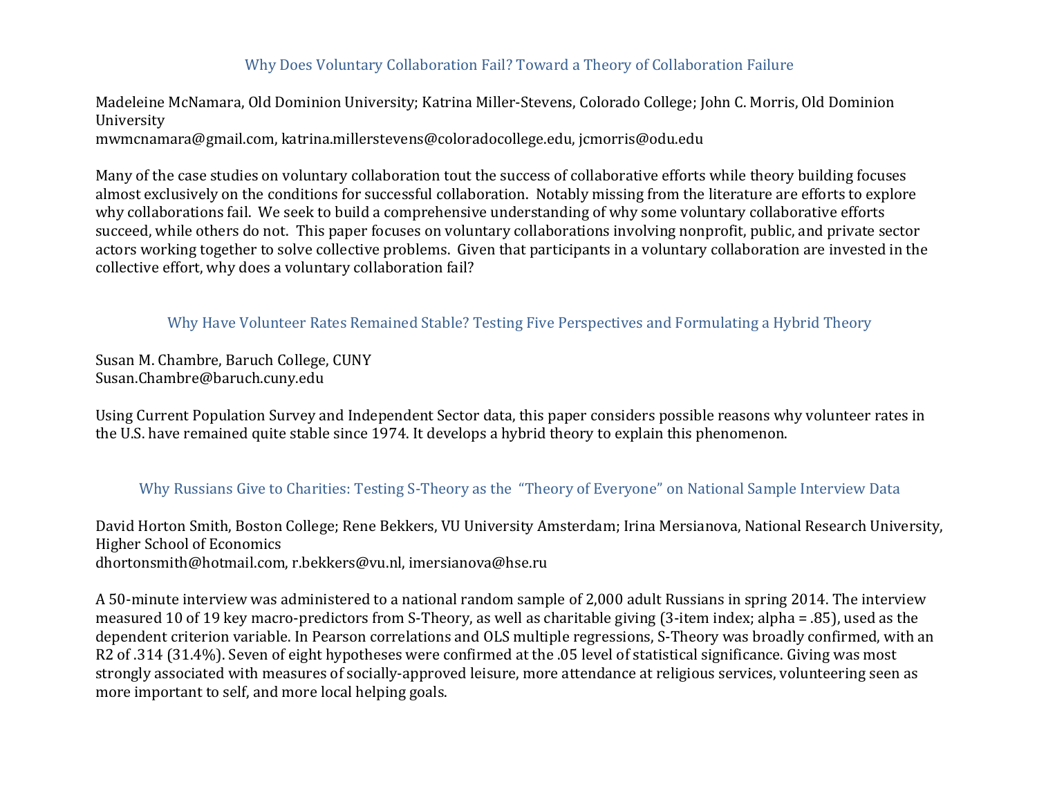## Why Does Voluntary Collaboration Fail? Toward a Theory of Collaboration Failure

Madeleine McNamara, Old Dominion University; Katrina Miller-Stevens, Colorado College; John C. Morris, Old Dominion University
mwmcnamara@gmail.com, katrina.millerstevens@coloradocollege.edu, jcmorris@odu.edu

Many of the case studies on voluntary collaboration tout the success of collaborative efforts while theory building focuses almost exclusively on the conditions for successful collaboration. Notably missing from the literature are efforts to explore why collaborations fail. We seek to build a comprehensive understanding of why some voluntary collaborative efforts succeed, while others do not. This paper focuses on voluntary collaborations involving nonprofit, public, and private sector actors working together to solve collective problems. Given that participants in a voluntary collaboration are invested in the collective effort, why does a voluntary collaboration fail?

## Why Have Volunteer Rates Remained Stable? Testing Five Perspectives and Formulating a Hybrid Theory

Susan M. Chambre, Baruch College, CUNY
Susan.Chambre@baruch.cuny.edu

Using Current Population Survey and Independent Sector data, this paper considers possible reasons why volunteer rates in the U.S. have remained quite stable since 1974. It develops a hybrid theory to explain this phenomenon.

## Why Russians Give to Charities: Testing S-Theory as the "Theory of Everyone" on National Sample Interview Data

David Horton Smith, Boston College; Rene Bekkers, VU University Amsterdam; Irina Mersianova, National Research University, Higher School of Economics
dhortonsmith@hotmail.com, r.bekkers@vu.nl, imersianova@hse.ru

A 50-minute interview was administered to a national random sample of 2,000 adult Russians in spring 2014. The interview measured 10 of 19 key macro-predictors from S-Theory, as well as charitable giving (3-item index; alpha = .85), used as the dependent criterion variable. In Pearson correlations and OLS multiple regressions, S-Theory was broadly confirmed, with an $R^2$ of .314 (31.4%). Seven of eight hypotheses were confirmed at the .05 level of statistical significance. Giving was most strongly associated with measures of socially-approved leisure, more attendance at religious services, volunteering seen as more important to self, and more local helping goals.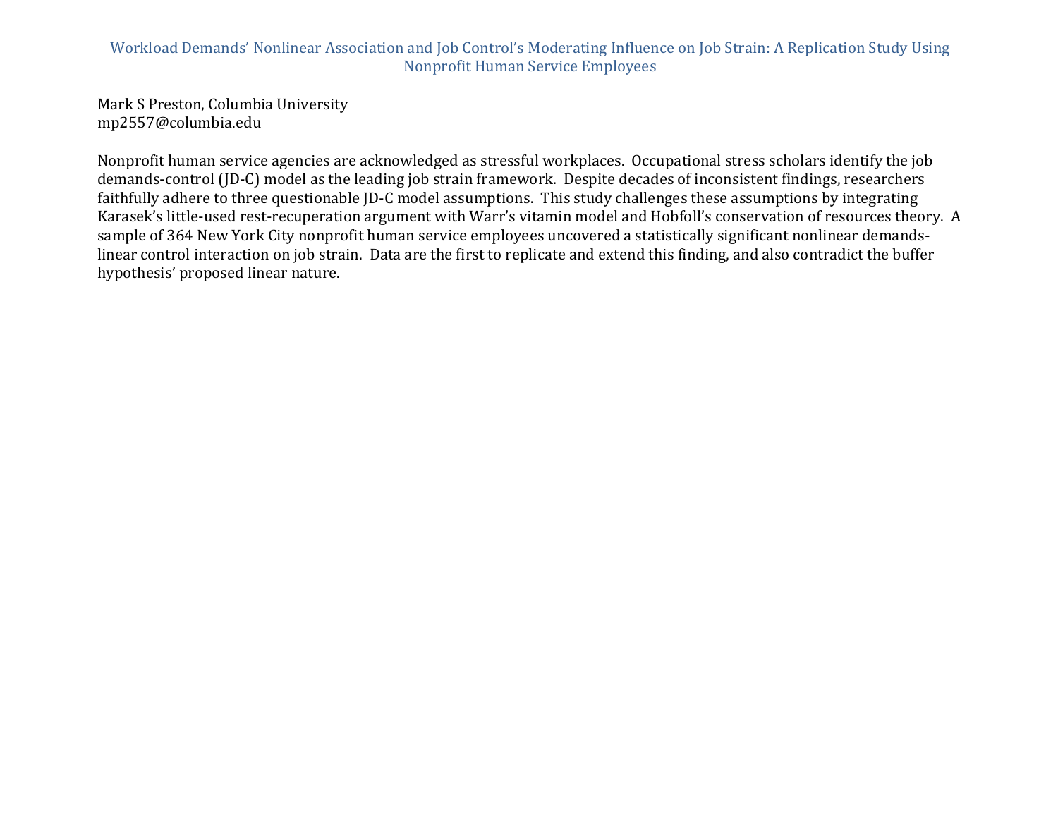## Workload Demands' Nonlinear Association and Job Control's Moderating Influence on Job Strain: A Replication Study Using Nonprofit Human Service Employees

Mark S Preston, Columbia University
mp2557@columbia.edu

Nonprofit human service agencies are acknowledged as stressful workplaces. Occupational stress scholars identify the job demands-control (JD-C) model as the leading job strain framework. Despite decades of inconsistent findings, researchers faithfully adhere to three questionable JD-C model assumptions. This study challenges these assumptions by integrating Karasek's little-used rest-recuperation argument with Warr's vitamin model and Hobfoll's conservation of resources theory. A sample of 364 New York City nonprofit human service employees uncovered a statistically significant nonlinear demands-linear control interaction on job strain. Data are the first to replicate and extend this finding, and also contradict the buffer hypothesis' proposed linear nature.